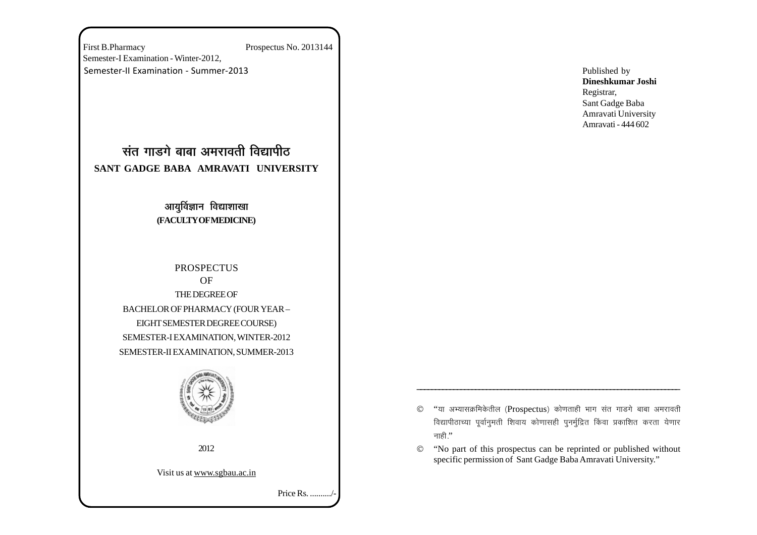First B.Pharmacy Prospectus No. 2013144

Semester-I Examination - Winter-2012,

Semester-II Examination - Summer-2013

# संत गाडगे बाबा अमरावती विद्यापीठ

# SANT GADGE BABA AMRAVATI UNIVERSITY

## आयुर्विज्ञान विद्याशाखा

## (FACULTY OF MEDICINE)

PROSPECTUS

OF

THE DEGREE OF

BACHELOR OF PHARMACY (FOUR YEAR – EIGHT SEMESTER DEGREE COURSE)

SEMESTER-I EXAMINATION, WINTER-2012

SEMESTER-II EXAMINATION, SUMMER-2013

2012

Visit us at www.sgbau.ac.in

Price Rs. ........../-

Published by

**Dineshkumar Joshi**

Registrar,

Sant Gadge Baba

Amravati University

Amravati - 444 602

---

© "या अभ्यासक्रमिकेतील (Prospectus) कोणताही भाग संत गाडगे बाबा अमरावती विद्यापीठाच्या पूर्वानुमती शिवाय कोणासही पुनर्मुद्रित किंवा प्रकाशित करता येणार नाही."

© "No part of this prospectus can be reprinted or published without specific permission of Sant Gadge Baba Amravati University."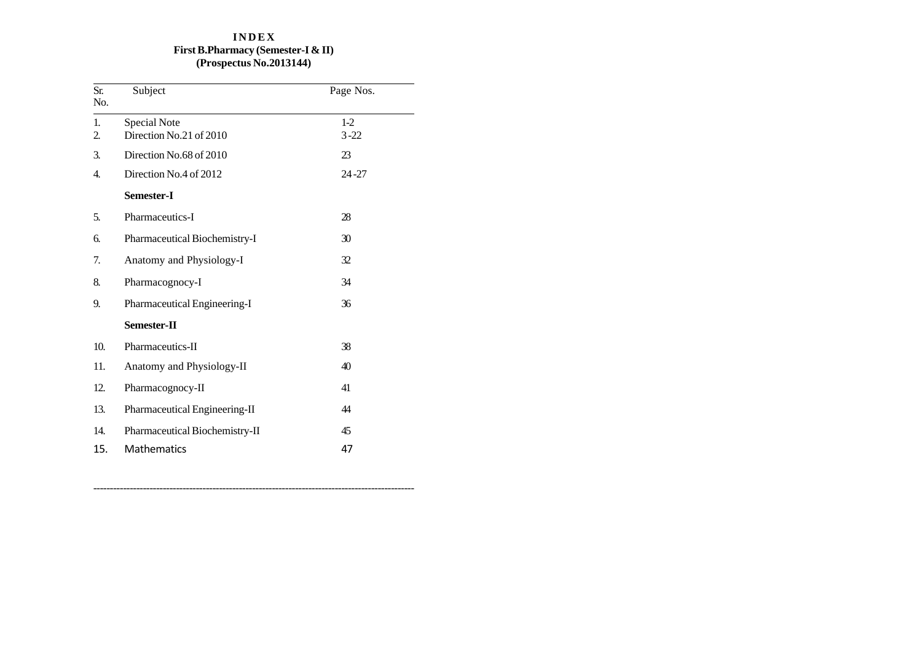# INDEX

## First B.Pharmacy (Semester-I & II)

## (Prospectus No.2013144)

| Sr. No. | Subject | Page Nos. |
|---|---|---|
| 1. | Special Note | 1-2 |
| 2. | Direction No.21 of 2010 | 3-22 |
| 3. | Direction No.68 of 2010 | 23 |
| 4. | Direction No.4 of 2012 | 24-27 |
| | **Semester-I** | |
| 5. | Pharmaceutics-I | 28 |
| 6. | Pharmaceutical Biochemistry-I | 30 |
| 7. | Anatomy and Physiology-I | 32 |
| 8. | Pharmacognocy-I | 34 |
| 9. | Pharmaceutical Engineering-I | 36 |
| | **Semester-II** | |
| 10. | Pharmaceutics-II | 38 |
| 11. | Anatomy and Physiology-II | 40 |
| 12. | Pharmacognocy-II | 41 |
| 13. | Pharmaceutical Engineering-II | 44 |
| 14. | Pharmaceutical Biochemistry-II | 45 |
| 15. | Mathematics | 47 |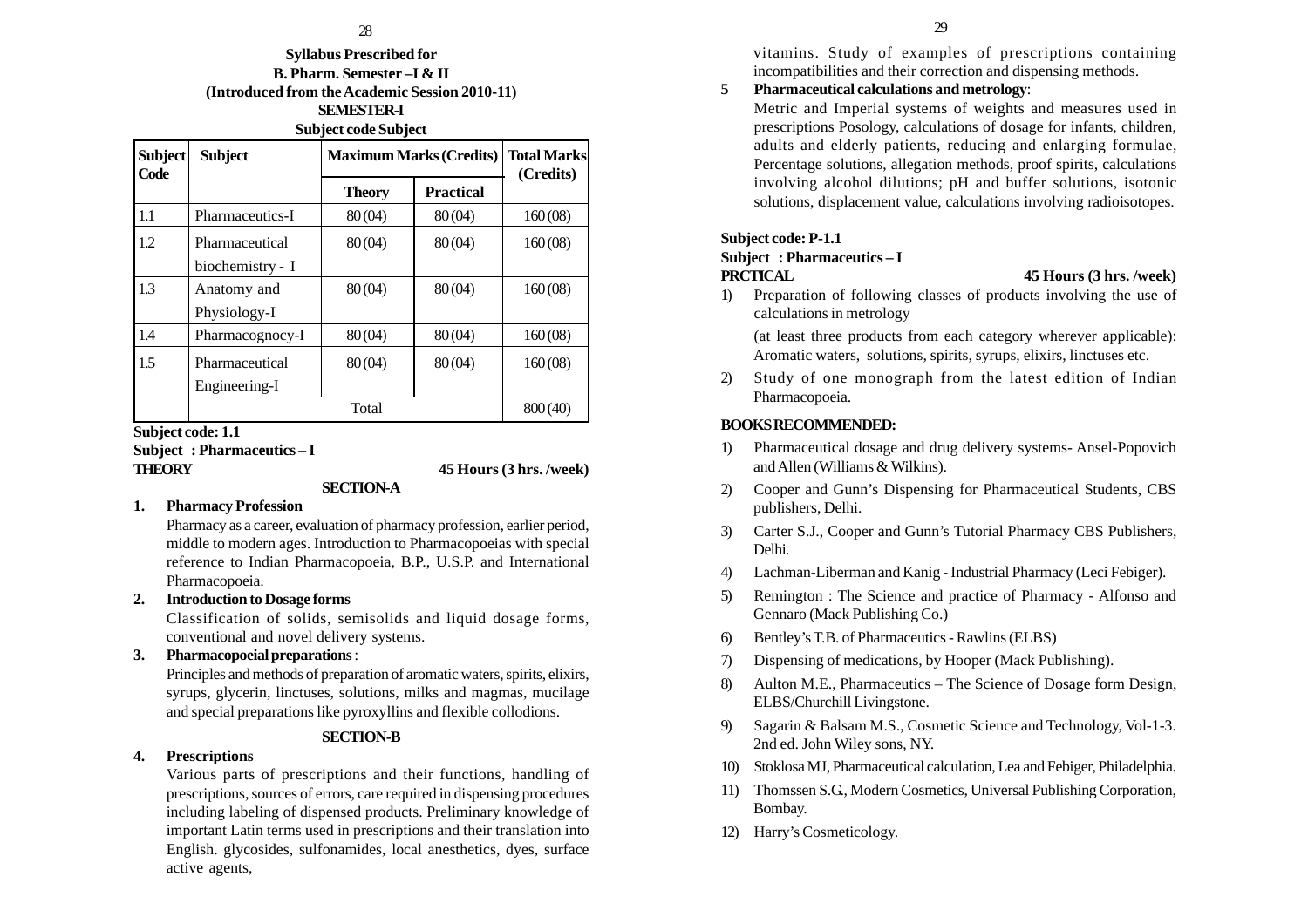**Syllabus Prescribed for**
**B. Pharm. Semester –I & II**
**(Introduced from the Academic Session 2010-11)**
**SEMESTER-I**
**Subject code Subject**

| Subject Code | Subject | Maximum Marks (Credits) | | Total Marks (Credits) |
|---|---|---|---|---|
| | | Theory | Practical | |
| 1.1 | Pharmaceutics-I | 80 (04) | 80 (04) | 160 (08) |
| 1.2 | Pharmaceutical biochemistry - I | 80 (04) | 80 (04) | 160 (08) |
| 1.3 | Anatomy and Physiology-I | 80 (04) | 80 (04) | 160 (08) |
| 1.4 | Pharmacognocy-I | 80 (04) | 80 (04) | 160 (08) |
| 1.5 | Pharmaceutical Engineering-I | 80 (04) | 80 (04) | 160 (08) |
| | Total | | | 800 (40) |

**Subject code: 1.1**
**Subject : Pharmaceutics – I**
**THEORY** **45 Hours (3 hrs. /week)**

**SECTION-A**

1. **Pharmacy Profession**
   Pharmacy as a career, evaluation of pharmacy profession, earlier period, middle to modern ages. Introduction to Pharmacopoeias with special reference to Indian Pharmacopoeia, B.P., U.S.P. and International Pharmacopoeia.
2. **Introduction to Dosage forms**
   Classification of solids, semisolids and liquid dosage forms, conventional and novel delivery systems.
3. **Pharmacopoeial preparations** :
   Principles and methods of preparation of aromatic waters, spirits, elixirs, syrups, glycerin, linctuses, solutions, milks and magmas, mucilage and special preparations like pyroxyllins and flexible collodions.

**SECTION-B**

4. **Prescriptions**
   Various parts of prescriptions and their functions, handling of prescriptions, sources of errors, care required in dispensing procedures including labeling of dispensed products. Preliminary knowledge of important Latin terms used in prescriptions and their translation into English. glycosides, sulfonamides, local anesthetics, dyes, surface active agents, vitamins. Study of examples of prescriptions containing incompatibilities and their correction and dispensing methods.
5. **Pharmaceutical calculations and metrology**:
   Metric and Imperial systems of weights and measures used in prescriptions Posology, calculations of dosage for infants, children, adults and elderly patients, reducing and enlarging formulae, Percentage solutions, allegation methods, proof spirits, calculations involving alcohol dilutions; pH and buffer solutions, isotonic solutions, displacement value, calculations involving radioisotopes.

**Subject code: P-1.1**
**Subject : Pharmaceutics – I**
**PRCTICAL** **45 Hours (3 hrs. /week)**

1) Preparation of following classes of products involving the use of calculations in metrology
   (at least three products from each category wherever applicable): Aromatic waters, solutions, spirits, syrups, elixirs, linctuses etc.
2) Study of one monograph from the latest edition of Indian Pharmacopoeia.

**BOOKS RECOMMENDED:**

1) Pharmaceutical dosage and drug delivery systems- Ansel-Popovich and Allen (Williams & Wilkins).
2) Cooper and Gunn's Dispensing for Pharmaceutical Students, CBS publishers, Delhi.
3) Carter S.J., Cooper and Gunn's Tutorial Pharmacy CBS Publishers, Delhi.
4) Lachman-Liberman and Kanig - Industrial Pharmacy (Leci Febiger).
5) Remington : The Science and practice of Pharmacy - Alfonso and Gennaro (Mack Publishing Co.)
6) Bentley's T.B. of Pharmaceutics - Rawlins (ELBS)
7) Dispensing of medications, by Hooper (Mack Publishing).
8) Aulton M.E., Pharmaceutics – The Science of Dosage form Design, ELBS/Churchill Livingstone.
9) Sagarin & Balsam M.S., Cosmetic Science and Technology, Vol-1-3. 2nd ed. John Wiley sons, NY.
10) Stoklosa MJ, Pharmaceutical calculation, Lea and Febiger, Philadelphia.
11) Thomssen S.G., Modern Cosmetics, Universal Publishing Corporation, Bombay.
12) Harry's Cosmeticology.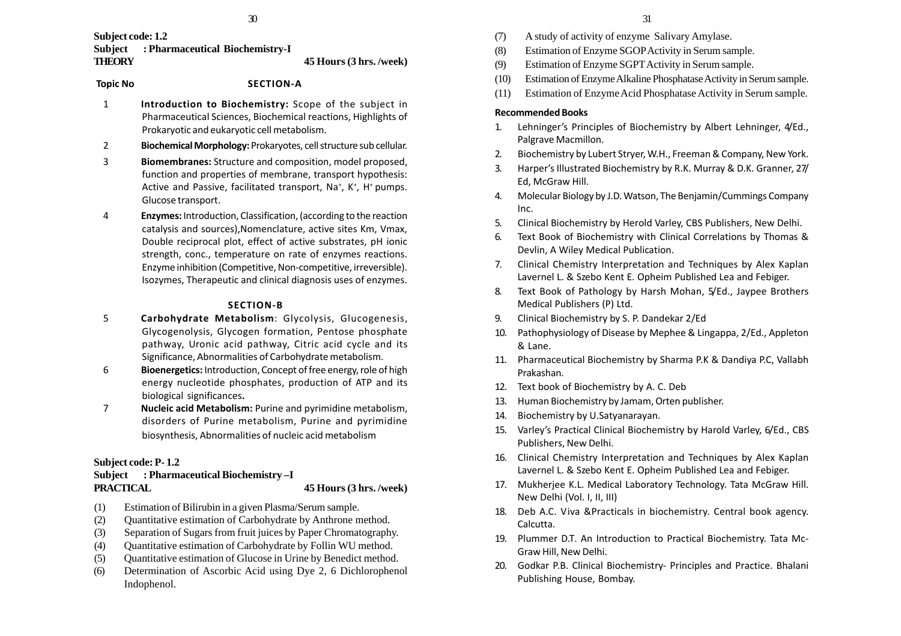**Subject code: 1.2**

**Subject : Pharmaceutical Biochemistry-I**

**THEORY** **45 Hours (3 hrs. /week)**

**Topic No** **SECTION-A**

1. **Introduction to Biochemistry:** Scope of the subject in Pharmaceutical Sciences, Biochemical reactions, Highlights of Prokaryotic and eukaryotic cell metabolism.
2. **Biochemical Morphology:** Prokaryotes, cell structure sub cellular.
3. **Biomembranes:** Structure and composition, model proposed, function and properties of membrane, transport hypothesis: Active and Passive, facilitated transport, $Na^+$, $K^+$, $H^+$ pumps. Glucose transport.
4. **Enzymes:** Introduction, Classification, (according to the reaction catalysis and sources),Nomenclature, active sites Km, Vmax, Double reciprocal plot, effect of active substrates, pH ionic strength, conc., temperature on rate of enzymes reactions. Enzyme inhibition (Competitive, Non-competitive, irreversible). Isozymes, Therapeutic and clinical diagnosis uses of enzymes.

**SECTION-B**

5. **Carbohydrate Metabolism**: Glycolysis, Glucogenesis, Glycogenolysis, Glycogen formation, Pentose phosphate pathway, Uronic acid pathway, Citric acid cycle and its Significance, Abnormalities of Carbohydrate metabolism.
6. **Bioenergetics:** Introduction, Concept of free energy, role of high energy nucleotide phosphates, production of ATP and its biological significances**.**
7. **Nucleic acid Metabolism:** Purine and pyrimidine metabolism, disorders of Purine metabolism, Purine and pyrimidine biosynthesis, Abnormalities of nucleic acid metabolism

**Subject code: P- 1.2**

**Subject : Pharmaceutical Biochemistry –I**

**PRACTICAL** **45 Hours (3 hrs. /week)**

(1) Estimation of Bilirubin in a given Plasma/Serum sample.
(2) Quantitative estimation of Carbohydrate by Anthrone method.
(3) Separation of Sugars from fruit juices by Paper Chromatography.
(4) Quantitative estimation of Carbohydrate by Follin WU method.
(5) Quantitative estimation of Glucose in Urine by Benedict method.
(6) Determination of Ascorbic Acid using Dye 2, 6 Dichlorophenol Indophenol.
(7) A study of activity of enzyme Salivary Amylase.
(8) Estimation of Enzyme SGOP Activity in Serum sample.
(9) Estimation of Enzyme SGPT Activity in Serum sample.
(10) Estimation of Enzyme Alkaline Phosphatase Activity in Serum sample.
(11) Estimation of Enzyme Acid Phosphatase Activity in Serum sample.

**Recommended Books**

1. Lehninger's Principles of Biochemistry by Albert Lehninger, 4/Ed., Palgrave Macmillon.
2. Biochemistry by Lubert Stryer, W.H., Freeman & Company, New York.
3. Harper's Illustrated Biochemistry by R.K. Murray & D.K. Granner, 27/ Ed, McGraw Hill.
4. Molecular Biology by J.D. Watson, The Benjamin/Cummings Company Inc.
5. Clinical Biochemistry by Herold Varley, CBS Publishers, New Delhi.
6. Text Book of Biochemistry with Clinical Correlations by Thomas & Devlin, A Wiley Medical Publication.
7. Clinical Chemistry Interpretation and Techniques by Alex Kaplan Lavernel L. & Szebo Kent E. Opheim Published Lea and Febiger.
8. Text Book of Pathology by Harsh Mohan, 5/Ed., Jaypee Brothers Medical Publishers (P) Ltd.
9. Clinical Biochemistry by S. P. Dandekar 2/Ed
10. Pathophysiology of Disease by Mephee & Lingappa, 2/Ed., Appleton & Lane.
11. Pharmaceutical Biochemistry by Sharma P.K & Dandiya P.C, Vallabh Prakashan.
12. Text book of Biochemistry by A. C. Deb
13. Human Biochemistry by Jamam, Orten publisher.
14. Biochemistry by U.Satyanarayan.
15. Varley's Practical Clinical Biochemistry by Harold Varley, 6/Ed., CBS Publishers, New Delhi.
16. Clinical Chemistry Interpretation and Techniques by Alex Kaplan Lavernel L. & Szebo Kent E. Opheim Published Lea and Febiger.
17. Mukherjee K.L. Medical Laboratory Technology. Tata McGraw Hill. New Delhi (Vol. I, II, III)
18. Deb A.C. Viva &Practicals in biochemistry. Central book agency. Calcutta.
19. Plummer D.T. An Introduction to Practical Biochemistry. Tata Mc-Graw Hill, New Delhi.
20. Godkar P.B. Clinical Biochemistry- Principles and Practice. Bhalani Publishing House, Bombay.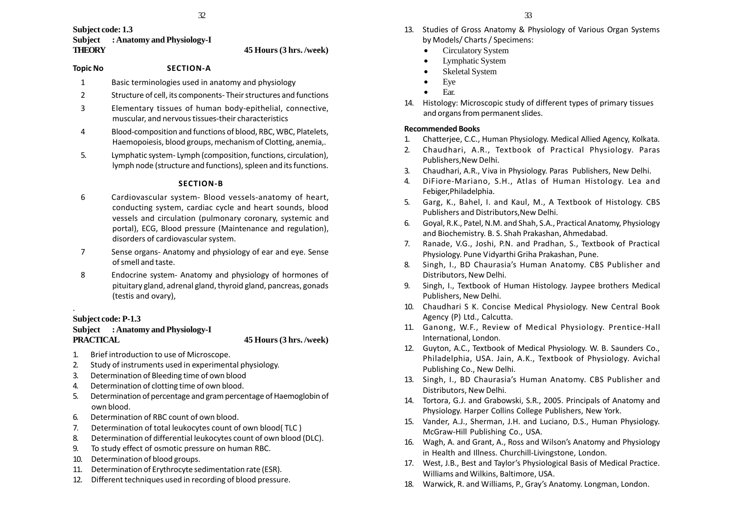**Subject code: 1.3**

**Subject : Anatomy and Physiology-I**

**THEORY** **45 Hours (3 hrs. /week)**

| Topic No | SECTION-A |
|---|---|
| 1 | Basic terminologies used in anatomy and physiology |
| 2 | Structure of cell, its components- Their structures and functions |
| 3 | Elementary tissues of human body-epithelial, connective, muscular, and nervous tissues-their characteristics |
| 4 | Blood-composition and functions of blood, RBC, WBC, Platelets, Haemopoiesis, blood groups, mechanism of Clotting, anemia,. |
| 5. | Lymphatic system- Lymph (composition, functions, circulation), lymph node (structure and functions), spleen and its functions. |
| | **SECTION-B** |
| 6 | Cardiovascular system- Blood vessels-anatomy of heart, conducting system, cardiac cycle and heart sounds, blood vessels and circulation (pulmonary coronary, systemic and portal), ECG, Blood pressure (Maintenance and regulation), disorders of cardiovascular system. |
| 7 | Sense organs- Anatomy and physiology of ear and eye. Sense of smell and taste. |
| 8 | Endocrine system- Anatomy and physiology of hormones of pituitary gland, adrenal gland, thyroid gland, pancreas, gonads (testis and ovary), |

**Subject code: P-1.3**

**Subject : Anatomy and Physiology-I**

**PRACTICAL** **45 Hours (3 hrs. /week)**

1. Brief introduction to use of Microscope.
2. Study of instruments used in experimental physiology.
3. Determination of Bleeding time of own blood
4. Determination of clotting time of own blood.
5. Determination of percentage and gram percentage of Haemoglobin of own blood.
6. Determination of RBC count of own blood.
7. Determination of total leukocytes count of own blood( TLC )
8. Determination of differential leukocytes count of own blood (DLC).
9. To study effect of osmotic pressure on human RBC.
10. Determination of blood groups.
11. Determination of Erythrocyte sedimentation rate (ESR).
12. Different techniques used in recording of blood pressure.
13. Studies of Gross Anatomy & Physiology of Various Organ Systems by Models/ Charts / Specimens:
    - Circulatory System
    - Lymphatic System
    - Skeletal System
    - Eye
    - Ear.
14. Histology: Microscopic study of different types of primary tissues and organs from permanent slides.

**Recommended Books**

1. Chatterjee, C.C., Human Physiology. Medical Allied Agency, Kolkata.
2. Chaudhari, A.R., Textbook of Practical Physiology. Paras Publishers,New Delhi.
3. Chaudhari, A.R., Viva in Physiology. Paras Publishers, New Delhi.
4. DiFiore-Mariano, S.H., Atlas of Human Histology. Lea and Febiger,Philadelphia.
5. Garg, K., Bahel, I. and Kaul, M., A Textbook of Histology. CBS Publishers and Distributors,New Delhi.
6. Goyal, R.K., Patel, N.M. and Shah, S.A., Practical Anatomy, Physiology and Biochemistry. B. S. Shah Prakashan, Ahmedabad.
7. Ranade, V.G., Joshi, P.N. and Pradhan, S., Textbook of Practical Physiology. Pune Vidyarthi Griha Prakashan, Pune.
8. Singh, I., BD Chaurasia's Human Anatomy. CBS Publisher and Distributors, New Delhi.
9. Singh, I., Textbook of Human Histology. Jaypee brothers Medical Publishers, New Delhi.
10. Chaudhari S K. Concise Medical Physiology. New Central Book Agency (P) Ltd., Calcutta.
11. Ganong, W.F., Review of Medical Physiology. Prentice-Hall International, London.
12. Guyton, A.C., Textbook of Medical Physiology. W. B. Saunders Co., Philadelphia, USA. Jain, A.K., Textbook of Physiology. Avichal Publishing Co., New Delhi.
13. Singh, I., BD Chaurasia's Human Anatomy. CBS Publisher and Distributors, New Delhi.
14. Tortora, G.J. and Grabowski, S.R., 2005. Principals of Anatomy and Physiology. Harper Collins College Publishers, New York.
15. Vander, A.J., Sherman, J.H. and Luciano, D.S., Human Physiology. McGraw-Hill Publishing Co., USA.
16. Wagh, A. and Grant, A., Ross and Wilson's Anatomy and Physiology in Health and Illness. Churchill-Livingstone, London.
17. West, J.B., Best and Taylor's Physiological Basis of Medical Practice. Williams and Wilkins, Baltimore, USA.
18. Warwick, R. and Williams, P., Gray's Anatomy. Longman, London.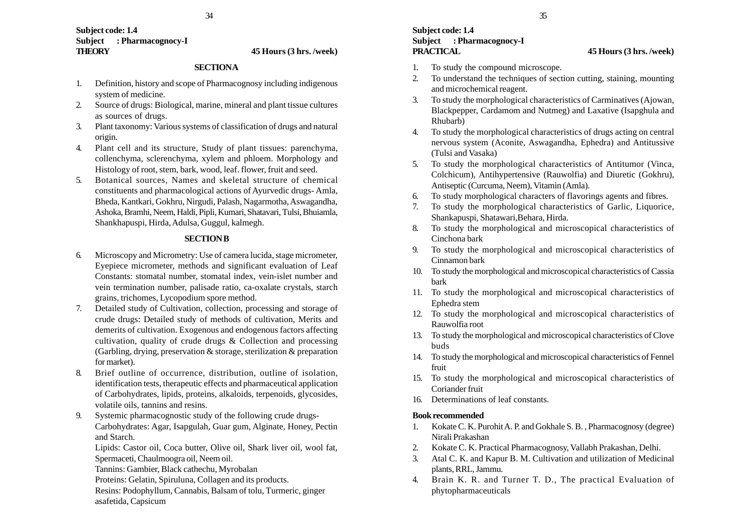**Subject code: 1.4**
**Subject : Pharmacognocy-I**
**THEORY** **45 Hours (3 hrs. /week)**

### SECTION A

1. Definition, history and scope of Pharmacognosy including indigenous system of medicine.
2. Source of drugs: Biological, marine, mineral and plant tissue cultures as sources of drugs.
3. Plant taxonomy: Various systems of classification of drugs and natural origin.
4. Plant cell and its structure, Study of plant tissues: parenchyma, collenchyma, sclerenchyma, xylem and phloem. Morphology and Histology of root, stem, bark, wood, leaf. flower, fruit and seed.
5. Botanical sources, Names and skeletal structure of chemical constituents and pharmacological actions of Ayurvedic drugs- Amla, Bheda, Kantkari, Gokhru, Nirgudi, Palash, Nagarmotha, Aswagandha, Ashoka, Bramhi, Neem, Haldi, Pipli, Kumari, Shatavari, Tulsi, Bhuiamla, Shankhapuspi, Hirda, Adulsa, Guggul, kalmegh.

### SECTION B

6. Microscopy and Micrometry: Use of camera lucida, stage micrometer, Eyepiece micrometer, methods and significant evaluation of Leaf Constants: stomatal number, stomatal index, vein-islet number and vein termination number, palisade ratio, ca-oxalate crystals, starch grains, trichomes, Lycopodium spore method.
7. Detailed study of Cultivation, collection, processing and storage of crude drugs: Detailed study of methods of cultivation, Merits and demerits of cultivation. Exogenous and endogenous factors affecting cultivation, quality of crude drugs & Collection and processing (Garbling, drying, preservation & storage, sterilization & preparation for market).
8. Brief outline of occurrence, distribution, outline of isolation, identification tests, therapeutic effects and pharmaceutical application of Carbohydrates, lipids, proteins, alkaloids, terpenoids, glycosides, volatile oils, tannins and resins.
9. Systemic pharmacognostic study of the following crude drugs-
   Carbohydrates: Agar, Isapgulah, Guar gum, Alginate, Honey, Pectin and Starch.
   Lipids: Castor oil, Coca butter, Olive oil, Shark liver oil, wool fat, Spermaceti, Chaulmoogra oil, Neem oil.
   Tannins: Gambier, Black cathechu, Myrobalan
   Proteins: Gelatin, Spiruluna, Collagen and its products.
   Resins: Podophyllum, Cannabis, Balsam of tolu, Turmeric, ginger asafetida, Capsicum

**Subject code: 1.4**
**Subject : Pharmacognocy-I**
**PRACTICAL** **45 Hours (3 hrs. /week)**

1. To study the compound microscope.
2. To understand the techniques of section cutting, staining, mounting and microchemical reagent.
3. To study the morphological characteristics of Carminatives (Ajowan, Blackpepper, Cardamom and Nutmeg) and Laxative (Isapghula and Rhubarb)
4. To study the morphological characteristics of drugs acting on central nervous system (Aconite, Aswagandha, Ephedra) and Antitussive (Tulsi and Vasaka)
5. To study the morphological characteristics of Antitumor (Vinca, Colchicum), Antihypertensive (Rauwolfia) and Diuretic (Gokhru), Antiseptic (Curcuma, Neem), Vitamin (Amla).
6. To study morphological characters of flavorings agents and fibres.
7. To study the morphological characteristics of Garlic, Liquorice, Shankapuspi, Shatawari,Behara, Hirda.
8. To study the morphological and microscopical characteristics of Cinchona bark
9. To study the morphological and microscopical characteristics of Cinnamon bark
10. To study the morphological and microscopical characteristics of Cassia bark
11. To study the morphological and microscopical characteristics of Ephedra stem
12. To study the morphological and microscopical characteristics of Rauwolfia root
13. To study the morphological and microscopical characteristics of Clove buds
14. To study the morphological and microscopical characteristics of Fennel fruit
15. To study the morphological and microscopical characteristics of Coriander fruit
16. Determinations of leaf constants.

**Book recommended**

1. Kokate C. K. Purohit A. P. and Gokhale S. B. , Pharmacognosy (degree) Nirali Prakashan
2. Kokate C. K. Practical Pharmacognosy, Vallabh Prakashan, Delhi.
3. Atal C. K. and Kapur B. M. Cultivation and utilization of Medicinal plants, RRL, Jammu.
4. Brain K. R. and Turner T. D., The practical Evaluation of phytopharmaceuticals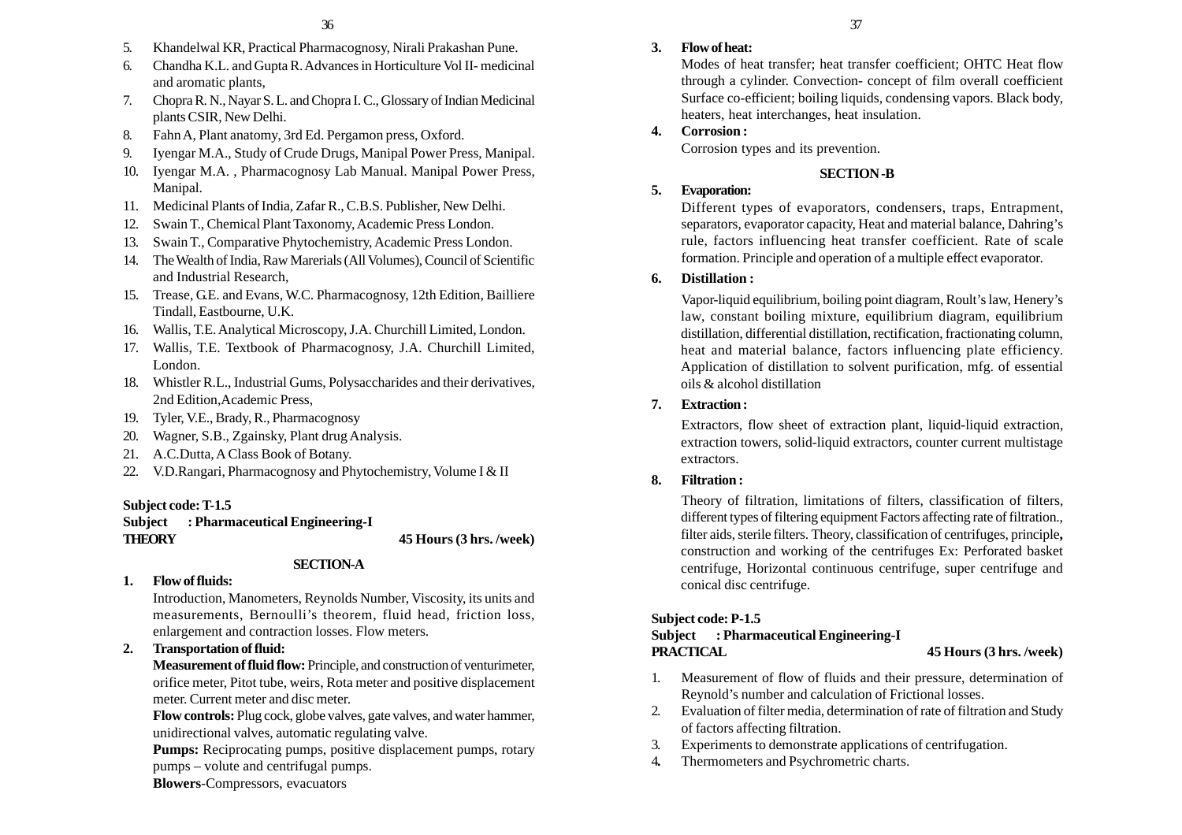5. Khandelwal KR, Practical Pharmacognosy, Nirali Prakashan Pune.
6. Chandha K.L. and Gupta R. Advances in Horticulture Vol II- medicinal and aromatic plants,
7. Chopra R. N., Nayar S. L. and Chopra I. C., Glossary of Indian Medicinal plants CSIR, New Delhi.
8. Fahn A, Plant anatomy, 3rd Ed. Pergamon press, Oxford.
9. Iyengar M.A., Study of Crude Drugs, Manipal Power Press, Manipal.
10. Iyengar M.A. , Pharmacognosy Lab Manual. Manipal Power Press, Manipal.
11. Medicinal Plants of India, Zafar R., C.B.S. Publisher, New Delhi.
12. Swain T., Chemical Plant Taxonomy, Academic Press London.
13. Swain T., Comparative Phytochemistry, Academic Press London.
14. The Wealth of India, Raw Marerials (All Volumes), Council of Scientific and Industrial Research,
15. Trease, G.E. and Evans, W.C. Pharmacognosy, 12th Edition, Bailliere Tindall, Eastbourne, U.K.
16. Wallis, T.E. Analytical Microscopy, J.A. Churchill Limited, London.
17. Wallis, T.E. Textbook of Pharmacognosy, J.A. Churchill Limited, London.
18. Whistler R.L., Industrial Gums, Polysaccharides and their derivatives, 2nd Edition,Academic Press,
19. Tyler, V.E., Brady, R., Pharmacognosy
20. Wagner, S.B., Zgainsky, Plant drug Analysis.
21. A.C.Dutta, A Class Book of Botany.
22. V.D.Rangari, Pharmacognosy and Phytochemistry, Volume I & II

**Subject code: T-1.5**
**Subject : Pharmaceutical Engineering-I**
**THEORY** **45 Hours (3 hrs. /week)**

### SECTION-A

**1. Flow of fluids:**

Introduction, Manometers, Reynolds Number, Viscosity, its units and measurements, Bernoulli's theorem, fluid head, friction loss, enlargement and contraction losses. Flow meters.

**2. Transportation of fluid:**

**Measurement of fluid flow:** Principle, and construction of venturimeter, orifice meter, Pitot tube, weirs, Rota meter and positive displacement meter. Current meter and disc meter.

**Flow controls:** Plug cock, globe valves, gate valves, and water hammer, unidirectional valves, automatic regulating valve.

**Pumps:** Reciprocating pumps, positive displacement pumps, rotary pumps – volute and centrifugal pumps.

**Blowers**-Compressors, evacuators

**3. Flow of heat:**

Modes of heat transfer; heat transfer coefficient; OHTC Heat flow through a cylinder. Convection- concept of film overall coefficient Surface co-efficient; boiling liquids, condensing vapors. Black body, heaters, heat interchanges, heat insulation.

**4. Corrosion :**

Corrosion types and its prevention.

### SECTION-B

**5. Evaporation:**

Different types of evaporators, condensers, traps, Entrapment, separators, evaporator capacity, Heat and material balance, Dahring's rule, factors influencing heat transfer coefficient. Rate of scale formation. Principle and operation of a multiple effect evaporator.

**6. Distillation :**

Vapor-liquid equilibrium, boiling point diagram, Roult's law, Henery's law, constant boiling mixture, equilibrium diagram, equilibrium distillation, differential distillation, rectification, fractionating column, heat and material balance, factors influencing plate efficiency. Application of distillation to solvent purification, mfg. of essential oils & alcohol distillation

**7. Extraction :**

Extractors, flow sheet of extraction plant, liquid-liquid extraction, extraction towers, solid-liquid extractors, counter current multistage extractors.

**8. Filtration :**

Theory of filtration, limitations of filters, classification of filters, different types of filtering equipment Factors affecting rate of filtration., filter aids, sterile filters. Theory, classification of centrifuges, principle**,** construction and working of the centrifuges Ex: Perforated basket centrifuge, Horizontal continuous centrifuge, super centrifuge and conical disc centrifuge.

**Subject code: P-1.5**
**Subject : Pharmaceutical Engineering-I**
**PRACTICAL** **45 Hours (3 hrs. /week)**

1. Measurement of flow of fluids and their pressure, determination of Reynold's number and calculation of Frictional losses.
2. Evaluation of filter media, determination of rate of filtration and Study of factors affecting filtration.
3. Experiments to demonstrate applications of centrifugation.
4. Thermometers and Psychrometric charts.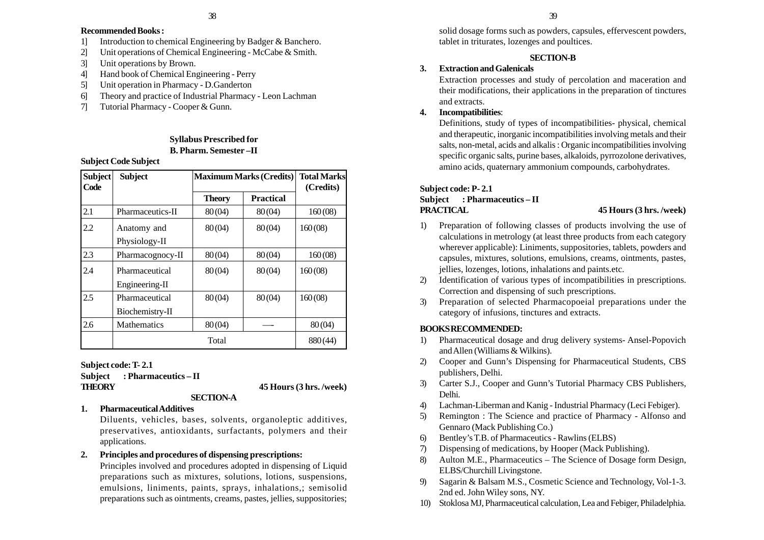**Recommended Books :**

1] Introduction to chemical Engineering by Badger & Banchero.
2] Unit operations of Chemical Engineering - McCabe & Smith.
3] Unit operations by Brown.
4] Hand book of Chemical Engineering - Perry
5] Unit operation in Pharmacy - D.Ganderton
6] Theory and practice of Industrial Pharmacy - Leon Lachman
7] Tutorial Pharmacy - Cooper & Gunn.

**Syllabus Prescribed for**
**B. Pharm. Semester –II**

**Subject Code Subject**

| Subject Code | Subject | Maximum Marks (Credits) | | Total Marks (Credits) |
|---|---|---|---|---|
| | | Theory | Practical | |
| 2.1 | Pharmaceutics-II | 80 (04) | 80 (04) | 160 (08) |
| 2.2 | Anatomy and Physiology-II | 80 (04) | 80 (04) | 160 (08) |
| 2.3 | Pharmacognocy-II | 80 (04) | 80 (04) | 160 (08) |
| 2.4 | Pharmaceutical Engineering-II | 80 (04) | 80 (04) | 160 (08) |
| 2.5 | Pharmaceutical Biochemistry-II | 80 (04) | 80 (04) | 160 (08) |
| 2.6 | Mathematics | 80 (04) | —- | 80 (04) |
| | Total | | | 880 (44) |

**Subject code: T- 2.1**
**Subject : Pharmaceutics – II**
**THEORY** **45 Hours (3 hrs. /week)**

**SECTION-A**

**1. Pharmaceutical Additives**

Diluents, vehicles, bases, solvents, organoleptic additives, preservatives, antioxidants, surfactants, polymers and their applications.

**2. Principles and procedures of dispensing prescriptions:**

Principles involved and procedures adopted in dispensing of Liquid preparations such as mixtures, solutions, lotions, suspensions, emulsions, liniments, paints, sprays, inhalations,; semisolid preparations such as ointments, creams, pastes, jellies, suppositories; solid dosage forms such as powders, capsules, effervescent powders, tablet in triturates, lozenges and poultices.

**SECTION-B**

**3. Extraction and Galenicals**

Extraction processes and study of percolation and maceration and their modifications, their applications in the preparation of tinctures and extracts.

**4. Incompatibilities**:

Definitions, study of types of incompatibilities- physical, chemical and therapeutic, inorganic incompatibilities involving metals and their salts, non-metal, acids and alkalis : Organic incompatibilities involving specific organic salts, purine bases, alkaloids, pyrrozolone derivatives, amino acids, quaternary ammonium compounds, carbohydrates.

**Subject code: P- 2.1**
**Subject : Pharmaceutics – II**
**PRACTICAL** **45 Hours (3 hrs. /week)**

1) Preparation of following classes of products involving the use of calculations in metrology (at least three products from each category wherever applicable): Liniments, suppositories, tablets, powders and capsules, mixtures, solutions, emulsions, creams, ointments, pastes, jellies, lozenges, lotions, inhalations and paints.etc.
2) Identification of various types of incompatibilities in prescriptions. Correction and dispensing of such prescriptions.
3) Preparation of selected Pharmacopoeial preparations under the category of infusions, tinctures and extracts.

**BOOKS RECOMMENDED:**

1) Pharmaceutical dosage and drug delivery systems- Ansel-Popovich and Allen (Williams & Wilkins).
2) Cooper and Gunn's Dispensing for Pharmaceutical Students, CBS publishers, Delhi.
3) Carter S.J., Cooper and Gunn's Tutorial Pharmacy CBS Publishers, Delhi.
4) Lachman-Liberman and Kanig - Industrial Pharmacy (Leci Febiger).
5) Remington : The Science and practice of Pharmacy - Alfonso and Gennaro (Mack Publishing Co.)
6) Bentley's T.B. of Pharmaceutics - Rawlins (ELBS)
7) Dispensing of medications, by Hooper (Mack Publishing).
8) Aulton M.E., Pharmaceutics – The Science of Dosage form Design, ELBS/Churchill Livingstone.
9) Sagarin & Balsam M.S., Cosmetic Science and Technology, Vol-1-3. 2nd ed. John Wiley sons, NY.
10) Stoklosa MJ, Pharmaceutical calculation, Lea and Febiger, Philadelphia.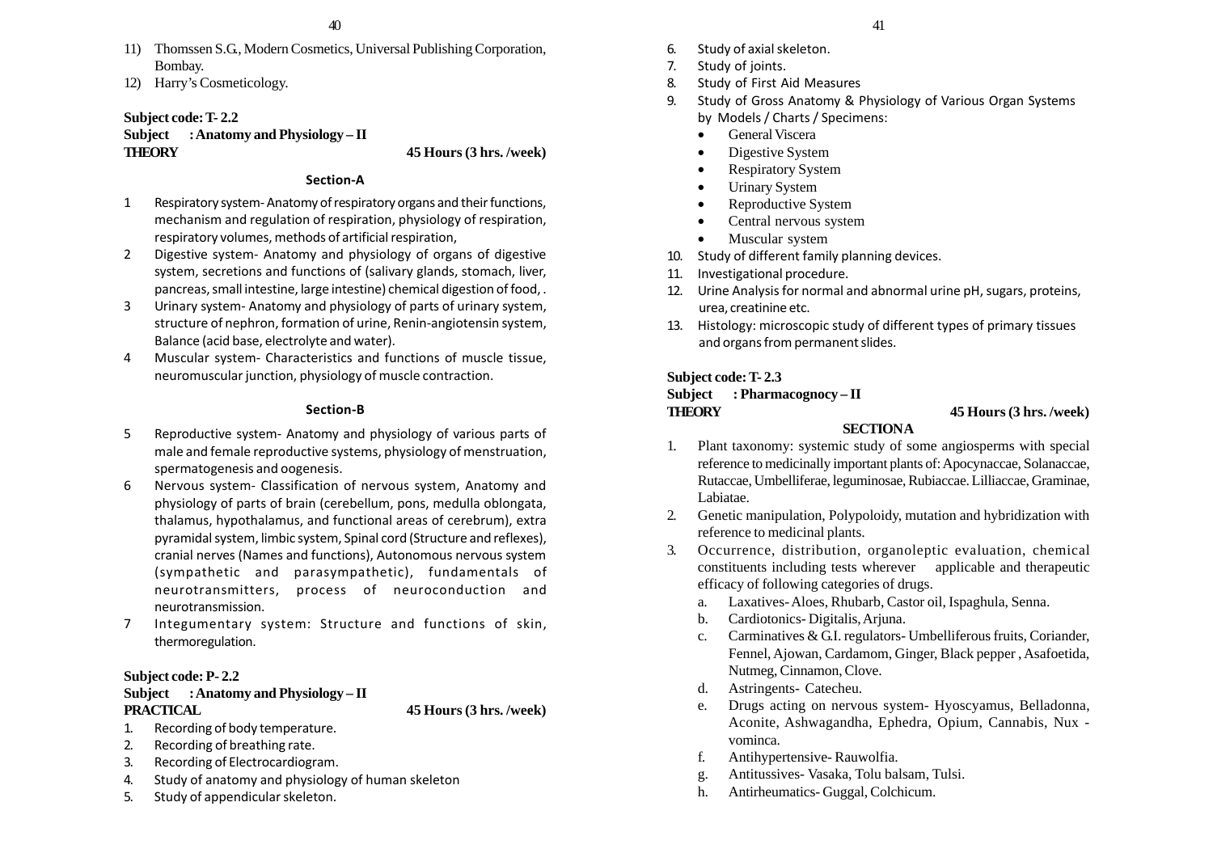11) Thomssen S.G., Modern Cosmetics, Universal Publishing Corporation, Bombay.
12) Harry's Cosmeticology.

**Subject code: T- 2.2**

**Subject : Anatomy and Physiology – II**

**THEORY 45 Hours (3 hrs. /week)**

**Section-A**

1 Respiratory system- Anatomy of respiratory organs and their functions, mechanism and regulation of respiration, physiology of respiration, respiratory volumes, methods of artificial respiration,
2 Digestive system- Anatomy and physiology of organs of digestive system, secretions and functions of (salivary glands, stomach, liver, pancreas, small intestine, large intestine) chemical digestion of food, .
3 Urinary system- Anatomy and physiology of parts of urinary system, structure of nephron, formation of urine, Renin-angiotensin system, Balance (acid base, electrolyte and water).
4 Muscular system- Characteristics and functions of muscle tissue, neuromuscular junction, physiology of muscle contraction.

**Section-B**

5 Reproductive system- Anatomy and physiology of various parts of male and female reproductive systems, physiology of menstruation, spermatogenesis and oogenesis.
6 Nervous system- Classification of nervous system, Anatomy and physiology of parts of brain (cerebellum, pons, medulla oblongata, thalamus, hypothalamus, and functional areas of cerebrum), extra pyramidal system, limbic system, Spinal cord (Structure and reflexes), cranial nerves (Names and functions), Autonomous nervous system (sympathetic and parasympathetic), fundamentals of neurotransmitters, process of neuroconduction and neurotransmission.
7 Integumentary system: Structure and functions of skin, thermoregulation.

**Subject code: P- 2.2**

**Subject : Anatomy and Physiology – II**

**PRACTICAL 45 Hours (3 hrs. /week)**

1. Recording of body temperature.
2. Recording of breathing rate.
3. Recording of Electrocardiogram.
4. Study of anatomy and physiology of human skeleton
5. Study of appendicular skeleton.
6. Study of axial skeleton.
7. Study of joints.
8. Study of First Aid Measures
9. Study of Gross Anatomy & Physiology of Various Organ Systems by Models / Charts / Specimens:
   - General Viscera
   - Digestive System
   - Respiratory System
   - Urinary System
   - Reproductive System
   - Central nervous system
   - Muscular system
10. Study of different family planning devices.
11. Investigational procedure.
12. Urine Analysis for normal and abnormal urine pH, sugars, proteins, urea, creatinine etc.
13. Histology: microscopic study of different types of primary tissues and organs from permanent slides.

**Subject code: T- 2.3**

**Subject : Pharmacognocy – II**

**THEORY 45 Hours (3 hrs. /week)**

**SECTION A**

1. Plant taxonomy: systemic study of some angiosperms with special reference to medicinally important plants of: Apocynaccae, Solanaccae, Rutaccae, Umbelliferae, leguminosae, Rubiaccae. Lilliaccae, Graminae, Labiatae.
2. Genetic manipulation, Polypoloidy, mutation and hybridization with reference to medicinal plants.
3. Occurrence, distribution, organoleptic evaluation, chemical constituents including tests wherever applicable and therapeutic efficacy of following categories of drugs.
   a. Laxatives- Aloes, Rhubarb, Castor oil, Ispaghula, Senna.
   b. Cardiotonics- Digitalis, Arjuna.
   c. Carminatives & G.I. regulators- Umbelliferous fruits, Coriander, Fennel, Ajowan, Cardamom, Ginger, Black pepper , Asafoetida, Nutmeg, Cinnamon, Clove.
   d. Astringents- Catecheu.
   e. Drugs acting on nervous system- Hyoscyamus, Belladonna, Aconite, Ashwagandha, Ephedra, Opium, Cannabis, Nux - vominca.
   f. Antihypertensive- Rauwolfia.
   g. Antitussives- Vasaka, Tolu balsam, Tulsi.
   h. Antirheumatics- Guggal, Colchicum.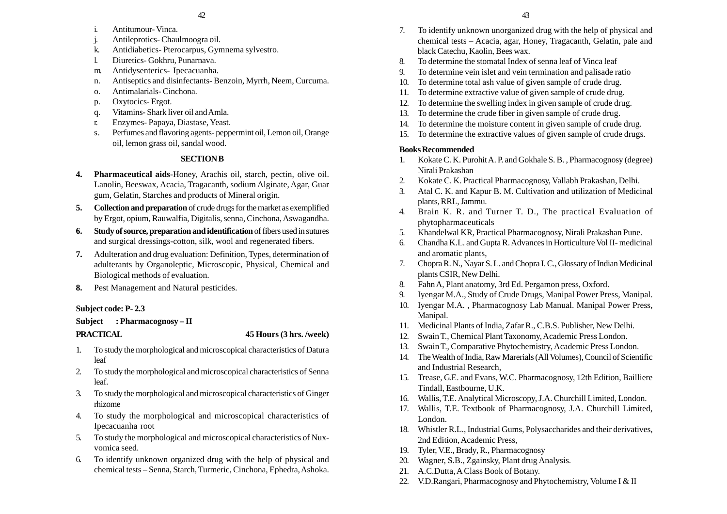i. Antitumour- Vinca.
j. Antileprotics- Chaulmoogra oil.
k. Antidiabetics- Pterocarpus, Gymnema sylvestro.
l. Diuretics- Gokhru, Punarnava.
m. Antidysentrics- Ipecacuanha.
n. Antiseptics and disinfectants- Benzoin, Myrrh, Neem, Curcuma.
o. Antimalarials- Cinchona.
p. Oxytocics- Ergot.
q. Vitamins- Shark liver oil and Amla.
r. Enzymes- Papaya, Diastase, Yeast.
s. Perfumes and flavoring agents- peppermint oil, Lemon oil, Orange oil, lemon grass oil, sandal wood.

**SECTION B**

4. **Pharmaceutical aids**-Honey, Arachis oil, starch, pectin, olive oil. Lanolin, Beeswax, Acacia, Tragacanth, sodium Alginate, Agar, Guar gum, Gelatin, Starches and products of Mineral origin.
5. **Collection and preparation** of crude drugs for the market as exemplified by Ergot, opium, Rauwalfia, Digitalis, senna, Cinchona, Aswagandha.
6. **Study of source, preparation and identification** of fibers used in sutures and surgical dressings-cotton, silk, wool and regenerated fibers.
7. Adulteration and drug evaluation: Definition, Types, determination of adulterants by Organoleptic, Microscopic, Physical, Chemical and Biological methods of evaluation.
8. Pest Management and Natural pesticides.

**Subject code: P- 2.3**

**Subject : Pharmacognosy – II**

**PRACTICAL** **45 Hours (3 hrs. /week)**

1. To study the morphological and microscopical characteristics of Datura leaf
2. To study the morphological and microscopical characteristics of Senna leaf.
3. To study the morphological and microscopical characteristics of Ginger rhizome
4. To study the morphological and microscopical characteristics of Ipecacuanha root
5. To study the morphological and microscopical characteristics of Nux-vomica seed.
6. To identify unknown organized drug with the help of physical and chemical tests – Senna, Starch, Turmeric, Cinchona, Ephedra, Ashoka.
7. To identify unknown unorganized drug with the help of physical and chemical tests – Acacia, agar, Honey, Tragacanth, Gelatin, pale and black Catechu, Kaolin, Bees wax.
8. To determine the stomatal Index of senna leaf of Vinca leaf
9. To determine vein islet and vein termination and palisade ratio
10. To determine total ash value of given sample of crude drug.
11. To determine extractive value of given sample of crude drug.
12. To determine the swelling index in given sample of crude drug.
13. To determine the crude fiber in given sample of crude drug.
14. To determine the moisture content in given sample of crude drug.
15. To determine the extractive values of given sample of crude drugs.

**Books Recommended**

1. Kokate C. K. Purohit A. P. and Gokhale S. B. , Pharmacognosy (degree) Nirali Prakashan
2. Kokate C. K. Practical Pharmacognosy, Vallabh Prakashan, Delhi.
3. Atal C. K. and Kapur B. M. Cultivation and utilization of Medicinal plants, RRL, Jammu.
4. Brain K. R. and Turner T. D., The practical Evaluation of phytopharmaceuticals
5. Khandelwal KR, Practical Pharmacognosy, Nirali Prakashan Pune.
6. Chandha K.L. and Gupta R. Advances in Horticulture Vol II- medicinal and aromatic plants,
7. Chopra R. N., Nayar S. L. and Chopra I. C., Glossary of Indian Medicinal plants CSIR, New Delhi.
8. Fahn A, Plant anatomy, 3rd Ed. Pergamon press, Oxford.
9. Iyengar M.A., Study of Crude Drugs, Manipal Power Press, Manipal.
10. Iyengar M.A. , Pharmacognosy Lab Manual. Manipal Power Press, Manipal.
11. Medicinal Plants of India, Zafar R., C.B.S. Publisher, New Delhi.
12. Swain T., Chemical Plant Taxonomy, Academic Press London.
13. Swain T., Comparative Phytochemistry, Academic Press London.
14. The Wealth of India, Raw Marerials (All Volumes), Council of Scientific and Industrial Research,
15. Trease, G.E. and Evans, W.C. Pharmacognosy, 12th Edition, Bailliere Tindall, Eastbourne, U.K.
16. Wallis, T.E. Analytical Microscopy, J.A. Churchill Limited, London.
17. Wallis, T.E. Textbook of Pharmacognosy, J.A. Churchill Limited, London.
18. Whistler R.L., Industrial Gums, Polysaccharides and their derivatives, 2nd Edition, Academic Press,
19. Tyler, V.E., Brady, R., Pharmacognosy
20. Wagner, S.B., Zgainsky, Plant drug Analysis.
21. A.C.Dutta, A Class Book of Botany.
22. V.D.Rangari, Pharmacognosy and Phytochemistry, Volume I & II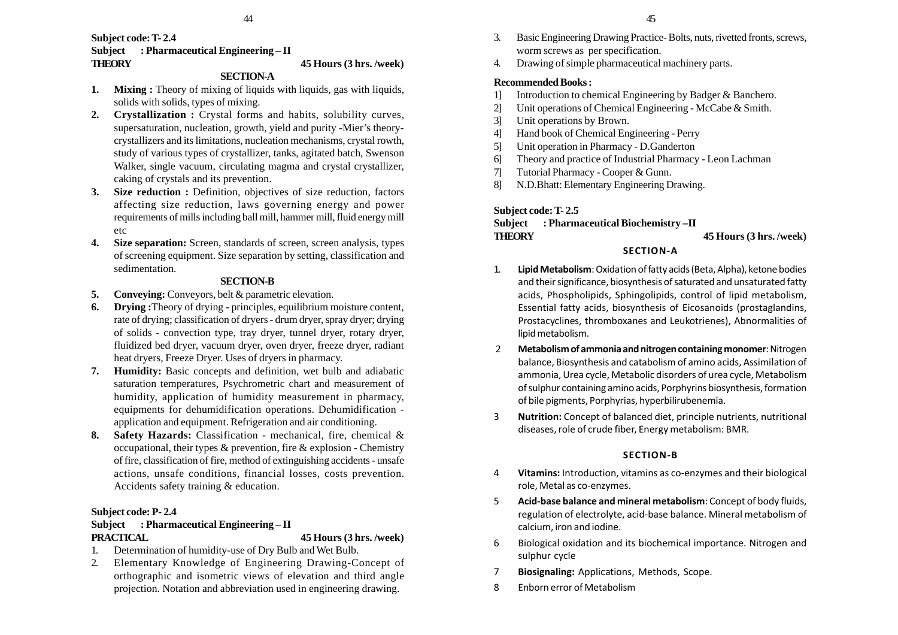**Subject code: T- 2.4**

**Subject : Pharmaceutical Engineering – II**

**THEORY** **45 Hours (3 hrs. /week)**

**SECTION-A**

1. **Mixing :** Theory of mixing of liquids with liquids, gas with liquids, solids with solids, types of mixing.
2. **Crystallization :** Crystal forms and habits, solubility curves, supersaturation, nucleation, growth, yield and purity -Mier's theory-crystallizers and its limitations, nucleation mechanisms, crystal rowth, study of various types of crystallizer, tanks, agitated batch, Swenson Walker, single vacuum, circulating magma and crystal crystallizer, caking of crystals and its prevention.
3. **Size reduction :** Definition, objectives of size reduction, factors affecting size reduction, laws governing energy and power requirements of mills including ball mill, hammer mill, fluid energy mill etc
4. **Size separation:** Screen, standards of screen, screen analysis, types of screening equipment. Size separation by setting, classification and sedimentation.

**SECTION-B**

5. **Conveying:** Conveyors, belt & parametric elevation.
6. **Drying :**Theory of drying - principles, equilibrium moisture content, rate of drying; classification of dryers - drum dryer, spray dryer; drying of solids - convection type, tray dryer, tunnel dryer, rotary dryer, fluidized bed dryer, vacuum dryer, oven dryer, freeze dryer, radiant heat dryers, Freeze Dryer. Uses of dryers in pharmacy.
7. **Humidity:** Basic concepts and definition, wet bulb and adiabatic saturation temperatures, Psychrometric chart and measurement of humidity, application of humidity measurement in pharmacy, equipments for dehumidification operations. Dehumidification - application and equipment. Refrigeration and air conditioning.
8. **Safety Hazards:** Classification - mechanical, fire, chemical & occupational, their types & prevention, fire & explosion - Chemistry of fire, classification of fire, method of extinguishing accidents - unsafe actions, unsafe conditions, financial losses, costs prevention. Accidents safety training & education.

**Subject code: P- 2.4**

**Subject : Pharmaceutical Engineering – II**

**PRACTICAL** **45 Hours (3 hrs. /week)**

1. Determination of humidity-use of Dry Bulb and Wet Bulb.
2. Elementary Knowledge of Engineering Drawing-Concept of orthographic and isometric views of elevation and third angle projection. Notation and abbreviation used in engineering drawing.
3. Basic Engineering Drawing Practice- Bolts, nuts, rivetted fronts, screws, worm screws as per specification.
4. Drawing of simple pharmaceutical machinery parts.

**Recommended Books :**

1] Introduction to chemical Engineering by Badger & Banchero.
2] Unit operations of Chemical Engineering - McCabe & Smith.
3] Unit operations by Brown.
4] Hand book of Chemical Engineering - Perry
5] Unit operation in Pharmacy - D.Ganderton
6] Theory and practice of Industrial Pharmacy - Leon Lachman
7] Tutorial Pharmacy - Cooper & Gunn.
8] N.D.Bhatt: Elementary Engineering Drawing.

**Subject code: T- 2.5**

**Subject : Pharmaceutical Biochemistry –II**

**THEORY** **45 Hours (3 hrs. /week)**

**SECTION-A**

1. **Lipid Metabolism**: Oxidation of fatty acids (Beta, Alpha), ketone bodies and their significance, biosynthesis of saturated and unsaturated fatty acids, Phospholipids, Sphingolipids, control of lipid metabolism, Essential fatty acids, biosynthesis of Eicosanoids (prostaglandins, Prostacyclines, thromboxanes and Leukotrienes), Abnormalities of lipid metabolism.
2. **Metabolism of ammonia and nitrogen containing monomer**: Nitrogen balance, Biosynthesis and catabolism of amino acids, Assimilation of ammonia, Urea cycle, Metabolic disorders of urea cycle, Metabolism of sulphur containing amino acids, Porphyrins biosynthesis, formation of bile pigments, Porphyrias, hyperbilirubenemia.
3. **Nutrition:** Concept of balanced diet, principle nutrients, nutritional diseases, role of crude fiber, Energy metabolism: BMR.

**SECTION-B**

4. **Vitamins:** Introduction, vitamins as co-enzymes and their biological role, Metal as co-enzymes.
5. **Acid-base balance and mineral metabolism**: Concept of body fluids, regulation of electrolyte, acid-base balance. Mineral metabolism of calcium, iron and iodine.
6. Biological oxidation and its biochemical importance. Nitrogen and sulphur cycle
7. **Biosignaling:** Applications, Methods, Scope.
8. Enborn error of Metabolism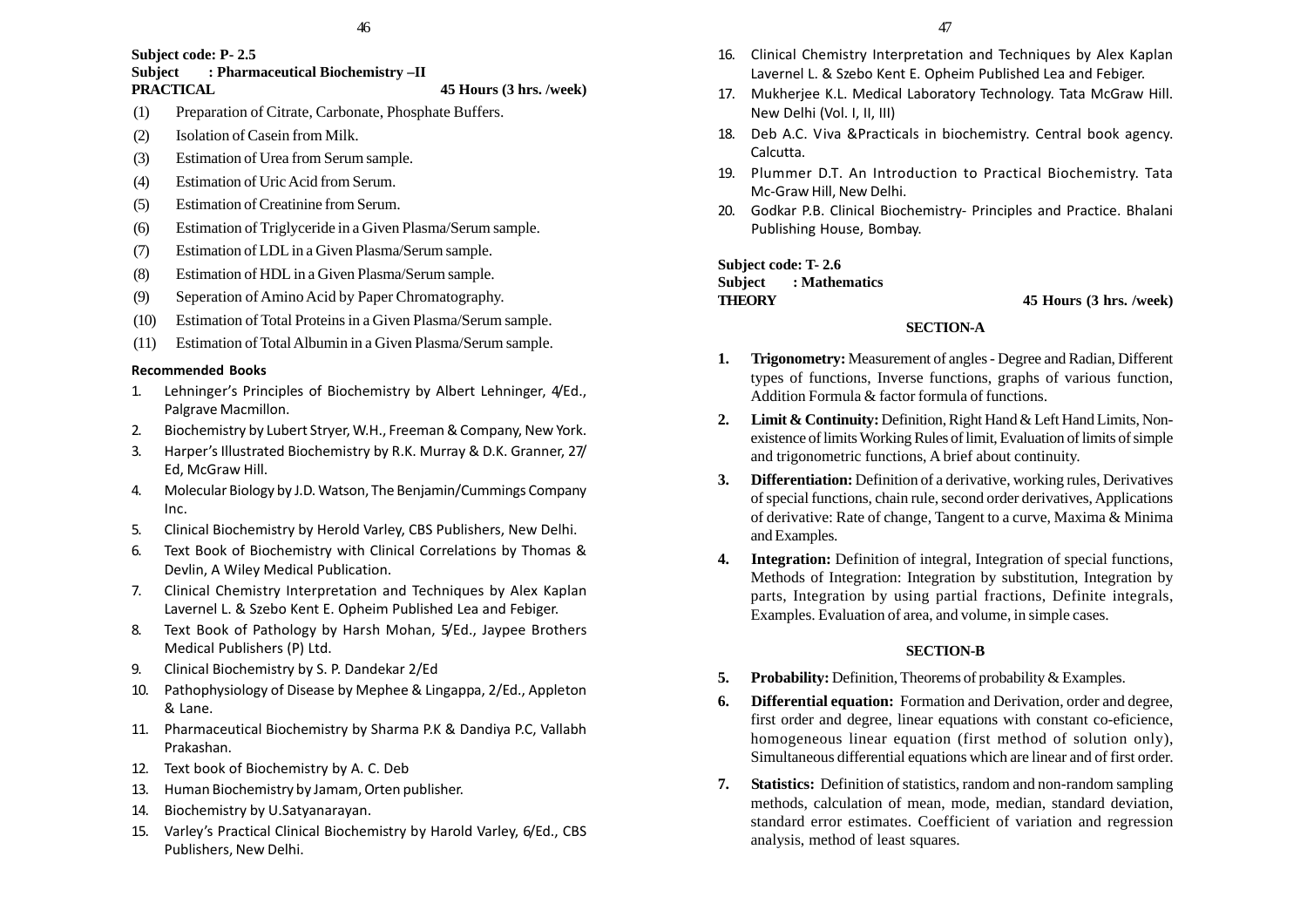**Subject code: P- 2.5**
**Subject : Pharmaceutical Biochemistry –II**
**PRACTICAL** **45 Hours (3 hrs. /week)**

(1) Preparation of Citrate, Carbonate, Phosphate Buffers.
(2) Isolation of Casein from Milk.
(3) Estimation of Urea from Serum sample.
(4) Estimation of Uric Acid from Serum.
(5) Estimation of Creatinine from Serum.
(6) Estimation of Triglyceride in a Given Plasma/Serum sample.
(7) Estimation of LDL in a Given Plasma/Serum sample.
(8) Estimation of HDL in a Given Plasma/Serum sample.
(9) Seperation of Amino Acid by Paper Chromatography.
(10) Estimation of Total Proteins in a Given Plasma/Serum sample.
(11) Estimation of Total Albumin in a Given Plasma/Serum sample.

**Recommended Books**

1. Lehninger's Principles of Biochemistry by Albert Lehninger, 4/Ed., Palgrave Macmillon.
2. Biochemistry by Lubert Stryer, W.H., Freeman & Company, New York.
3. Harper's Illustrated Biochemistry by R.K. Murray & D.K. Granner, 27/ Ed, McGraw Hill.
4. Molecular Biology by J.D. Watson, The Benjamin/Cummings Company Inc.
5. Clinical Biochemistry by Herold Varley, CBS Publishers, New Delhi.
6. Text Book of Biochemistry with Clinical Correlations by Thomas & Devlin, A Wiley Medical Publication.
7. Clinical Chemistry Interpretation and Techniques by Alex Kaplan Lavernel L. & Szebo Kent E. Opheim Published Lea and Febiger.
8. Text Book of Pathology by Harsh Mohan, 5/Ed., Jaypee Brothers Medical Publishers (P) Ltd.
9. Clinical Biochemistry by S. P. Dandekar 2/Ed
10. Pathophysiology of Disease by Mephee & Lingappa, 2/Ed., Appleton & Lane.
11. Pharmaceutical Biochemistry by Sharma P.K & Dandiya P.C, Vallabh Prakashan.
12. Text book of Biochemistry by A. C. Deb
13. Human Biochemistry by Jamam, Orten publisher.
14. Biochemistry by U.Satyanarayan.
15. Varley's Practical Clinical Biochemistry by Harold Varley, 6/Ed., CBS Publishers, New Delhi.
16. Clinical Chemistry Interpretation and Techniques by Alex Kaplan Lavernel L. & Szebo Kent E. Opheim Published Lea and Febiger.
17. Mukherjee K.L. Medical Laboratory Technology. Tata McGraw Hill. New Delhi (Vol. I, II, III)
18. Deb A.C. Viva &Practicals in biochemistry. Central book agency. Calcutta.
19. Plummer D.T. An Introduction to Practical Biochemistry. Tata Mc-Graw Hill, New Delhi.
20. Godkar P.B. Clinical Biochemistry- Principles and Practice. Bhalani Publishing House, Bombay.

**Subject code: T- 2.6**
**Subject : Mathematics**
**THEORY** **45 Hours (3 hrs. /week)**

### SECTION-A

1. **Trigonometry:** Measurement of angles - Degree and Radian, Different types of functions, Inverse functions, graphs of various function, Addition Formula & factor formula of functions.
2. **Limit & Continuity:** Definition, Right Hand & Left Hand Limits, Non-existence of limits Working Rules of limit, Evaluation of limits of simple and trigonometric functions, A brief about continuity.
3. **Differentiation:** Definition of a derivative, working rules, Derivatives of special functions, chain rule, second order derivatives, Applications of derivative: Rate of change, Tangent to a curve, Maxima & Minima and Examples.
4. **Integration:** Definition of integral, Integration of special functions, Methods of Integration: Integration by substitution, Integration by parts, Integration by using partial fractions, Definite integrals, Examples. Evaluation of area, and volume, in simple cases.

### SECTION-B

5. **Probability:** Definition, Theorems of probability & Examples.
6. **Differential equation:** Formation and Derivation, order and degree, first order and degree, linear equations with constant co-eficience, homogeneous linear equation (first method of solution only), Simultaneous differential equations which are linear and of first order.
7. **Statistics:** Definition of statistics, random and non-random sampling methods, calculation of mean, mode, median, standard deviation, standard error estimates. Coefficient of variation and regression analysis, method of least squares.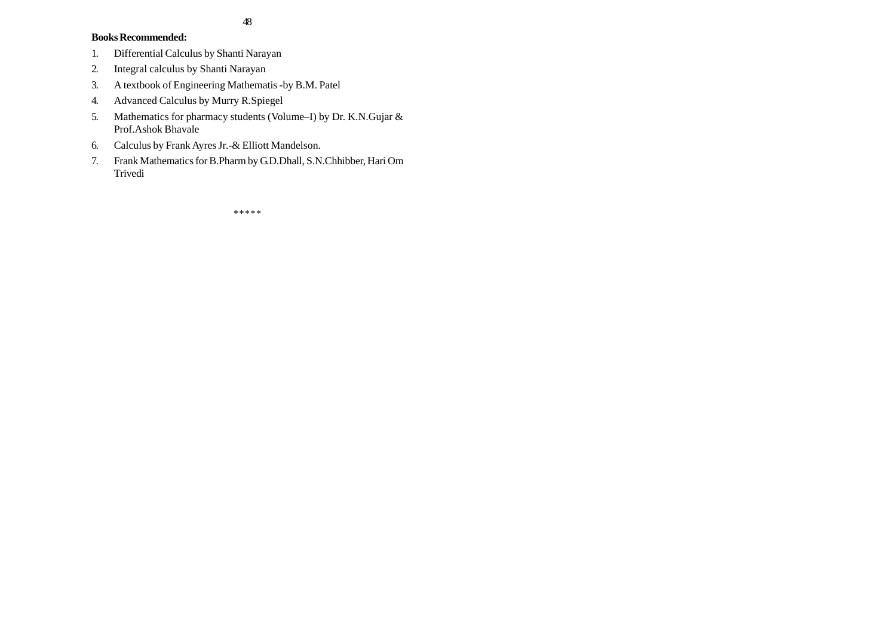**Books Recommended:**

1. Differential Calculus by Shanti Narayan
2. Integral calculus by Shanti Narayan
3. A textbook of Engineering Mathematis -by B.M. Patel
4. Advanced Calculus by Murry R.Spiegel
5. Mathematics for pharmacy students (Volume–I) by Dr. K.N.Gujar & Prof.Ashok Bhavale
6. Calculus by Frank Ayres Jr.-& Elliott Mandelson.
7. Frank Mathematics for B.Pharm by G.D.Dhall, S.N.Chhibber, Hari Om Trivedi

*****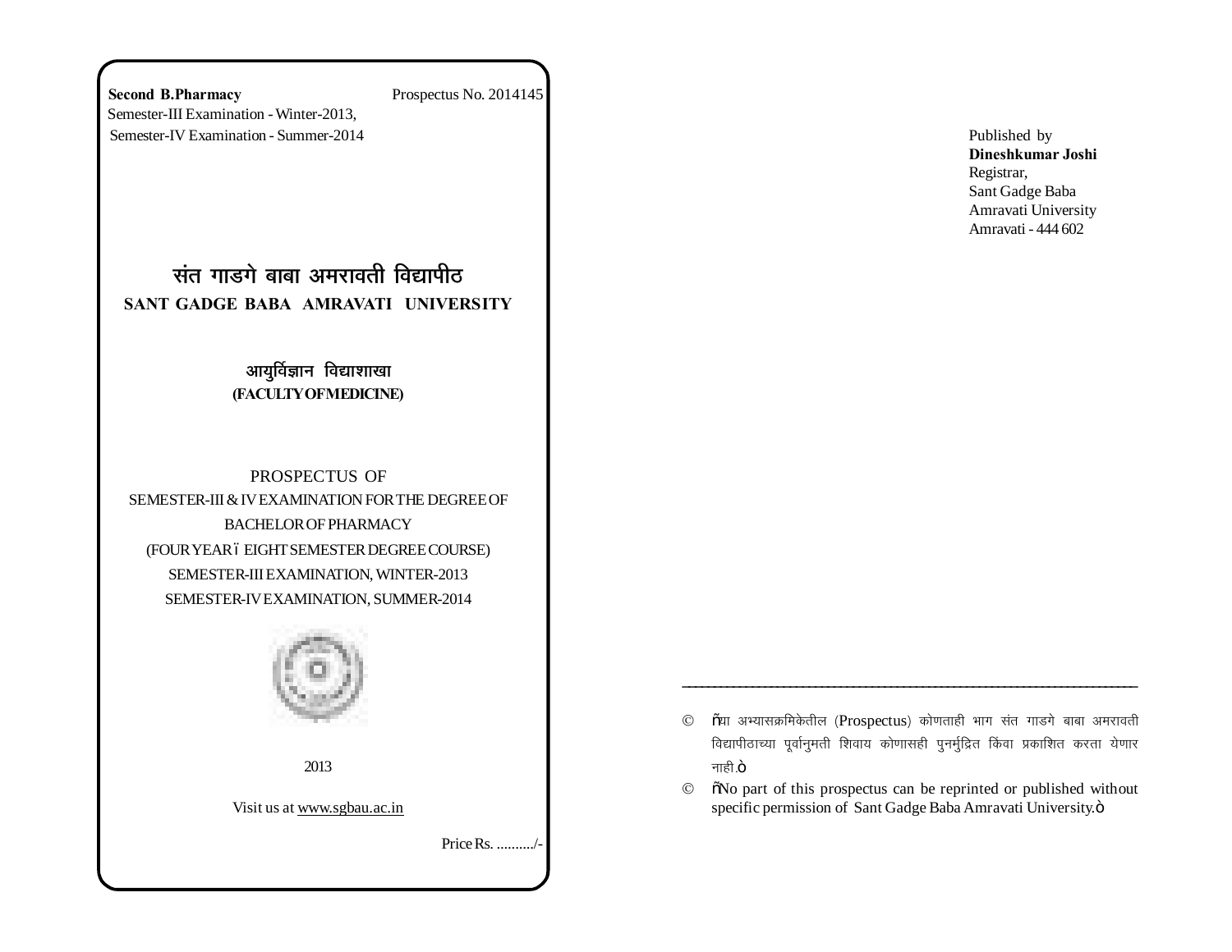**Second B.Pharmacy** Prospectus No. 2014145

Semester-III Examination - Winter-2013,

Semester-IV Examination - Summer-2014

# संत गाडगे बाबा अमरावती विद्यापीठ

## SANT GADGE BABA AMRAVATI UNIVERSITY

### आयुर्विज्ञान विद्याशाखा

**(FACULTY OF MEDICINE)**

PROSPECTUS OF

SEMESTER-III & IV EXAMINATION FOR THE DEGREE OF

BACHELOR OF PHARMACY

(FOUR YEAR – EIGHT SEMESTER DEGREE COURSE)

SEMESTER-III EXAMINATION, WINTER-2013

SEMESTER-IV EXAMINATION, SUMMER-2014

2013

Visit us at www.sgbau.ac.in

Price Rs. ........../-

Published by

**Dineshkumar Joshi**

Registrar,

Sant Gadge Baba

Amravati University

Amravati - 444 602

---

© "या अभ्यासक्रमिकेतील (Prospectus) कोणताही भाग संत गाडगे बाबा अमरावती विद्यापीठाच्या पूर्वानुमती शिवाय कोणासही पुनर्मुद्रित किंवा प्रकाशित करता येणार नाही."

© "No part of this prospectus can be reprinted or published without specific permission of Sant Gadge Baba Amravati University."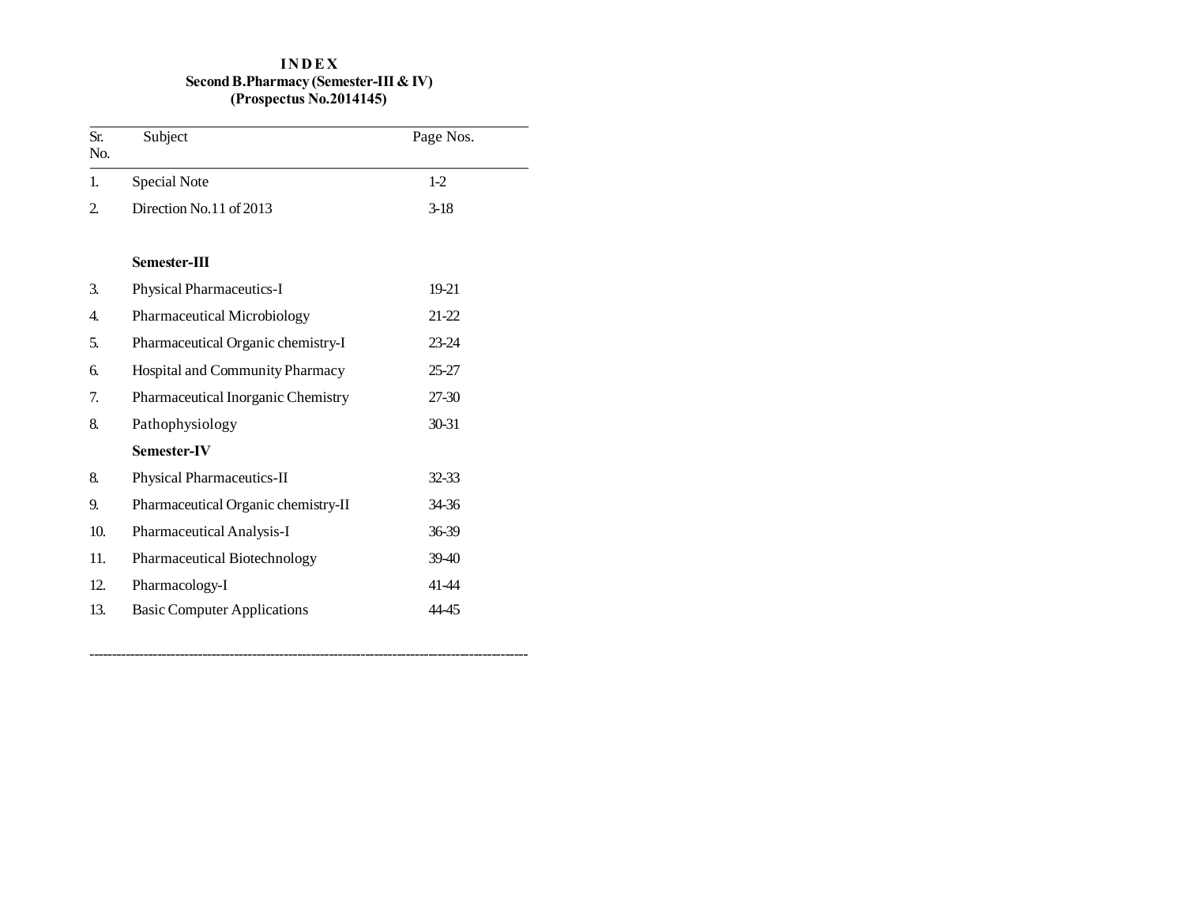# INDEX

## Second B.Pharmacy (Semester-III & IV)

## (Prospectus No.2014145)

| Sr. No. | Subject | Page Nos. |
|---|---|---|
| 1. | Special Note | 1-2 |
| 2. | Direction No.11 of 2013 | 3-18 |
| | **Semester-III** | |
| 3. | Physical Pharmaceutics-I | 19-21 |
| 4. | Pharmaceutical Microbiology | 21-22 |
| 5. | Pharmaceutical Organic chemistry-I | 23-24 |
| 6. | Hospital and Community Pharmacy | 25-27 |
| 7. | Pharmaceutical Inorganic Chemistry | 27-30 |
| 8. | Pathophysiology | 30-31 |
| | **Semester-IV** | |
| 8. | Physical Pharmaceutics-II | 32-33 |
| 9. | Pharmaceutical Organic chemistry-II | 34-36 |
| 10. | Pharmaceutical Analysis-I | 36-39 |
| 11. | Pharmaceutical Biotechnology | 39-40 |
| 12. | Pharmacology-I | 41-44 |
| 13. | Basic Computer Applications | 44-45 |

---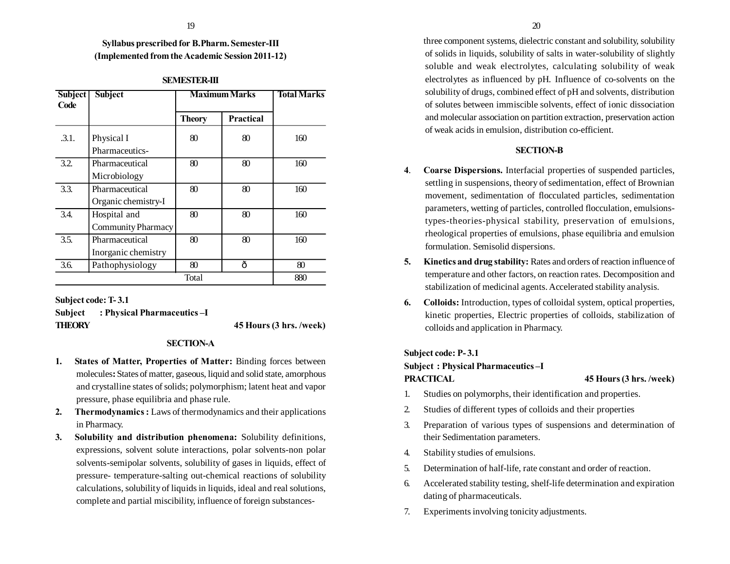**Syllabus prescribed for B.Pharm. Semester-III**
**(Implemented from the Academic Session 2011-12)**

**SEMESTER-III**

| Subject Code | Subject | Maximum Marks | | Total Marks |
|---|---|---|---|---|
| | | Theory | Practical | |
| .3.1. | Physical I Pharmaceutics- | 80 | 80 | 160 |
| 3.2. | Pharmaceutical Microbiology | 80 | 80 | 160 |
| 3.3. | Pharmaceutical Organic chemistry-I | 80 | 80 | 160 |
| 3.4. | Hospital and Community Pharmacy | 80 | 80 | 160 |
| 3.5. | Pharmaceutical Inorganic chemistry | 80 | 80 | 160 |
| 3.6. | Pathophysiology | 80 | ð | 80 |
| | | Total | | 880 |

**Subject code: T- 3.1**
**Subject : Physical Pharmaceutics –I**
**THEORY** **45 Hours (3 hrs. /week)**

**SECTION-A**

1. **States of Matter, Properties of Matter:** Binding forces between molecules**:** States of matter, gaseous, liquid and solid state, amorphous and crystalline states of solids; polymorphism; latent heat and vapor pressure, phase equilibria and phase rule.
2. **Thermodynamics :** Laws of thermodynamics and their applications in Pharmacy.
3. **Solubility and distribution phenomena:** Solubility definitions, expressions, solvent solute interactions, polar solvents-non polar solvents-semipolar solvents, solubility of gases in liquids, effect of pressure- temperature-salting out-chemical reactions of solubility calculations, solubility of liquids in liquids, ideal and real solutions, complete and partial miscibility, influence of foreign substances-three component systems, dielectric constant and solubility, solubility of solids in liquids, solubility of salts in water-solubility of slightly soluble and weak electrolytes, calculating solubility of weak electrolytes as influenced by pH. Influence of co-solvents on the solubility of drugs, combined effect of pH and solvents, distribution of solutes between immiscible solvents, effect of ionic dissociation and molecular association on partition extraction, preservation action of weak acids in emulsion, distribution co-efficient.

**SECTION-B**

4. **Coarse Dispersions.** Interfacial properties of suspended particles, settling in suspensions, theory of sedimentation, effect of Brownian movement, sedimentation of flocculated particles, sedimentation parameters, wetting of particles, controlled flocculation, emulsions-types-theories-physical stability, preservation of emulsions, rheological properties of emulsions, phase equilibria and emulsion formulation. Semisolid dispersions.
5. **Kinetics and drug stability:** Rates and orders of reaction influence of temperature and other factors, on reaction rates. Decomposition and stabilization of medicinal agents. Accelerated stability analysis.
6. **Colloids:** Introduction, types of colloidal system, optical properties, kinetic properties, Electric properties of colloids, stabilization of colloids and application in Pharmacy.

**Subject code: P- 3.1**
**Subject : Physical Pharmaceutics –I**
**PRACTICAL** **45 Hours (3 hrs. /week)**

1. Studies on polymorphs, their identification and properties.
2. Studies of different types of colloids and their properties
3. Preparation of various types of suspensions and determination of their Sedimentation parameters.
4. Stability studies of emulsions.
5. Determination of half-life, rate constant and order of reaction.
6. Accelerated stability testing, shelf-life determination and expiration dating of pharmaceuticals.
7. Experiments involving tonicity adjustments.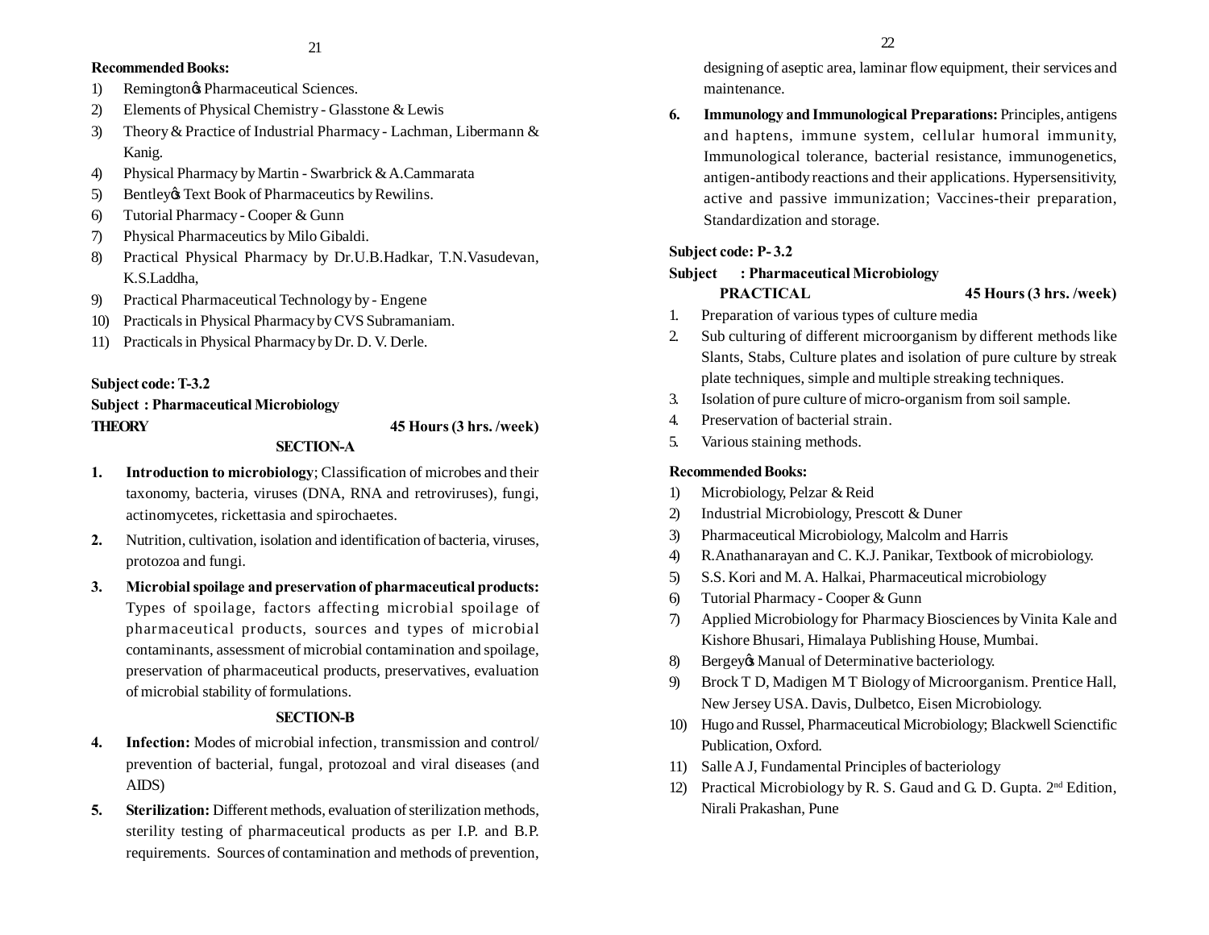**Recommended Books:**

1) Remingtonġs Pharmaceutical Sciences.
2) Elements of Physical Chemistry - Glasstone & Lewis
3) Theory & Practice of Industrial Pharmacy - Lachman, Libermann & Kanig.
4) Physical Pharmacy by Martin - Swarbrick & A.Cammarata
5) Bentleyġs Text Book of Pharmaceutics by Rewilins.
6) Tutorial Pharmacy - Cooper & Gunn
7) Physical Pharmaceutics by Milo Gibaldi.
8) Practical Physical Pharmacy by Dr.U.B.Hadkar, T.N.Vasudevan, K.S.Laddha,
9) Practical Pharmaceutical Technology by - Engene
10) Practicals in Physical Pharmacy by CVS Subramaniam.
11) Practicals in Physical Pharmacy by Dr. D. V. Derle.

**Subject code: T-3.2**

**Subject : Pharmaceutical Microbiology**

**THEORY** **45 Hours (3 hrs. /week)**

**SECTION-A**

1. **Introduction to microbiology**; Classification of microbes and their taxonomy, bacteria, viruses (DNA, RNA and retroviruses), fungi, actinomycetes, rickettasia and spirochaetes.
2. Nutrition, cultivation, isolation and identification of bacteria, viruses, protozoa and fungi.
3. **Microbial spoilage and preservation of pharmaceutical products:** Types of spoilage, factors affecting microbial spoilage of pharmaceutical products, sources and types of microbial contaminants, assessment of microbial contamination and spoilage, preservation of pharmaceutical products, preservatives, evaluation of microbial stability of formulations.

**SECTION-B**

4. **Infection:** Modes of microbial infection, transmission and control/ prevention of bacterial, fungal, protozoal and viral diseases (and AIDS)
5. **Sterilization:** Different methods, evaluation of sterilization methods, sterility testing of pharmaceutical products as per I.P. and B.P. requirements. Sources of contamination and methods of prevention, designing of aseptic area, laminar flow equipment, their services and maintenance.
6. **Immunology and Immunological Preparations:** Principles, antigens and haptens, immune system, cellular humoral immunity, Immunological tolerance, bacterial resistance, immunogenetics, antigen-antibody reactions and their applications. Hypersensitivity, active and passive immunization; Vaccines-their preparation, Standardization and storage.

**Subject code: P- 3.2**

**Subject : Pharmaceutical Microbiology**

**PRACTICAL** **45 Hours (3 hrs. /week)**

1. Preparation of various types of culture media
2. Sub culturing of different microorganism by different methods like Slants, Stabs, Culture plates and isolation of pure culture by streak plate techniques, simple and multiple streaking techniques.
3. Isolation of pure culture of micro-organism from soil sample.
4. Preservation of bacterial strain.
5. Various staining methods.

**Recommended Books:**

1) Microbiology, Pelzar & Reid
2) Industrial Microbiology, Prescott & Duner
3) Pharmaceutical Microbiology, Malcolm and Harris
4) R.Anathanarayan and C. K.J. Panikar, Textbook of microbiology.
5) S.S. Kori and M. A. Halkai, Pharmaceutical microbiology
6) Tutorial Pharmacy - Cooper & Gunn
7) Applied Microbiology for Pharmacy Biosciences by Vinita Kale and Kishore Bhusari, Himalaya Publishing House, Mumbai.
8) Bergeyġs Manual of Determinative bacteriology.
9) Brock T D, Madigen M T Biology of Microorganism. Prentice Hall, New Jersey USA. Davis, Dulbetco, Eisen Microbiology.
10) Hugo and Russel, Pharmaceutical Microbiology; Blackwell Scienctific Publication, Oxford.
11) Salle A J, Fundamental Principles of bacteriology
12) Practical Microbiology by R. S. Gaud and G. D. Gupta. 2nd Edition, Nirali Prakashan, Pune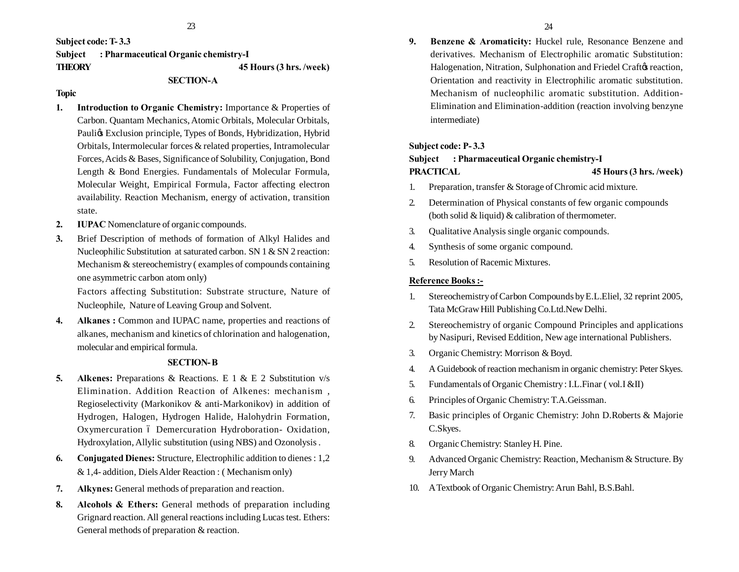**Subject code: T- 3.3**

**Subject : Pharmaceutical Organic chemistry-I**

**THEORY** **45 Hours (3 hrs. /week)**

**SECTION-A**

**Topic**

1. **Introduction to Organic Chemistry:** Importance & Properties of Carbon. Quantam Mechanics, Atomic Orbitals, Molecular Orbitals, Pauliés Exclusion principle, Types of Bonds, Hybridization, Hybrid Orbitals, Intermolecular forces & related properties, Intramolecular Forces, Acids & Bases, Significance of Solubility, Conjugation, Bond Length & Bond Energies. Fundamentals of Molecular Formula, Molecular Weight, Empirical Formula, Factor affecting electron availability. Reaction Mechanism, energy of activation, transition state.
2. **IUPAC** Nomenclature of organic compounds.
3. Brief Description of methods of formation of Alkyl Halides and Nucleophilic Substitution at saturated carbon. SN 1 & SN 2 reaction: Mechanism & stereochemistry ( examples of compounds containing one asymmetric carbon atom only)

   Factors affecting Substitution: Substrate structure, Nature of Nucleophile, Nature of Leaving Group and Solvent.
4. **Alkanes :** Common and IUPAC name, properties and reactions of alkanes, mechanism and kinetics of chlorination and halogenation, molecular and empirical formula.

**SECTION- B**

5. **Alkenes:** Preparations & Reactions. E 1 & E 2 Substitution v/s Elimination. Addition Reaction of Alkenes: mechanism , Regioselectivity (Markonikov & anti-Markonikov) in addition of Hydrogen, Halogen, Hydrogen Halide, Halohydrin Formation, Oxymercuration – Demercuration Hydroboration- Oxidation, Hydroxylation, Allylic substitution (using NBS) and Ozonolysis .
6. **Conjugated Dienes:** Structure, Electrophilic addition to dienes : 1,2 & 1,4- addition, Diels Alder Reaction : ( Mechanism only)
7. **Alkynes:** General methods of preparation and reaction.
8. **Alcohols & Ethers:** General methods of preparation including Grignard reaction. All general reactions including Lucas test. Ethers: General methods of preparation & reaction.
9. **Benzene & Aromaticity:** Huckel rule, Resonance Benzene and derivatives. Mechanism of Electrophilic aromatic Substitution: Halogenation, Nitration, Sulphonation and Friedel Craftés reaction, Orientation and reactivity in Electrophilic aromatic substitution. Mechanism of nucleophilic aromatic substitution. Addition-Elimination and Elimination-addition (reaction involving benzyne intermediate)

**Subject code: P- 3.3**

**Subject : Pharmaceutical Organic chemistry-I**

**PRACTICAL** **45 Hours (3 hrs. /week)**

1. Preparation, transfer & Storage of Chromic acid mixture.
2. Determination of Physical constants of few organic compounds (both solid & liquid) & calibration of thermometer.
3. Qualitative Analysis single organic compounds.
4. Synthesis of some organic compound.
5. Resolution of Racemic Mixtures.

**Reference Books :-**

1. Stereochemistry of Carbon Compounds by E.L.Eliel, 32 reprint 2005, Tata McGraw Hill Publishing Co.Ltd.New Delhi.
2. Stereochemistry of organic Compound Principles and applications by Nasipuri, Revised Eddition, New age international Publishers.
3. Organic Chemistry: Morrison & Boyd.
4. A Guidebook of reaction mechanism in organic chemistry: Peter Skyes.
5. Fundamentals of Organic Chemistry : I.L.Finar ( vol.I &II)
6. Principles of Organic Chemistry: T.A.Geissman.
7. Basic principles of Organic Chemistry: John D.Roberts & Majorie C.Skyes.
8. Organic Chemistry: Stanley H. Pine.
9. Advanced Organic Chemistry: Reaction, Mechanism & Structure. By Jerry March
10. A Textbook of Organic Chemistry: Arun Bahl, B.S.Bahl.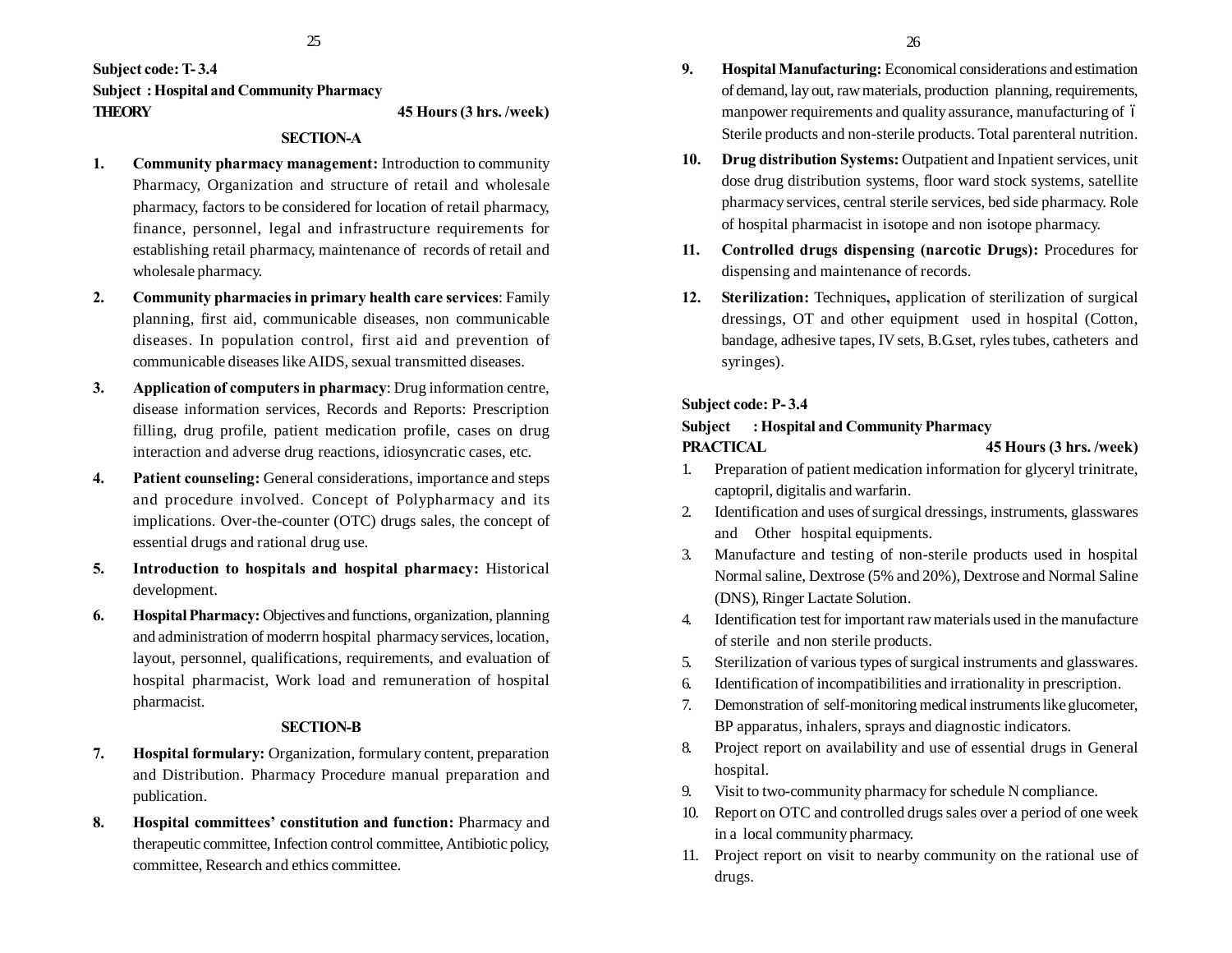**Subject code: T- 3.4**

**Subject : Hospital and Community Pharmacy**

**THEORY** **45 Hours (3 hrs. /week)**

### SECTION-A

1. **Community pharmacy management:** Introduction to community Pharmacy, Organization and structure of retail and wholesale pharmacy, factors to be considered for location of retail pharmacy, finance, personnel, legal and infrastructure requirements for establishing retail pharmacy, maintenance of records of retail and wholesale pharmacy.
2. **Community pharmacies in primary health care services**: Family planning, first aid, communicable diseases, non communicable diseases. In population control, first aid and prevention of communicable diseases like AIDS, sexual transmitted diseases.
3. **Application of computers in pharmacy**: Drug information centre, disease information services, Records and Reports: Prescription filling, drug profile, patient medication profile, cases on drug interaction and adverse drug reactions, idiosyncratic cases, etc.
4. **Patient counseling:** General considerations, importance and steps and procedure involved. Concept of Polypharmacy and its implications. Over-the-counter (OTC) drugs sales, the concept of essential drugs and rational drug use.
5. **Introduction to hospitals and hospital pharmacy:** Historical development.
6. **Hospital Pharmacy:** Objectives and functions, organization, planning and administration of moderrn hospital pharmacy services, location, layout, personnel, qualifications, requirements, and evaluation of hospital pharmacist, Work load and remuneration of hospital pharmacist.

### SECTION-B

7. **Hospital formulary:** Organization, formulary content, preparation and Distribution. Pharmacy Procedure manual preparation and publication.
8. **Hospital committees' constitution and function:** Pharmacy and therapeutic committee, Infection control committee, Antibiotic policy, committee, Research and ethics committee.
9. **Hospital Manufacturing:** Economical considerations and estimation of demand, lay out, raw materials, production planning, requirements, manpower requirements and quality assurance, manufacturing of ï Sterile products and non-sterile products. Total parenteral nutrition.
10. **Drug distribution Systems:** Outpatient and Inpatient services, unit dose drug distribution systems, floor ward stock systems, satellite pharmacy services, central sterile services, bed side pharmacy. Role of hospital pharmacist in isotope and non isotope pharmacy.
11. **Controlled drugs dispensing (narcotic Drugs):** Procedures for dispensing and maintenance of records.
12. **Sterilization:** Techniques**,** application of sterilization of surgical dressings, OT and other equipment used in hospital (Cotton, bandage, adhesive tapes, IV sets, B.G.set, ryles tubes, catheters and syringes).

**Subject code: P- 3.4**

**Subject : Hospital and Community Pharmacy**

**PRACTICAL** **45 Hours (3 hrs. /week)**

1. Preparation of patient medication information for glyceryl trinitrate, captopril, digitalis and warfarin.
2. Identification and uses of surgical dressings, instruments, glasswares and Other hospital equipments.
3. Manufacture and testing of non-sterile products used in hospital Normal saline, Dextrose (5% and 20%), Dextrose and Normal Saline (DNS), Ringer Lactate Solution.
4. Identification test for important raw materials used in the manufacture of sterile and non sterile products.
5. Sterilization of various types of surgical instruments and glasswares.
6. Identification of incompatibilities and irrationality in prescription.
7. Demonstration of self-monitoring medical instruments like glucometer, BP apparatus, inhalers, sprays and diagnostic indicators.
8. Project report on availability and use of essential drugs in General hospital.
9. Visit to two-community pharmacy for schedule N compliance.
10. Report on OTC and controlled drugs sales over a period of one week in a local community pharmacy.
11. Project report on visit to nearby community on the rational use of drugs.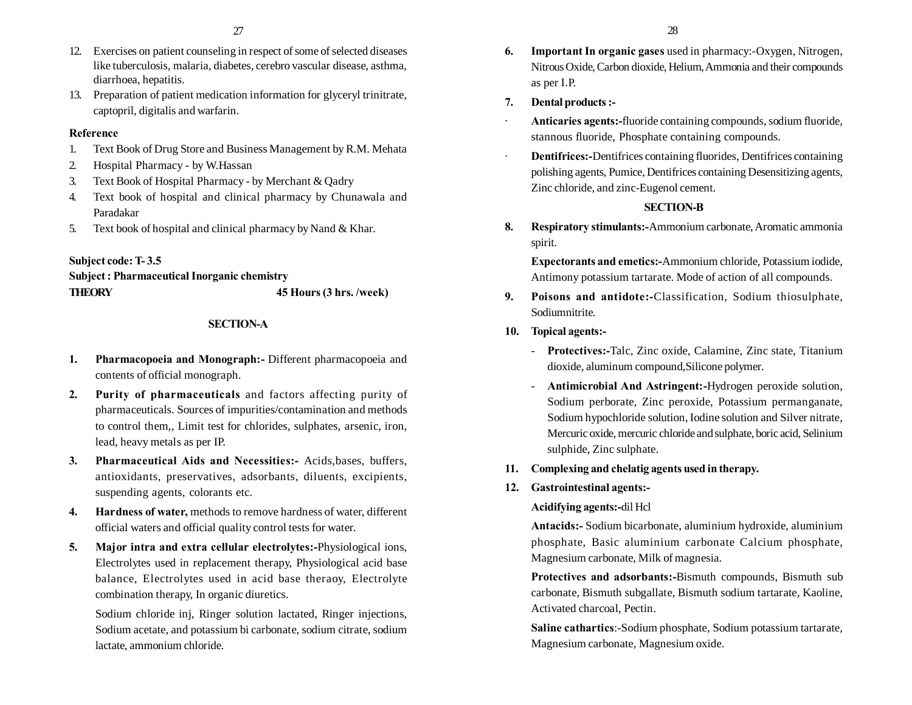12. Exercises on patient counseling in respect of some of selected diseases like tuberculosis, malaria, diabetes, cerebro vascular disease, asthma, diarrhoea, hepatitis.
13. Preparation of patient medication information for glyceryl trinitrate, captopril, digitalis and warfarin.

**Reference**

1. Text Book of Drug Store and Business Management by R.M. Mehata
2. Hospital Pharmacy - by W.Hassan
3. Text Book of Hospital Pharmacy - by Merchant & Qadry
4. Text book of hospital and clinical pharmacy by Chunawala and Paradakar
5. Text book of hospital and clinical pharmacy by Nand & Khar.

**Subject code: T- 3.5**

**Subject : Pharmaceutical Inorganic chemistry**

**THEORY** **45 Hours (3 hrs. /week)**

**SECTION-A**

1. **Pharmacopoeia and Monograph:-** Different pharmacopoeia and contents of official monograph.
2. **Purity of pharmaceuticals** and factors affecting purity of pharmaceuticals. Sources of impurities/contamination and methods to control them,, Limit test for chlorides, sulphates, arsenic, iron, lead, heavy metals as per IP.
3. **Pharmaceutical Aids and Necessities:-** Acids,bases, buffers, antioxidants, preservatives, adsorbants, diluents, excipients, suspending agents, colorants etc.
4. **Hardness of water,** methods to remove hardness of water, different official waters and official quality control tests for water.
5. **Major intra and extra cellular electrolytes:-**Physiological ions, Electrolytes used in replacement therapy, Physiological acid base balance, Electrolytes used in acid base theraoy, Electrolyte combination therapy, In organic diuretics.

   Sodium chloride inj, Ringer solution lactated, Ringer injections, Sodium acetate, and potassium bi carbonate, sodium citrate, sodium lactate, ammonium chloride.
6. **Important In organic gases** used in pharmacy:-Oxygen, Nitrogen, Nitrous Oxide, Carbon dioxide, Helium, Ammonia and their compounds as per I.P.
7. **Dental products :-**
   - **Anticaries agents:-**fluoride containing compounds, sodium fluoride, stannous fluoride, Phosphate containing compounds.
   - **Dentifrices:-**Dentifrices containing fluorides, Dentifrices containing polishing agents, Pumice, Dentifrices containing Desensitizing agents, Zinc chloride, and zinc-Eugenol cement.

**SECTION-B**

8. **Respiratory stimulants:-**Ammonium carbonate, Aromatic ammonia spirit.

   **Expectorants and emetics:-**Ammonium chloride, Potassium iodide, Antimony potassium tartarate. Mode of action of all compounds.
9. **Poisons and antidote:-**Classification, Sodium thiosulphate, Sodiumnitrite.
10. **Topical agents:-**
    - **Protectives:-**Talc, Zinc oxide, Calamine, Zinc state, Titanium dioxide, aluminum compound,Silicone polymer.
    - **Antimicrobial And Astringent:-**Hydrogen peroxide solution, Sodium perborate, Zinc peroxide, Potassium permanganate, Sodium hypochloride solution, Iodine solution and Silver nitrate, Mercuric oxide, mercuric chloride and sulphate, boric acid, Selinium sulphide, Zinc sulphate.
11. **Complexing and chelatig agents used in therapy.**
12. **Gastrointestinal agents:-**

    **Acidifying agents:-**dil Hcl

    **Antacids:-** Sodium bicarbonate, aluminium hydroxide, aluminium phosphate, Basic aluminium carbonate Calcium phosphate, Magnesium carbonate, Milk of magnesia.

    **Protectives and adsorbants:-**Bismuth compounds, Bismuth sub carbonate, Bismuth subgallate, Bismuth sodium tartarate, Kaoline, Activated charcoal, Pectin.

    **Saline cathartics**:-Sodium phosphate, Sodium potassium tartarate, Magnesium carbonate, Magnesium oxide.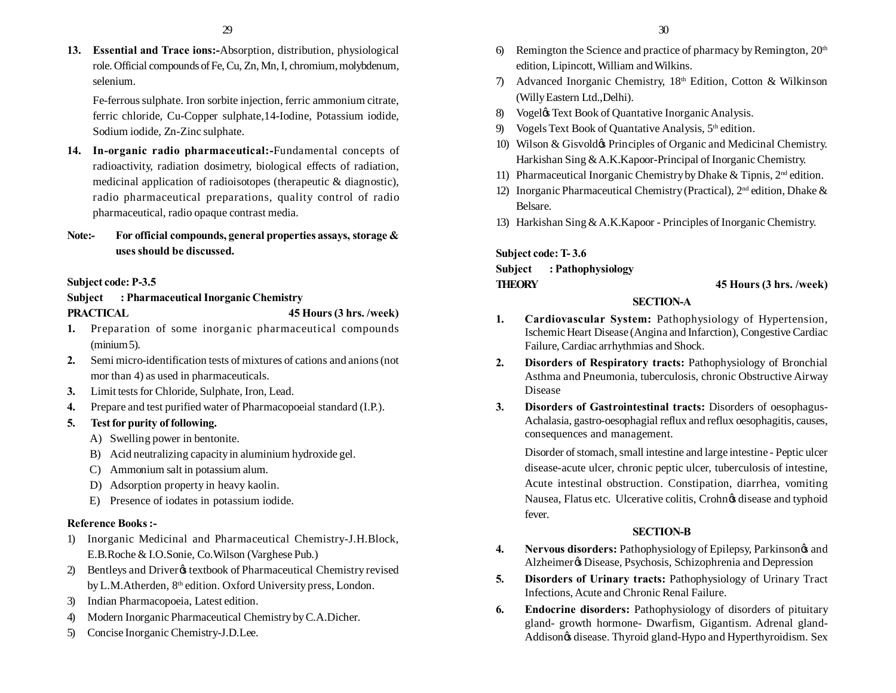13. **Essential and Trace ions:-**Absorption, distribution, physiological role. Official compounds of Fe, Cu, Zn, Mn, I, chromium, molybdenum, selenium.

    Fe-ferrous sulphate. Iron sorbite injection, ferric ammonium citrate, ferric chloride, Cu-Copper sulphate,14-Iodine, Potassium iodide, Sodium iodide, Zn-Zinc sulphate.

14. **In-organic radio pharmaceutical:-**Fundamental concepts of radioactivity, radiation dosimetry, biological effects of radiation, medicinal application of radioisotopes (therapeutic & diagnostic), radio pharmaceutical preparations, quality control of radio pharmaceutical, radio opaque contrast media.

**Note:- For official compounds, general properties assays, storage & uses should be discussed.**

**Subject code: P-3.5**

**Subject : Pharmaceutical Inorganic Chemistry**

**PRACTICAL** **45 Hours (3 hrs. /week)**

1. Preparation of some inorganic pharmaceutical compounds (minium 5).
2. Semi micro-identification tests of mixtures of cations and anions (not mor than 4) as used in pharmaceuticals.
3. Limit tests for Chloride, Sulphate, Iron, Lead.
4. Prepare and test purified water of Pharmacopoeial standard (I.P.).
5. **Test for purity of following.**
   - A) Swelling power in bentonite.
   - B) Acid neutralizing capacity in aluminium hydroxide gel.
   - C) Ammonium salt in potassium alum.
   - D) Adsorption property in heavy kaolin.
   - E) Presence of iodates in potassium iodide.

**Reference Books :-**

1) Inorganic Medicinal and Pharmaceutical Chemistry-J.H.Block, E.B.Roche & I.O.Sonie, Co.Wilson (Varghese Pub.)
2) Bentleys and Driverǿs textbook of Pharmaceutical Chemistry revised by L.M.Atherden, 8th edition. Oxford University press, London.
3) Indian Pharmacopoeia, Latest edition.
4) Modern Inorganic Pharmaceutical Chemistry by C.A.Dicher.
5) Concise Inorganic Chemistry-J.D.Lee.
6) Remington the Science and practice of pharmacy by Remington, 20th edition, Lipincott, William and Wilkins.
7) Advanced Inorganic Chemistry, 18th Edition, Cotton & Wilkinson (Willy Eastern Ltd.,Delhi).
8) Vogelǿs Text Book of Quantative Inorganic Analysis.
9) Vogels Text Book of Quantative Analysis, 5th edition.
10) Wilson & Gisvoldǿs Principles of Organic and Medicinal Chemistry. Harkishan Sing & A.K.Kapoor-Principal of Inorganic Chemistry.
11) Pharmaceutical Inorganic Chemistry by Dhake & Tipnis, 2nd edition.
12) Inorganic Pharmaceutical Chemistry (Practical), 2nd edition, Dhake & Belsare.
13) Harkishan Sing & A.K.Kapoor - Principles of Inorganic Chemistry.

**Subject code: T- 3.6**

**Subject : Pathophysiology**

**THEORY** **45 Hours (3 hrs. /week)**

**SECTION-A**

1. **Cardiovascular System:** Pathophysiology of Hypertension, Ischemic Heart Disease (Angina and Infarction), Congestive Cardiac Failure, Cardiac arrhythmias and Shock.
2. **Disorders of Respiratory tracts:** Pathophysiology of Bronchial Asthma and Pneumonia, tuberculosis, chronic Obstructive Airway Disease
3. **Disorders of Gastrointestinal tracts:** Disorders of oesophagus-Achalasia, gastro-oesophagial reflux and reflux oesophagitis, causes, consequences and management.

   Disorder of stomach, small intestine and large intestine - Peptic ulcer disease-acute ulcer, chronic peptic ulcer, tuberculosis of intestine, Acute intestinal obstruction. Constipation, diarrhea, vomiting Nausea, Flatus etc. Ulcerative colitis, Crohnǿs disease and typhoid fever.

**SECTION-B**

4. **Nervous disorders:** Pathophysiology of Epilepsy, Parkinsonǿs and Alzheimerǿs Disease, Psychosis, Schizophrenia and Depression
5. **Disorders of Urinary tracts:** Pathophysiology of Urinary Tract Infections, Acute and Chronic Renal Failure.
6. **Endocrine disorders:** Pathophysiology of disorders of pituitary gland- growth hormone- Dwarfism, Gigantism. Adrenal gland-Addisonǿs disease. Thyroid gland-Hypo and Hyperthyroidism. Sex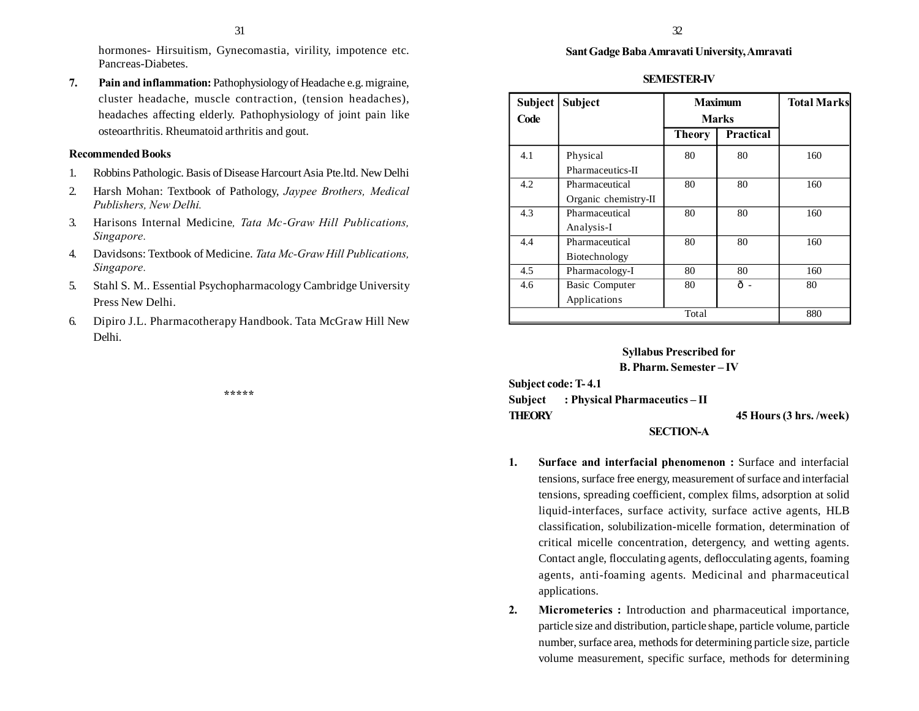hormones- Hirsuitism, Gynecomastia, virility, impotence etc. Pancreas-Diabetes.

7. **Pain and inflammation:** Pathophysiology of Headache e.g. migraine, cluster headache, muscle contraction, (tension headaches), headaches affecting elderly. Pathophysiology of joint pain like osteoarthritis. Rheumatoid arthritis and gout.

**Recommended Books**

1. Robbins Pathologic. Basis of Disease Harcourt Asia Pte.ltd. New Delhi
2. Harsh Mohan: Textbook of Pathology, *Jaypee Brothers, Medical Publishers, New Delhi.*
3. Harisons Internal Medicine*, Tata Mc-Graw Hill Publications, Singapore.*
4. Davidsons: Textbook of Medicine. *Tata Mc-Graw Hill Publications, Singapore.*
5. Stahl S. M.. Essential Psychopharmacology Cambridge University Press New Delhi.
6. Dipiro J.L. Pharmacotherapy Handbook. Tata McGraw Hill New Delhi.

*****

**Sant Gadge Baba Amravati University, Amravati**

**SEMESTER-IV**

| Subject Code | Subject | Maximum Marks | | Total Marks |
|---|---|---|---|---|
| | | Theory | Practical | |
| 4.1 | Physical Pharmaceutics-II | 80 | 80 | 160 |
| 4.2 | Pharmaceutical Organic chemistry-II | 80 | 80 | 160 |
| 4.3 | Pharmaceutical Analysis-I | 80 | 80 | 160 |
| 4.4 | Pharmaceutical Biotechnology | 80 | 80 | 160 |
| 4.5 | Pharmacology-I | 80 | 80 | 160 |
| 4.6 | Basic Computer Applications | 80 | ð - | 80 |
| | | Total | | 880 |

**Syllabus Prescribed for**
**B. Pharm. Semester – IV**

**Subject code: T- 4.1**
**Subject : Physical Pharmaceutics – II**
**THEORY** **45 Hours (3 hrs. /week)**

**SECTION-A**

1. **Surface and interfacial phenomenon :** Surface and interfacial tensions, surface free energy, measurement of surface and interfacial tensions, spreading coefficient, complex films, adsorption at solid liquid-interfaces, surface activity, surface active agents, HLB classification, solubilization-micelle formation, determination of critical micelle concentration, detergency, and wetting agents. Contact angle, flocculating agents, deflocculating agents, foaming agents, anti-foaming agents. Medicinal and pharmaceutical applications.
2. **Micrometerics :** Introduction and pharmaceutical importance, particle size and distribution, particle shape, particle volume, particle number, surface area, methods for determining particle size, particle volume measurement, specific surface, methods for determining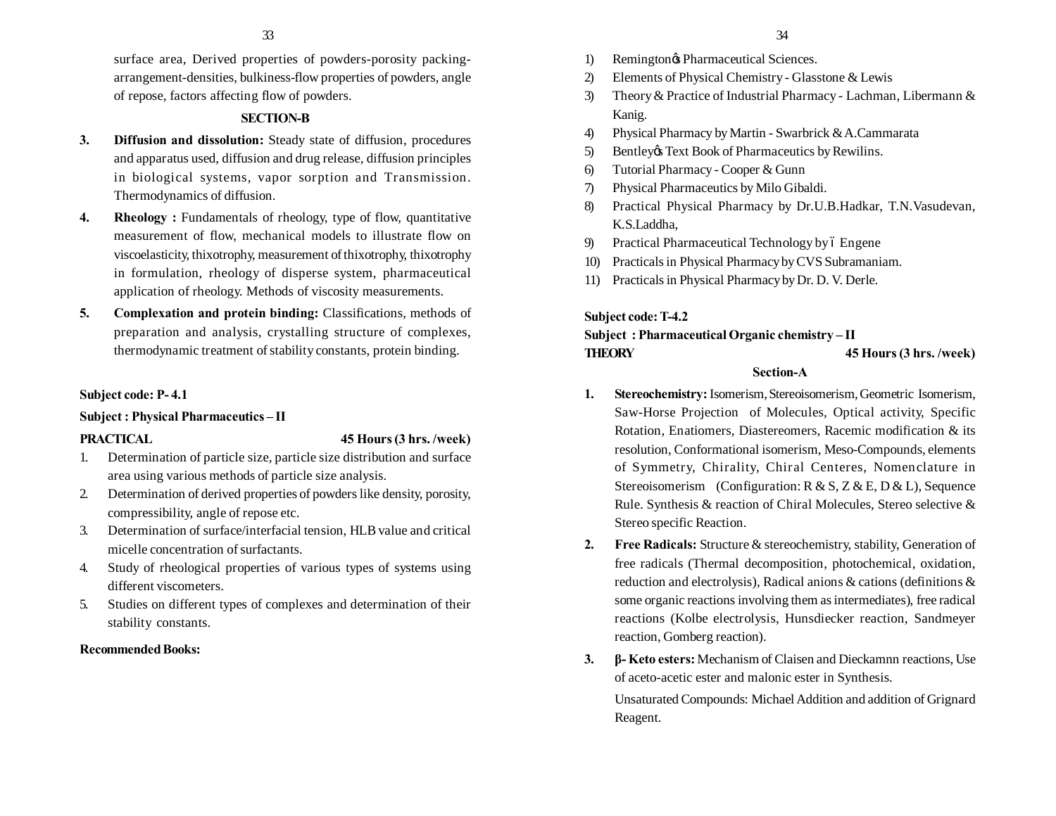surface area, Derived properties of powders-porosity packing-arrangement-densities, bulkiness-flow properties of powders, angle of repose, factors affecting flow of powders.

**SECTION-B**

3. **Diffusion and dissolution:** Steady state of diffusion, procedures and apparatus used, diffusion and drug release, diffusion principles in biological systems, vapor sorption and Transmission. Thermodynamics of diffusion.

4. **Rheology :** Fundamentals of rheology, type of flow, quantitative measurement of flow, mechanical models to illustrate flow on viscoelasticity, thixotrophy, measurement of thixotrophy, thixotrophy in formulation, rheology of disperse system, pharmaceutical application of rheology. Methods of viscosity measurements.

5. **Complexation and protein binding:** Classifications, methods of preparation and analysis, crystalling structure of complexes, thermodynamic treatment of stability constants, protein binding.

**Subject code: P- 4.1**

**Subject : Physical Pharmaceutics – II**

**PRACTICAL** **45 Hours (3 hrs. /week)**

1. Determination of particle size, particle size distribution and surface area using various methods of particle size analysis.
2. Determination of derived properties of powders like density, porosity, compressibility, angle of repose etc.
3. Determination of surface/interfacial tension, HLB value and critical micelle concentration of surfactants.
4. Study of rheological properties of various types of systems using different viscometers.
5. Studies on different types of complexes and determination of their stability constants.

**Recommended Books:**

1) Remington's Pharmaceutical Sciences.
2) Elements of Physical Chemistry - Glasstone & Lewis
3) Theory & Practice of Industrial Pharmacy - Lachman, Libermann & Kanig.
4) Physical Pharmacy by Martin - Swarbrick & A.Cammarata
5) Bentley's Text Book of Pharmaceutics by Rewilins.
6) Tutorial Pharmacy - Cooper & Gunn
7) Physical Pharmaceutics by Milo Gibaldi.
8) Practical Physical Pharmacy by Dr.U.B.Hadkar, T.N.Vasudevan, K.S.Laddha,
9) Practical Pharmaceutical Technology by – Engene
10) Practicals in Physical Pharmacy by CVS Subramaniam.
11) Practicals in Physical Pharmacy by Dr. D. V. Derle.

**Subject code: T-4.2**

**Subject : Pharmaceutical Organic chemistry – II**

**THEORY** **45 Hours (3 hrs. /week)**

**Section-A**

1. **Stereochemistry:** Isomerism, Stereoisomerism, Geometric Isomerism, Saw-Horse Projection of Molecules, Optical activity, Specific Rotation, Enatiomers, Diastereomers, Racemic modification & its resolution, Conformational isomerism, Meso-Compounds, elements of Symmetry, Chirality, Chiral Centeres, Nomenclature in Stereoisomerism (Configuration: R & S, Z & E, D & L), Sequence Rule. Synthesis & reaction of Chiral Molecules, Stereo selective & Stereo specific Reaction.

2. **Free Radicals:** Structure & stereochemistry, stability, Generation of free radicals (Thermal decomposition, photochemical, oxidation, reduction and electrolysis), Radical anions & cations (definitions & some organic reactions involving them as intermediates), free radical reactions (Kolbe electrolysis, Hunsdiecker reaction, Sandmeyer reaction, Gomberg reaction).

3. **β- Keto esters:** Mechanism of Claisen and Dieckamnn reactions, Use of aceto-acetic ester and malonic ester in Synthesis.

   Unsaturated Compounds: Michael Addition and addition of Grignard Reagent.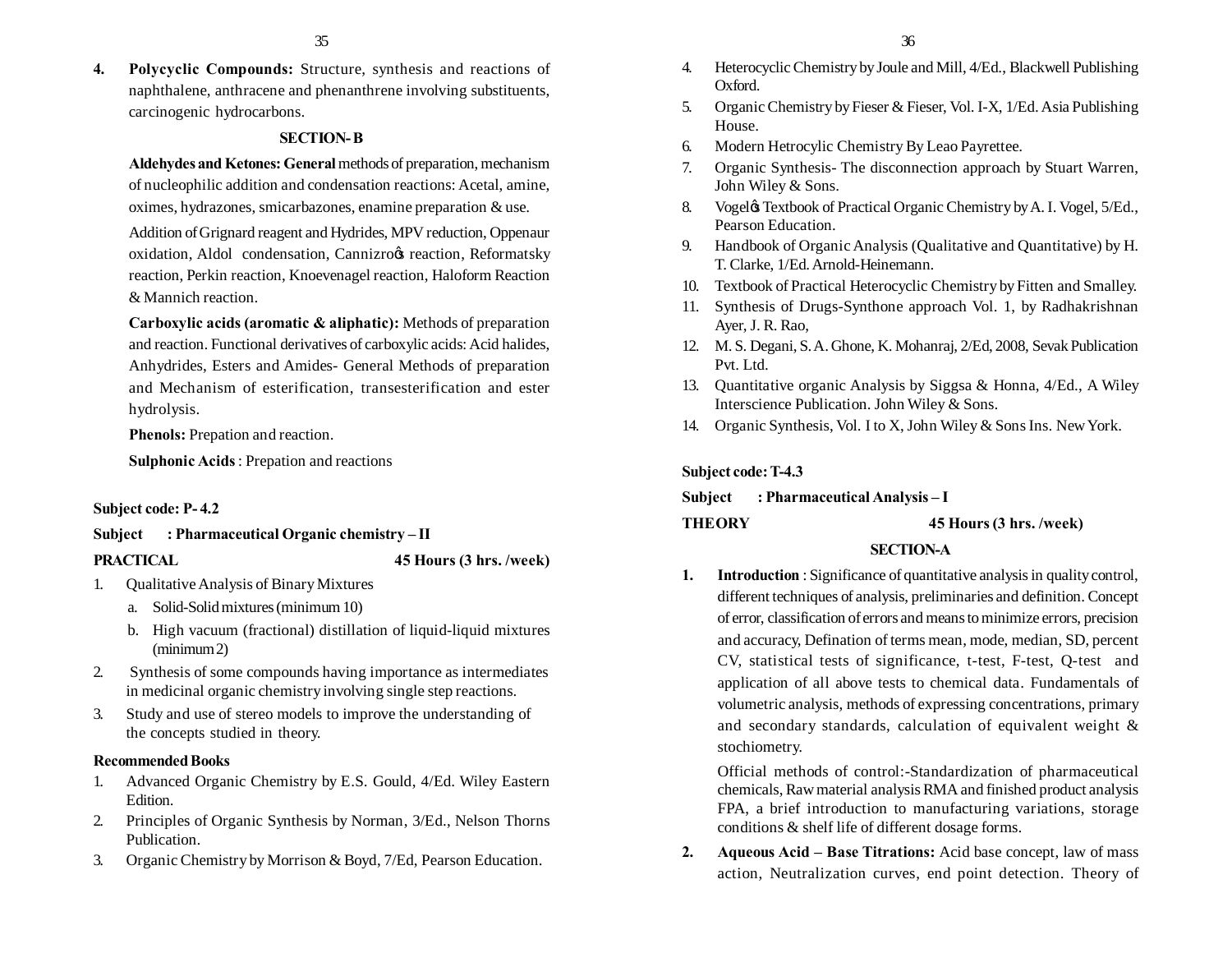4. **Polycyclic Compounds:** Structure, synthesis and reactions of naphthalene, anthracene and phenanthrene involving substituents, carcinogenic hydrocarbons.

**SECTION- B**

**Aldehydes and Ketones: General** methods of preparation, mechanism of nucleophilic addition and condensation reactions: Acetal, amine, oximes, hydrazones, smicarbazones, enamine preparation & use.

Addition of Grignard reagent and Hydrides, MPV reduction, Oppenaur oxidation, Aldol condensation, Cannizroφs reaction, Reformatsky reaction, Perkin reaction, Knoevenagel reaction, Haloform Reaction & Mannich reaction.

**Carboxylic acids (aromatic & aliphatic):** Methods of preparation and reaction. Functional derivatives of carboxylic acids: Acid halides, Anhydrides, Esters and Amides- General Methods of preparation and Mechanism of esterification, transesterification and ester hydrolysis.

**Phenols:** Prepation and reaction.

**Sulphonic Acids** : Prepation and reactions

**Subject code: P- 4.2**

**Subject : Pharmaceutical Organic chemistry – II**

**PRACTICAL 45 Hours (3 hrs. /week)**

1. Qualitative Analysis of Binary Mixtures
   a. Solid-Solid mixtures (minimum 10)
   b. High vacuum (fractional) distillation of liquid-liquid mixtures (minimum 2)
2. Synthesis of some compounds having importance as intermediates in medicinal organic chemistry involving single step reactions.
3. Study and use of stereo models to improve the understanding of the concepts studied in theory.

**Recommended Books**

1. Advanced Organic Chemistry by E.S. Gould, 4/Ed. Wiley Eastern Edition.
2. Principles of Organic Synthesis by Norman, 3/Ed., Nelson Thorns Publication.
3. Organic Chemistry by Morrison & Boyd, 7/Ed, Pearson Education.
4. Heterocyclic Chemistry by Joule and Mill, 4/Ed., Blackwell Publishing Oxford.
5. Organic Chemistry by Fieser & Fieser, Vol. I-X, 1/Ed. Asia Publishing House.
6. Modern Hetrocylic Chemistry By Leao Payrettee.
7. Organic Synthesis- The disconnection approach by Stuart Warren, John Wiley & Sons.
8. Vogelφs Textbook of Practical Organic Chemistry by A. I. Vogel, 5/Ed., Pearson Education.
9. Handbook of Organic Analysis (Qualitative and Quantitative) by H. T. Clarke, 1/Ed. Arnold-Heinemann.
10. Textbook of Practical Heterocyclic Chemistry by Fitten and Smalley.
11. Synthesis of Drugs-Synthone approach Vol. 1, by Radhakrishnan Ayer, J. R. Rao,
12. M. S. Degani, S. A. Ghone, K. Mohanraj, 2/Ed, 2008, Sevak Publication Pvt. Ltd.
13. Quantitative organic Analysis by Siggsa & Honna, 4/Ed., A Wiley Interscience Publication. John Wiley & Sons.
14. Organic Synthesis, Vol. I to X, John Wiley & Sons Ins. New York.

**Subject code: T-4.3**

**Subject : Pharmaceutical Analysis – I**

**THEORY 45 Hours (3 hrs. /week)**

**SECTION-A**

1. **Introduction** : Significance of quantitative analysis in quality control, different techniques of analysis, preliminaries and definition. Concept of error, classification of errors and means to minimize errors, precision and accuracy, Defination of terms mean, mode, median, SD, percent CV, statistical tests of significance, t-test, F-test, Q-test and application of all above tests to chemical data. Fundamentals of volumetric analysis, methods of expressing concentrations, primary and secondary standards, calculation of equivalent weight & stochiometry.

   Official methods of control:-Standardization of pharmaceutical chemicals, Raw material analysis RMA and finished product analysis FPA, a brief introduction to manufacturing variations, storage conditions & shelf life of different dosage forms.

2. **Aqueous Acid – Base Titrations:** Acid base concept, law of mass action, Neutralization curves, end point detection. Theory of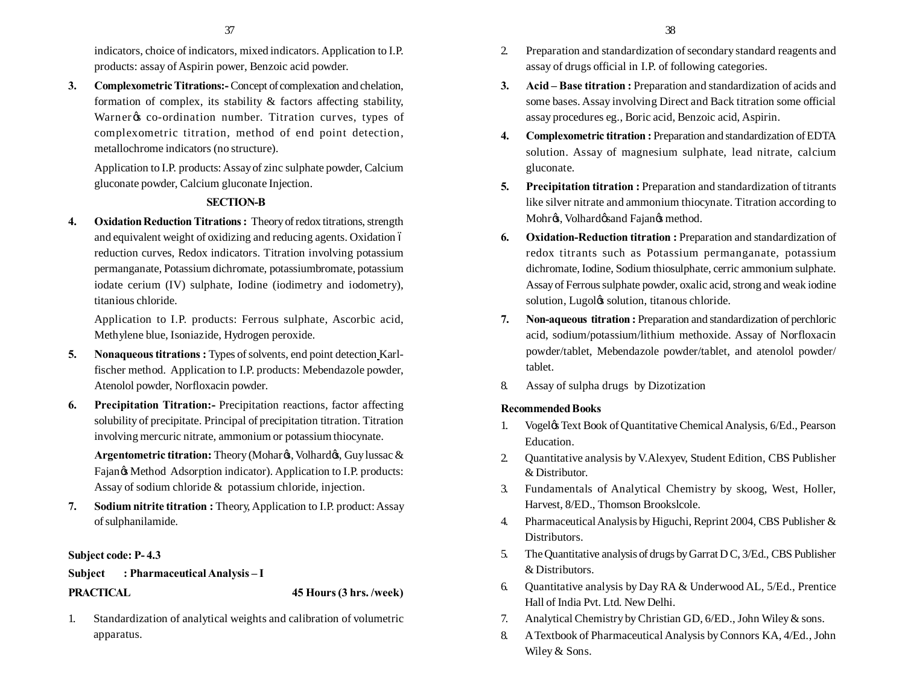indicators, choice of indicators, mixed indicators. Application to I.P. products: assay of Aspirin power, Benzoic acid powder.

3. **Complexometric Titrations:-** Concept of complexation and chelation, formation of complex, its stability & factors affecting stability, Warner's co-ordination number. Titration curves, types of complexometric titration, method of end point detection, metallochrome indicators (no structure).

   Application to I.P. products: Assay of zinc sulphate powder, Calcium gluconate powder, Calcium gluconate Injection.

## SECTION-B

4. **Oxidation Reduction Titrations :** Theory of redox titrations, strength and equivalent weight of oxidizing and reducing agents. Oxidation – reduction curves, Redox indicators. Titration involving potassium permanganate, Potassium dichromate, potassiumbromate, potassium iodate cerium (IV) sulphate, Iodine (iodimetry and iodometry), titanious chloride.

   Application to I.P. products: Ferrous sulphate, Ascorbic acid, Methylene blue, Isoniazide, Hydrogen peroxide.

5. **Nonaqueous titrations :** Types of solvents, end point detection Karl-fischer method. Application to I.P. products: Mebendazole powder, Atenolol powder, Norfloxacin powder.

6. **Precipitation Titration:-** Precipitation reactions, factor affecting solubility of precipitate. Principal of precipitation titration. Titration involving mercuric nitrate, ammonium or potassium thiocynate.

   **Argentometric titration:** Theory (Mohar's, Volhard's, Guy lussac & Fajan's Method Adsorption indicator). Application to I.P. products: Assay of sodium chloride & potassium chloride, injection.

7. **Sodium nitrite titration :** Theory, Application to I.P. product: Assay of sulphanilamide.

**Subject code: P- 4.3**

**Subject : Pharmaceutical Analysis – I**

**PRACTICAL** **45 Hours (3 hrs. /week)**

1. Standardization of analytical weights and calibration of volumetric apparatus.
2. Preparation and standardization of secondary standard reagents and assay of drugs official in I.P. of following categories.
3. **Acid – Base titration :** Preparation and standardization of acids and some bases. Assay involving Direct and Back titration some official assay procedures eg., Boric acid, Benzoic acid, Aspirin.
4. **Complexometric titration :** Preparation and standardization of EDTA solution. Assay of magnesium sulphate, lead nitrate, calcium gluconate.
5. **Precipitation titration :** Preparation and standardization of titrants like silver nitrate and ammonium thiocynate. Titration according to Mohr's, Volhard's and Fajan's method.
6. **Oxidation-Reduction titration :** Preparation and standardization of redox titrants such as Potassium permanganate, potassium dichromate, Iodine, Sodium thiosulphate, cerric ammonium sulphate. Assay of Ferrous sulphate powder, oxalic acid, strong and weak iodine solution, Lugol's solution, titanous chloride.
7. **Non-aqueous titration :** Preparation and standardization of perchloric acid, sodium/potassium/lithium methoxide. Assay of Norfloxacin powder/tablet, Mebendazole powder/tablet, and atenolol powder/ tablet.
8. Assay of sulpha drugs by Dizotization

**Recommended Books**

1. Vogel's Text Book of Quantitative Chemical Analysis, 6/Ed., Pearson Education.
2. Quantitative analysis by V.Alexyev, Student Edition, CBS Publisher & Distributor.
3. Fundamentals of Analytical Chemistry by skoog, West, Holler, Harvest, 8/ED., Thomson Brookslcole.
4. Pharmaceutical Analysis by Higuchi, Reprint 2004, CBS Publisher & Distributors.
5. The Quantitative analysis of drugs by Garrat D C, 3/Ed., CBS Publisher & Distributors.
6. Quantitative analysis by Day RA & Underwood AL, 5/Ed., Prentice Hall of India Pvt. Ltd. New Delhi.
7. Analytical Chemistry by Christian GD, 6/ED., John Wiley & sons.
8. A Textbook of Pharmaceutical Analysis by Connors KA, 4/Ed., John Wiley & Sons.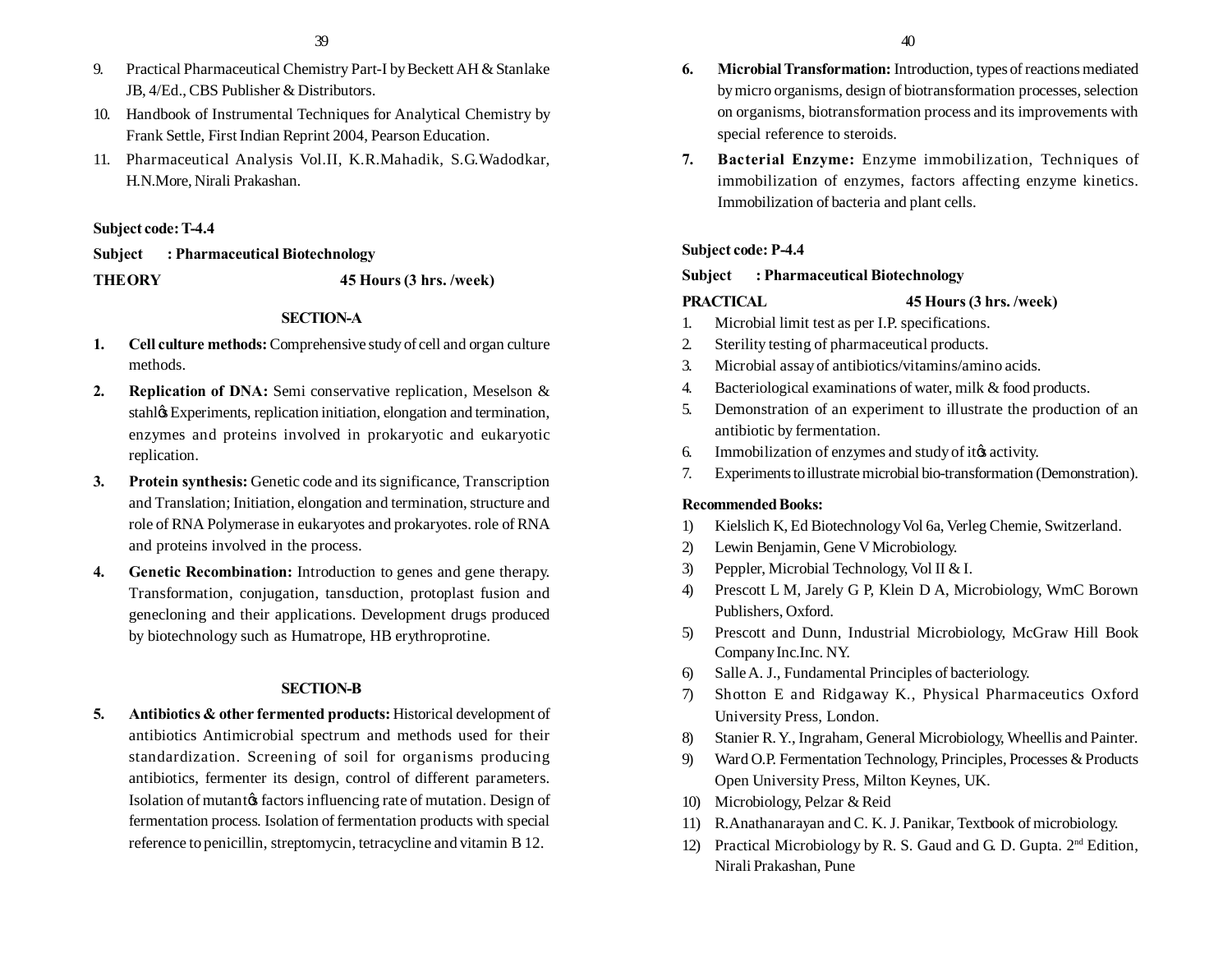9. Practical Pharmaceutical Chemistry Part-I by Beckett AH & Stanlake JB, 4/Ed., CBS Publisher & Distributors.
10. Handbook of Instrumental Techniques for Analytical Chemistry by Frank Settle, First Indian Reprint 2004, Pearson Education.
11. Pharmaceutical Analysis Vol.II, K.R.Mahadik, S.G.Wadodkar, H.N.More, Nirali Prakashan.

**Subject code: T-4.4**

**Subject : Pharmaceutical Biotechnology**

**THEORY 45 Hours (3 hrs. /week)**

**SECTION-A**

1. **Cell culture methods:** Comprehensive study of cell and organ culture methods.
2. **Replication of DNA:** Semi conservative replication, Meselson & stahl's Experiments, replication initiation, elongation and termination, enzymes and proteins involved in prokaryotic and eukaryotic replication.
3. **Protein synthesis:** Genetic code and its significance, Transcription and Translation; Initiation, elongation and termination, structure and role of RNA Polymerase in eukaryotes and prokaryotes. role of RNA and proteins involved in the process.
4. **Genetic Recombination:** Introduction to genes and gene therapy. Transformation, conjugation, tansduction, protoplast fusion and genecloning and their applications. Development drugs produced by biotechnology such as Humatrope, HB erythroprotine.

**SECTION-B**

5. **Antibiotics & other fermented products:** Historical development of antibiotics Antimicrobial spectrum and methods used for their standardization. Screening of soil for organisms producing antibiotics, fermenter its design, control of different parameters. Isolation of mutant's factors influencing rate of mutation. Design of fermentation process. Isolation of fermentation products with special reference to penicillin, streptomycin, tetracycline and vitamin B 12.
6. **Microbial Transformation:** Introduction, types of reactions mediated by micro organisms, design of biotransformation processes, selection on organisms, biotransformation process and its improvements with special reference to steroids.
7. **Bacterial Enzyme:** Enzyme immobilization, Techniques of immobilization of enzymes, factors affecting enzyme kinetics. Immobilization of bacteria and plant cells.

**Subject code: P-4.4**

**Subject : Pharmaceutical Biotechnology**

**PRACTICAL 45 Hours (3 hrs. /week)**

1. Microbial limit test as per I.P. specifications.
2. Sterility testing of pharmaceutical products.
3. Microbial assay of antibiotics/vitamins/amino acids.
4. Bacteriological examinations of water, milk & food products.
5. Demonstration of an experiment to illustrate the production of an antibiotic by fermentation.
6. Immobilization of enzymes and study of it's activity.
7. Experiments to illustrate microbial bio-transformation (Demonstration).

**Recommended Books:**

1) Kielslich K, Ed Biotechnology Vol 6a, Verleg Chemie, Switzerland.
2) Lewin Benjamin, Gene V Microbiology.
3) Peppler, Microbial Technology, Vol II & I.
4) Prescott L M, Jarely G P, Klein D A, Microbiology, WmC Borown Publishers, Oxford.
5) Prescott and Dunn, Industrial Microbiology, McGraw Hill Book Company Inc.Inc. NY.
6) Salle A. J., Fundamental Principles of bacteriology.
7) Shotton E and Ridgaway K., Physical Pharmaceutics Oxford University Press, London.
8) Stanier R. Y., Ingraham, General Microbiology, Wheellis and Painter.
9) Ward O.P. Fermentation Technology, Principles, Processes & Products Open University Press, Milton Keynes, UK.
10) Microbiology, Pelzar & Reid
11) R.Anathanarayan and C. K. J. Panikar, Textbook of microbiology.
12) Practical Microbiology by R. S. Gaud and G. D. Gupta. 2nd Edition, Nirali Prakashan, Pune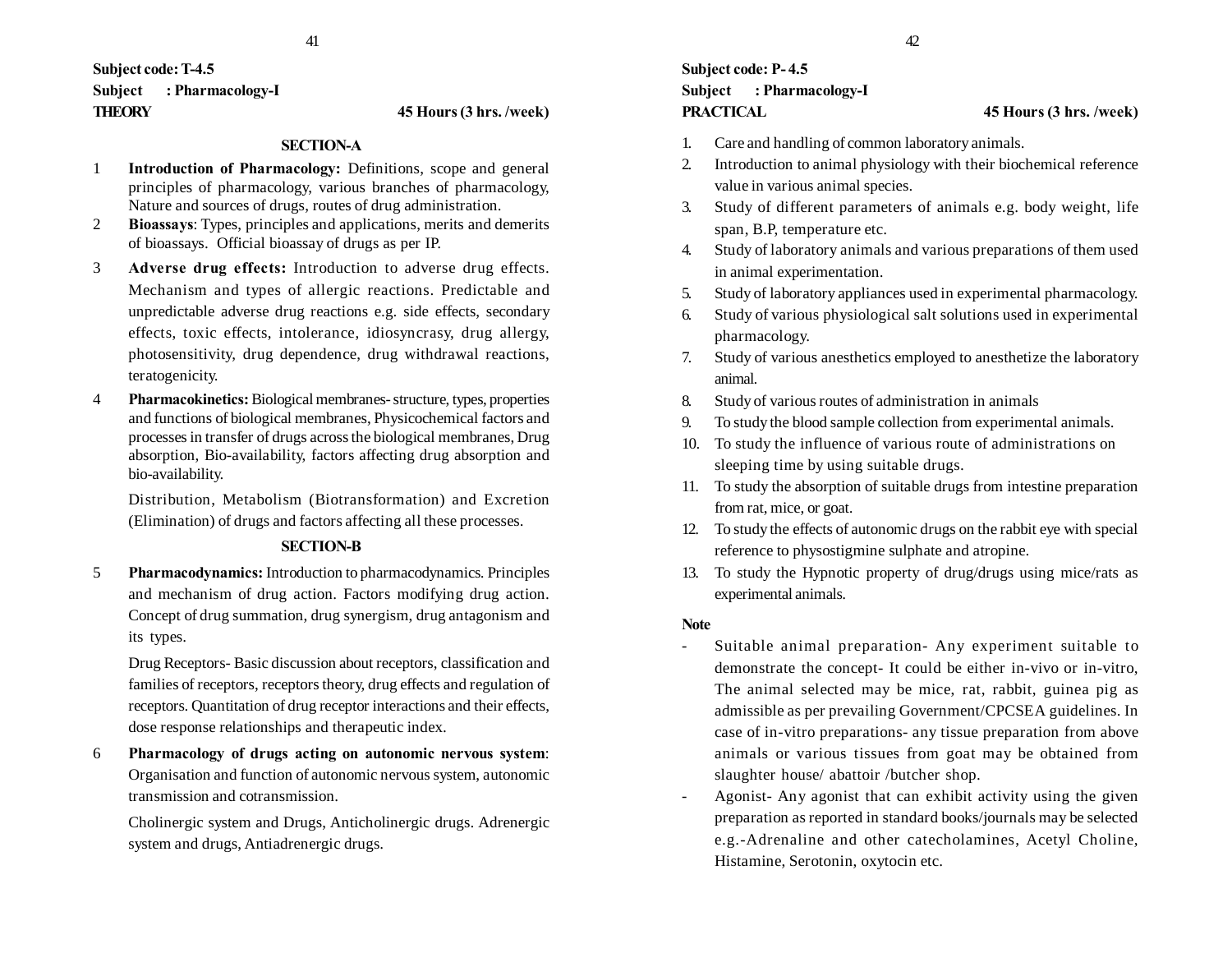**Subject code: T-4.5**

**Subject : Pharmacology-I**

**THEORY** **45 Hours (3 hrs. /week)**

## SECTION-A

1 **Introduction of Pharmacology:** Definitions, scope and general principles of pharmacology, various branches of pharmacology, Nature and sources of drugs, routes of drug administration.

2 **Bioassays**: Types, principles and applications, merits and demerits of bioassays. Official bioassay of drugs as per IP.

3 **Adverse drug effects:** Introduction to adverse drug effects. Mechanism and types of allergic reactions. Predictable and unpredictable adverse drug reactions e.g. side effects, secondary effects, toxic effects, intolerance, idiosyncrasy, drug allergy, photosensitivity, drug dependence, drug withdrawal reactions, teratogenicity.

4 **Pharmacokinetics:** Biological membranes- structure, types, properties and functions of biological membranes, Physicochemical factors and processes in transfer of drugs across the biological membranes, Drug absorption, Bio-availability, factors affecting drug absorption and bio-availability.

Distribution, Metabolism (Biotransformation) and Excretion (Elimination) of drugs and factors affecting all these processes.

## SECTION-B

5 **Pharmacodynamics:** Introduction to pharmacodynamics. Principles and mechanism of drug action. Factors modifying drug action. Concept of drug summation, drug synergism, drug antagonism and its types.

Drug Receptors- Basic discussion about receptors, classification and families of receptors, receptors theory, drug effects and regulation of receptors. Quantitation of drug receptor interactions and their effects, dose response relationships and therapeutic index.

6 **Pharmacology of drugs acting on autonomic nervous system**: Organisation and function of autonomic nervous system, autonomic transmission and cotransmission.

Cholinergic system and Drugs, Anticholinergic drugs. Adrenergic system and drugs, Antiadrenergic drugs.

**Subject code: P- 4.5**

**Subject : Pharmacology-I**

**PRACTICAL** **45 Hours (3 hrs. /week)**

1. Care and handling of common laboratory animals.
2. Introduction to animal physiology with their biochemical reference value in various animal species.
3. Study of different parameters of animals e.g. body weight, life span, B.P, temperature etc.
4. Study of laboratory animals and various preparations of them used in animal experimentation.
5. Study of laboratory appliances used in experimental pharmacology.
6. Study of various physiological salt solutions used in experimental pharmacology.
7. Study of various anesthetics employed to anesthetize the laboratory animal.
8. Study of various routes of administration in animals
9. To study the blood sample collection from experimental animals.
10. To study the influence of various route of administrations on sleeping time by using suitable drugs.
11. To study the absorption of suitable drugs from intestine preparation from rat, mice, or goat.
12. To study the effects of autonomic drugs on the rabbit eye with special reference to physostigmine sulphate and atropine.
13. To study the Hypnotic property of drug/drugs using mice/rats as experimental animals.

**Note**

- Suitable animal preparation- Any experiment suitable to demonstrate the concept- It could be either in-vivo or in-vitro, The animal selected may be mice, rat, rabbit, guinea pig as admissible as per prevailing Government/CPCSEA guidelines. In case of in-vitro preparations- any tissue preparation from above animals or various tissues from goat may be obtained from slaughter house/ abattoir /butcher shop.
- Agonist- Any agonist that can exhibit activity using the given preparation as reported in standard books/journals may be selected e.g.-Adrenaline and other catecholamines, Acetyl Choline, Histamine, Serotonin, oxytocin etc.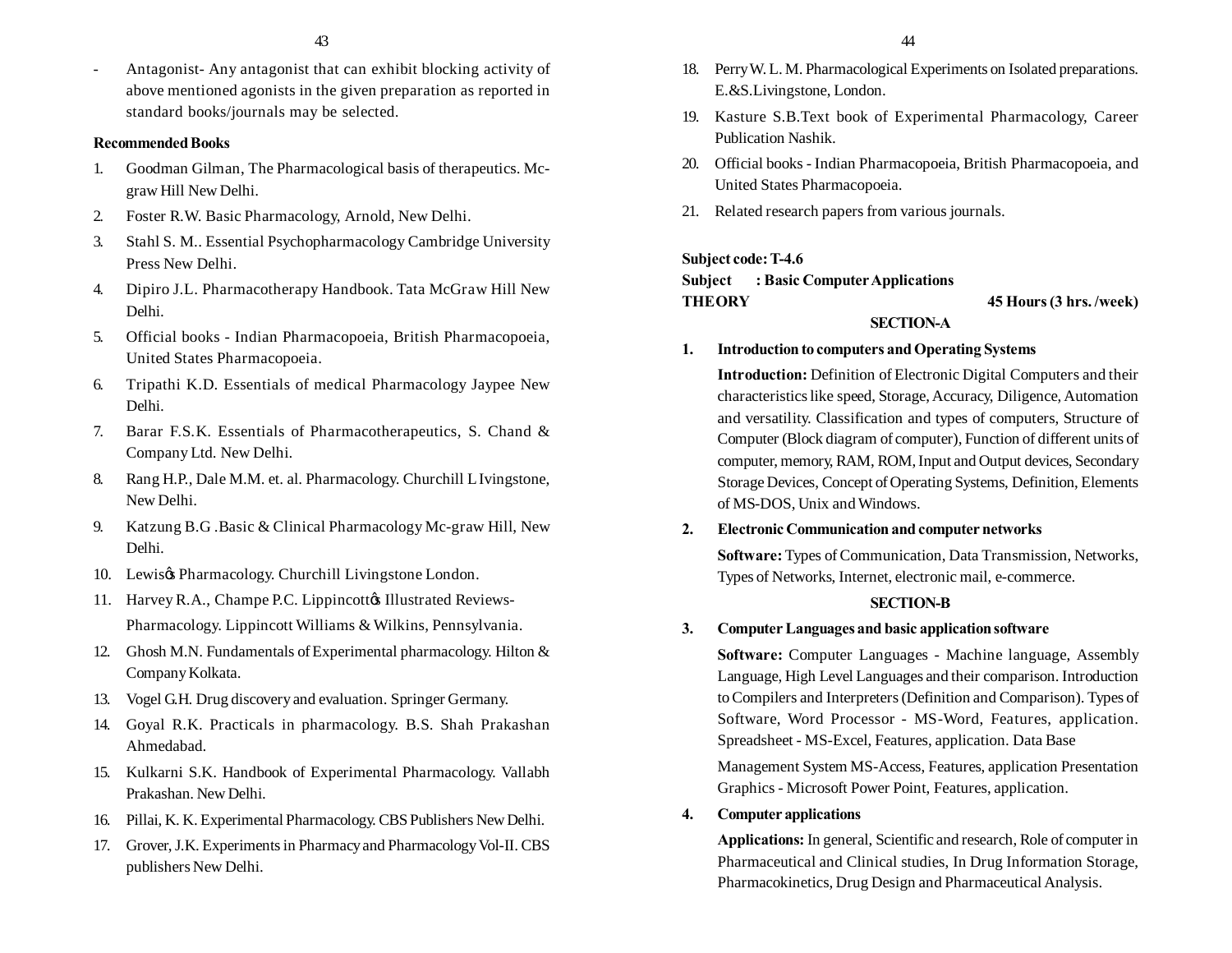- Antagonist- Any antagonist that can exhibit blocking activity of above mentioned agonists in the given preparation as reported in standard books/journals may be selected.

**Recommended Books**

1. Goodman Gilman, The Pharmacological basis of therapeutics. Mc-graw Hill New Delhi.
2. Foster R.W. Basic Pharmacology, Arnold, New Delhi.
3. Stahl S. M.. Essential Psychopharmacology Cambridge University Press New Delhi.
4. Dipiro J.L. Pharmacotherapy Handbook. Tata McGraw Hill New Delhi.
5. Official books - Indian Pharmacopoeia, British Pharmacopoeia, United States Pharmacopoeia.
6. Tripathi K.D. Essentials of medical Pharmacology Jaypee New Delhi.
7. Barar F.S.K. Essentials of Pharmacotherapeutics, S. Chand & Company Ltd. New Delhi.
8. Rang H.P., Dale M.M. et. al. Pharmacology. Churchill L Ivingstone, New Delhi.
9. Katzung B.G .Basic & Clinical Pharmacology Mc-graw Hill, New Delhi.
10. Lewisø Pharmacology. Churchill Livingstone London.
11. Harvey R.A., Champe P.C. Lippincottø Illustrated Reviews-Pharmacology. Lippincott Williams & Wilkins, Pennsylvania.
12. Ghosh M.N. Fundamentals of Experimental pharmacology. Hilton & Company Kolkata.
13. Vogel G.H. Drug discovery and evaluation. Springer Germany.
14. Goyal R.K. Practicals in pharmacology. B.S. Shah Prakashan Ahmedabad.
15. Kulkarni S.K. Handbook of Experimental Pharmacology. Vallabh Prakashan. New Delhi.
16. Pillai, K. K. Experimental Pharmacology. CBS Publishers New Delhi.
17. Grover, J.K. Experiments in Pharmacy and Pharmacology Vol-II. CBS publishers New Delhi.
18. Perry W. L. M. Pharmacological Experiments on Isolated preparations. E.&S.Livingstone, London.
19. Kasture S.B.Text book of Experimental Pharmacology, Career Publication Nashik.
20. Official books - Indian Pharmacopoeia, British Pharmacopoeia, and United States Pharmacopoeia.
21. Related research papers from various journals.

**Subject code: T-4.6**
**Subject : Basic Computer Applications**
**THEORY** **45 Hours (3 hrs. /week)**

**SECTION-A**

**1. Introduction to computers and Operating Systems**

**Introduction:** Definition of Electronic Digital Computers and their characteristics like speed, Storage, Accuracy, Diligence, Automation and versatility. Classification and types of computers, Structure of Computer (Block diagram of computer), Function of different units of computer, memory, RAM, ROM, Input and Output devices, Secondary Storage Devices, Concept of Operating Systems, Definition, Elements of MS-DOS, Unix and Windows.

**2. Electronic Communication and computer networks**

**Software:** Types of Communication, Data Transmission, Networks, Types of Networks, Internet, electronic mail, e-commerce.

**SECTION-B**

**3. Computer Languages and basic application software**

**Software:** Computer Languages - Machine language, Assembly Language, High Level Languages and their comparison. Introduction to Compilers and Interpreters (Definition and Comparison). Types of Software, Word Processor - MS-Word, Features, application. Spreadsheet - MS-Excel, Features, application. Data Base Management System MS-Access, Features, application Presentation Graphics - Microsoft Power Point, Features, application.

**4. Computer applications**

**Applications:** In general, Scientific and research, Role of computer in Pharmaceutical and Clinical studies, In Drug Information Storage, Pharmacokinetics, Drug Design and Pharmaceutical Analysis.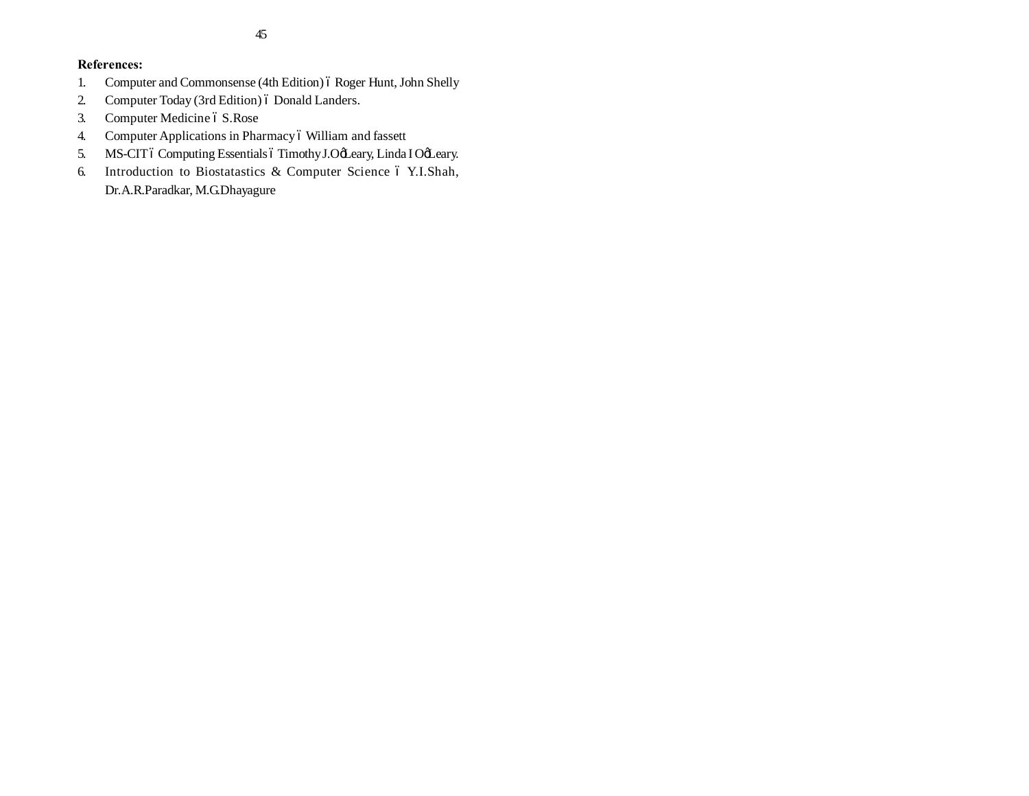**References:**

1. Computer and Commonsense (4th Edition) ó Roger Hunt, John Shelly
2. Computer Today (3rd Edition) ó Donald Landers.
3. Computer Medicine ó S.Rose
4. Computer Applications in Pharmacy ó William and fassett
5. MS-CIT ó Computing Essentials ó Timothy J.OøLeary, Linda I OøLeary.
6. Introduction to Biostatastics & Computer Science ó Y.I.Shah, Dr.A.R.Paradkar, M.G.Dhayagure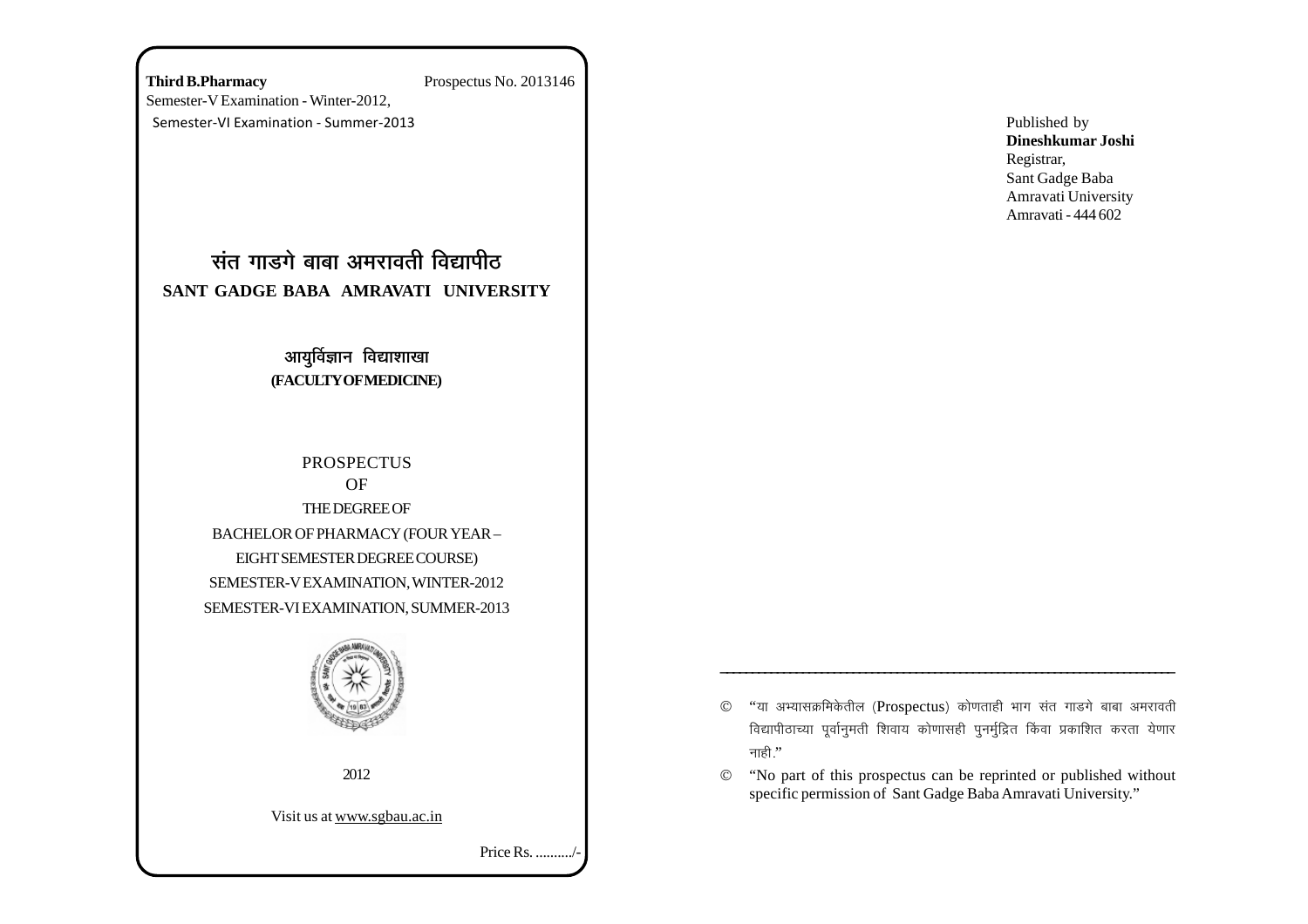**Third B.Pharmacy** Prospectus No. 2013146

Semester-V Examination - Winter-2012,

Semester-VI Examination - Summer-2013

# संत गाडगे बाबा अमरावती विद्यापीठ

## SANT GADGE BABA AMRAVATI UNIVERSITY

### आयुर्विज्ञान विद्याशाखा

**(FACULTY OF MEDICINE)**

PROSPECTUS

OF

THE DEGREE OF

BACHELOR OF PHARMACY (FOUR YEAR – EIGHT SEMESTER DEGREE COURSE)

SEMESTER-V EXAMINATION, WINTER-2012

SEMESTER-VI EXAMINATION, SUMMER-2013

2012

Visit us at www.sgbau.ac.in

Price Rs. ........../-

Published by

**Dineshkumar Joshi**

Registrar,

Sant Gadge Baba

Amravati University

Amravati - 444 602

---

© "या अभ्यासक्रमिकेतील (Prospectus) कोणताही भाग संत गाडगे बाबा अमरावती विद्यापीठाच्या पूर्वानुमती शिवाय कोणासही पुनर्मुद्रित किंवा प्रकाशित करता येणार नाही."

© "No part of this prospectus can be reprinted or published without specific permission of Sant Gadge Baba Amravati University."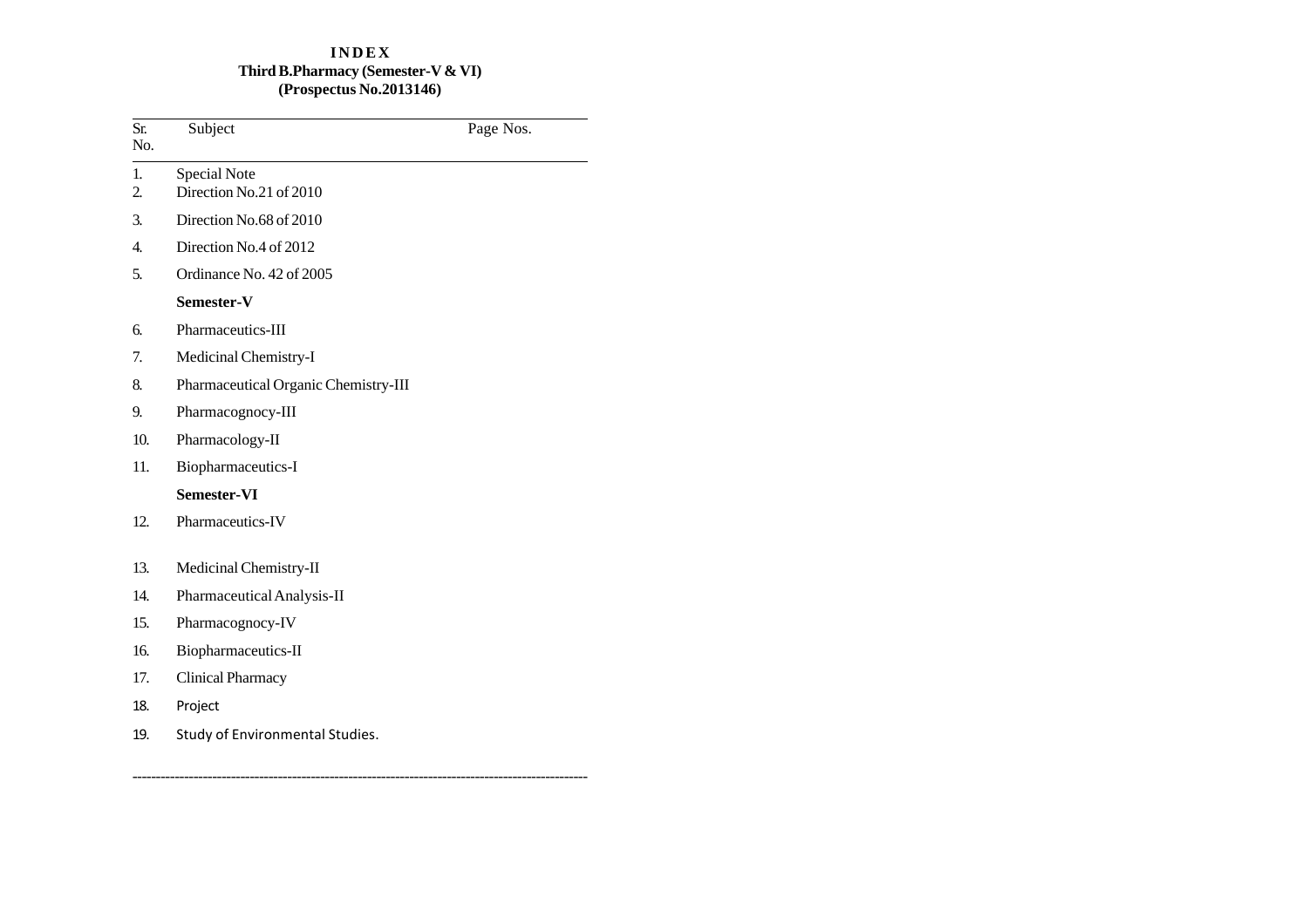# INDEX

## Third B.Pharmacy (Semester-V & VI)

## (Prospectus No.2013146)

| Sr. No. | Subject | Page Nos. |
|---|---|---|
| 1. | Special Note | |
| 2. | Direction No.21 of 2010 | |
| 3. | Direction No.68 of 2010 | |
| 4. | Direction No.4 of 2012 | |
| 5. | Ordinance No. 42 of 2005 | |
| | **Semester-V** | |
| 6. | Pharmaceutics-III | |
| 7. | Medicinal Chemistry-I | |
| 8. | Pharmaceutical Organic Chemistry-III | |
| 9. | Pharmacognocy-III | |
| 10. | Pharmacology-II | |
| 11. | Biopharmaceutics-I | |
| | **Semester-VI** | |
| 12. | Pharmaceutics-IV | |
| 13. | Medicinal Chemistry-II | |
| 14. | Pharmaceutical Analysis-II | |
| 15. | Pharmacognocy-IV | |
| 16. | Biopharmaceutics-II | |
| 17. | Clinical Pharmacy | |
| 18. | Project | |
| 19. | Study of Environmental Studies. | |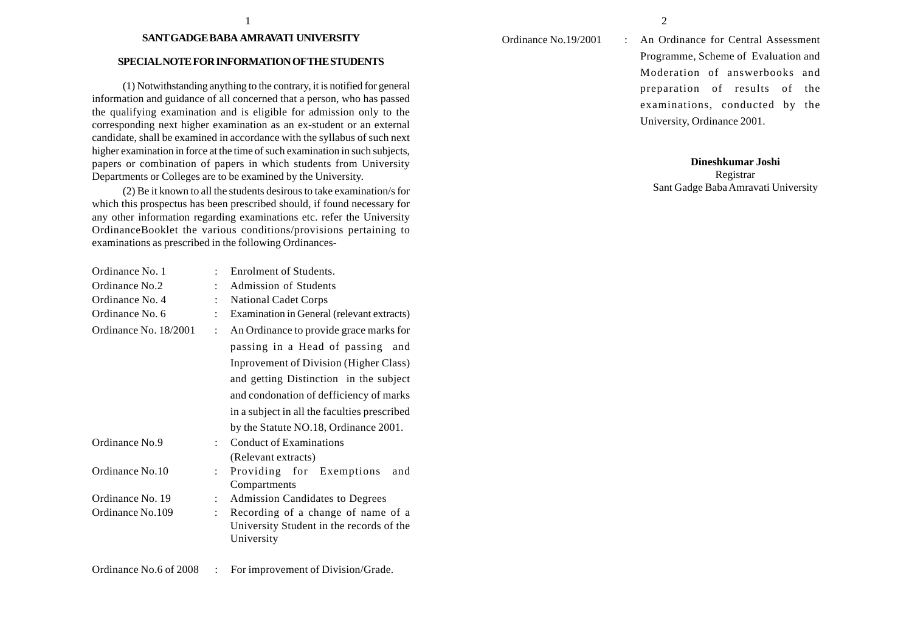# SANT GADGE BABA AMRAVATI UNIVERSITY

## SPECIAL NOTE FOR INFORMATION OF THE STUDENTS

(1) Notwithstanding anything to the contrary, it is notified for general information and guidance of all concerned that a person, who has passed the qualifying examination and is eligible for admission only to the corresponding next higher examination as an ex-student or an external candidate, shall be examined in accordance with the syllabus of such next higher examination in force at the time of such examination in such subjects, papers or combination of papers in which students from University Departments or Colleges are to be examined by the University.

(2) Be it known to all the students desirous to take examination/s for which this prospectus has been prescribed should, if found necessary for any other information regarding examinations etc. refer the University OrdinanceBooklet the various conditions/provisions pertaining to examinations as prescribed in the following Ordinances-

| | | |
|---|---|---|
| Ordinance No. 1 | : | Enrolment of Students. |
| Ordinance No.2 | : | Admission of Students |
| Ordinance No. 4 | : | National Cadet Corps |
| Ordinance No. 6 | : | Examination in General (relevant extracts) |
| Ordinance No. 18/2001 | : | An Ordinance to provide grace marks for passing in a Head of passing and Inprovement of Division (Higher Class) and getting Distinction in the subject and condonation of defficiency of marks in a subject in all the faculties prescribed by the Statute NO.18, Ordinance 2001. |
| Ordinance No.9 | : | Conduct of Examinations (Relevant extracts) |
| Ordinance No.10 | : | Providing for Exemptions and Compartments |
| Ordinance No. 19 | : | Admission Candidates to Degrees |
| Ordinance No.109 | : | Recording of a change of name of a University Student in the records of the University |
| Ordinance No.6 of 2008 | : | For improvement of Division/Grade. |
| Ordinance No.19/2001 | : | An Ordinance for Central Assessment Programme, Scheme of Evaluation and Moderation of answerbooks and preparation of results of the examinations, conducted by the University, Ordinance 2001. |

**Dineshkumar Joshi**
Registrar
Sant Gadge Baba Amravati University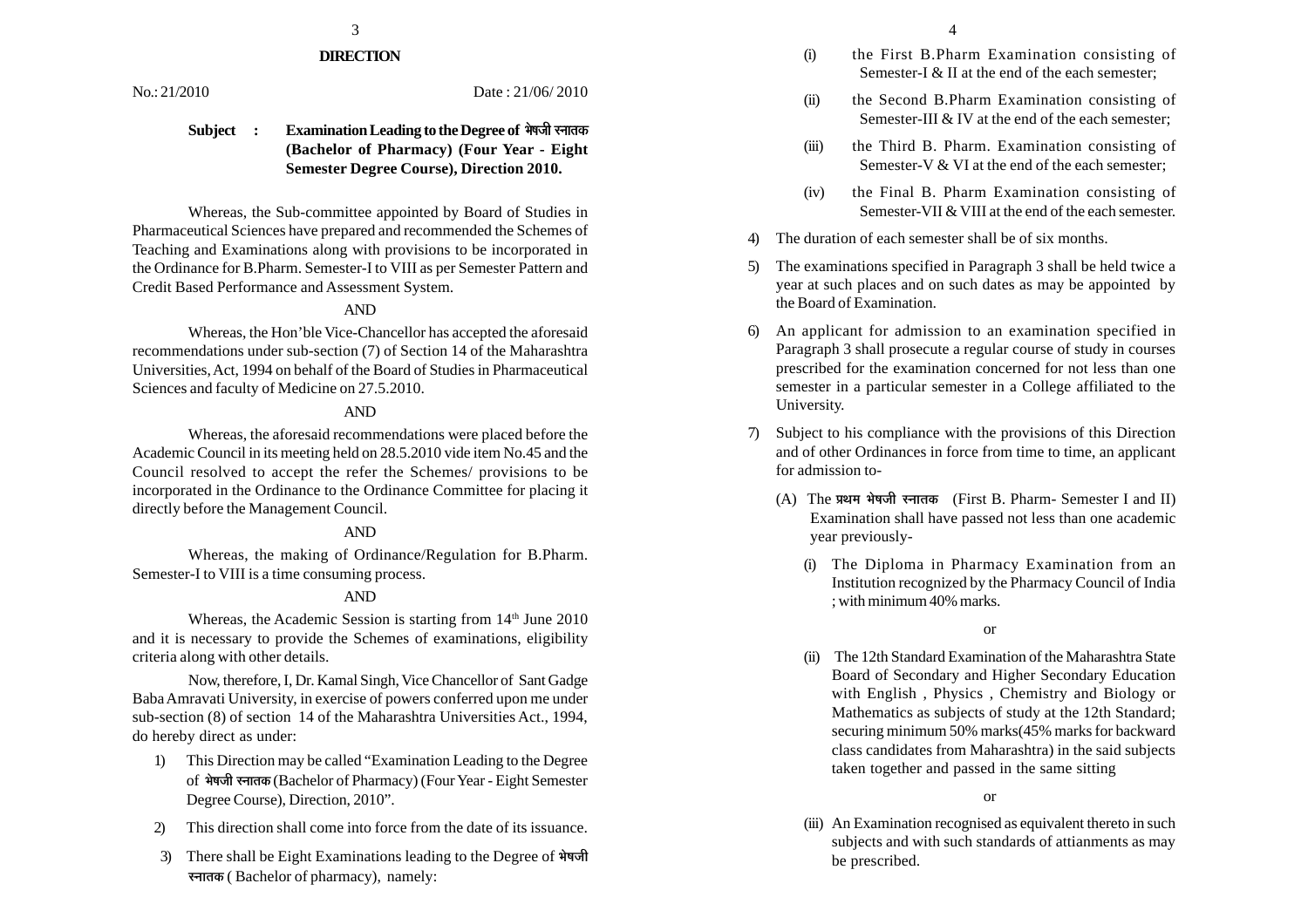## DIRECTION

No.: 21/2010 Date : 21/06/ 2010

**Subject : Examination Leading to the Degree of भेषजी स्नातक (Bachelor of Pharmacy) (Four Year - Eight Semester Degree Course), Direction 2010.**

Whereas, the Sub-committee appointed by Board of Studies in Pharmaceutical Sciences have prepared and recommended the Schemes of Teaching and Examinations along with provisions to be incorporated in the Ordinance for B.Pharm. Semester-I to VIII as per Semester Pattern and Credit Based Performance and Assessment System.

AND

Whereas, the Hon'ble Vice-Chancellor has accepted the aforesaid recommendations under sub-section (7) of Section 14 of the Maharashtra Universities, Act, 1994 on behalf of the Board of Studies in Pharmaceutical Sciences and faculty of Medicine on 27.5.2010.

AND

Whereas, the aforesaid recommendations were placed before the Academic Council in its meeting held on 28.5.2010 vide item No.45 and the Council resolved to accept the refer the Schemes/ provisions to be incorporated in the Ordinance to the Ordinance Committee for placing it directly before the Management Council.

AND

Whereas, the making of Ordinance/Regulation for B.Pharm. Semester-I to VIII is a time consuming process.

AND

Whereas, the Academic Session is starting from 14th June 2010 and it is necessary to provide the Schemes of examinations, eligibility criteria along with other details.

Now, therefore, I, Dr. Kamal Singh, Vice Chancellor of Sant Gadge Baba Amravati University, in exercise of powers conferred upon me under sub-section (8) of section 14 of the Maharashtra Universities Act., 1994, do hereby direct as under:

1) This Direction may be called "Examination Leading to the Degree of भेषजी स्नातक (Bachelor of Pharmacy) (Four Year - Eight Semester Degree Course), Direction, 2010".

2) This direction shall come into force from the date of its issuance.

3) There shall be Eight Examinations leading to the Degree of भेषजी स्नातक ( Bachelor of pharmacy), namely:

   (i) the First B.Pharm Examination consisting of Semester-I & II at the end of the each semester;

   (ii) the Second B.Pharm Examination consisting of Semester-III & IV at the end of the each semester;

   (iii) the Third B. Pharm. Examination consisting of Semester-V & VI at the end of the each semester;

   (iv) the Final B. Pharm Examination consisting of Semester-VII & VIII at the end of the each semester.

4) The duration of each semester shall be of six months.

5) The examinations specified in Paragraph 3 shall be held twice a year at such places and on such dates as may be appointed by the Board of Examination.

6) An applicant for admission to an examination specified in Paragraph 3 shall prosecute a regular course of study in courses prescribed for the examination concerned for not less than one semester in a particular semester in a College affiliated to the University.

7) Subject to his compliance with the provisions of this Direction and of other Ordinances in force from time to time, an applicant for admission to-

   (A) The प्रथम भेषजी स्नातक (First B. Pharm- Semester I and II) Examination shall have passed not less than one academic year previously-

   (i) The Diploma in Pharmacy Examination from an Institution recognized by the Pharmacy Council of India ; with minimum 40% marks.

   or

   (ii) The 12th Standard Examination of the Maharashtra State Board of Secondary and Higher Secondary Education with English , Physics , Chemistry and Biology or Mathematics as subjects of study at the 12th Standard; securing minimum 50% marks(45% marks for backward class candidates from Maharashtra) in the said subjects taken together and passed in the same sitting

   or

   (iii) An Examination recognised as equivalent thereto in such subjects and with such standards of attianments as may be prescribed.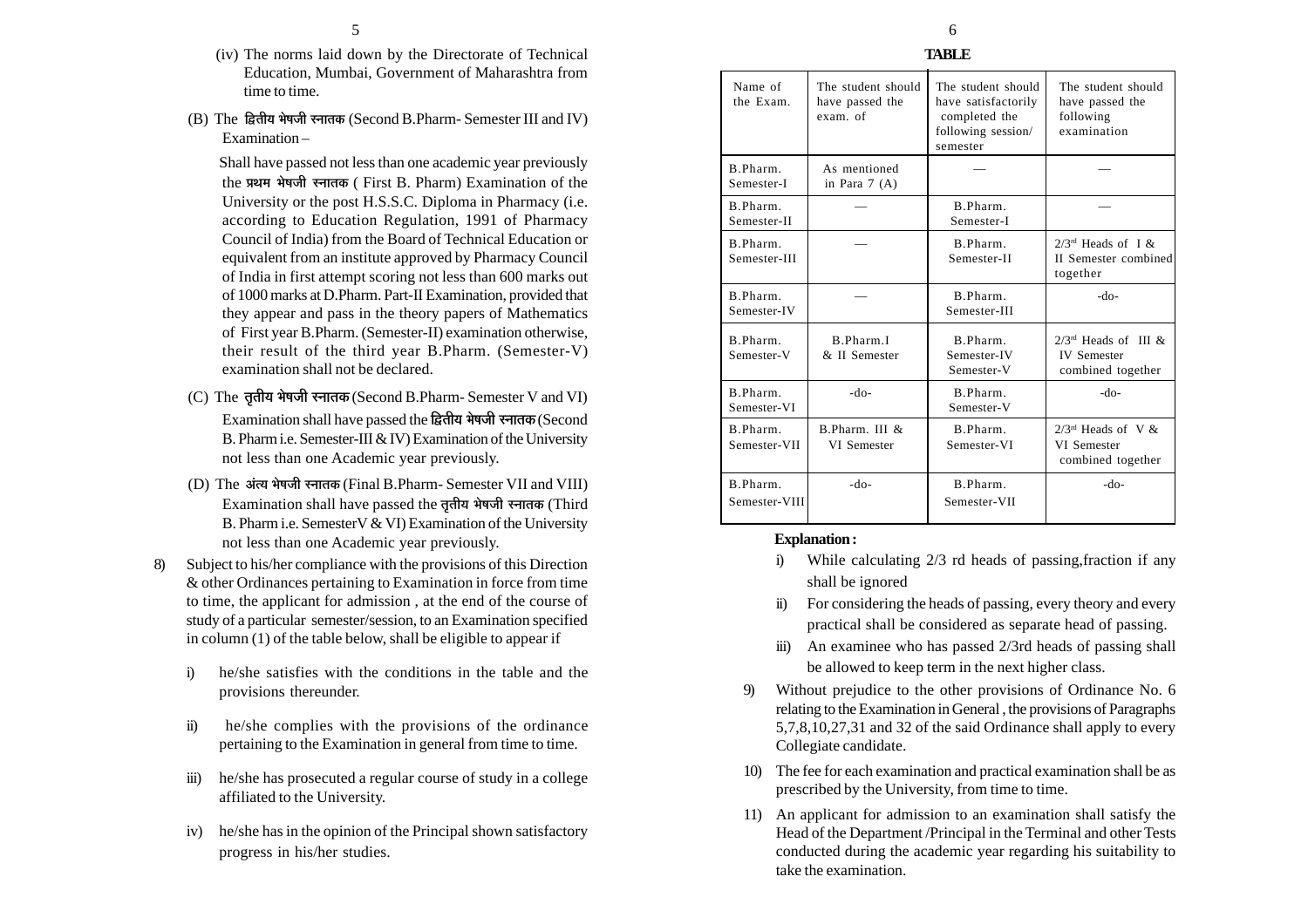(iv) The norms laid down by the Directorate of Technical Education, Mumbai, Government of Maharashtra from time to time.

(B) The द्वितीय भेषजी स्नातक (Second B.Pharm- Semester III and IV) Examination –

Shall have passed not less than one academic year previously the प्रथम भेषजी स्नातक ( First B. Pharm) Examination of the University or the post H.S.S.C. Diploma in Pharmacy (i.e. according to Education Regulation, 1991 of Pharmacy Council of India) from the Board of Technical Education or equivalent from an institute approved by Pharmacy Council of India in first attempt scoring not less than 600 marks out of 1000 marks at D.Pharm. Part-II Examination, provided that they appear and pass in the theory papers of Mathematics of First year B.Pharm. (Semester-II) examination otherwise, their result of the third year B.Pharm. (Semester-V) examination shall not be declared.

(C) The तृतीय भेषजी स्नातक (Second B.Pharm- Semester V and VI) Examination shall have passed the द्वितीय भेषजी स्नातक (Second B. Pharm i.e. Semester-III & IV) Examination of the University not less than one Academic year previously.

(D) The अंत्य भेषजी स्नातक (Final B.Pharm- Semester VII and VIII) Examination shall have passed the तृतीय भेषजी स्नातक (Third B. Pharm i.e. SemesterV & VI) Examination of the University not less than one Academic year previously.

8) Subject to his/her compliance with the provisions of this Direction & other Ordinances pertaining to Examination in force from time to time, the applicant for admission , at the end of the course of study of a particular semester/session, to an Examination specified in column (1) of the table below, shall be eligible to appear if

   i) he/she satisfies with the conditions in the table and the provisions thereunder.

   ii) he/she complies with the provisions of the ordinance pertaining to the Examination in general from time to time.

   iii) he/she has prosecuted a regular course of study in a college affiliated to the University.

   iv) he/she has in the opinion of the Principal shown satisfactory progress in his/her studies.

**TABLE**

| Name of the Exam. | The student should have passed the exam. of | The student should have satisfactorily completed the following session/ semester | The student should have passed the following examination |
|---|---|---|---|
| B.Pharm. Semester-I | As mentioned in Para 7 (A) | — | — |
| B.Pharm. Semester-II | — | B.Pharm. Semester-I | — |
| B.Pharm. Semester-III | — | B.Pharm. Semester-II | 2/3rd Heads of I & II Semester combined together |
| B.Pharm. Semester-IV | — | B.Pharm. Semester-III | -do- |
| B.Pharm. Semester-V | B.Pharm.I & II Semester | B.Pharm. Semester-IV Semester-V | 2/3rd Heads of III & IV Semester combined together |
| B.Pharm. Semester-VI | -do- | B.Pharm. Semester-V | -do- |
| B.Pharm. Semester-VII | B.Pharm. III & VI Semester | B.Pharm. Semester-VI | 2/3rd Heads of V & VI Semester combined together |
| B.Pharm. Semester-VIII | -do- | B.Pharm. Semester-VII | -do- |

**Explanation :**

i) While calculating 2/3 rd heads of passing,fraction if any shall be ignored

ii) For considering the heads of passing, every theory and every practical shall be considered as separate head of passing.

iii) An examinee who has passed 2/3rd heads of passing shall be allowed to keep term in the next higher class.

9) Without prejudice to the other provisions of Ordinance No. 6 relating to the Examination in General , the provisions of Paragraphs 5,7,8,10,27,31 and 32 of the said Ordinance shall apply to every Collegiate candidate.

10) The fee for each examination and practical examination shall be as prescribed by the University, from time to time.

11) An applicant for admission to an examination shall satisfy the Head of the Department /Principal in the Terminal and other Tests conducted during the academic year regarding his suitability to take the examination.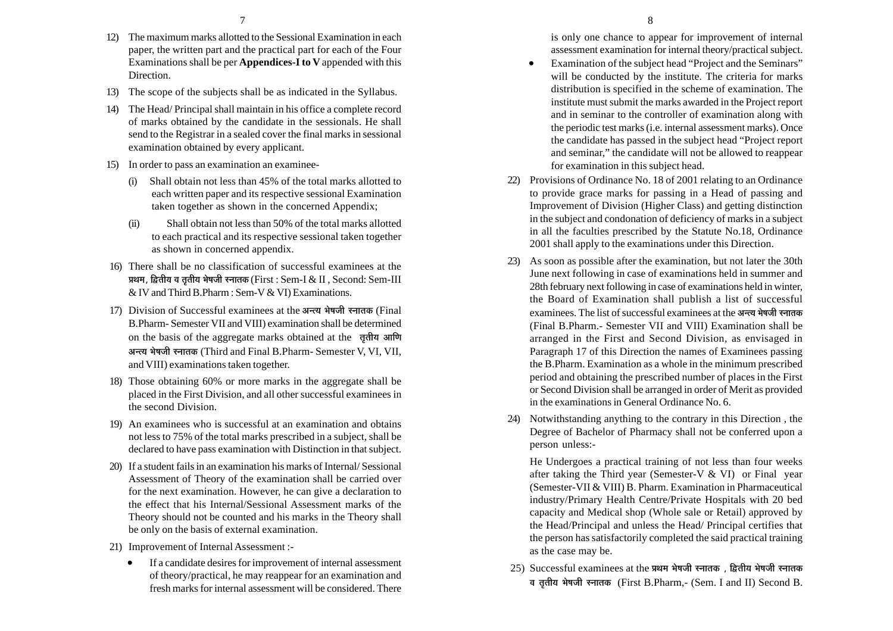12) The maximum marks allotted to the Sessional Examination in each paper, the written part and the practical part for each of the Four Examinations shall be per **Appendices-I to V** appended with this Direction.

13) The scope of the subjects shall be as indicated in the Syllabus.

14) The Head/ Principal shall maintain in his office a complete record of marks obtained by the candidate in the sessionals. He shall send to the Registrar in a sealed cover the final marks in sessional examination obtained by every applicant.

15) In order to pass an examination an examinee-

    (i) Shall obtain not less than 45% of the total marks allotted to each written paper and its respective sessional Examination taken together as shown in the concerned Appendix;

    (ii) Shall obtain not less than 50% of the total marks allotted to each practical and its respective sessional taken together as shown in concerned appendix.

16) There shall be no classification of successful examinees at the **प्रथम, द्वितीय व तृतीय भेषजी स्नातक** (First : Sem-I & II , Second: Sem-III & IV and Third B.Pharm : Sem-V & VI) Examinations.

17) Division of Successful examinees at the **अन्त्य भेषजी स्नातक** (Final B.Pharm- Semester VII and VIII) examination shall be determined on the basis of the aggregate marks obtained at the **तृतीय आणि अन्त्य भेषजी स्नातक** (Third and Final B.Pharm- Semester V, VI, VII, and VIII) examinations taken together.

18) Those obtaining 60% or more marks in the aggregate shall be placed in the First Division, and all other successful examinees in the second Division.

19) An examinees who is successful at an examination and obtains not less to 75% of the total marks prescribed in a subject, shall be declared to have pass examination with Distinction in that subject.

20) If a student fails in an examination his marks of Internal/ Sessional Assessment of Theory of the examination shall be carried over for the next examination. However, he can give a declaration to the effect that his Internal/Sessional Assessment marks of the Theory should not be counted and his marks in the Theory shall be only on the basis of external examination.

21) Improvement of Internal Assessment :-

    - If a candidate desires for improvement of internal assessment of theory/practical, he may reappear for an examination and fresh marks for internal assessment will be considered. There is only one chance to appear for improvement of internal assessment examination for internal theory/practical subject.
    - Examination of the subject head "Project and the Seminars" will be conducted by the institute. The criteria for marks distribution is specified in the scheme of examination. The institute must submit the marks awarded in the Project report and in seminar to the controller of examination along with the periodic test marks (i.e. internal assessment marks). Once the candidate has passed in the subject head "Project report and seminar," the candidate will not be allowed to reappear for examination in this subject head.

22) Provisions of Ordinance No. 18 of 2001 relating to an Ordinance to provide grace marks for passing in a Head of passing and Improvement of Division (Higher Class) and getting distinction in the subject and condonation of deficiency of marks in a subject in all the faculties prescribed by the Statute No.18, Ordinance 2001 shall apply to the examinations under this Direction.

23) As soon as possible after the examination, but not later the 30th June next following in case of examinations held in summer and 28th february next following in case of examinations held in winter, the Board of Examination shall publish a list of successful examinees. The list of successful examinees at the **अन्त्य भेषजी स्नातक** (Final B.Pharm.- Semester VII and VIII) Examination shall be arranged in the First and Second Division, as envisaged in Paragraph 17 of this Direction the names of Examinees passing the B.Pharm. Examination as a whole in the minimum prescribed period and obtaining the prescribed number of places in the First or Second Division shall be arranged in order of Merit as provided in the examinations in General Ordinance No. 6.

24) Notwithstanding anything to the contrary in this Direction , the Degree of Bachelor of Pharmacy shall not be conferred upon a person unless:-

    He Undergoes a practical training of not less than four weeks after taking the Third year (Semester-V & VI) or Final year (Semester-VII & VIII) B. Pharm. Examination in Pharmaceutical industry/Primary Health Centre/Private Hospitals with 20 bed capacity and Medical shop (Whole sale or Retail) approved by the Head/Principal and unless the Head/ Principal certifies that the person has satisfactorily completed the said practical training as the case may be.

25) Successful examinees at the **प्रथम भेषजी स्नातक , द्वितीय भेषजी स्नातक व तृतीय भेषजी स्नातक** (First B.Pharm,- (Sem. I and II) Second B.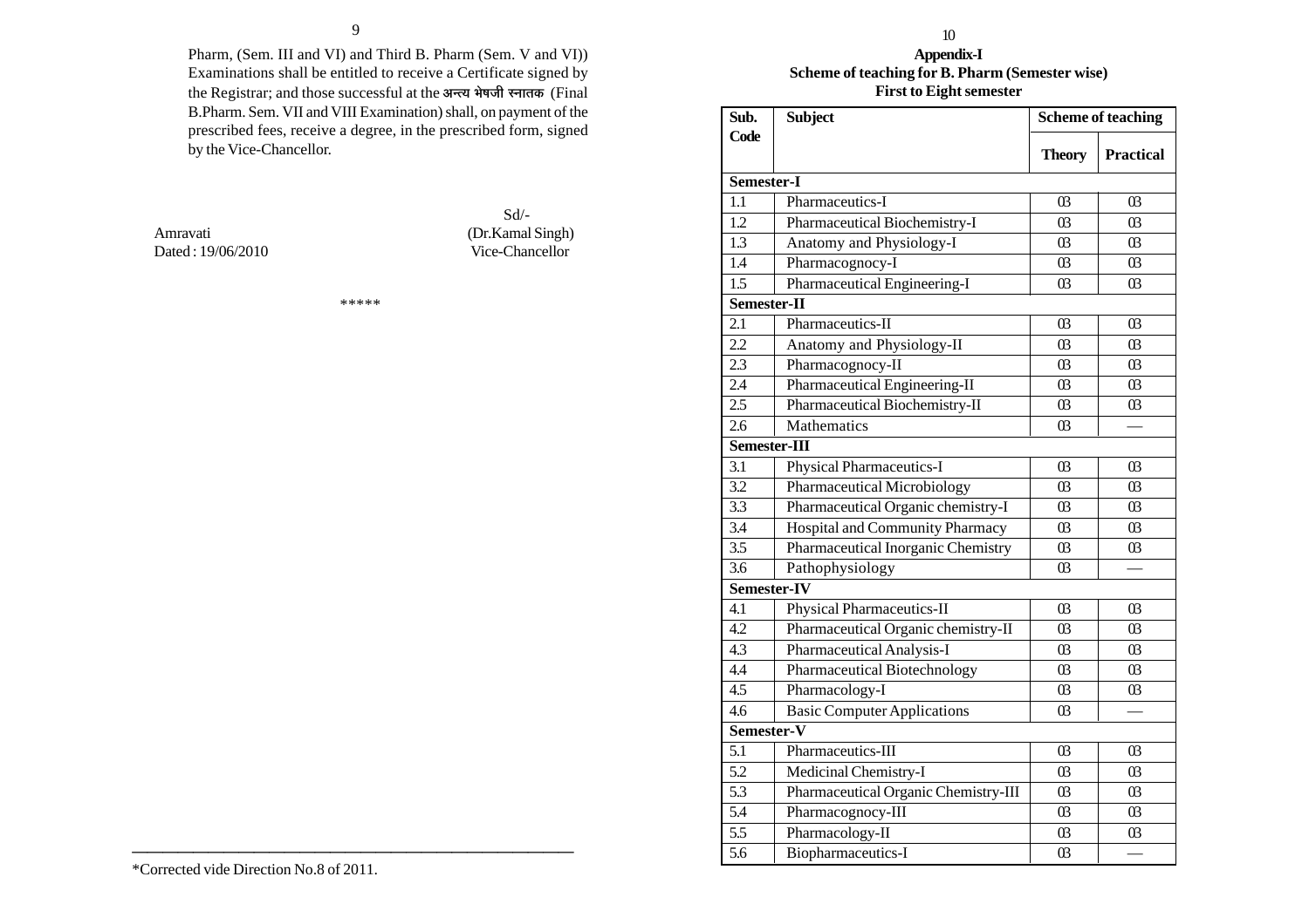Pharm, (Sem. III and VI) and Third B. Pharm (Sem. V and VI)) Examinations shall be entitled to receive a Certificate signed by the Registrar; and those successful at the अन्त्य भेषजी स्नातक (Final B.Pharm. Sem. VII and VIII Examination) shall, on payment of the prescribed fees, receive a degree, in the prescribed form, signed by the Vice-Chancellor.

Amravati
Dated : 19/06/2010

Sd/-
(Dr.Kamal Singh)
Vice-Chancellor

\*\*\*\*\*

\*Corrected vide Direction No.8 of 2011.

## Appendix-I

### Scheme of teaching for B. Pharm (Semester wise)

### First to Eight semester

| Sub. Code | Subject | Scheme of teaching | |
|---|---|---|---|
| | | Theory | Practical |
| **Semester-I** | | | |
| 1.1 | Pharmaceutics-I | 03 | 03 |
| 1.2 | Pharmaceutical Biochemistry-I | 03 | 03 |
| 1.3 | Anatomy and Physiology-I | 03 | 03 |
| 1.4 | Pharmacognocy-I | 03 | 03 |
| 1.5 | Pharmaceutical Engineering-I | 03 | 03 |
| **Semester-II** | | | |
| 2.1 | Pharmaceutics-II | 03 | 03 |
| 2.2 | Anatomy and Physiology-II | 03 | 03 |
| 2.3 | Pharmacognocy-II | 03 | 03 |
| 2.4 | Pharmaceutical Engineering-II | 03 | 03 |
| 2.5 | Pharmaceutical Biochemistry-II | 03 | 03 |
| 2.6 | Mathematics | 03 | — |
| **Semester-III** | | | |
| 3.1 | Physical Pharmaceutics-I | 03 | 03 |
| 3.2 | Pharmaceutical Microbiology | 03 | 03 |
| 3.3 | Pharmaceutical Organic chemistry-I | 03 | 03 |
| 3.4 | Hospital and Community Pharmacy | 03 | 03 |
| 3.5 | Pharmaceutical Inorganic Chemistry | 03 | 03 |
| 3.6 | Pathophysiology | 03 | — |
| **Semester-IV** | | | |
| 4.1 | Physical Pharmaceutics-II | 03 | 03 |
| 4.2 | Pharmaceutical Organic chemistry-II | 03 | 03 |
| 4.3 | Pharmaceutical Analysis-I | 03 | 03 |
| 4.4 | Pharmaceutical Biotechnology | 03 | 03 |
| 4.5 | Pharmacology-I | 03 | 03 |
| 4.6 | Basic Computer Applications | 03 | — |
| **Semester-V** | | | |
| 5.1 | Pharmaceutics-III | 03 | 03 |
| 5.2 | Medicinal Chemistry-I | 03 | 03 |
| 5.3 | Pharmaceutical Organic Chemistry-III | 03 | 03 |
| 5.4 | Pharmacognocy-III | 03 | 03 |
| 5.5 | Pharmacology-II | 03 | 03 |
| 5.6 | Biopharmaceutics-I | 03 | — |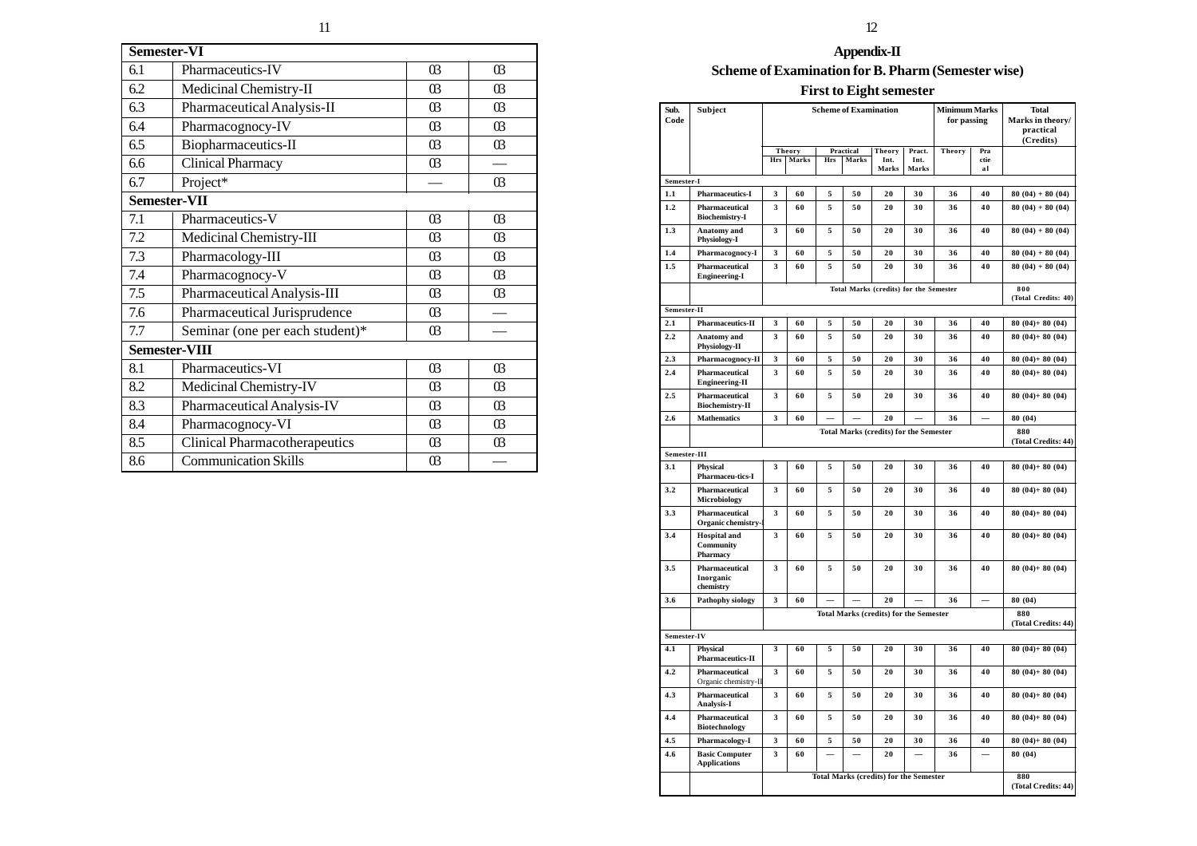| Semester-VI | | | |
|---|---|---|---|
| 6.1 | Pharmaceutics-IV | 03 | 03 |
| 6.2 | Medicinal Chemistry-II | 03 | 03 |
| 6.3 | Pharmaceutical Analysis-II | 03 | 03 |
| 6.4 | Pharmacognosy-IV | 03 | 03 |
| 6.5 | Biopharmaceutics-II | 03 | 03 |
| 6.6 | Clinical Pharmacy | 03 | — |
| 6.7 | Project* | — | 03 |
| **Semester-VII** | | | |
| 7.1 | Pharmaceutics-V | 03 | 03 |
| 7.2 | Medicinal Chemistry-III | 03 | 03 |
| 7.3 | Pharmacology-III | 03 | 03 |
| 7.4 | Pharmacognosy-V | 03 | 03 |
| 7.5 | Pharmaceutical Analysis-III | 03 | 03 |
| 7.6 | Pharmaceutical Jurisprudence | 03 | — |
| 7.7 | Seminar (one per each student)* | 03 | — |
| **Semester-VIII** | | | |
| 8.1 | Pharmaceutics-VI | 03 | 03 |
| 8.2 | Medicinal Chemistry-IV | 03 | 03 |
| 8.3 | Pharmaceutical Analysis-IV | 03 | 03 |
| 8.4 | Pharmacognosy-VI | 03 | 03 |
| 8.5 | Clinical Pharmacotherapeutics | 03 | 03 |
| 8.6 | Communication Skills | 03 | — |

## Appendix-II

## Scheme of Examination for B. Pharm (Semester wise)

### First to Eight semester

| Sub. Code | Subject | Scheme of Examination | | | | | | Minimum Marks for passing | | Total Marks in theory/ practical (Credits) |
|---|---|---|---|---|---|---|---|---|---|---|
| | | Theory | | Practical | | Theory Int. Marks | Pract. Int. Marks | Theory | Practical | |
| | | Hrs | Marks | Hrs | Marks | | | | | |
| **Semester-I** | | | | | | | | | | |
| 1.1 | Pharmaceutics-I | 3 | 60 | 5 | 50 | 20 | 30 | 36 | 40 | 80 (04) + 80 (04) |
| 1.2 | Pharmaceutical Biochemistry-I | 3 | 60 | 5 | 50 | 20 | 30 | 36 | 40 | 80 (04) + 80 (04) |
| 1.3 | Anatomy and Physiology-I | 3 | 60 | 5 | 50 | 20 | 30 | 36 | 40 | 80 (04) + 80 (04) |
| 1.4 | Pharmacognocy-I | 3 | 60 | 5 | 50 | 20 | 30 | 36 | 40 | 80 (04) + 80 (04) |
| 1.5 | Pharmaceutical Engineering-I | 3 | 60 | 5 | 50 | 20 | 30 | 36 | 40 | 80 (04) + 80 (04) |
| | | Total Marks (credits) for the Semester | | | | | | | | 800 (Total Credits: 40) |
| **Semester-II** | | | | | | | | | | |
| 2.1 | Pharmaceutics-II | 3 | 60 | 5 | 50 | 20 | 30 | 36 | 40 | 80 (04)+ 80 (04) |
| 2.2 | Anatomy and Physiology-II | 3 | 60 | 5 | 50 | 20 | 30 | 36 | 40 | 80 (04)+ 80 (04) |
| 2.3 | Pharmacognocy-II | 3 | 60 | 5 | 50 | 20 | 30 | 36 | 40 | 80 (04)+ 80 (04) |
| 2.4 | Pharmaceutical Engineering-II | 3 | 60 | 5 | 50 | 20 | 30 | 36 | 40 | 80 (04)+ 80 (04) |
| 2.5 | Pharmaceutical Biochemistry-II | 3 | 60 | 5 | 50 | 20 | 30 | 36 | 40 | 80 (04)+ 80 (04) |
| 2.6 | Mathematics | 3 | 60 | — | — | 20 | — | 36 | — | 80 (04) |
| | | Total Marks (credits) for the Semester | | | | | | | | 880 (Total Credits: 44) |
| **Semester-III** | | | | | | | | | | |
| 3.1 | Physical Pharmaceu-tics-I | 3 | 60 | 5 | 50 | 20 | 30 | 36 | 40 | 80 (04)+ 80 (04) |
| 3.2 | Pharmaceutical Microbiology | 3 | 60 | 5 | 50 | 20 | 30 | 36 | 40 | 80 (04)+ 80 (04) |
| 3.3 | Pharmaceutical Organic chemistry-I | 3 | 60 | 5 | 50 | 20 | 30 | 36 | 40 | 80 (04)+ 80 (04) |
| 3.4 | Hospital and Community Pharmacy | 3 | 60 | 5 | 50 | 20 | 30 | 36 | 40 | 80 (04)+ 80 (04) |
| 3.5 | Pharmaceutical Inorganic chemistry | 3 | 60 | 5 | 50 | 20 | 30 | 36 | 40 | 80 (04)+ 80 (04) |
| 3.6 | Pathophy siology | 3 | 60 | — | — | 20 | — | 36 | — | 80 (04) |
| | | Total Marks (credits) for the Semester | | | | | | | | 880 (Total Credits: 44) |
| **Semester-IV** | | | | | | | | | | |
| 4.1 | Physical Pharmaceutics-II | 3 | 60 | 5 | 50 | 20 | 30 | 36 | 40 | 80 (04)+ 80 (04) |
| 4.2 | Pharmaceutical Organic chemistry-II | 3 | 60 | 5 | 50 | 20 | 30 | 36 | 40 | 80 (04)+ 80 (04) |
| 4.3 | Pharmaceutical Analysis-I | 3 | 60 | 5 | 50 | 20 | 30 | 36 | 40 | 80 (04)+ 80 (04) |
| 4.4 | Pharmaceutical Biotechnology | 3 | 60 | 5 | 50 | 20 | 30 | 36 | 40 | 80 (04)+ 80 (04) |
| 4.5 | Pharmacology-I | 3 | 60 | 5 | 50 | 20 | 30 | 36 | 40 | 80 (04)+ 80 (04) |
| 4.6 | Basic Computer Applications | 3 | 60 | — | — | 20 | — | 36 | — | 80 (04) |
| | | Total Marks (credits) for the Semester | | | | | | | | 880 (Total Credits: 44) |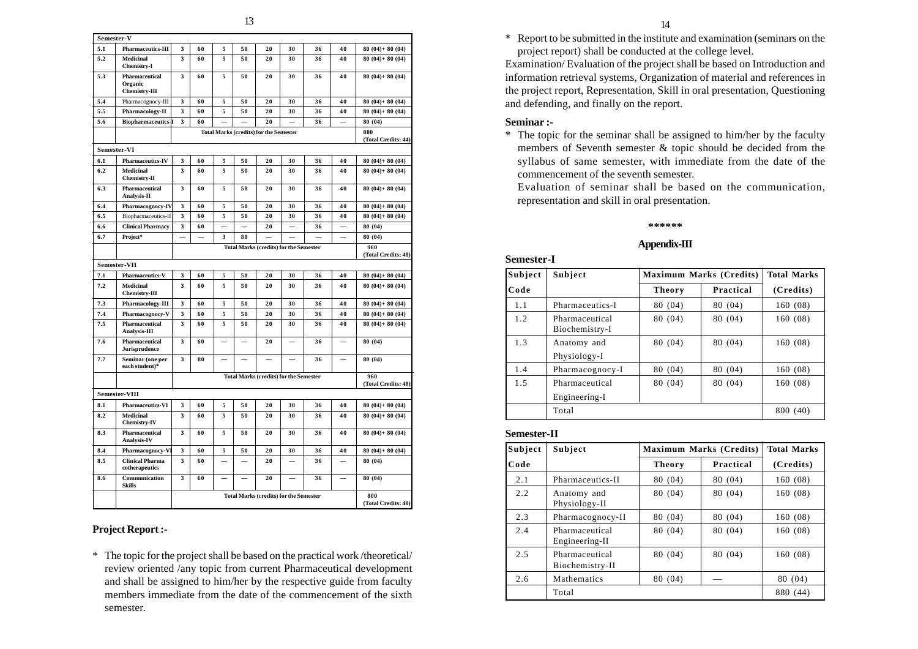| Semester-V | | | | | | | | | | |
|---|---|---|---|---|---|---|---|---|---|---|
| 5.1 | Pharmaceutics-III | 3 | 60 | 5 | 50 | 20 | 30 | 36 | 40 | 80 (04)+ 80 (04) |
| 5.2 | Medicinal Chemistry-I | 3 | 60 | 5 | 50 | 20 | 30 | 36 | 40 | 80 (04)+ 80 (04) |
| 5.3 | Pharmaceutical Organic Chemistry-III | 3 | 60 | 5 | 50 | 20 | 30 | 36 | 40 | 80 (04)+ 80 (04) |
| 5.4 | Pharmacognocy-III | 3 | 60 | 5 | 50 | 20 | 30 | 36 | 40 | 80 (04)+ 80 (04) |
| 5.5 | Pharmacology-II | 3 | 60 | 5 | 50 | 20 | 30 | 36 | 40 | 80 (04)+ 80 (04) |
| 5.6 | Biopharmaceutics-I | 3 | 60 | — | — | 20 | — | 36 | — | 80 (04) |
| | | Total Marks (credits) for the Semester | | | | | | | | 880 (Total Credits: 44) |
| **Semester-VI** | | | | | | | | | | |
| 6.1 | Pharmaceutics-IV | 3 | 60 | 5 | 50 | 20 | 30 | 36 | 40 | 80 (04)+ 80 (04) |
| 6.2 | Medicinal Chemistry-II | 3 | 60 | 5 | 50 | 20 | 30 | 36 | 40 | 80 (04)+ 80 (04) |
| 6.3 | Pharmaceutical Analysis-II | 3 | 60 | 5 | 50 | 20 | 30 | 36 | 40 | 80 (04)+ 80 (04) |
| 6.4 | Pharmacognocy-IV | 3 | 60 | 5 | 50 | 20 | 30 | 36 | 40 | 80 (04)+ 80 (04) |
| 6.5 | Biopharmaceutics-II | 3 | 60 | 5 | 50 | 20 | 30 | 36 | 40 | 80 (04)+ 80 (04) |
| 6.6 | Clinical Pharmacy | 3 | 60 | — | — | 20 | — | 36 | — | 80 (04) |
| 6.7 | Project* | — | — | 3 | 80 | — | — | — | — | 80 (04) |
| | | Total Marks (credits) for the Semester | | | | | | | | 960 (Total Credits: 48) |
| **Semester-VII** | | | | | | | | | | |
| 7.1 | Pharmaceutics-V | 3 | 60 | 5 | 50 | 20 | 30 | 36 | 40 | 80 (04)+ 80 (04) |
| 7.2 | Medicinal Chemistry-III | 3 | 60 | 5 | 50 | 20 | 30 | 36 | 40 | 80 (04)+ 80 (04) |
| 7.3 | Pharmacology-III | 3 | 60 | 5 | 50 | 20 | 30 | 36 | 40 | 80 (04)+ 80 (04) |
| 7.4 | Pharmacognocy-V | 3 | 60 | 5 | 50 | 20 | 30 | 36 | 40 | 80 (04)+ 80 (04) |
| 7.5 | Pharmaceutical Analysis-III | 3 | 60 | 5 | 50 | 20 | 30 | 36 | 40 | 80 (04)+ 80 (04) |
| 7.6 | Pharmaceutical Jurisprudence | 3 | 60 | — | — | 20 | — | 36 | — | 80 (04) |
| 7.7 | Seminar (one per each student)* | 3 | 80 | — | — | — | — | 36 | — | 80 (04) |
| | | Total Marks (credits) for the Semester | | | | | | | | 960 (Total Credits: 48) |
| **Semester-VIII** | | | | | | | | | | |
| 8.1 | Pharmaceutics-VI | 3 | 60 | 5 | 50 | 20 | 30 | 36 | 40 | 80 (04)+ 80 (04) |
| 8.2 | Medicinal Chemistry-IV | 3 | 60 | 5 | 50 | 20 | 30 | 36 | 40 | 80 (04)+ 80 (04) |
| 8.3 | Pharmaceutical Analysis-IV | 3 | 60 | 5 | 50 | 20 | 30 | 36 | 40 | 80 (04)+ 80 (04) |
| 8.4 | Pharmacognocy-VI | 3 | 60 | 5 | 50 | 20 | 30 | 36 | 40 | 80 (04)+ 80 (04) |
| 8.5 | Clinical Pharma cotherapeutics | 3 | 60 | — | — | 20 | — | 36 | — | 80 (04) |
| 8.6 | Communication Skills | 3 | 60 | — | — | 20 | — | 36 | — | 80 (04) |
| | | Total Marks (credits) for the Semester | | | | | | | | 800 (Total Credits: 40) |

### Project Report :-

* The topic for the project shall be based on the practical work /theoretical/ review oriented /any topic from current Pharmaceutical development and shall be assigned to him/her by the respective guide from faculty members immediate from the date of the commencement of the sixth semester.
* Report to be submitted in the institute and examination (seminars on the project report) shall be conducted at the college level.

Examination/ Evaluation of the project shall be based on Introduction and information retrieval systems, Organization of material and references in the project report, Representation, Skill in oral presentation, Questioning and defending, and finally on the report.

### Seminar :-

* The topic for the seminar shall be assigned to him/her by the faculty members of Seventh semester & topic should be decided from the syllabus of same semester, with immediate from the date of the commencement of the seventh semester.

  Evaluation of seminar shall be based on the communication, representation and skill in oral presentation.

******

## Appendix-III

### Semester-I

| Subject Code | Subject | Maximum Marks (Credits) | | Total Marks |
|---|---|---|---|---|
| | | Theory | Practical | (Credits) |
| 1.1 | Pharmaceutics-I | 80 (04) | 80 (04) | 160 (08) |
| 1.2 | Pharmaceutical Biochemistry-I | 80 (04) | 80 (04) | 160 (08) |
| 1.3 | Anatomy and Physiology-I | 80 (04) | 80 (04) | 160 (08) |
| 1.4 | Pharmacognocy-I | 80 (04) | 80 (04) | 160 (08) |
| 1.5 | Pharmaceutical Engineering-I | 80 (04) | 80 (04) | 160 (08) |
| | Total | | | 800 (40) |

### Semester-II

| Subject Code | Subject | Maximum Marks (Credits) | | Total Marks |
|---|---|---|---|---|
| | | Theory | Practical | (Credits) |
| 2.1 | Pharmaceutics-II | 80 (04) | 80 (04) | 160 (08) |
| 2.2 | Anatomy and Physiology-II | 80 (04) | 80 (04) | 160 (08) |
| 2.3 | Pharmacognocy-II | 80 (04) | 80 (04) | 160 (08) |
| 2.4 | Pharmaceutical Engineering-II | 80 (04) | 80 (04) | 160 (08) |
| 2.5 | Pharmaceutical Biochemistry-II | 80 (04) | 80 (04) | 160 (08) |
| 2.6 | Mathematics | 80 (04) | — | 80 (04) |
| | Total | | | 880 (44) |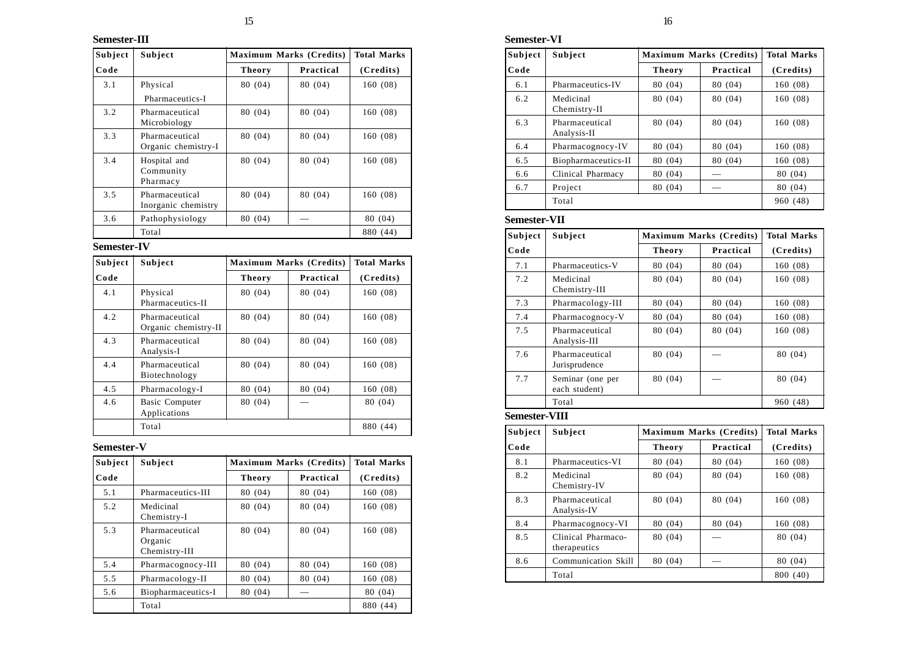**Semester-III**

| Subject Code | Subject | Maximum Marks (Credits) | | Total Marks (Credits) |
|---|---|---|---|---|
| | | Theory | Practical | |
| 3.1 | Physical Pharmaceutics-I | 80 (04) | 80 (04) | 160 (08) |
| 3.2 | Pharmaceutical Microbiology | 80 (04) | 80 (04) | 160 (08) |
| 3.3 | Pharmaceutical Organic chemistry-I | 80 (04) | 80 (04) | 160 (08) |
| 3.4 | Hospital and Community Pharmacy | 80 (04) | 80 (04) | 160 (08) |
| 3.5 | Pharmaceutical Inorganic chemistry | 80 (04) | 80 (04) | 160 (08) |
| 3.6 | Pathophysiology | 80 (04) | — | 80 (04) |
| | Total | | | 880 (44) |

**Semester-IV**

| Subject Code | Subject | Maximum Marks (Credits) | | Total Marks (Credits) |
|---|---|---|---|---|
| | | Theory | Practical | |
| 4.1 | Physical Pharmaceutics-II | 80 (04) | 80 (04) | 160 (08) |
| 4.2 | Pharmaceutical Organic chemistry-II | 80 (04) | 80 (04) | 160 (08) |
| 4.3 | Pharmaceutical Analysis-I | 80 (04) | 80 (04) | 160 (08) |
| 4.4 | Pharmaceutical Biotechnology | 80 (04) | 80 (04) | 160 (08) |
| 4.5 | Pharmacology-I | 80 (04) | 80 (04) | 160 (08) |
| 4.6 | Basic Computer Applications | 80 (04) | — | 80 (04) |
| | Total | | | 880 (44) |

**Semester-V**

| Subject Code | Subject | Maximum Marks (Credits) | | Total Marks (Credits) |
|---|---|---|---|---|
| | | Theory | Practical | |
| 5.1 | Pharmaceutics-III | 80 (04) | 80 (04) | 160 (08) |
| 5.2 | Medicinal Chemistry-I | 80 (04) | 80 (04) | 160 (08) |
| 5.3 | Pharmaceutical Organic Chemistry-III | 80 (04) | 80 (04) | 160 (08) |
| 5.4 | Pharmacognocy-III | 80 (04) | 80 (04) | 160 (08) |
| 5.5 | Pharmacology-II | 80 (04) | 80 (04) | 160 (08) |
| 5.6 | Biopharmaceutics-I | 80 (04) | — | 80 (04) |
| | Total | | | 880 (44) |

**Semester-VI**

| Subject Code | Subject | Maximum Marks (Credits) | | Total Marks (Credits) |
|---|---|---|---|---|
| | | Theory | Practical | |
| 6.1 | Pharmaceutics-IV | 80 (04) | 80 (04) | 160 (08) |
| 6.2 | Medicinal Chemistry-II | 80 (04) | 80 (04) | 160 (08) |
| 6.3 | Pharmaceutical Analysis-II | 80 (04) | 80 (04) | 160 (08) |
| 6.4 | Pharmacognocy-IV | 80 (04) | 80 (04) | 160 (08) |
| 6.5 | Biopharmaceutics-II | 80 (04) | 80 (04) | 160 (08) |
| 6.6 | Clinical Pharmacy | 80 (04) | — | 80 (04) |
| 6.7 | Project | 80 (04) | — | 80 (04) |
| | Total | | | 960 (48) |

**Semester-VII**

| Subject Code | Subject | Maximum Marks (Credits) | | Total Marks (Credits) |
|---|---|---|---|---|
| | | Theory | Practical | |
| 7.1 | Pharmaceutics-V | 80 (04) | 80 (04) | 160 (08) |
| 7.2 | Medicinal Chemistry-III | 80 (04) | 80 (04) | 160 (08) |
| 7.3 | Pharmacology-III | 80 (04) | 80 (04) | 160 (08) |
| 7.4 | Pharmacognocy-V | 80 (04) | 80 (04) | 160 (08) |
| 7.5 | Pharmaceutical Analysis-III | 80 (04) | 80 (04) | 160 (08) |
| 7.6 | Pharmaceutical Jurisprudence | 80 (04) | — | 80 (04) |
| 7.7 | Seminar (one per each student) | 80 (04) | — | 80 (04) |
| | Total | | | 960 (48) |

**Semester-VIII**

| Subject Code | Subject | Maximum Marks (Credits) | | Total Marks (Credits) |
|---|---|---|---|---|
| | | Theory | Practical | |
| 8.1 | Pharmaceutics-VI | 80 (04) | 80 (04) | 160 (08) |
| 8.2 | Medicinal Chemistry-IV | 80 (04) | 80 (04) | 160 (08) |
| 8.3 | Pharmaceutical Analysis-IV | 80 (04) | 80 (04) | 160 (08) |
| 8.4 | Pharmacognocy-VI | 80 (04) | 80 (04) | 160 (08) |
| 8.5 | Clinical Pharmaco-therapeutics | 80 (04) | — | 80 (04) |
| 8.6 | Communication Skill | 80 (04) | — | 80 (04) |
| | Total | | | 800 (40) |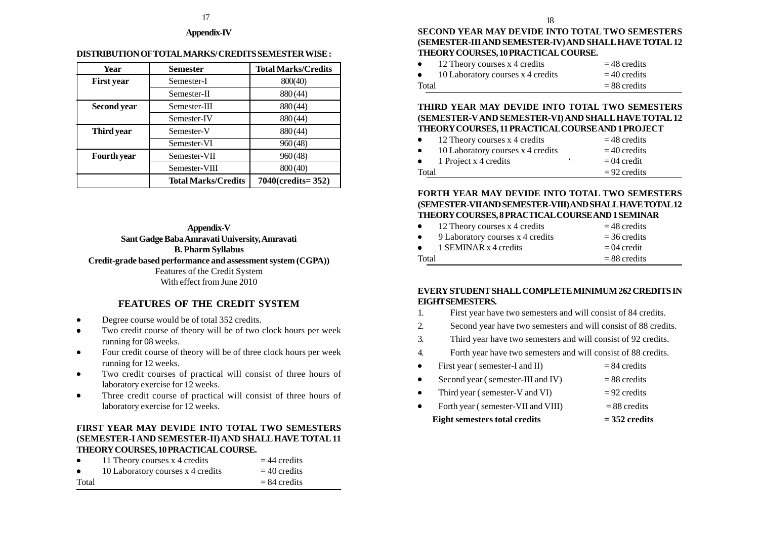## Appendix-IV

**DISTRIBUTION OF TOTAL MARKS/ CREDITS SEMESTER WISE :**

| Year | Semester | Total Marks/Credits |
|---|---|---|
| **First year** | Semester-I | 800(40) |
| | Semester-II | 880 (44) |
| **Second year** | Semester-III | 880 (44) |
| | Semester-IV | 880 (44) |
| **Third year** | Semester-V | 880 (44) |
| | Semester-VI | 960 (48) |
| **Fourth year** | Semester-VII | 960 (48) |
| | Semester-VIII | 800 (40) |
| | **Total Marks/Credits** | **7040(credits= 352)** |

## Appendix-V

**Sant Gadge Baba Amravati University, Amravati**

**B. Pharm Syllabus**

**Credit-grade based performance and assessment system (CGPA))**

Features of the Credit System

With effect from June 2010

## FEATURES OF THE CREDIT SYSTEM

- Degree course would be of total 352 credits.
- Two credit course of theory will be of two clock hours per week running for 08 weeks.
- Four credit course of theory will be of three clock hours per week running for 12 weeks.
- Two credit courses of practical will consist of three hours of laboratory exercise for 12 weeks.
- Three credit course of practical will consist of three hours of laboratory exercise for 12 weeks.

**FIRST YEAR MAY DEVIDE INTO TOTAL TWO SEMESTERS (SEMESTER-I AND SEMESTER-II) AND SHALL HAVE TOTAL 11 THEORY COURSES, 10 PRACTICAL COURSE.**

- 11 Theory courses x 4 credits = 44 credits
- 10 Laboratory courses x 4 credits = 40 credits

Total = 84 credits

**SECOND YEAR MAY DEVIDE INTO TOTAL TWO SEMESTERS (SEMESTER-III AND SEMESTER-IV) AND SHALL HAVE TOTAL 12 THEORY COURSES, 10 PRACTICAL COURSE.**

- 12 Theory courses x 4 credits = 48 credits
- 10 Laboratory courses x 4 credits = 40 credits

Total = 88 credits

**THIRD YEAR MAY DEVIDE INTO TOTAL TWO SEMESTERS (SEMESTER-V AND SEMESTER-VI) AND SHALL HAVE TOTAL 12 THEORY COURSES, 11 PRACTICAL COURSE AND 1 PROJECT**

- 12 Theory courses x 4 credits = 48 credits
- 10 Laboratory courses x 4 credits = 40 credits
- 1 Project x 4 credits = 04 credit

Total = 92 credits

**FORTH YEAR MAY DEVIDE INTO TOTAL TWO SEMESTERS (SEMESTER-VII AND SEMESTER-VIII) AND SHALL HAVE TOTAL 12 THEORY COURSES, 8 PRACTICAL COURSE AND 1 SEMINAR**

- 12 Theory courses x 4 credits = 48 credits
- 9 Laboratory courses x 4 credits = 36 credits
- 1 SEMINAR x 4 credits = 04 credit

Total = 88 credits

**EVERY STUDENT SHALL COMPLETE MINIMUM 262 CREDITS IN EIGHT SEMESTERS.**

1. First year have two semesters and will consist of 84 credits.
2. Second year have two semesters and will consist of 88 credits.
3. Third year have two semesters and will consist of 92 credits.
4. Forth year have two semesters and will consist of 88 credits.

- First year ( semester-I and II) = 84 credits
- Second year ( semester-III and IV) = 88 credits
- Third year ( semester-V and VI) = 92 credits
- Forth year ( semester-VII and VIII) = 88 credits

**Eight semesters total credits = 352 credits**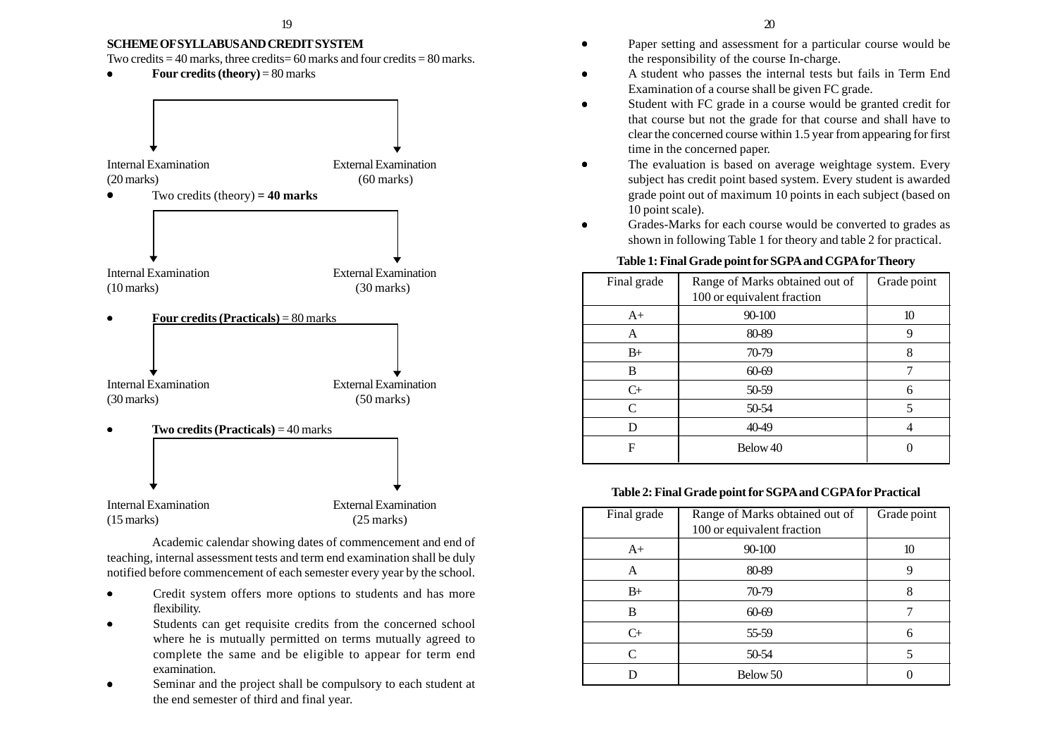## SCHEME OF SYLLABUS AND CREDIT SYSTEM

Two credits = 40 marks, three credits= 60 marks and four credits = 80 marks.

- **Four credits (theory)** = 80 marks

Internal Examination (20 marks) | External Examination (60 marks)

- Two credits (theory) **= 40 marks**

Internal Examination (10 marks) | External Examination (30 marks)

- **Four credits (Practicals)** = 80 marks

Internal Examination (30 marks) | External Examination (50 marks)

- **Two credits (Practicals)** = 40 marks

Internal Examination (15 marks) | External Examination (25 marks)

Academic calendar showing dates of commencement and end of teaching, internal assessment tests and term end examination shall be duly notified before commencement of each semester every year by the school.

- Credit system offers more options to students and has more flexibility.
- Students can get requisite credits from the concerned school where he is mutually permitted on terms mutually agreed to complete the same and be eligible to appear for term end examination.
- Seminar and the project shall be compulsory to each student at the end semester of third and final year.
- Paper setting and assessment for a particular course would be the responsibility of the course In-charge.
- A student who passes the internal tests but fails in Term End Examination of a course shall be given FC grade.
- Student with FC grade in a course would be granted credit for that course but not the grade for that course and shall have to clear the concerned course within 1.5 year from appearing for first time in the concerned paper.
- The evaluation is based on average weightage system. Every subject has credit point based system. Every student is awarded grade point out of maximum 10 points in each subject (based on 10 point scale).
- Grades-Marks for each course would be converted to grades as shown in following Table 1 for theory and table 2 for practical.

**Table 1: Final Grade point for SGPA and CGPA for Theory**

| Final grade | Range of Marks obtained out of 100 or equivalent fraction | Grade point |
|---|---|---|
| A+ | 90-100 | 10 |
| A | 80-89 | 9 |
| B+ | 70-79 | 8 |
| B | 60-69 | 7 |
| C+ | 50-59 | 6 |
| C | 50-54 | 5 |
| D | 40-49 | 4 |
| F | Below 40 | 0 |

**Table 2: Final Grade point for SGPA and CGPA for Practical**

| Final grade | Range of Marks obtained out of 100 or equivalent fraction | Grade point |
|---|---|---|
| A+ | 90-100 | 10 |
| A | 80-89 | 9 |
| B+ | 70-79 | 8 |
| B | 60-69 | 7 |
| C+ | 55-59 | 6 |
| C | 50-54 | 5 |
| D | Below 50 | 0 |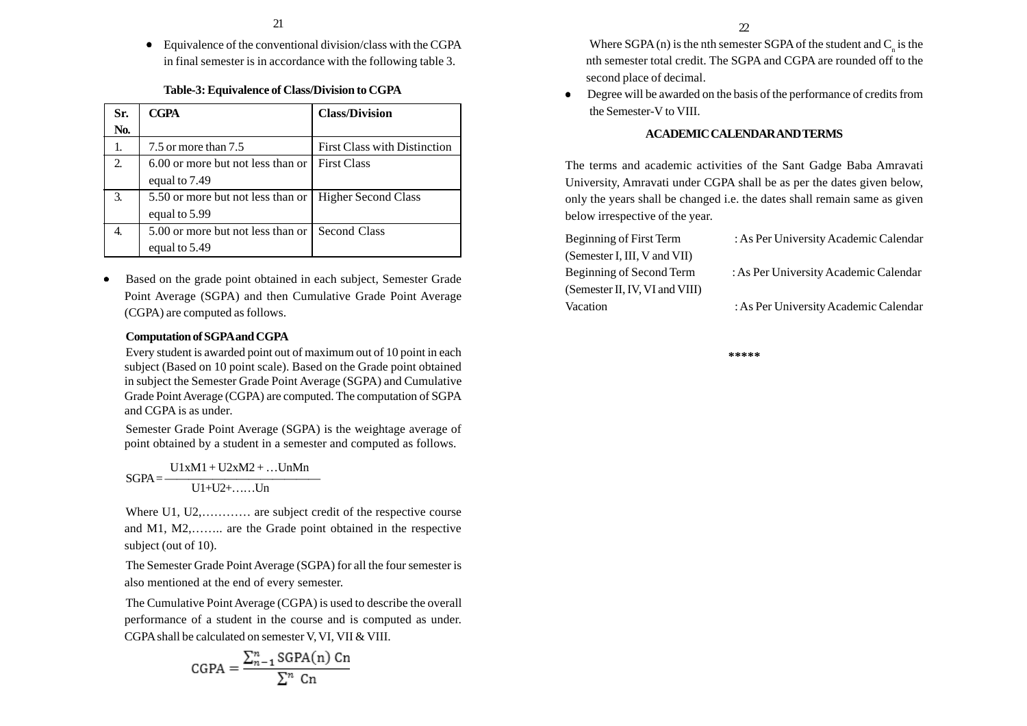- Equivalence of the conventional division/class with the CGPA in final semester is in accordance with the following table 3.

**Table-3: Equivalence of Class/Division to CGPA**

| Sr. No. | CGPA | Class/Division |
|---|---|---|
| 1. | 7.5 or more than 7.5 | First Class with Distinction |
| 2. | 6.00 or more but not less than or equal to 7.49 | First Class |
| 3. | 5.50 or more but not less than or equal to 5.99 | Higher Second Class |
| 4. | 5.00 or more but not less than or equal to 5.49 | Second Class |

- Based on the grade point obtained in each subject, Semester Grade Point Average (SGPA) and then Cumulative Grade Point Average (CGPA) are computed as follows.

**Computation of SGPA and CGPA**

Every student is awarded point out of maximum out of 10 point in each subject (Based on 10 point scale). Based on the Grade point obtained in subject the Semester Grade Point Average (SGPA) and Cumulative Grade Point Average (CGPA) are computed. The computation of SGPA and CGPA is as under.

Semester Grade Point Average (SGPA) is the weightage average of point obtained by a student in a semester and computed as follows.

$$\text{SGPA} = \frac{U1xM1 + U2xM2 + \ldots UnMn}{U1+U2+\ldots\ldots Un}$$

Where U1, U2,………… are subject credit of the respective course and M1, M2,…….. are the Grade point obtained in the respective subject (out of 10).

The Semester Grade Point Average (SGPA) for all the four semester is also mentioned at the end of every semester.

The Cumulative Point Average (CGPA) is used to describe the overall performance of a student in the course and is computed as under. CGPA shall be calculated on semester V, VI, VII & VIII.

$$\text{CGPA} = \frac{\sum_{n-1}^{n} \text{SGPA(n) Cn}}{\sum^{n} \text{Cn}}$$

Where SGPA (n) is the nth semester SGPA of the student and $C_n$ is the nth semester total credit. The SGPA and CGPA are rounded off to the second place of decimal.

- Degree will be awarded on the basis of the performance of credits from the Semester-V to VIII.

**ACADEMIC CALENDAR AND TERMS**

The terms and academic activities of the Sant Gadge Baba Amravati University, Amravati under CGPA shall be as per the dates given below, only the years shall be changed i.e. the dates shall remain same as given below irrespective of the year.

Beginning of First Term (Semester I, III, V and VII) : As Per University Academic Calendar

Beginning of Second Term (Semester II, IV, VI and VIII) : As Per University Academic Calendar

Vacation : As Per University Academic Calendar

*****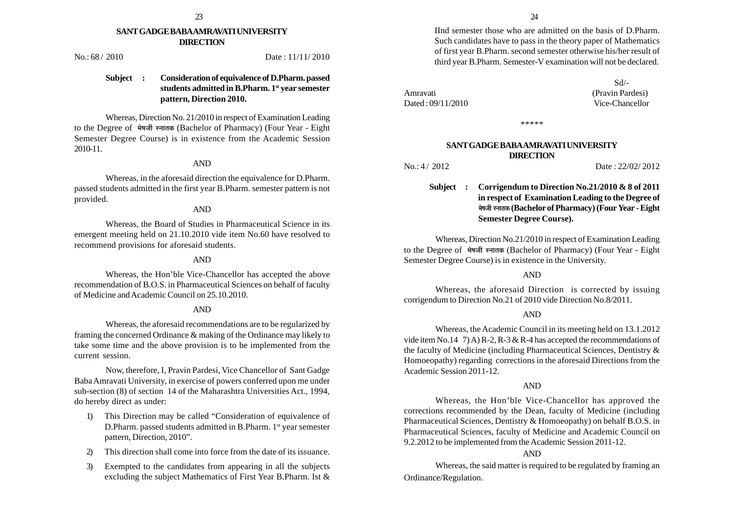## SANT GADGE BABA AMRAVATI UNIVERSITY
## DIRECTION

No.: 68 / 2010 Date : 11/11/ 2010

**Subject : Consideration of equivalence of D.Pharm. passed students admitted in B.Pharm. 1st year semester pattern, Direction 2010.**

Whereas, Direction No. 21/2010 in respect of Examination Leading to the Degree of भेषजी स्नातक (Bachelor of Pharmacy) (Four Year - Eight Semester Degree Course) is in existence from the Academic Session 2010-11.

AND

Whereas, in the aforesaid direction the equivalence for D.Pharm. passed students admitted in the first year B.Pharm. semester pattern is not provided.

AND

Whereas, the Board of Studies in Pharmaceutical Science in its emergent meeting held on 21.10.2010 vide item No.60 have resolved to recommend provisions for aforesaid students.

AND

Whereas, the Hon'ble Vice-Chancellor has accepted the above recommendation of B.O.S. in Pharmaceutical Sciences on behalf of faculty of Medicine and Academic Council on 25.10.2010.

AND

Whereas, the aforesaid recommendations are to be regularized by framing the concerned Ordinance & making of the Ordinance may likely to take some time and the above provision is to be implemented from the current session.

Now, therefore, I, Pravin Pardesi, Vice Chancellor of Sant Gadge Baba Amravati University, in exercise of powers conferred upon me under sub-section (8) of section 14 of the Maharashtra Universities Act., 1994, do hereby direct as under:

1) This Direction may be called "Consideration of equivalence of D.Pharm. passed students admitted in B.Pharm. 1st year semester pattern, Direction, 2010".
2) This direction shall come into force from the date of its issuance.
3) Exempted to the candidates from appearing in all the subjects excluding the subject Mathematics of First Year B.Pharm. Ist & IInd semester those who are admitted on the basis of D.Pharm. Such candidates have to pass in the theory paper of Mathematics of first year B.Pharm. second semester otherwise his/her result of third year B.Pharm. Semester-V examination will not be declared.

Sd/-
(Pravin Pardesi)
Vice-Chancellor

Amravati
Dated : 09/11/2010

\*\*\*\*\*

## SANT GADGE BABA AMRAVATI UNIVERSITY
## DIRECTION

No.: 4 / 2012 Date : 22/02/ 2012

**Subject : Corrigendum to Direction No.21/2010 & 8 of 2011 in respect of Examination Leading to the Degree of भेषजी स्नातक (Bachelor of Pharmacy) (Four Year - Eight Semester Degree Course).**

Whereas, Direction No.21/2010 in respect of Examination Leading to the Degree of भेषजी स्नातक (Bachelor of Pharmacy) (Four Year - Eight Semester Degree Course) is in existence in the University.

AND

Whereas, the aforesaid Direction is corrected by issuing corrigendum to Direction No.21 of 2010 vide Direction No.8/2011.

AND

Whereas, the Academic Council in its meeting held on 13.1.2012 vide item No.14 7) A) R-2, R-3 & R-4 has accepted the recommendations of the faculty of Medicine (including Pharmaceutical Sciences, Dentistry & Homoeopathy) regarding corrections in the aforesaid Directions from the Academic Session 2011-12.

AND

Whereas, the Hon'ble Vice-Chancellor has approved the corrections recommended by the Dean, faculty of Medicine (including Pharmaceutical Sciences, Dentistry & Homoeopathy) on behalf B.O.S. in Pharmaceutical Sciences, faculty of Medicine and Academic Council on 9.2.2012 to be implemented from the Academic Session 2011-12.

AND

Whereas, the said matter is required to be regulated by framing an Ordinance/Regulation.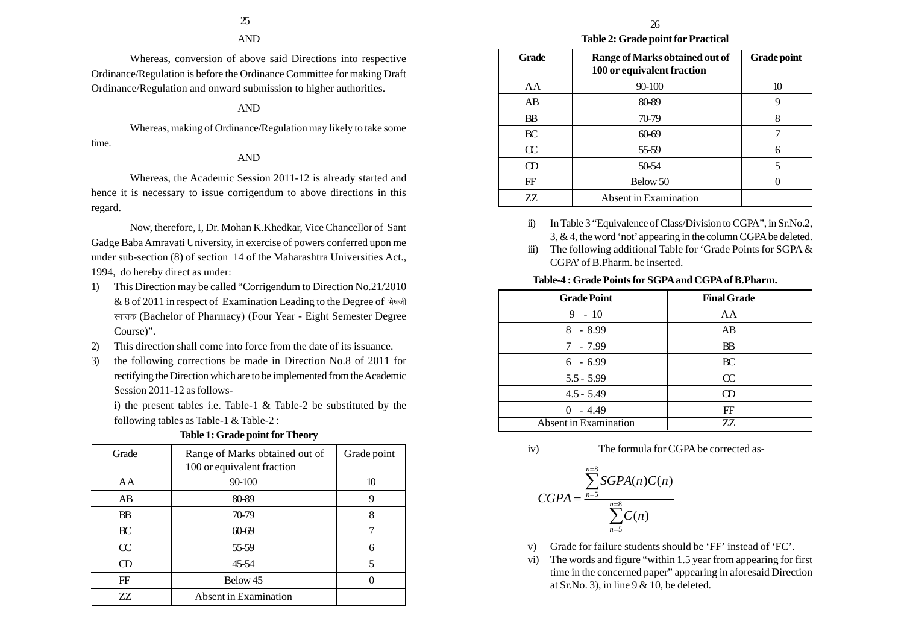AND

Whereas, conversion of above said Directions into respective Ordinance/Regulation is before the Ordinance Committee for making Draft Ordinance/Regulation and onward submission to higher authorities.

AND

Whereas, making of Ordinance/Regulation may likely to take some time.

AND

Whereas, the Academic Session 2011-12 is already started and hence it is necessary to issue corrigendum to above directions in this regard.

Now, therefore, I, Dr. Mohan K.Khedkar, Vice Chancellor of Sant Gadge Baba Amravati University, in exercise of powers conferred upon me under sub-section (8) of section 14 of the Maharashtra Universities Act., 1994, do hereby direct as under:

1) This Direction may be called "Corrigendum to Direction No.21/2010 & 8 of 2011 in respect of Examination Leading to the Degree of भेषजी स्नातक (Bachelor of Pharmacy) (Four Year - Eight Semester Degree Course)".
2) This direction shall come into force from the date of its issuance.
3) the following corrections be made in Direction No.8 of 2011 for rectifying the Direction which are to be implemented from the Academic Session 2011-12 as follows-

   i) the present tables i.e. Table-1 & Table-2 be substituted by the following tables as Table-1 & Table-2 :

**Table 1: Grade point for Theory**

| Grade | Range of Marks obtained out of 100 or equivalent fraction | Grade point |
|---|---|---|
| AA | 90-100 | 10 |
| AB | 80-89 | 9 |
| BB | 70-79 | 8 |
| BC | 60-69 | 7 |
| CC | 55-59 | 6 |
| CD | 45-54 | 5 |
| FF | Below 45 | 0 |
| ZZ | Absent in Examination | |

**Table 2: Grade point for Practical**

| Grade | Range of Marks obtained out of 100 or equivalent fraction | Grade point |
|---|---|---|
| AA | 90-100 | 10 |
| AB | 80-89 | 9 |
| BB | 70-79 | 8 |
| BC | 60-69 | 7 |
| CC | 55-59 | 6 |
| CD | 50-54 | 5 |
| FF | Below 50 | 0 |
| ZZ | Absent in Examination | |

ii) In Table 3 "Equivalence of Class/Division to CGPA", in Sr.No.2, 3, & 4, the word 'not' appearing in the column CGPA be deleted.

iii) The following additional Table for 'Grade Points for SGPA & CGPA' of B.Pharm. be inserted.

**Table-4 : Grade Points for SGPA and CGPA of B.Pharm.**

| Grade Point | Final Grade |
|---|---|
| 9 - 10 | AA |
| 8 - 8.99 | AB |
| 7 - 7.99 | BB |
| 6 - 6.99 | BC |
| 5.5 - 5.99 | CC |
| 4.5 - 5.49 | CD |
| 0 - 4.49 | FF |
| Absent in Examination | ZZ |

iv) The formula for CGPA be corrected as-

$$CGPA = \frac{\sum_{n=5}^{n=8} SGPA(n)C(n)}{\sum_{n=5}^{n=8} C(n)}$$

v) Grade for failure students should be 'FF' instead of 'FC'.

vi) The words and figure "within 1.5 year from appearing for first time in the concerned paper" appearing in aforesaid Direction at Sr.No. 3), in line 9 & 10, be deleted.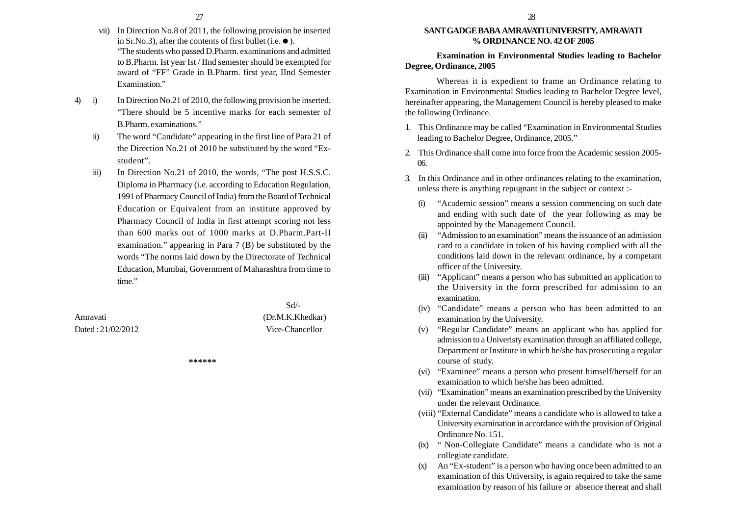vii) In Direction No.8 of 2011, the following provision be inserted in Sr.No.3), after the contents of first bullet (i.e. ● ).
"The students who passed D.Pharm. examinations and admitted to B.Pharm. Ist year Ist / IInd semester should be exempted for award of "FF" Grade in B.Pharm. first year, IInd Semester Examination."

4) i) In Direction No.21 of 2010, the following provision be inserted. "There should be 5 incentive marks for each semester of B.Pharm. examinations."

ii) The word "Candidate" appearing in the first line of Para 21 of the Direction No.21 of 2010 be substituted by the word "Ex-student".

iii) In Direction No.21 of 2010, the words, "The post H.S.S.C. Diploma in Pharmacy (i.e. according to Education Regulation, 1991 of Pharmacy Council of India) from the Board of Technical Education or Equivalent from an institute approved by Pharmacy Council of India in first attempt scoring not less than 600 marks out of 1000 marks at D.Pharm.Part-II examination." appearing in Para 7 (B) be substituted by the words "The norms laid down by the Directorate of Technical Education, Mumbai, Government of Maharashtra from time to time."

Sd/-
(Dr.M.K.Khedkar)
Vice-Chancellor

Amravati
Dated : 21/02/2012

\*\*\*\*\*\*

**SANT GADGE BABA AMRAVATI UNIVERSITY, AMRAVATI**
**% ORDINANCE NO. 42 OF 2005**

**Examination in Environmental Studies leading to Bachelor Degree, Ordinance, 2005**

Whereas it is expedient to frame an Ordinance relating to Examination in Environmental Studies leading to Bachelor Degree level, hereinafter appearing, the Management Council is hereby pleased to make the following Ordinance.

1. This Ordinance may be called "Examination in Environmental Studies leading to Bachelor Degree, Ordinance, 2005."
2. This Ordinance shall come into force from the Academic session 2005-06.
3. In this Ordinance and in other ordinances relating to the examination, unless there is anything repugnant in the subject or context :-
   - (i) "Academic session" means a session commencing on such date and ending with such date of the year following as may be appointed by the Management Council.
   - (ii) "Admission to an examination" means the issuance of an admission card to a candidate in token of his having complied with all the conditions laid down in the relevant ordinance, by a competant officer of the University.
   - (iii) "Applicant" means a person who has submitted an application to the University in the form prescribed for admission to an examination.
   - (iv) "Candidate" means a person who has been admitted to an examination by the University.
   - (v) "Regular Candidate" means an applicant who has applied for admission to a Univeristy examination through an affiliated college, Department or Institute in which he/she has prosecuting a regular course of study.
   - (vi) "Examinee" means a person who present himself/herself for an examination to which he/she has been admitted.
   - (vii) "Examination" means an examination prescribed by the University under the relevant Ordinance.
   - (viii) "External Candidate" means a candidate who is allowed to take a University examination in accordance with the provision of Original Ordinance No. 151.
   - (ix) " Non-Collegiate Candidate" means a candidate who is not a collegiate candidate.
   - (x) An "Ex-student" is a person who having once been admitted to an examination of this University, is again required to take the same examination by reason of his failure or absence thereat and shall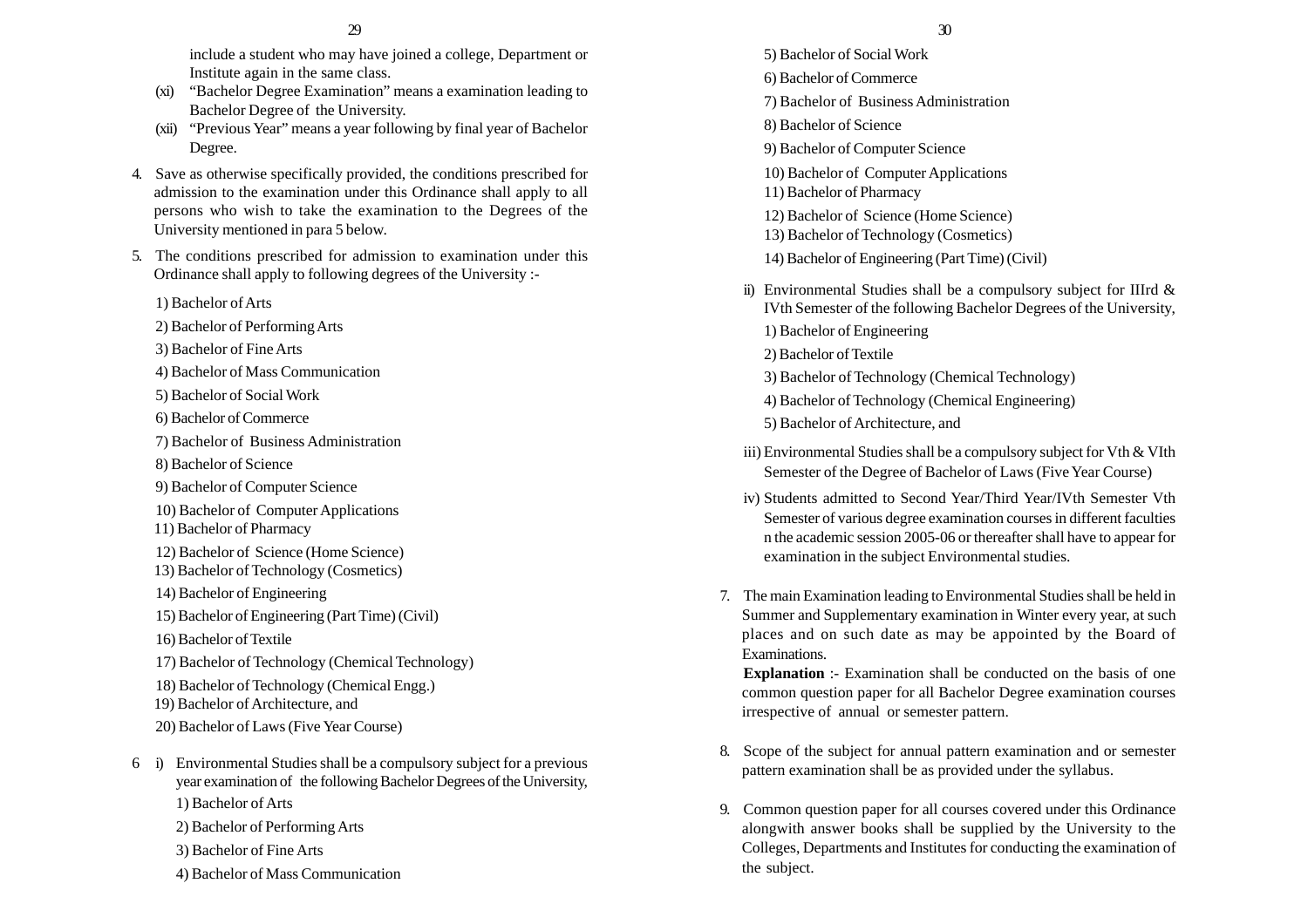include a student who may have joined a college, Department or Institute again in the same class.

(xi) "Bachelor Degree Examination" means a examination leading to Bachelor Degree of the University.

(xii) "Previous Year" means a year following by final year of Bachelor Degree.

4. Save as otherwise specifically provided, the conditions prescribed for admission to the examination under this Ordinance shall apply to all persons who wish to take the examination to the Degrees of the University mentioned in para 5 below.

5. The conditions prescribed for admission to examination under this Ordinance shall apply to following degrees of the University :-

1) Bachelor of Arts
2) Bachelor of Performing Arts
3) Bachelor of Fine Arts
4) Bachelor of Mass Communication
5) Bachelor of Social Work
6) Bachelor of Commerce
7) Bachelor of Business Administration
8) Bachelor of Science
9) Bachelor of Computer Science
10) Bachelor of Computer Applications
11) Bachelor of Pharmacy
12) Bachelor of Science (Home Science)
13) Bachelor of Technology (Cosmetics)
14) Bachelor of Engineering
15) Bachelor of Engineering (Part Time) (Civil)
16) Bachelor of Textile
17) Bachelor of Technology (Chemical Technology)
18) Bachelor of Technology (Chemical Engg.)
19) Bachelor of Architecture, and
20) Bachelor of Laws (Five Year Course)

6 i) Environmental Studies shall be a compulsory subject for a previous year examination of the following Bachelor Degrees of the University,

1) Bachelor of Arts
2) Bachelor of Performing Arts
3) Bachelor of Fine Arts
4) Bachelor of Mass Communication
5) Bachelor of Social Work
6) Bachelor of Commerce
7) Bachelor of Business Administration
8) Bachelor of Science
9) Bachelor of Computer Science
10) Bachelor of Computer Applications
11) Bachelor of Pharmacy
12) Bachelor of Science (Home Science)
13) Bachelor of Technology (Cosmetics)
14) Bachelor of Engineering (Part Time) (Civil)

ii) Environmental Studies shall be a compulsory subject for IIIrd & IVth Semester of the following Bachelor Degrees of the University,

1) Bachelor of Engineering
2) Bachelor of Textile
3) Bachelor of Technology (Chemical Technology)
4) Bachelor of Technology (Chemical Engineering)
5) Bachelor of Architecture, and

iii) Environmental Studies shall be a compulsory subject for Vth & VIth Semester of the Degree of Bachelor of Laws (Five Year Course)

iv) Students admitted to Second Year/Third Year/IVth Semester Vth Semester of various degree examination courses in different faculties n the academic session 2005-06 or thereafter shall have to appear for examination in the subject Environmental studies.

7. The main Examination leading to Environmental Studies shall be held in Summer and Supplementary examination in Winter every year, at such places and on such date as may be appointed by the Board of Examinations.

**Explanation** :- Examination shall be conducted on the basis of one common question paper for all Bachelor Degree examination courses irrespective of annual or semester pattern.

8. Scope of the subject for annual pattern examination and or semester pattern examination shall be as provided under the syllabus.

9. Common question paper for all courses covered under this Ordinance alongwith answer books shall be supplied by the University to the Colleges, Departments and Institutes for conducting the examination of the subject.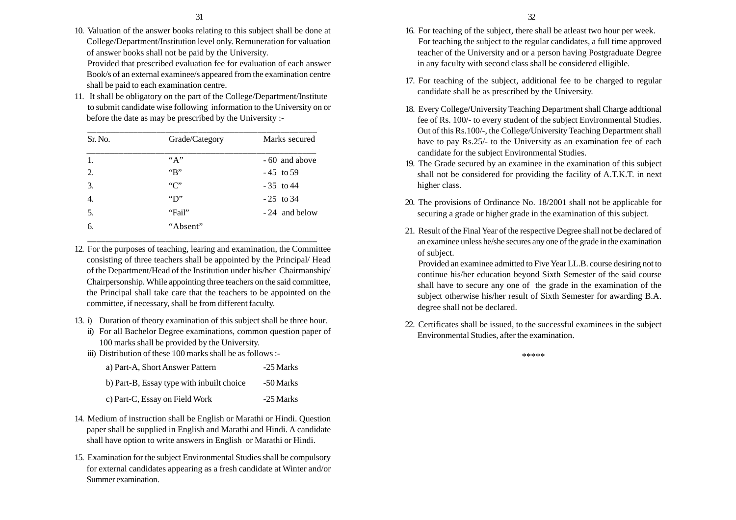10. Valuation of the answer books relating to this subject shall be done at College/Department/Institution level only. Remuneration for valuation of answer books shall not be paid by the University.

    Provided that prescribed evaluation fee for evaluation of each answer Book/s of an external examinee/s appeared from the examination centre shall be paid to each examination centre.

11. It shall be obligatory on the part of the College/Department/Institute to submit candidate wise following information to the University on or before the date as may be prescribed by the University :-

| Sr. No. | Grade/Category | Marks secured |
|---|---|---|
| 1. | "A" | - 60 and above |
| 2. | "B" | - 45 to 59 |
| 3. | "C" | - 35 to 44 |
| 4. | "D" | - 25 to 34 |
| 5. | "Fail" | - 24 and below |
| 6. | "Absent" | |

12. For the purposes of teaching, learing and examination, the Committee consisting of three teachers shall be appointed by the Principal/ Head of the Department/Head of the Institution under his/her Chairmanship/ Chairpersonship. While appointing three teachers on the said committee, the Principal shall take care that the teachers to be appointed on the committee, if necessary, shall be from different faculty.

13. i) Duration of theory examination of this subject shall be three hour.

    ii) For all Bachelor Degree examinations, common question paper of 100 marks shall be provided by the University.

    iii) Distribution of these 100 marks shall be as follows :-

| | |
|---|---|
| a) Part-A, Short Answer Pattern | -25 Marks |
| b) Part-B, Essay type with inbuilt choice | -50 Marks |
| c) Part-C, Essay on Field Work | -25 Marks |

14. Medium of instruction shall be English or Marathi or Hindi. Question paper shall be supplied in English and Marathi and Hindi. A candidate shall have option to write answers in English or Marathi or Hindi.

15. Examination for the subject Environmental Studies shall be compulsory for external candidates appearing as a fresh candidate at Winter and/or Summer examination.

16. For teaching of the subject, there shall be atleast two hour per week. For teaching the subject to the regular candidates, a full time approved teacher of the University and or a person having Postgraduate Degree in any faculty with second class shall be considered elligible.

17. For teaching of the subject, additional fee to be charged to regular candidate shall be as prescribed by the University.

18. Every College/University Teaching Department shall Charge addtional fee of Rs. 100/- to every student of the subject Environmental Studies. Out of this Rs.100/-, the College/University Teaching Department shall have to pay Rs.25/- to the University as an examination fee of each candidate for the subject Environmental Studies.

19. The Grade secured by an examinee in the examination of this subject shall not be considered for providing the facility of A.T.K.T. in next higher class.

20. The provisions of Ordinance No. 18/2001 shall not be applicable for securing a grade or higher grade in the examination of this subject.

21. Result of the Final Year of the respective Degree shall not be declared of an examinee unless he/she secures any one of the grade in the examination of subject.

    Provided an examinee admitted to Five Year LL.B. course desiring not to continue his/her education beyond Sixth Semester of the said course shall have to secure any one of the grade in the examination of the subject otherwise his/her result of Sixth Semester for awarding B.A. degree shall not be declared.

22. Certificates shall be issued, to the successful examinees in the subject Environmental Studies, after the examination.

*****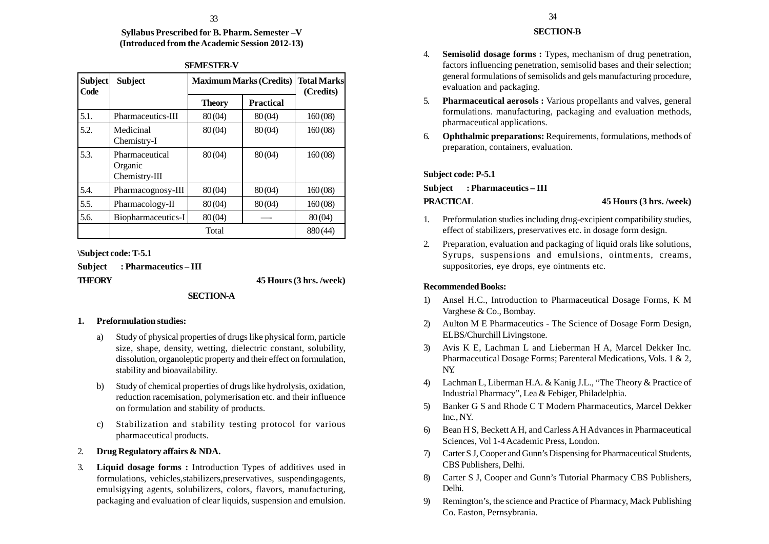**Syllabus Prescribed for B. Pharm. Semester –V (Introduced from the Academic Session 2012-13)**

**SEMESTER-V**

| Subject Code | Subject | Maximum Marks (Credits) | | Total Marks (Credits) |
|---|---|---|---|---|
| | | Theory | Practical | |
| 5.1. | Pharmaceutics-III | 80 (04) | 80 (04) | 160 (08) |
| 5.2. | Medicinal Chemistry-I | 80 (04) | 80 (04) | 160 (08) |
| 5.3. | Pharmaceutical Organic Chemistry-III | 80 (04) | 80 (04) | 160 (08) |
| 5.4. | Pharmacognosy-III | 80 (04) | 80 (04) | 160 (08) |
| 5.5. | Pharmacology-II | 80 (04) | 80 (04) | 160 (08) |
| 5.6. | Biopharmaceutics-I | 80 (04) | — | 80 (04) |
| | Total | | | 880 (44) |

**\Subject code: T-5.1**

**Subject : Pharmaceutics – III**

**THEORY** **45 Hours (3 hrs. /week)**

**SECTION-A**

1. **Preformulation studies:**
   a) Study of physical properties of drugs like physical form, particle size, shape, density, wetting, dielectric constant, solubility, dissolution, organoleptic property and their effect on formulation, stability and bioavailability.
   b) Study of chemical properties of drugs like hydrolysis, oxidation, reduction racemisation, polymerisation etc. and their influence on formulation and stability of products.
   c) Stabilization and stability testing protocol for various pharmaceutical products.
2. **Drug Regulatory affairs & NDA.**
3. **Liquid dosage forms :** Introduction Types of additives used in formulations, vehicles,stabilizers,preservatives, suspendingagents, emulsigying agents, solubilizers, colors, flavors, manufacturing, packaging and evaluation of clear liquids, suspension and emulsion.

**SECTION-B**

4. **Semisolid dosage forms :** Types, mechanism of drug penetration, factors influencing penetration, semisolid bases and their selection; general formulations of semisolids and gels manufacturing procedure, evaluation and packaging.
5. **Pharmaceutical aerosols :** Various propellants and valves, general formulations. manufacturing, packaging and evaluation methods, pharmaceutical applications.
6. **Ophthalmic preparations:** Requirements, formulations, methods of preparation, containers, evaluation.

**Subject code: P-5.1**

**Subject : Pharmaceutics – III**

**PRACTICAL** **45 Hours (3 hrs. /week)**

1. Preformulation studies including drug-excipient compatibility studies, effect of stabilizers, preservatives etc. in dosage form design.
2. Preparation, evaluation and packaging of liquid orals like solutions, Syrups, suspensions and emulsions, ointments, creams, suppositories, eye drops, eye ointments etc.

**Recommended Books:**

1) Ansel H.C., Introduction to Pharmaceutical Dosage Forms, K M Varghese & Co., Bombay.
2) Aulton M E Pharmaceutics - The Science of Dosage Form Design, ELBS/Churchill Livingstone.
3) Avis K E, Lachman L and Lieberman H A, Marcel Dekker Inc. Pharmaceutical Dosage Forms; Parenteral Medications, Vols. 1 & 2, NY.
4) Lachman L, Liberman H.A. & Kanig J.L., "The Theory & Practice of Industrial Pharmacy", Lea & Febiger, Philadelphia.
5) Banker G S and Rhode C T Modern Pharmaceutics, Marcel Dekker Inc., NY.
6) Bean H S, Beckett A H, and Carless A H Advances in Pharmaceutical Sciences, Vol 1-4 Academic Press, London.
7) Carter S J, Cooper and Gunn's Dispensing for Pharmaceutical Students, CBS Publishers, Delhi.
8) Carter S J, Cooper and Gunn's Tutorial Pharmacy CBS Publishers, Delhi.
9) Remington's, the science and Practice of Pharmacy, Mack Publishing Co. Easton, Pernsybrania.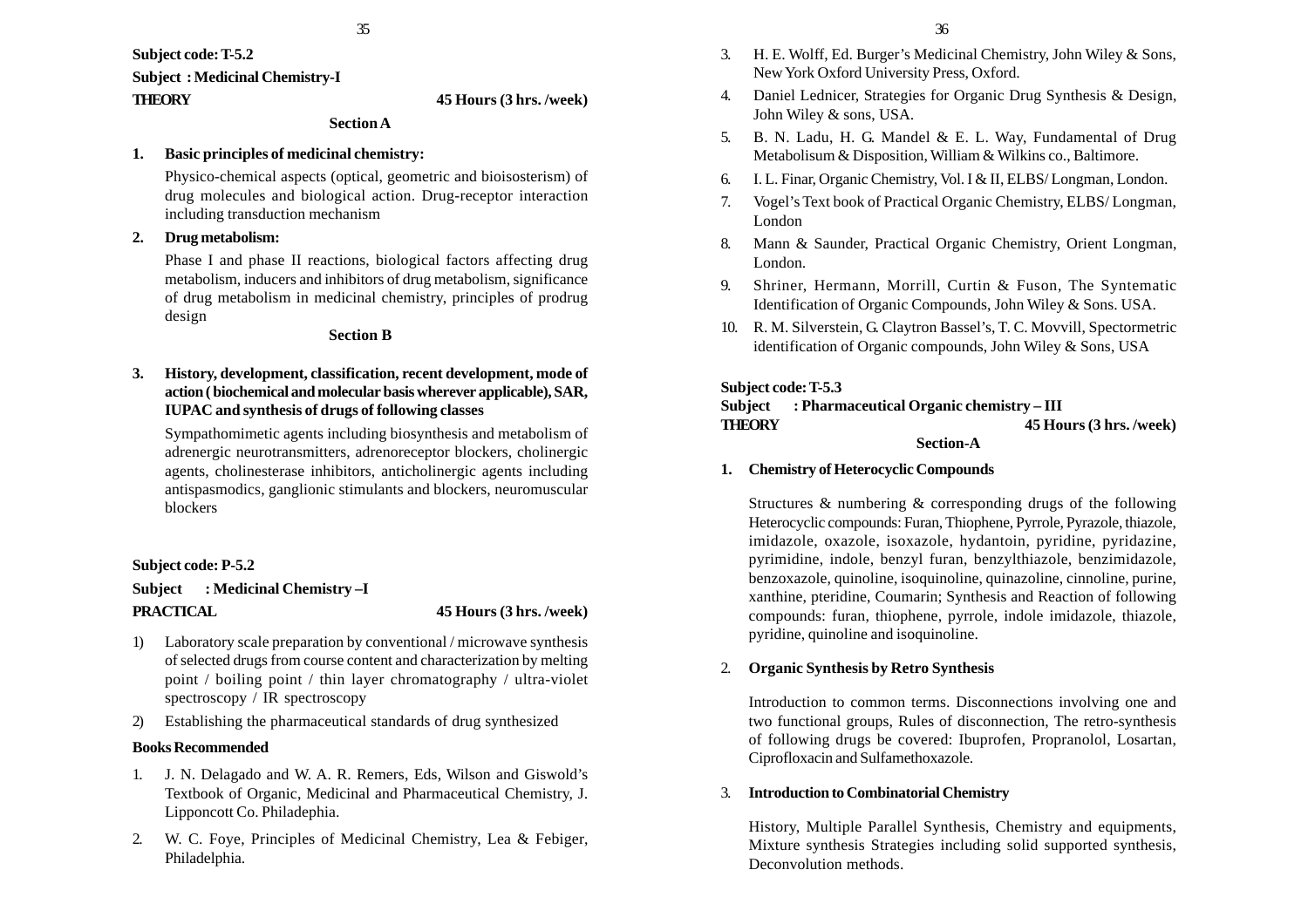**Subject code: T-5.2**

**Subject : Medicinal Chemistry-I**

**THEORY** **45 Hours (3 hrs. /week)**

**Section A**

**1. Basic principles of medicinal chemistry:**

Physico-chemical aspects (optical, geometric and bioisosterism) of drug molecules and biological action. Drug-receptor interaction including transduction mechanism

**2. Drug metabolism:**

Phase I and phase II reactions, biological factors affecting drug metabolism, inducers and inhibitors of drug metabolism, significance of drug metabolism in medicinal chemistry, principles of prodrug design

**Section B**

**3. History, development, classification, recent development, mode of action ( biochemical and molecular basis wherever applicable), SAR, IUPAC and synthesis of drugs of following classes**

Sympathomimetic agents including biosynthesis and metabolism of adrenergic neurotransmitters, adrenoreceptor blockers, cholinergic agents, cholinesterase inhibitors, anticholinergic agents including antispasmodics, ganglionic stimulants and blockers, neuromuscular blockers

**Subject code: P-5.2**

**Subject : Medicinal Chemistry –I**

**PRACTICAL** **45 Hours (3 hrs. /week)**

1) Laboratory scale preparation by conventional / microwave synthesis of selected drugs from course content and characterization by melting point / boiling point / thin layer chromatography / ultra-violet spectroscopy / IR spectroscopy
2) Establishing the pharmaceutical standards of drug synthesized

**Books Recommended**

1. J. N. Delagado and W. A. R. Remers, Eds, Wilson and Giswold's Textbook of Organic, Medicinal and Pharmaceutical Chemistry, J. Lipponcott Co. Philadephia.
2. W. C. Foye, Principles of Medicinal Chemistry, Lea & Febiger, Philadelphia.
3. H. E. Wolff, Ed. Burger's Medicinal Chemistry, John Wiley & Sons, New York Oxford University Press, Oxford.
4. Daniel Lednicer, Strategies for Organic Drug Synthesis & Design, John Wiley & sons, USA.
5. B. N. Ladu, H. G. Mandel & E. L. Way, Fundamental of Drug Metabolisum & Disposition, William & Wilkins co., Baltimore.
6. I. L. Finar, Organic Chemistry, Vol. I & II, ELBS/ Longman, London.
7. Vogel's Text book of Practical Organic Chemistry, ELBS/ Longman, London
8. Mann & Saunder, Practical Organic Chemistry, Orient Longman, London.
9. Shriner, Hermann, Morrill, Curtin & Fuson, The Syntematic Identification of Organic Compounds, John Wiley & Sons. USA.
10. R. M. Silverstein, G. Claytron Bassel's, T. C. Movvill, Spectormetric identification of Organic compounds, John Wiley & Sons, USA

**Subject code: T-5.3**

**Subject : Pharmaceutical Organic chemistry – III**

**THEORY** **45 Hours (3 hrs. /week)**

**Section-A**

**1. Chemistry of Heterocyclic Compounds**

Structures & numbering & corresponding drugs of the following Heterocyclic compounds: Furan, Thiophene, Pyrrole, Pyrazole, thiazole, imidazole, oxazole, isoxazole, hydantoin, pyridine, pyridazine, pyrimidine, indole, benzyl furan, benzylthiazole, benzimidazole, benzoxazole, quinoline, isoquinoline, quinazoline, cinnoline, purine, xanthine, pteridine, Coumarin; Synthesis and Reaction of following compounds: furan, thiophene, pyrrole, indole imidazole, thiazole, pyridine, quinoline and isoquinoline.

**2. Organic Synthesis by Retro Synthesis**

Introduction to common terms. Disconnections involving one and two functional groups, Rules of disconnection, The retro-synthesis of following drugs be covered: Ibuprofen, Propranolol, Losartan, Ciprofloxacin and Sulfamethoxazole.

**3. Introduction to Combinatorial Chemistry**

History, Multiple Parallel Synthesis, Chemistry and equipments, Mixture synthesis Strategies including solid supported synthesis, Deconvolution methods.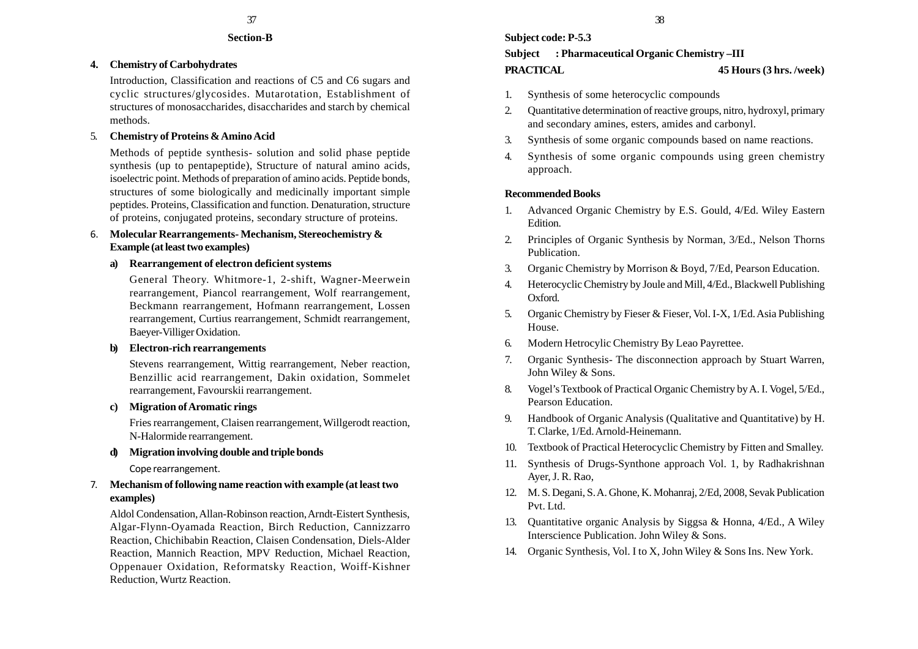## Section-B

**4. Chemistry of Carbohydrates**

Introduction, Classification and reactions of C5 and C6 sugars and cyclic structures/glycosides. Mutarotation, Establishment of structures of monosaccharides, disaccharides and starch by chemical methods.

**5. Chemistry of Proteins & Amino Acid**

Methods of peptide synthesis- solution and solid phase peptide synthesis (up to pentapeptide), Structure of natural amino acids, isoelectric point. Methods of preparation of amino acids. Peptide bonds, structures of some biologically and medicinally important simple peptides. Proteins, Classification and function. Denaturation, structure of proteins, conjugated proteins, secondary structure of proteins.

**6. Molecular Rearrangements- Mechanism, Stereochemistry & Example (at least two examples)**

**a) Rearrangement of electron deficient systems**

General Theory. Whitmore-1, 2-shift, Wagner-Meerwein rearrangement, Piancol rearrangement, Wolf rearrangement, Beckmann rearrangement, Hofmann rearrangement, Lossen rearrangement, Curtius rearrangement, Schmidt rearrangement, Baeyer-Villiger Oxidation.

**b) Electron-rich rearrangements**

Stevens rearrangement, Wittig rearrangement, Neber reaction, Benzillic acid rearrangement, Dakin oxidation, Sommelet rearrangement, Favourskii rearrangement.

**c) Migration of Aromatic rings**

Fries rearrangement, Claisen rearrangement, Willgerodt reaction, N-Halormide rearrangement.

**d) Migration involving double and triple bonds**

Cope rearrangement.

**7. Mechanism of following name reaction with example (at least two examples)**

Aldol Condensation, Allan-Robinson reaction, Arndt-Eistert Synthesis, Algar-Flynn-Oyamada Reaction, Birch Reduction, Cannizzarro Reaction, Chichibabin Reaction, Claisen Condensation, Diels-Alder Reaction, Mannich Reaction, MPV Reduction, Michael Reaction, Oppenauer Oxidation, Reformatsky Reaction, Woiff-Kishner Reduction, Wurtz Reaction.

**Subject code: P-5.3**

**Subject : Pharmaceutical Organic Chemistry –III**

**PRACTICAL** **45 Hours (3 hrs. /week)**

1. Synthesis of some heterocyclic compounds
2. Quantitative determination of reactive groups, nitro, hydroxyl, primary and secondary amines, esters, amides and carbonyl.
3. Synthesis of some organic compounds based on name reactions.
4. Synthesis of some organic compounds using green chemistry approach.

**Recommended Books**

1. Advanced Organic Chemistry by E.S. Gould, 4/Ed. Wiley Eastern Edition.
2. Principles of Organic Synthesis by Norman, 3/Ed., Nelson Thorns Publication.
3. Organic Chemistry by Morrison & Boyd, 7/Ed, Pearson Education.
4. Heterocyclic Chemistry by Joule and Mill, 4/Ed., Blackwell Publishing Oxford.
5. Organic Chemistry by Fieser & Fieser, Vol. I-X, 1/Ed. Asia Publishing House.
6. Modern Hetrocylic Chemistry By Leao Payrettee.
7. Organic Synthesis- The disconnection approach by Stuart Warren, John Wiley & Sons.
8. Vogel's Textbook of Practical Organic Chemistry by A. I. Vogel, 5/Ed., Pearson Education.
9. Handbook of Organic Analysis (Qualitative and Quantitative) by H. T. Clarke, 1/Ed. Arnold-Heinemann.
10. Textbook of Practical Heterocyclic Chemistry by Fitten and Smalley.
11. Synthesis of Drugs-Synthone approach Vol. 1, by Radhakrishnan Ayer, J. R. Rao,
12. M. S. Degani, S. A. Ghone, K. Mohanraj, 2/Ed, 2008, Sevak Publication Pvt. Ltd.
13. Quantitative organic Analysis by Siggsa & Honna, 4/Ed., A Wiley Interscience Publication. John Wiley & Sons.
14. Organic Synthesis, Vol. I to X, John Wiley & Sons Ins. New York.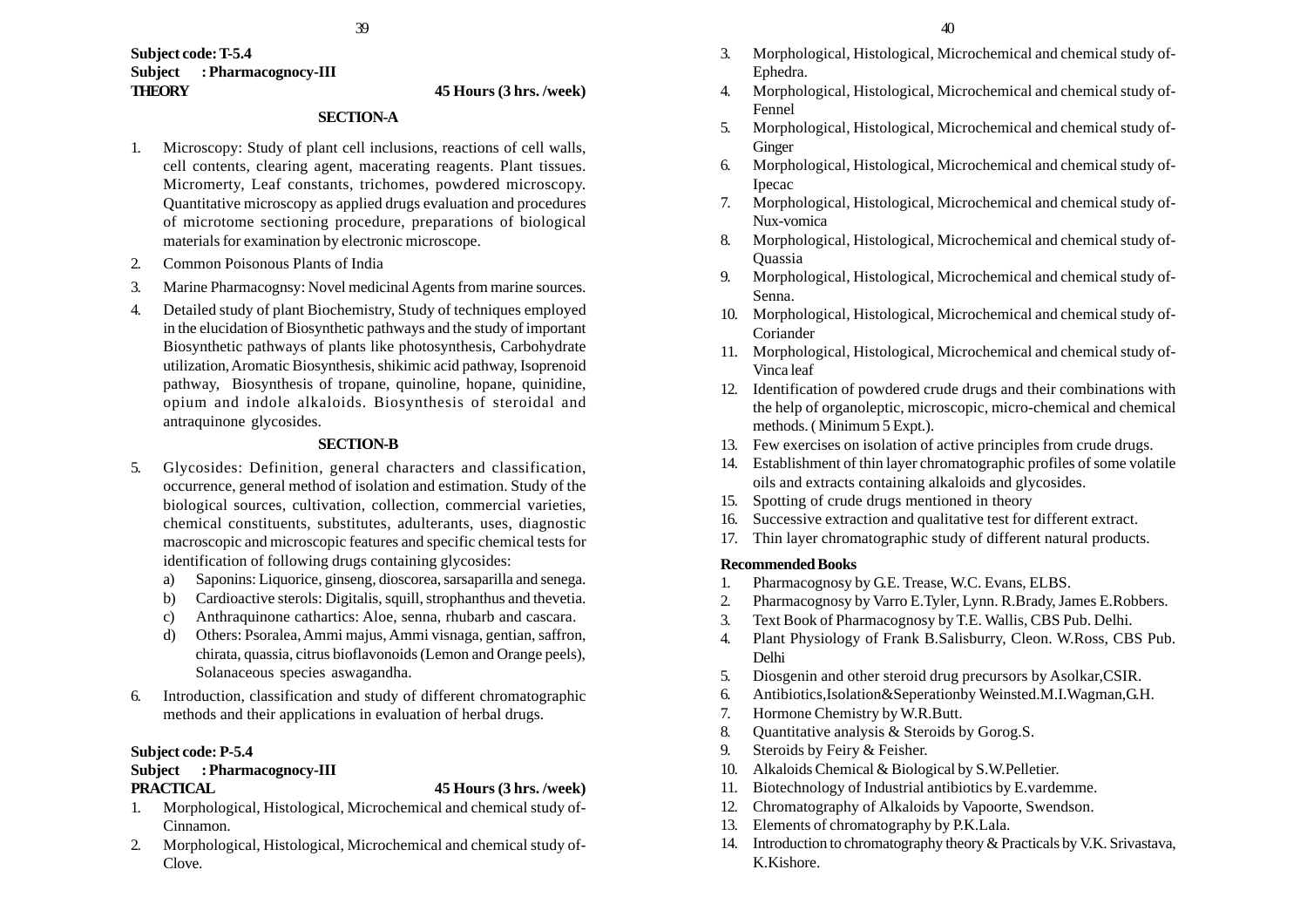**Subject code: T-5.4**

**Subject : Pharmacognocy-III**

**THEORY** **45 Hours (3 hrs. /week)**

### SECTION-A

1. Microscopy: Study of plant cell inclusions, reactions of cell walls, cell contents, clearing agent, macerating reagents. Plant tissues. Micromerty, Leaf constants, trichomes, powdered microscopy. Quantitative microscopy as applied drugs evaluation and procedures of microtome sectioning procedure, preparations of biological materials for examination by electronic microscope.
2. Common Poisonous Plants of India
3. Marine Pharmacognsy: Novel medicinal Agents from marine sources.
4. Detailed study of plant Biochemistry, Study of techniques employed in the elucidation of Biosynthetic pathways and the study of important Biosynthetic pathways of plants like photosynthesis, Carbohydrate utilization, Aromatic Biosynthesis, shikimic acid pathway, Isoprenoid pathway, Biosynthesis of tropane, quinoline, hopane, quinidine, opium and indole alkaloids. Biosynthesis of steroidal and antraquinone glycosides.

### SECTION-B

5. Glycosides: Definition, general characters and classification, occurrence, general method of isolation and estimation. Study of the biological sources, cultivation, collection, commercial varieties, chemical constituents, substitutes, adulterants, uses, diagnostic macroscopic and microscopic features and specific chemical tests for identification of following drugs containing glycosides:
   a) Saponins: Liquorice, ginseng, dioscorea, sarsaparilla and senega.
   b) Cardioactive sterols: Digitalis, squill, strophanthus and thevetia.
   c) Anthraquinone cathartics: Aloe, senna, rhubarb and cascara.
   d) Others: Psoralea, Ammi majus, Ammi visnaga, gentian, saffron, chirata, quassia, citrus bioflavonoids (Lemon and Orange peels), Solanaceous species aswagandha.
6. Introduction, classification and study of different chromatographic methods and their applications in evaluation of herbal drugs.

**Subject code: P-5.4**

**Subject : Pharmacognocy-III**

**PRACTICAL** **45 Hours (3 hrs. /week)**

1. Morphological, Histological, Microchemical and chemical study of- Cinnamon.
2. Morphological, Histological, Microchemical and chemical study of- Clove.
3. Morphological, Histological, Microchemical and chemical study of- Ephedra.
4. Morphological, Histological, Microchemical and chemical study of- Fennel
5. Morphological, Histological, Microchemical and chemical study of- Ginger
6. Morphological, Histological, Microchemical and chemical study of- Ipecac
7. Morphological, Histological, Microchemical and chemical study of- Nux-vomica
8. Morphological, Histological, Microchemical and chemical study of- Quassia
9. Morphological, Histological, Microchemical and chemical study of- Senna.
10. Morphological, Histological, Microchemical and chemical study of- Coriander
11. Morphological, Histological, Microchemical and chemical study of- Vinca leaf
12. Identification of powdered crude drugs and their combinations with the help of organoleptic, microscopic, micro-chemical and chemical methods. ( Minimum 5 Expt.).
13. Few exercises on isolation of active principles from crude drugs.
14. Establishment of thin layer chromatographic profiles of some volatile oils and extracts containing alkaloids and glycosides.
15. Spotting of crude drugs mentioned in theory
16. Successive extraction and qualitative test for different extract.
17. Thin layer chromatographic study of different natural products.

**Recommended Books**

1. Pharmacognosy by G.E. Trease, W.C. Evans, ELBS.
2. Pharmacognosy by Varro E.Tyler, Lynn. R.Brady, James E.Robbers.
3. Text Book of Pharmacognosy by T.E. Wallis, CBS Pub. Delhi.
4. Plant Physiology of Frank B.Salisburry, Cleon. W.Ross, CBS Pub. Delhi
5. Diosgenin and other steroid drug precursors by Asolkar,CSIR.
6. Antibiotics,Isolation&Seperationby Weinsted.M.I.Wagman,G.H.
7. Hormone Chemistry by W.R.Butt.
8. Quantitative analysis & Steroids by Gorog.S.
9. Steroids by Feiry & Feisher.
10. Alkaloids Chemical & Biological by S.W.Pelletier.
11. Biotechnology of Industrial antibiotics by E.vardemme.
12. Chromatography of Alkaloids by Vapoorte, Swendson.
13. Elements of chromatography by P.K.Lala.
14. Introduction to chromatography theory & Practicals by V.K. Srivastava, K.Kishore.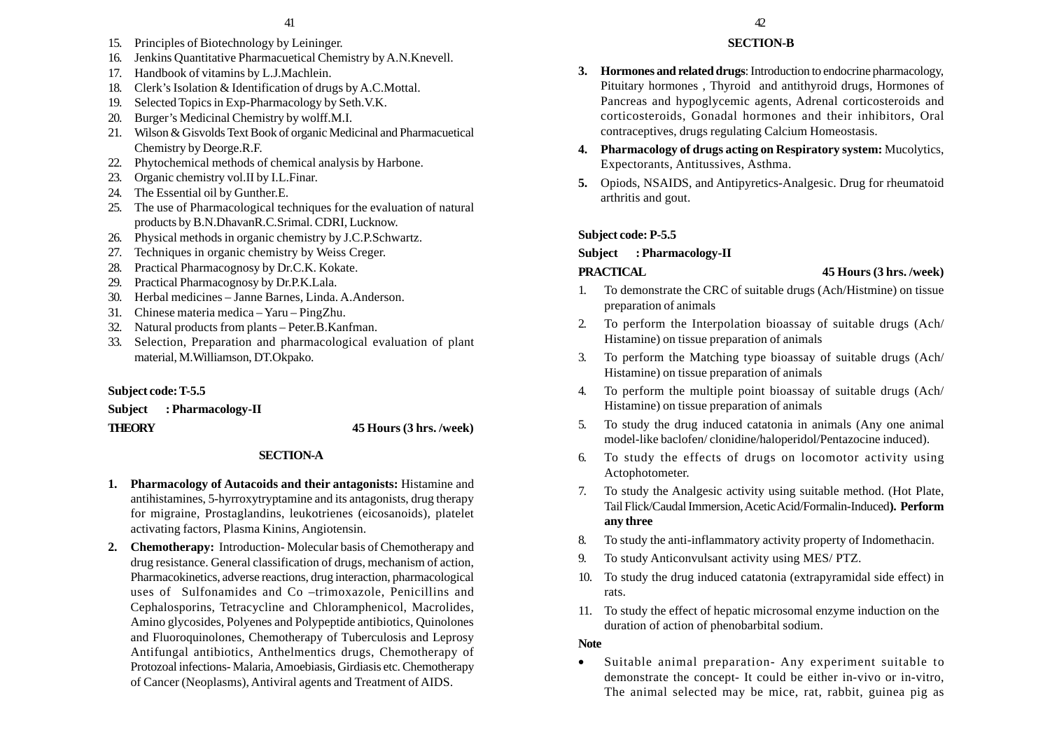15. Principles of Biotechnology by Leininger.
16. Jenkins Quantitative Pharmacuetical Chemistry by A.N.Knevell.
17. Handbook of vitamins by L.J.Machlein.
18. Clerk's Isolation & Identification of drugs by A.C.Mottal.
19. Selected Topics in Exp-Pharmacology by Seth.V.K.
20. Burger's Medicinal Chemistry by wolff.M.I.
21. Wilson & Gisvolds Text Book of organic Medicinal and Pharmacuetical Chemistry by Deorge.R.F.
22. Phytochemical methods of chemical analysis by Harbone.
23. Organic chemistry vol.II by I.L.Finar.
24. The Essential oil by Gunther.E.
25. The use of Pharmacological techniques for the evaluation of natural products by B.N.DhavanR.C.Srimal. CDRI, Lucknow.
26. Physical methods in organic chemistry by J.C.P.Schwartz.
27. Techniques in organic chemistry by Weiss Creger.
28. Practical Pharmacognosy by Dr.C.K. Kokate.
29. Practical Pharmacognosy by Dr.P.K.Lala.
30. Herbal medicines – Janne Barnes, Linda. A.Anderson.
31. Chinese materia medica – Yaru – PingZhu.
32. Natural products from plants – Peter.B.Kanfman.
33. Selection, Preparation and pharmacological evaluation of plant material, M.Williamson, DT.Okpako.

**Subject code: T-5.5**

**Subject : Pharmacology-II**

**THEORY** **45 Hours (3 hrs. /week)**

**SECTION-A**

1. **Pharmacology of Autacoids and their antagonists:** Histamine and antihistamines, 5-hyrroxytryptamine and its antagonists, drug therapy for migraine, Prostaglandins, leukotrienes (eicosanoids), platelet activating factors, Plasma Kinins, Angiotensin.
2. **Chemotherapy:** Introduction- Molecular basis of Chemotherapy and drug resistance. General classification of drugs, mechanism of action, Pharmacokinetics, adverse reactions, drug interaction, pharmacological uses of Sulfonamides and Co –trimoxazole, Penicillins and Cephalosporins, Tetracycline and Chloramphenicol, Macrolides, Amino glycosides, Polyenes and Polypeptide antibiotics, Quinolones and Fluoroquinolones, Chemotherapy of Tuberculosis and Leprosy Antifungal antibiotics, Anthelmentics drugs, Chemotherapy of Protozoal infections- Malaria, Amoebiasis, Girdiasis etc. Chemotherapy of Cancer (Neoplasms), Antiviral agents and Treatment of AIDS.

**SECTION-B**

3. **Hormones and related drugs**: Introduction to endocrine pharmacology, Pituitary hormones , Thyroid and antithyroid drugs, Hormones of Pancreas and hypoglycemic agents, Adrenal corticosteroids and corticosteroids, Gonadal hormones and their inhibitors, Oral contraceptives, drugs regulating Calcium Homeostasis.
4. **Pharmacology of drugs acting on Respiratory system:** Mucolytics, Expectorants, Antitussives, Asthma.
5. Opiods, NSAIDS, and Antipyretics-Analgesic. Drug for rheumatoid arthritis and gout.

**Subject code: P-5.5**

**Subject : Pharmacology-II**

**PRACTICAL** **45 Hours (3 hrs. /week)**

1. To demonstrate the CRC of suitable drugs (Ach/Histmine) on tissue preparation of animals
2. To perform the Interpolation bioassay of suitable drugs (Ach/ Histamine) on tissue preparation of animals
3. To perform the Matching type bioassay of suitable drugs (Ach/ Histamine) on tissue preparation of animals
4. To perform the multiple point bioassay of suitable drugs (Ach/ Histamine) on tissue preparation of animals
5. To study the drug induced catatonia in animals (Any one animal model-like baclofen/ clonidine/haloperidol/Pentazocine induced).
6. To study the effects of drugs on locomotor activity using Actophotometer.
7. To study the Analgesic activity using suitable method. (Hot Plate, Tail Flick/Caudal Immersion, Acetic Acid/Formalin-Induced**). Perform any three**
8. To study the anti-inflammatory activity property of Indomethacin.
9. To study Anticonvulsant activity using MES/ PTZ.
10. To study the drug induced catatonia (extrapyramidal side effect) in rats.
11. To study the effect of hepatic microsomal enzyme induction on the duration of action of phenobarbital sodium.

**Note**

- Suitable animal preparation- Any experiment suitable to demonstrate the concept- It could be either in-vivo or in-vitro, The animal selected may be mice, rat, rabbit, guinea pig as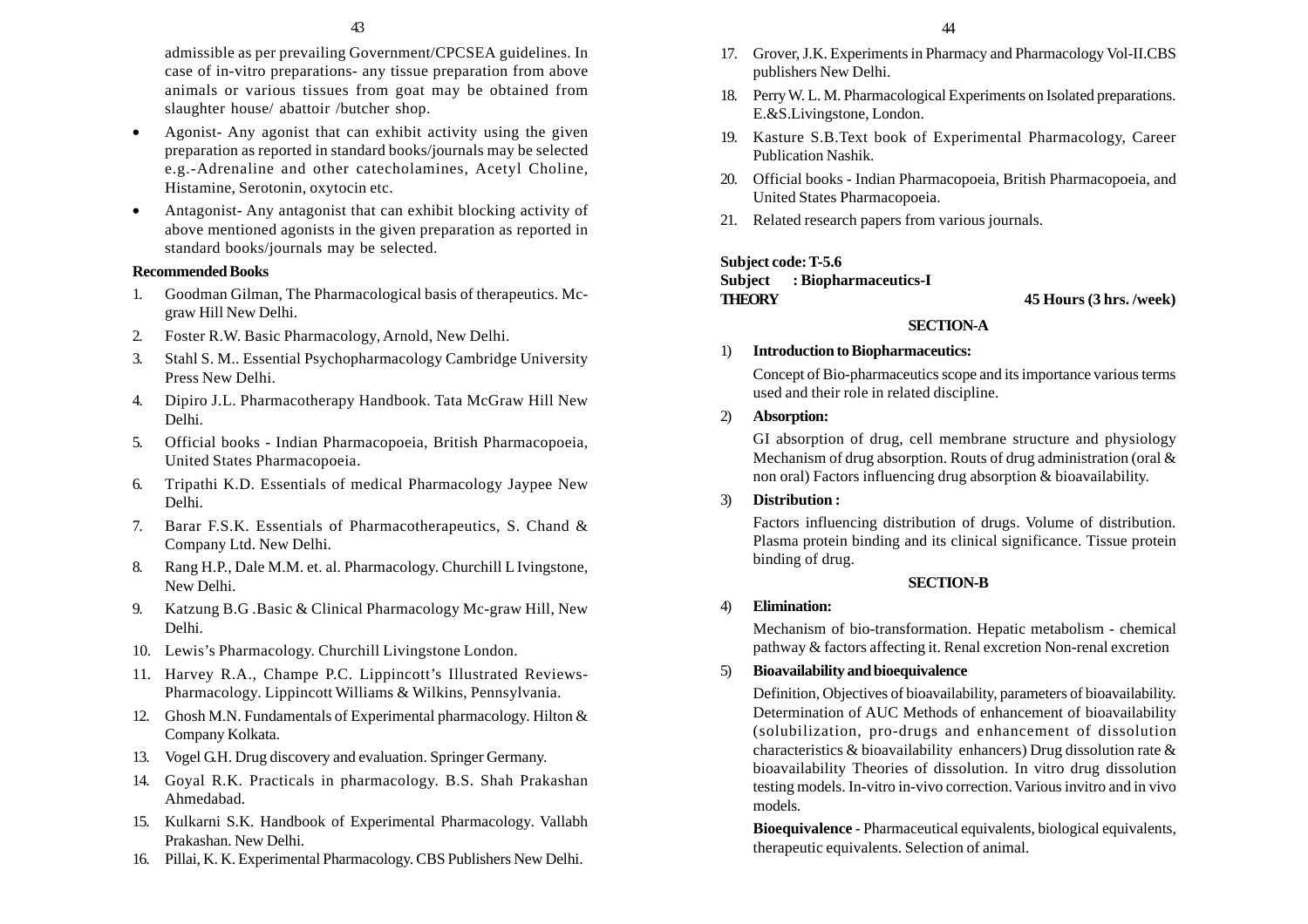admissible as per prevailing Government/CPCSEA guidelines. In case of in-vitro preparations- any tissue preparation from above animals or various tissues from goat may be obtained from slaughter house/ abattoir /butcher shop.

- Agonist- Any agonist that can exhibit activity using the given preparation as reported in standard books/journals may be selected e.g.-Adrenaline and other catecholamines, Acetyl Choline, Histamine, Serotonin, oxytocin etc.
- Antagonist- Any antagonist that can exhibit blocking activity of above mentioned agonists in the given preparation as reported in standard books/journals may be selected.

**Recommended Books**

1. Goodman Gilman, The Pharmacological basis of therapeutics. Mc-graw Hill New Delhi.
2. Foster R.W. Basic Pharmacology, Arnold, New Delhi.
3. Stahl S. M.. Essential Psychopharmacology Cambridge University Press New Delhi.
4. Dipiro J.L. Pharmacotherapy Handbook. Tata McGraw Hill New Delhi.
5. Official books - Indian Pharmacopoeia, British Pharmacopoeia, United States Pharmacopoeia.
6. Tripathi K.D. Essentials of medical Pharmacology Jaypee New Delhi.
7. Barar F.S.K. Essentials of Pharmacotherapeutics, S. Chand & Company Ltd. New Delhi.
8. Rang H.P., Dale M.M. et. al. Pharmacology. Churchill L Ivingstone, New Delhi.
9. Katzung B.G .Basic & Clinical Pharmacology Mc-graw Hill, New Delhi.
10. Lewis's Pharmacology. Churchill Livingstone London.
11. Harvey R.A., Champe P.C. Lippincott's Illustrated Reviews-Pharmacology. Lippincott Williams & Wilkins, Pennsylvania.
12. Ghosh M.N. Fundamentals of Experimental pharmacology. Hilton & Company Kolkata.
13. Vogel G.H. Drug discovery and evaluation. Springer Germany.
14. Goyal R.K. Practicals in pharmacology. B.S. Shah Prakashan Ahmedabad.
15. Kulkarni S.K. Handbook of Experimental Pharmacology. Vallabh Prakashan. New Delhi.
16. Pillai, K. K. Experimental Pharmacology. CBS Publishers New Delhi.
17. Grover, J.K. Experiments in Pharmacy and Pharmacology Vol-II.CBS publishers New Delhi.
18. Perry W. L. M. Pharmacological Experiments on Isolated preparations. E.&S.Livingstone, London.
19. Kasture S.B.Text book of Experimental Pharmacology, Career Publication Nashik.
20. Official books - Indian Pharmacopoeia, British Pharmacopoeia, and United States Pharmacopoeia.
21. Related research papers from various journals.

**Subject code: T-5.6**
**Subject : Biopharmaceutics-I**
**THEORY** **45 Hours (3 hrs. /week)**

**SECTION-A**

1) **Introduction to Biopharmaceutics:**

   Concept of Bio-pharmaceutics scope and its importance various terms used and their role in related discipline.

2) **Absorption:**

   GI absorption of drug, cell membrane structure and physiology Mechanism of drug absorption. Routs of drug administration (oral & non oral) Factors influencing drug absorption & bioavailability.

3) **Distribution :**

   Factors influencing distribution of drugs. Volume of distribution. Plasma protein binding and its clinical significance. Tissue protein binding of drug.

**SECTION-B**

4) **Elimination:**

   Mechanism of bio-transformation. Hepatic metabolism - chemical pathway & factors affecting it. Renal excretion Non-renal excretion

5) **Bioavailability and bioequivalence**

   Definition, Objectives of bioavailability, parameters of bioavailability. Determination of AUC Methods of enhancement of bioavailability (solubilization, pro-drugs and enhancement of dissolution characteristics & bioavailability enhancers) Drug dissolution rate & bioavailability Theories of dissolution. In vitro drug dissolution testing models. In-vitro in-vivo correction. Various invitro and in vivo models.

   **Bioequivalence** - Pharmaceutical equivalents, biological equivalents, therapeutic equivalents. Selection of animal.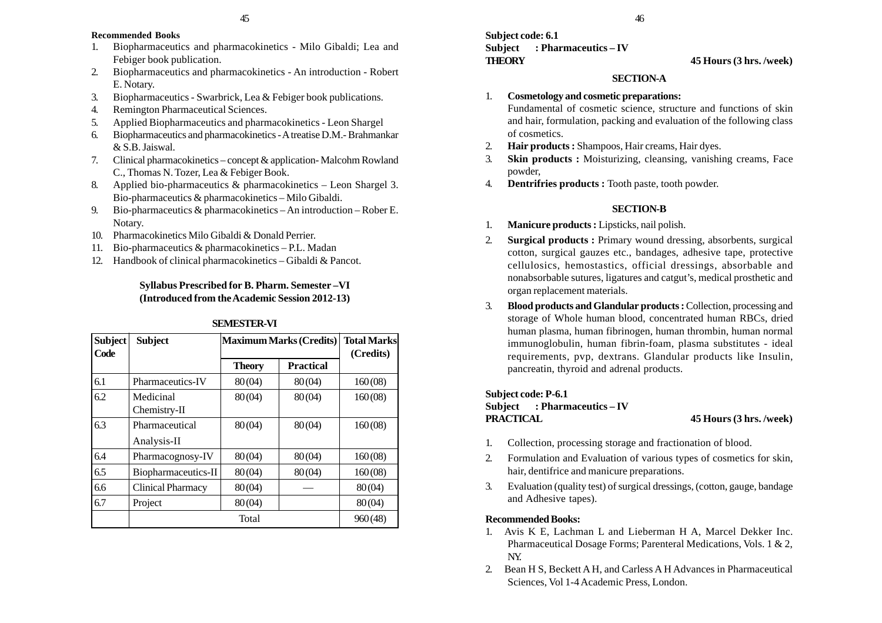**Recommended Books**

1. Biopharmaceutics and pharmacokinetics - Milo Gibaldi; Lea and Febiger book publication.
2. Biopharmaceutics and pharmacokinetics - An introduction - Robert E. Notary.
3. Biopharmaceutics - Swarbrick, Lea & Febiger book publications.
4. Remington Pharmaceutical Sciences.
5. Applied Biopharmaceutics and pharmacokinetics - Leon Shargel
6. Biopharmaceutics and pharmacokinetics - A treatise D.M.- Brahmankar & S.B. Jaiswal.
7. Clinical pharmacokinetics – concept & application- Malcohm Rowland C., Thomas N. Tozer, Lea & Febiger Book.
8. Applied bio-pharmaceutics & pharmacokinetics – Leon Shargel 3. Bio-pharmaceutics & pharmacokinetics – Milo Gibaldi.
9. Bio-pharmaceutics & pharmacokinetics – An introduction – Rober E. Notary.
10. Pharmacokinetics Milo Gibaldi & Donald Perrier.
11. Bio-pharmaceutics & pharmacokinetics – P.L. Madan
12. Handbook of clinical pharmacokinetics – Gibaldi & Pancot.

**Syllabus Prescribed for B. Pharm. Semester –VI**
**(Introduced from the Academic Session 2012-13)**

**SEMESTER-VI**

| Subject Code | Subject | Maximum Marks (Credits) | | Total Marks (Credits) |
|---|---|---|---|---|
| | | Theory | Practical | |
| 6.1 | Pharmaceutics-IV | 80 (04) | 80 (04) | 160 (08) |
| 6.2 | Medicinal Chemistry-II | 80 (04) | 80 (04) | 160 (08) |
| 6.3 | Pharmaceutical Analysis-II | 80 (04) | 80 (04) | 160 (08) |
| 6.4 | Pharmacognosy-IV | 80 (04) | 80 (04) | 160 (08) |
| 6.5 | Biopharmaceutics-II | 80 (04) | 80 (04) | 160 (08) |
| 6.6 | Clinical Pharmacy | 80 (04) | — | 80 (04) |
| 6.7 | Project | 80 (04) | | 80 (04) |
| | Total | | | 960 (48) |

**Subject code: 6.1**
**Subject : Pharmaceutics – IV**
**THEORY** **45 Hours (3 hrs. /week)**

**SECTION-A**

1. **Cosmetology and cosmetic preparations:** Fundamental of cosmetic science, structure and functions of skin and hair, formulation, packing and evaluation of the following class of cosmetics.
2. **Hair products :** Shampoos, Hair creams, Hair dyes.
3. **Skin products :** Moisturizing, cleansing, vanishing creams, Face powder,
4. **Dentrifries products :** Tooth paste, tooth powder.

**SECTION-B**

1. **Manicure products :** Lipsticks, nail polish.
2. **Surgical products :** Primary wound dressing, absorbents, surgical cotton, surgical gauzes etc., bandages, adhesive tape, protective cellulosics, hemostastics, official dressings, absorbable and nonabsorbable sutures, ligatures and catgut's, medical prosthetic and organ replacement materials.
3. **Blood products and Glandular products :** Collection, processing and storage of Whole human blood, concentrated human RBCs, dried human plasma, human fibrinogen, human thrombin, human normal immunoglobulin, human fibrin-foam, plasma substitutes - ideal requirements, pvp, dextrans. Glandular products like Insulin, pancreatin, thyroid and adrenal products.

**Subject code: P-6.1**
**Subject : Pharmaceutics – IV**
**PRACTICAL** **45 Hours (3 hrs. /week)**

1. Collection, processing storage and fractionation of blood.
2. Formulation and Evaluation of various types of cosmetics for skin, hair, dentifrice and manicure preparations.
3. Evaluation (quality test) of surgical dressings, (cotton, gauge, bandage and Adhesive tapes).

**Recommended Books:**

1. Avis K E, Lachman L and Lieberman H A, Marcel Dekker Inc. Pharmaceutical Dosage Forms; Parenteral Medications, Vols. 1 & 2, NY.
2. Bean H S, Beckett A H, and Carless A H Advances in Pharmaceutical Sciences, Vol 1-4 Academic Press, London.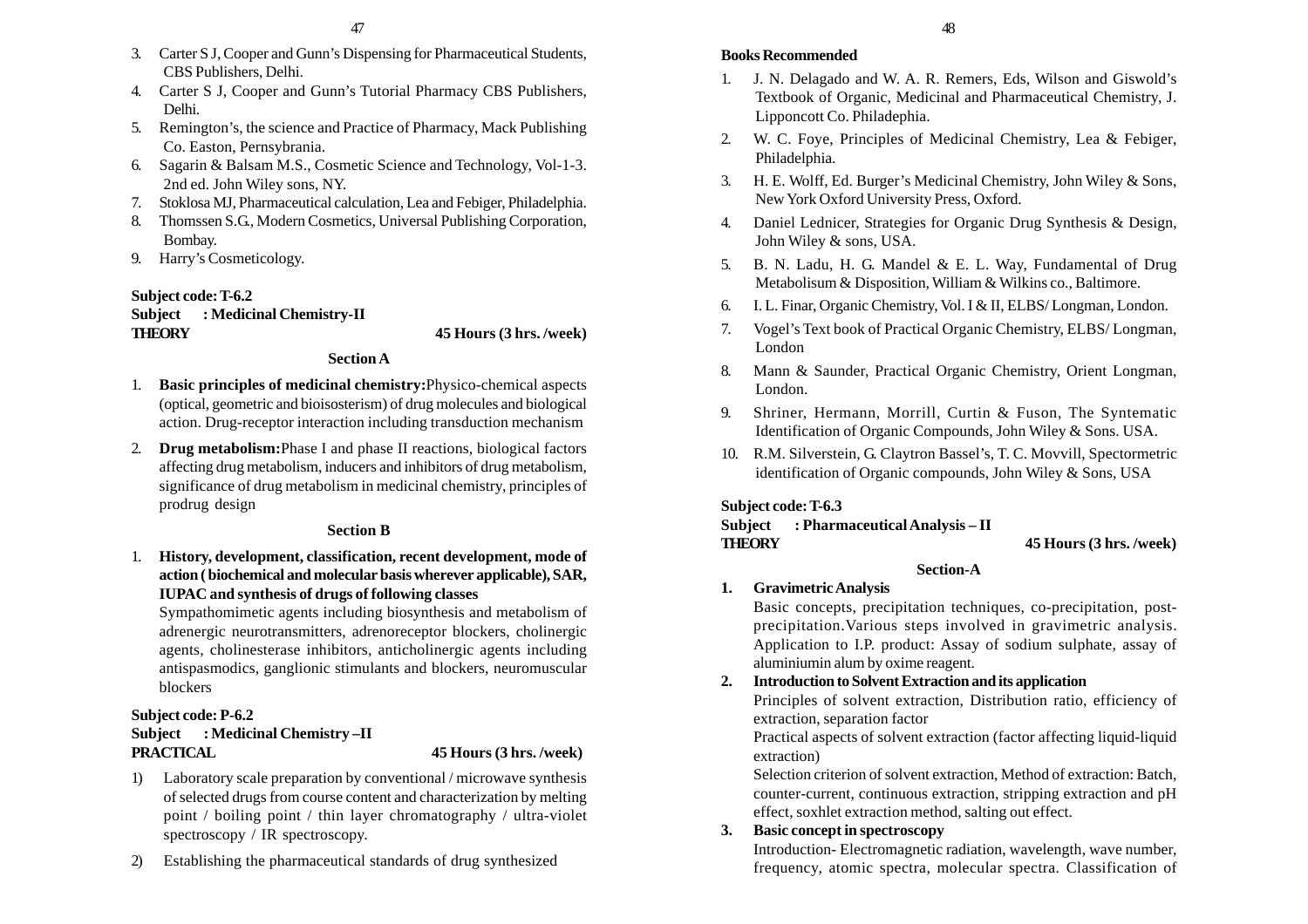3. Carter S J, Cooper and Gunn's Dispensing for Pharmaceutical Students, CBS Publishers, Delhi.
4. Carter S J, Cooper and Gunn's Tutorial Pharmacy CBS Publishers, Delhi.
5. Remington's, the science and Practice of Pharmacy, Mack Publishing Co. Easton, Pernsybrania.
6. Sagarin & Balsam M.S., Cosmetic Science and Technology, Vol-1-3. 2nd ed. John Wiley sons, NY.
7. Stoklosa MJ, Pharmaceutical calculation, Lea and Febiger, Philadelphia.
8. Thomssen S.G., Modern Cosmetics, Universal Publishing Corporation, Bombay.
9. Harry's Cosmeticology.

**Subject code: T-6.2**
**Subject : Medicinal Chemistry-II**
**THEORY** **45 Hours (3 hrs. /week)**

**Section A**

1. **Basic principles of medicinal chemistry:** Physico-chemical aspects (optical, geometric and bioisosterism) of drug molecules and biological action. Drug-receptor interaction including transduction mechanism
2. **Drug metabolism:** Phase I and phase II reactions, biological factors affecting drug metabolism, inducers and inhibitors of drug metabolism, significance of drug metabolism in medicinal chemistry, principles of prodrug design

**Section B**

1. **History, development, classification, recent development, mode of action ( biochemical and molecular basis wherever applicable), SAR, IUPAC and synthesis of drugs of following classes**

   Sympathomimetic agents including biosynthesis and metabolism of adrenergic neurotransmitters, adrenoreceptor blockers, cholinergic agents, cholinesterase inhibitors, anticholinergic agents including antispasmodics, ganglionic stimulants and blockers, neuromuscular blockers

**Subject code: P-6.2**
**Subject : Medicinal Chemistry –II**
**PRACTICAL** **45 Hours (3 hrs. /week)**

1) Laboratory scale preparation by conventional / microwave synthesis of selected drugs from course content and characterization by melting point / boiling point / thin layer chromatography / ultra-violet spectroscopy / IR spectroscopy.
2) Establishing the pharmaceutical standards of drug synthesized

**Books Recommended**

1. J. N. Delagado and W. A. R. Remers, Eds, Wilson and Giswold's Textbook of Organic, Medicinal and Pharmaceutical Chemistry, J. Lipponcott Co. Philadephia.
2. W. C. Foye, Principles of Medicinal Chemistry, Lea & Febiger, Philadelphia.
3. H. E. Wolff, Ed. Burger's Medicinal Chemistry, John Wiley & Sons, New York Oxford University Press, Oxford.
4. Daniel Lednicer, Strategies for Organic Drug Synthesis & Design, John Wiley & sons, USA.
5. B. N. Ladu, H. G. Mandel & E. L. Way, Fundamental of Drug Metabolisum & Disposition, William & Wilkins co., Baltimore.
6. I. L. Finar, Organic Chemistry, Vol. I & II, ELBS/ Longman, London.
7. Vogel's Text book of Practical Organic Chemistry, ELBS/ Longman, London
8. Mann & Saunder, Practical Organic Chemistry, Orient Longman, London.
9. Shriner, Hermann, Morrill, Curtin & Fuson, The Syntematic Identification of Organic Compounds, John Wiley & Sons. USA.
10. R.M. Silverstein, G. Claytron Bassel's, T. C. Movvill, Spectormetric identification of Organic compounds, John Wiley & Sons, USA

**Subject code: T-6.3**
**Subject : Pharmaceutical Analysis – II**
**THEORY** **45 Hours (3 hrs. /week)**

**Section-A**

1. **Gravimetric Analysis**

   Basic concepts, precipitation techniques, co-precipitation, post-precipitation.Various steps involved in gravimetric analysis. Application to I.P. product: Assay of sodium sulphate, assay of aluminiumin alum by oxime reagent.

2. **Introduction to Solvent Extraction and its application**

   Principles of solvent extraction, Distribution ratio, efficiency of extraction, separation factor

   Practical aspects of solvent extraction (factor affecting liquid-liquid extraction)

   Selection criterion of solvent extraction, Method of extraction: Batch, counter-current, continuous extraction, stripping extraction and pH effect, soxhlet extraction method, salting out effect.

3. **Basic concept in spectroscopy**

   Introduction- Electromagnetic radiation, wavelength, wave number, frequency, atomic spectra, molecular spectra. Classification of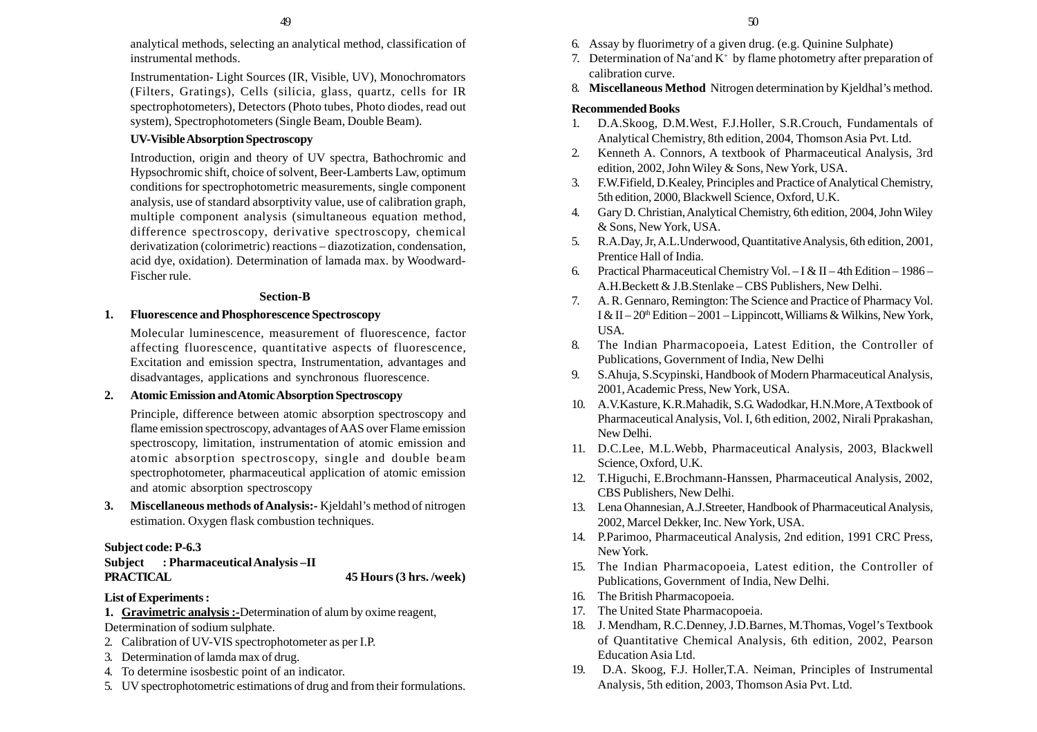analytical methods, selecting an analytical method, classification of instrumental methods.

Instrumentation- Light Sources (IR, Visible, UV), Monochromators (Filters, Gratings), Cells (silicia, glass, quartz, cells for IR spectrophotometers), Detectors (Photo tubes, Photo diodes, read out system), Spectrophotometers (Single Beam, Double Beam).

**UV-Visible Absorption Spectroscopy**

Introduction, origin and theory of UV spectra, Bathochromic and Hypsochromic shift, choice of solvent, Beer-Lamberts Law, optimum conditions for spectrophotometric measurements, single component analysis, use of standard absorptivity value, use of calibration graph, multiple component analysis (simultaneous equation method, difference spectroscopy, derivative spectroscopy, chemical derivatization (colorimetric) reactions – diazotization, condensation, acid dye, oxidation). Determination of lamada max. by Woodward-Fischer rule.

**Section-B**

1. **Fluorescence and Phosphorescence Spectroscopy**

   Molecular luminescence, measurement of fluorescence, factor affecting fluorescence, quantitative aspects of fluorescence, Excitation and emission spectra, Instrumentation, advantages and disadvantages, applications and synchronous fluorescence.

2. **Atomic Emission and Atomic Absorption Spectroscopy**

   Principle, difference between atomic absorption spectroscopy and flame emission spectroscopy, advantages of AAS over Flame emission spectroscopy, limitation, instrumentation of atomic emission and atomic absorption spectroscopy, single and double beam spectrophotometer, pharmaceutical application of atomic emission and atomic absorption spectroscopy

3. **Miscellaneous methods of Analysis:-** Kjeldahl's method of nitrogen estimation. Oxygen flask combustion techniques.

**Subject code: P-6.3**
**Subject : Pharmaceutical Analysis –II**
**PRACTICAL 45 Hours (3 hrs. /week)**

**List of Experiments :**

1. **Gravimetric analysis :-**Determination of alum by oxime reagent, Determination of sodium sulphate.
2. Calibration of UV-VIS spectrophotometer as per I.P.
3. Determination of lamda max of drug.
4. To determine isosbestic point of an indicator.
5. UV spectrophotometric estimations of drug and from their formulations.
6. Assay by fluorimetry of a given drug. (e.g. Quinine Sulphate)
7. Determination of $Na^+$ and $K^+$ by flame photometry after preparation of calibration curve.
8. **Miscellaneous Method** Nitrogen determination by Kjeldhal's method.

**Recommended Books**

1. D.A.Skoog, D.M.West, F.J.Holler, S.R.Crouch, Fundamentals of Analytical Chemistry, 8th edition, 2004, Thomson Asia Pvt. Ltd.
2. Kenneth A. Connors, A textbook of Pharmaceutical Analysis, 3rd edition, 2002, John Wiley & Sons, New York, USA.
3. F.W.Fifield, D.Kealey, Principles and Practice of Analytical Chemistry, 5th edition, 2000, Blackwell Science, Oxford, U.K.
4. Gary D. Christian, Analytical Chemistry, 6th edition, 2004, John Wiley & Sons, New York, USA.
5. R.A.Day, Jr, A.L.Underwood, Quantitative Analysis, 6th edition, 2001, Prentice Hall of India.
6. Practical Pharmaceutical Chemistry Vol. – I & II – 4th Edition – 1986 – A.H.Beckett & J.B.Stenlake – CBS Publishers, New Delhi.
7. A. R. Gennaro, Remington: The Science and Practice of Pharmacy Vol. I & II – 20th Edition – 2001 – Lippincott, Williams & Wilkins, New York, USA.
8. The Indian Pharmacopoeia, Latest Edition, the Controller of Publications, Government of India, New Delhi
9. S.Ahuja, S.Scypinski, Handbook of Modern Pharmaceutical Analysis, 2001, Academic Press, New York, USA.
10. A.V.Kasture, K.R.Mahadik, S.G. Wadodkar, H.N.More, A Textbook of Pharmaceutical Analysis, Vol. I, 6th edition, 2002, Nirali Pprakashan, New Delhi.
11. D.C.Lee, M.L.Webb, Pharmaceutical Analysis, 2003, Blackwell Science, Oxford, U.K.
12. T.Higuchi, E.Brochmann-Hanssen, Pharmaceutical Analysis, 2002, CBS Publishers, New Delhi.
13. Lena Ohannesian, A.J.Streeter, Handbook of Pharmaceutical Analysis, 2002, Marcel Dekker, Inc. New York, USA.
14. P.Parimoo, Pharmaceutical Analysis, 2nd edition, 1991 CRC Press, New York.
15. The Indian Pharmacopoeia, Latest edition, the Controller of Publications, Government of India, New Delhi.
16. The British Pharmacopoeia.
17. The United State Pharmacopoeia.
18. J. Mendham, R.C.Denney, J.D.Barnes, M.Thomas, Vogel's Textbook of Quantitative Chemical Analysis, 6th edition, 2002, Pearson Education Asia Ltd.
19. D.A. Skoog, F.J. Holler,T.A. Neiman, Principles of Instrumental Analysis, 5th edition, 2003, Thomson Asia Pvt. Ltd.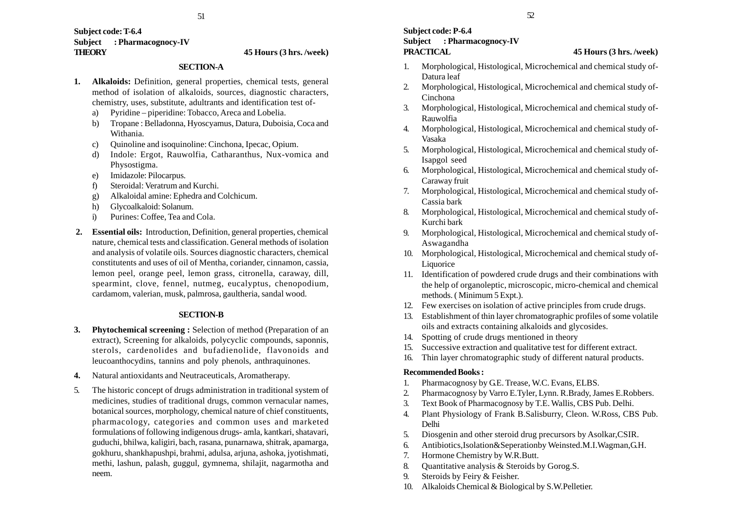**Subject code: T-6.4**
**Subject : Pharmacognocy-IV**
**THEORY** **45 Hours (3 hrs. /week)**

### SECTION-A

1. **Alkaloids:** Definition, general properties, chemical tests, general method of isolation of alkaloids, sources, diagnostic characters, chemistry, uses, substitute, adultrants and identification test of-
   a) Pyridine – piperidine: Tobacco, Areca and Lobelia.
   b) Tropane : Belladonna, Hyoscyamus, Datura, Duboisia, Coca and Withania.
   c) Quinoline and isoquinoline: Cinchona, Ipecac, Opium.
   d) Indole: Ergot, Rauwolfia, Catharanthus, Nux-vomica and Physostigma.
   e) Imidazole: Pilocarpus.
   f) Steroidal: Veratrum and Kurchi.
   g) Alkaloidal amine: Ephedra and Colchicum.
   h) Glycoalkaloid: Solanum.
   i) Purines: Coffee, Tea and Cola.
2. **Essential oils:** Introduction, Definition, general properties, chemical nature, chemical tests and classification. General methods of isolation and analysis of volatile oils. Sources diagnostic characters, chemical constitutents and uses of oil of Mentha, coriander, cinnamon, cassia, lemon peel, orange peel, lemon grass, citronella, caraway, dill, spearmint, clove, fennel, nutmeg, eucalyptus, chenopodium, cardamom, valerian, musk, palmrosa, gaultheria, sandal wood.

### SECTION-B

3. **Phytochemical screening :** Selection of method (Preparation of an extract), Screening for alkaloids, polycyclic compounds, saponnis, sterols, cardenolides and bufadienolide, flavonoids and leucoanthocydins, tannins and poly phenols, anthraquinones.
4. Natural antioxidants and Neutraceuticals, Aromatherapy.
5. The historic concept of drugs administration in traditional system of medicines, studies of traditional drugs, common vernacular names, botanical sources, morphology, chemical nature of chief constituents, pharmacology, categories and common uses and marketed formulations of following indigenous drugs- amla, kantkari, shatavari, guduchi, bhilwa, kaligiri, bach, rasana, punarnawa, shitrak, apamarga, gokhuru, shankhapushpi, brahmi, adulsa, arjuna, ashoka, jyotishmati, methi, lashun, palash, guggul, gymnema, shilajit, nagarmotha and neem.

**Subject code: P-6.4**
**Subject : Pharmacognocy-IV**
**PRACTICAL** **45 Hours (3 hrs. /week)**

1. Morphological, Histological, Microchemical and chemical study of-Datura leaf
2. Morphological, Histological, Microchemical and chemical study of-Cinchona
3. Morphological, Histological, Microchemical and chemical study of-Rauwolfia
4. Morphological, Histological, Microchemical and chemical study of-Vasaka
5. Morphological, Histological, Microchemical and chemical study of-Isapgol seed
6. Morphological, Histological, Microchemical and chemical study of-Caraway fruit
7. Morphological, Histological, Microchemical and chemical study of-Cassia bark
8. Morphological, Histological, Microchemical and chemical study of-Kurchi bark
9. Morphological, Histological, Microchemical and chemical study of-Aswagandha
10. Morphological, Histological, Microchemical and chemical study of-Liquorice
11. Identification of powdered crude drugs and their combinations with the help of organoleptic, microscopic, micro-chemical and chemical methods. ( Minimum 5 Expt.).
12. Few exercises on isolation of active principles from crude drugs.
13. Establishment of thin layer chromatographic profiles of some volatile oils and extracts containing alkaloids and glycosides.
14. Spotting of crude drugs mentioned in theory
15. Successive extraction and qualitative test for different extract.
16. Thin layer chromatographic study of different natural products.

**Recommended Books :**

1. Pharmacognosy by G.E. Trease, W.C. Evans, ELBS.
2. Pharmacognosy by Varro E.Tyler, Lynn. R.Brady, James E.Robbers.
3. Text Book of Pharmacognosy by T.E. Wallis, CBS Pub. Delhi.
4. Plant Physiology of Frank B.Salisburry, Cleon. W.Ross, CBS Pub. Delhi
5. Diosgenin and other steroid drug precursors by Asolkar,CSIR.
6. Antibiotics,Isolation&Seperationby Weinsted.M.I.Wagman,G.H.
7. Hormone Chemistry by W.R.Butt.
8. Quantitative analysis & Steroids by Gorog.S.
9. Steroids by Feiry & Feisher.
10. Alkaloids Chemical & Biological by S.W.Pelletier.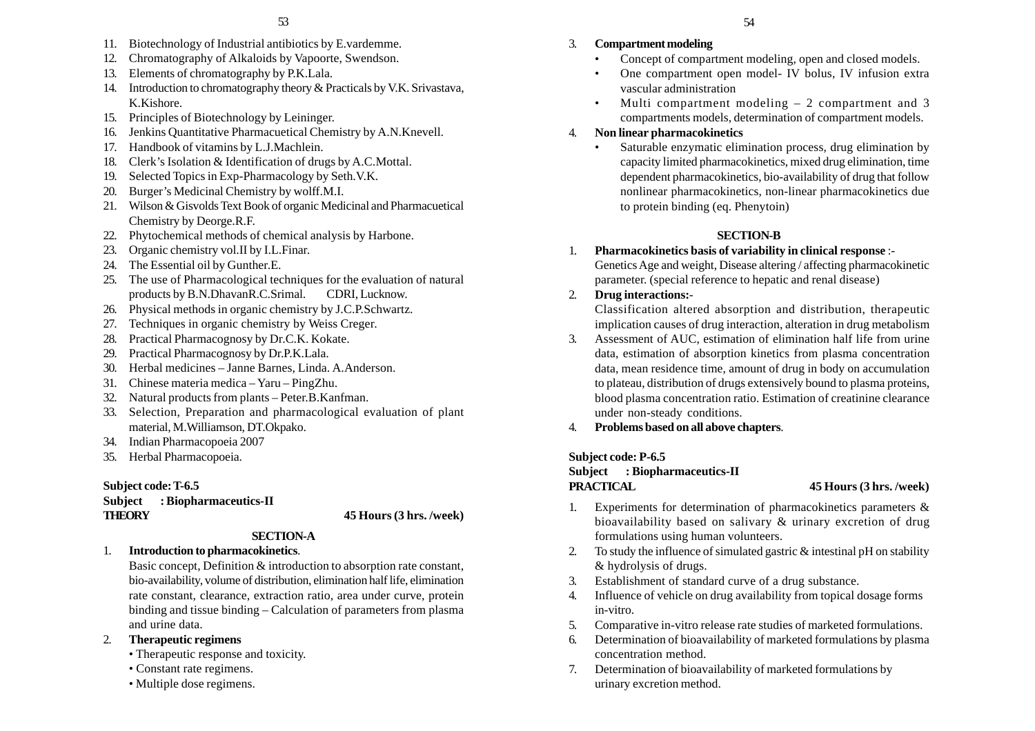11. Biotechnology of Industrial antibiotics by E.vardemme.
12. Chromatography of Alkaloids by Vapoorte, Swendson.
13. Elements of chromatography by P.K.Lala.
14. Introduction to chromatography theory & Practicals by V.K. Srivastava, K.Kishore.
15. Principles of Biotechnology by Leininger.
16. Jenkins Quantitative Pharmacuetical Chemistry by A.N.Knevell.
17. Handbook of vitamins by L.J.Machlein.
18. Clerk's Isolation & Identification of drugs by A.C.Mottal.
19. Selected Topics in Exp-Pharmacology by Seth.V.K.
20. Burger's Medicinal Chemistry by wolff.M.I.
21. Wilson & Gisvolds Text Book of organic Medicinal and Pharmacuetical Chemistry by Deorge.R.F.
22. Phytochemical methods of chemical analysis by Harbone.
23. Organic chemistry vol.II by I.L.Finar.
24. The Essential oil by Gunther.E.
25. The use of Pharmacological techniques for the evaluation of natural products by B.N.DhavanR.C.Srimal. CDRI, Lucknow.
26. Physical methods in organic chemistry by J.C.P.Schwartz.
27. Techniques in organic chemistry by Weiss Creger.
28. Practical Pharmacognosy by Dr.C.K. Kokate.
29. Practical Pharmacognosy by Dr.P.K.Lala.
30. Herbal medicines – Janne Barnes, Linda. A.Anderson.
31. Chinese materia medica – Yaru – PingZhu.
32. Natural products from plants – Peter.B.Kanfman.
33. Selection, Preparation and pharmacological evaluation of plant material, M.Williamson, DT.Okpako.
34. Indian Pharmacopoeia 2007
35. Herbal Pharmacopoeia.

**Subject code: T-6.5**
**Subject : Biopharmaceutics-II**
**THEORY** **45 Hours (3 hrs. /week)**

**SECTION-A**

1. **Introduction to pharmacokinetics**.
   Basic concept, Definition & introduction to absorption rate constant, bio-availability, volume of distribution, elimination half life, elimination rate constant, clearance, extraction ratio, area under curve, protein binding and tissue binding – Calculation of parameters from plasma and urine data.
2. **Therapeutic regimens**
   - Therapeutic response and toxicity.
   - Constant rate regimens.
   - Multiple dose regimens.
3. **Compartment modeling**
   - Concept of compartment modeling, open and closed models.
   - One compartment open model- IV bolus, IV infusion extra vascular administration
   - Multi compartment modeling – 2 compartment and 3 compartments models, determination of compartment models.
4. **Non linear pharmacokinetics**
   - Saturable enzymatic elimination process, drug elimination by capacity limited pharmacokinetics, mixed drug elimination, time dependent pharmacokinetics, bio-availability of drug that follow nonlinear pharmacokinetics, non-linear pharmacokinetics due to protein binding (eq. Phenytoin)

**SECTION-B**

1. **Pharmacokinetics basis of variability in clinical response** :-
   Genetics Age and weight, Disease altering / affecting pharmacokinetic parameter. (special reference to hepatic and renal disease)
2. **Drug interactions:-**
   Classification altered absorption and distribution, therapeutic implication causes of drug interaction, alteration in drug metabolism
3. Assessment of AUC, estimation of elimination half life from urine data, estimation of absorption kinetics from plasma concentration data, mean residence time, amount of drug in body on accumulation to plateau, distribution of drugs extensively bound to plasma proteins, blood plasma concentration ratio. Estimation of creatinine clearance under non-steady conditions.
4. **Problems based on all above chapters**.

**Subject code: P-6.5**
**Subject : Biopharmaceutics-II**
**PRACTICAL** **45 Hours (3 hrs. /week)**

1. Experiments for determination of pharmacokinetics parameters & bioavailability based on salivary & urinary excretion of drug formulations using human volunteers.
2. To study the influence of simulated gastric & intestinal pH on stability & hydrolysis of drugs.
3. Establishment of standard curve of a drug substance.
4. Influence of vehicle on drug availability from topical dosage forms in-vitro.
5. Comparative in-vitro release rate studies of marketed formulations.
6. Determination of bioavailability of marketed formulations by plasma concentration method.
7. Determination of bioavailability of marketed formulations by urinary excretion method.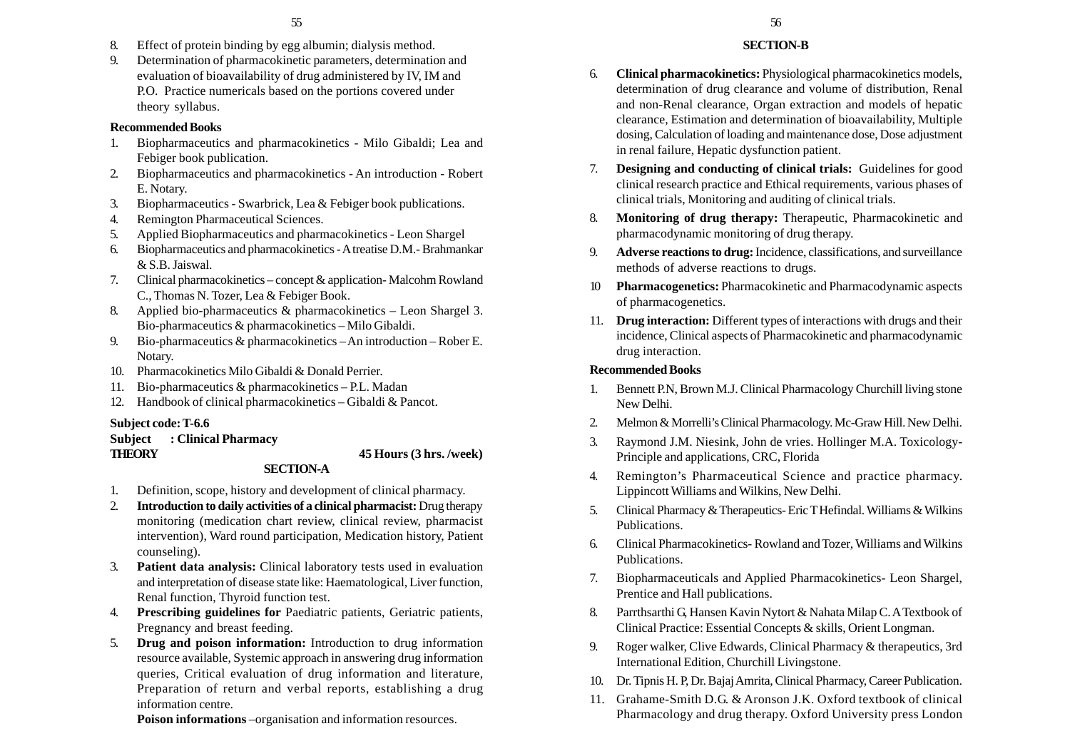8. Effect of protein binding by egg albumin; dialysis method.
9. Determination of pharmacokinetic parameters, determination and evaluation of bioavailability of drug administered by IV, IM and P.O. Practice numericals based on the portions covered under theory syllabus.

**Recommended Books**

1. Biopharmaceutics and pharmacokinetics - Milo Gibaldi; Lea and Febiger book publication.
2. Biopharmaceutics and pharmacokinetics - An introduction - Robert E. Notary.
3. Biopharmaceutics - Swarbrick, Lea & Febiger book publications.
4. Remington Pharmaceutical Sciences.
5. Applied Biopharmaceutics and pharmacokinetics - Leon Shargel
6. Biopharmaceutics and pharmacokinetics - A treatise D.M.- Brahmankar & S.B. Jaiswal.
7. Clinical pharmacokinetics – concept & application- Malcohm Rowland C., Thomas N. Tozer, Lea & Febiger Book.
8. Applied bio-pharmaceutics & pharmacokinetics – Leon Shargel 3. Bio-pharmaceutics & pharmacokinetics – Milo Gibaldi.
9. Bio-pharmaceutics & pharmacokinetics – An introduction – Rober E. Notary.
10. Pharmacokinetics Milo Gibaldi & Donald Perrier.
11. Bio-pharmaceutics & pharmacokinetics – P.L. Madan
12. Handbook of clinical pharmacokinetics – Gibaldi & Pancot.

**Subject code: T-6.6**

**Subject : Clinical Pharmacy**

**THEORY** **45 Hours (3 hrs. /week)**

**SECTION-A**

1. Definition, scope, history and development of clinical pharmacy.
2. **Introduction to daily activities of a clinical pharmacist:** Drug therapy monitoring (medication chart review, clinical review, pharmacist intervention), Ward round participation, Medication history, Patient counseling).
3. **Patient data analysis:** Clinical laboratory tests used in evaluation and interpretation of disease state like: Haematological, Liver function, Renal function, Thyroid function test.
4. **Prescribing guidelines for** Paediatric patients, Geriatric patients, Pregnancy and breast feeding.
5. **Drug and poison information:** Introduction to drug information resource available, Systemic approach in answering drug information queries, Critical evaluation of drug information and literature, Preparation of return and verbal reports, establishing a drug information centre.

   **Poison informations** –organisation and information resources.

**SECTION-B**

6. **Clinical pharmacokinetics:** Physiological pharmacokinetics models, determination of drug clearance and volume of distribution, Renal and non-Renal clearance, Organ extraction and models of hepatic clearance, Estimation and determination of bioavailability, Multiple dosing, Calculation of loading and maintenance dose, Dose adjustment in renal failure, Hepatic dysfunction patient.
7. **Designing and conducting of clinical trials:** Guidelines for good clinical research practice and Ethical requirements, various phases of clinical trials, Monitoring and auditing of clinical trials.
8. **Monitoring of drug therapy:** Therapeutic, Pharmacokinetic and pharmacodynamic monitoring of drug therapy.
9. **Adverse reactions to drug:** Incidence, classifications, and surveillance methods of adverse reactions to drugs.
10. **Pharmacogenetics:** Pharmacokinetic and Pharmacodynamic aspects of pharmacogenetics.
11. **Drug interaction:** Different types of interactions with drugs and their incidence, Clinical aspects of Pharmacokinetic and pharmacodynamic drug interaction.

**Recommended Books**

1. Bennett P.N, Brown M.J. Clinical Pharmacology Churchill living stone New Delhi.
2. Melmon & Morrelli's Clinical Pharmacology. Mc-Graw Hill. New Delhi.
3. Raymond J.M. Niesink, John de vries. Hollinger M.A. Toxicology-Principle and applications, CRC, Florida
4. Remington's Pharmaceutical Science and practice pharmacy. Lippincott Williams and Wilkins, New Delhi.
5. Clinical Pharmacy & Therapeutics- Eric T Hefindal. Williams & Wilkins Publications.
6. Clinical Pharmacokinetics- Rowland and Tozer, Williams and Wilkins Publications.
7. Biopharmaceuticals and Applied Pharmacokinetics- Leon Shargel, Prentice and Hall publications.
8. Parrthsarthi G, Hansen Kavin Nytort & Nahata Milap C. A Textbook of Clinical Practice: Essential Concepts & skills, Orient Longman.
9. Roger walker, Clive Edwards, Clinical Pharmacy & therapeutics, 3rd International Edition, Churchill Livingstone.
10. Dr. Tipnis H. P, Dr. Bajaj Amrita, Clinical Pharmacy, Career Publication.
11. Grahame-Smith D.G. & Aronson J.K. Oxford textbook of clinical Pharmacology and drug therapy. Oxford University press London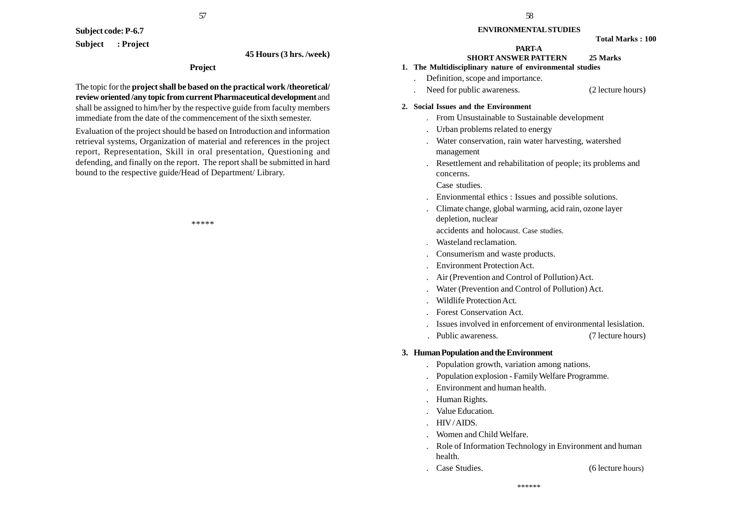**Subject code: P-6.7**

**Subject : Project**

**45 Hours (3 hrs. /week)**

**Project**

The topic for the **project shall be based on the practical work /theoretical/ review oriented /any topic from current Pharmaceutical development** and shall be assigned to him/her by the respective guide from faculty members immediate from the date of the commencement of the sixth semester.

Evaluation of the project should be based on Introduction and information retrieval systems, Organization of material and references in the project report, Representation, Skill in oral presentation, Questioning and defending, and finally on the report. The report shall be submitted in hard bound to the respective guide/Head of Department/ Library.

\*\*\*\*\*

**ENVIRONMENTAL STUDIES**

**Total Marks : 100**

**PART-A**

**SHORT ANSWER PATTERN 25 Marks**

**1. The Multidisciplinary nature of environmental studies**

- Definition, scope and importance.
- Need for public awareness. (2 lecture hours)

**2. Social Issues and the Environment**

- From Unsustainable to Sustainable development
- Urban problems related to energy
- Water conservation, rain water harvesting, watershed management
- Resettlement and rehabilitation of people; its problems and concerns.

  Case studies.
- Envionmental ethics : Issues and possible solutions.
- Climate change, global warming, acid rain, ozone layer depletion, nuclear

  accidents and holocaust. Case studies.
- Wasteland reclamation.
- Consumerism and waste products.
- Environment Protection Act.
- Air (Prevention and Control of Pollution) Act.
- Water (Prevention and Control of Pollution) Act.
- Wildlife Protection Act.
- Forest Conservation Act.
- Issues involved in enforcement of environmental lesislation.
- Public awareness. (7 lecture hours)

**3. Human Population and the Environment**

- Population growth, variation among nations.
- Population explosion - Family Welfare Programme.
- Environment and human health.
- Human Rights.
- Value Education.
- HIV / AIDS.
- Women and Child Welfare.
- Role of Information Technology in Environment and human health.
- Case Studies. (6 lecture hours)

\*\*\*\*\*\*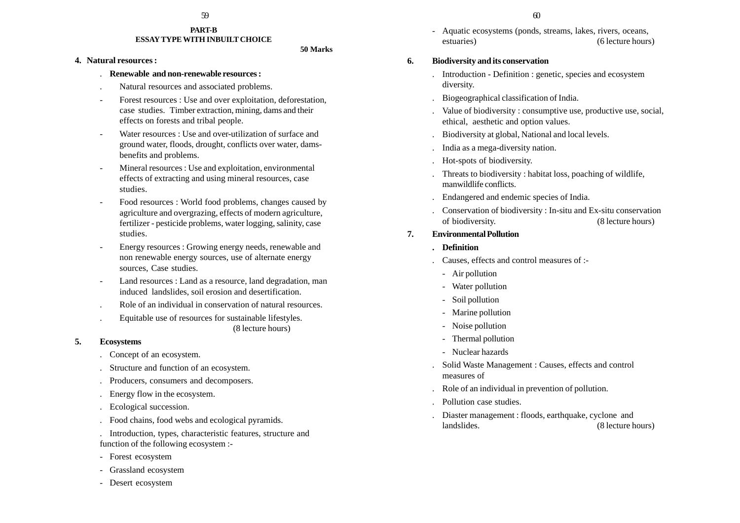## PART-B
## ESSAY TYPE WITH INBUILT CHOICE

**50 Marks**

**4. Natural resources :**

. **Renewable and non-renewable resources :**

. Natural resources and associated problems.

- Forest resources : Use and over exploitation, deforestation, case studies. Timber extraction, mining, dams and their effects on forests and tribal people.
- Water resources : Use and over-utilization of surface and ground water, floods, drought, conflicts over water, dams-benefits and problems.
- Mineral resources : Use and exploitation, environmental effects of extracting and using mineral resources, case studies.
- Food resources : World food problems, changes caused by agriculture and overgrazing, effects of modern agriculture, fertilizer - pesticide problems, water logging, salinity, case studies.
- Energy resources : Growing energy needs, renewable and non renewable energy sources, use of alternate energy sources, Case studies.
- Land resources : Land as a resource, land degradation, man induced landslides, soil erosion and desertification.

. Role of an individual in conservation of natural resources.

. Equitable use of resources for sustainable lifestyles.
(8 lecture hours)

**5. Ecosystems**

. Concept of an ecosystem.

. Structure and function of an ecosystem.

. Producers, consumers and decomposers.

. Energy flow in the ecosystem.

. Ecological succession.

. Food chains, food webs and ecological pyramids.

. Introduction, types, characteristic features, structure and function of the following ecosystem :-

- Forest ecosystem
- Grassland ecosystem
- Desert ecosystem
- Aquatic ecosystems (ponds, streams, lakes, rivers, oceans, estuaries) (6 lecture hours)

**6. Biodiversity and its conservation**

. Introduction - Definition : genetic, species and ecosystem diversity.

. Biogeographical classification of India.

. Value of biodiversity : consumptive use, productive use, social, ethical, aesthetic and option values.

. Biodiversity at global, National and local levels.

. India as a mega-diversity nation.

. Hot-spots of biodiversity.

. Threats to biodiversity : habitat loss, poaching of wildlife, manwildlife conflicts.

. Endangered and endemic species of India.

. Conservation of biodiversity : In-situ and Ex-situ conservation of biodiversity. (8 lecture hours)

**7. Environmental Pollution**

. **Definition**

. Causes, effects and control measures of :-

- Air pollution
- Water pollution
- Soil pollution
- Marine pollution
- Noise pollution
- Thermal pollution
- Nuclear hazards

. Solid Waste Management : Causes, effects and control measures of

. Role of an individual in prevention of pollution.

. Pollution case studies.

. Diaster management : floods, earthquake, cyclone and landslides. (8 lecture hours)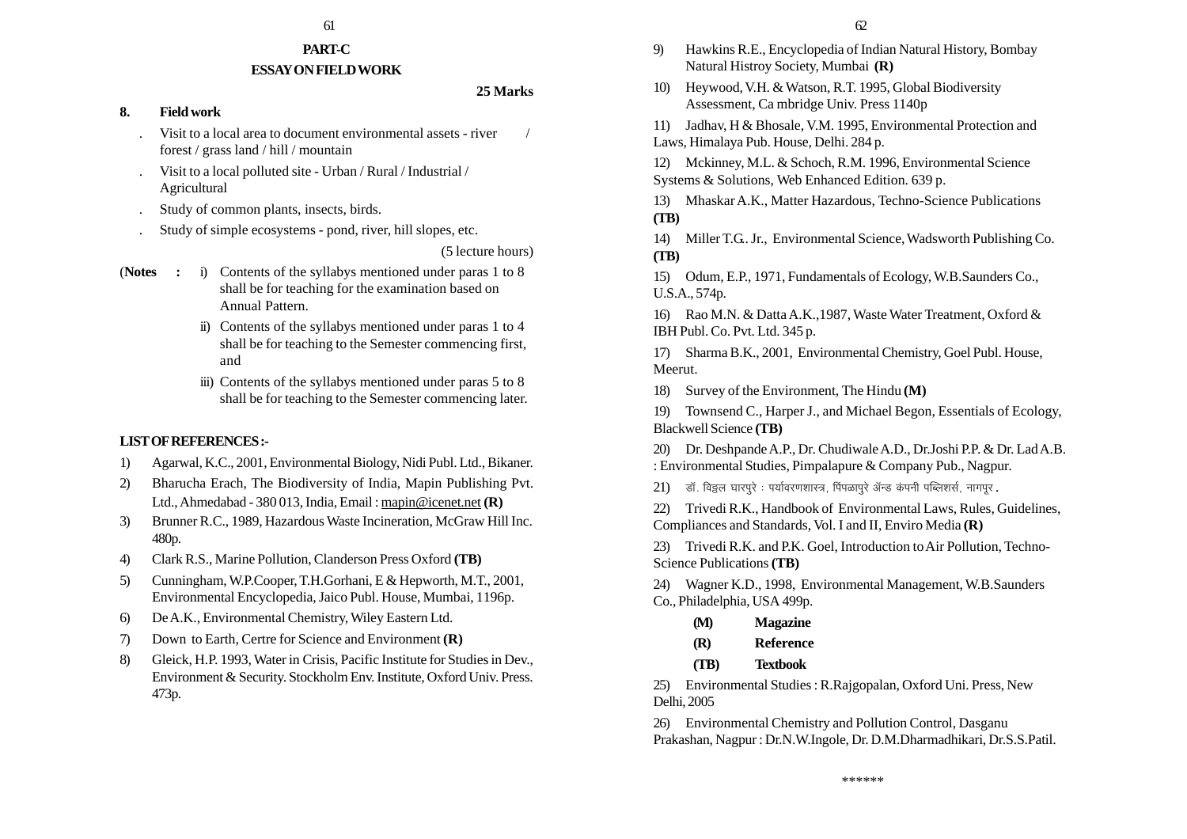## PART-C

## ESSAY ON FIELD WORK

**25 Marks**

**8. Field work**

- Visit to a local area to document environmental assets - river / forest / grass land / hill / mountain
- Visit to a local polluted site - Urban / Rural / Industrial / Agricultural
- Study of common plants, insects, birds.
- Study of simple ecosystems - pond, river, hill slopes, etc.

(5 lecture hours)

(**Notes :** i) Contents of the syllabys mentioned under paras 1 to 8 shall be for teaching for the examination based on Annual Pattern.

ii) Contents of the syllabys mentioned under paras 1 to 4 shall be for teaching to the Semester commencing first, and

iii) Contents of the syllabys mentioned under paras 5 to 8 shall be for teaching to the Semester commencing later.

**LIST OF REFERENCES :-**

1) Agarwal, K.C., 2001, Environmental Biology, Nidi Publ. Ltd., Bikaner.

2) Bharucha Erach, The Biodiversity of India, Mapin Publishing Pvt. Ltd., Ahmedabad - 380 013, India, Email : mapin@icenet.net **(R)**

3) Brunner R.C., 1989, Hazardous Waste Incineration, McGraw Hill Inc. 480p.

4) Clark R.S., Marine Pollution, Clanderson Press Oxford **(TB)**

5) Cunningham, W.P.Cooper, T.H.Gorhani, E & Hepworth, M.T., 2001, Environmental Encyclopedia, Jaico Publ. House, Mumbai, 1196p.

6) De A.K., Environmental Chemistry, Wiley Eastern Ltd.

7) Down to Earth, Centre for Science and Environment **(R)**

8) Gleick, H.P. 1993, Water in Crisis, Pacific Institute for Studies in Dev., Environment & Security. Stockholm Env. Institute, Oxford Univ. Press. 473p.

9) Hawkins R.E., Encyclopedia of Indian Natural History, Bombay Natural Histroy Society, Mumbai **(R)**

10) Heywood, V.H. & Watson, R.T. 1995, Global Biodiversity Assessment, Ca mbridge Univ. Press 1140p

11) Jadhav, H & Bhosale, V.M. 1995, Environmental Protection and Laws, Himalaya Pub. House, Delhi. 284 p.

12) Mckinney, M.L. & Schoch, R.M. 1996, Environmental Science Systems & Solutions, Web Enhanced Edition. 639 p.

13) Mhaskar A.K., Matter Hazardous, Techno-Science Publications **(TB)**

14) Miller T.G.. Jr., Environmental Science, Wadsworth Publishing Co. **(TB)**

15) Odum, E.P., 1971, Fundamentals of Ecology, W.B.Saunders Co., U.S.A., 574p.

16) Rao M.N. & Datta A.K.,1987, Waste Water Treatment, Oxford & IBH Publ. Co. Pvt. Ltd. 345 p.

17) Sharma B.K., 2001, Environmental Chemistry, Goel Publ. House, Meerut.

18) Survey of the Environment, The Hindu **(M)**

19) Townsend C., Harper J., and Michael Begon, Essentials of Ecology, Blackwell Science **(TB)**

20) Dr. Deshpande A.P., Dr. Chudiwale A.D., Dr.Joshi P.P. & Dr. Lad A.B. : Environmental Studies, Pimpalapure & Company Pub., Nagpur.

21) डॉ. विठ्ठल घारपुरे : पर्यावरणशास्त्र, पिंपळापुरे ॲन्ड कंपनी पब्लिशर्स, नागपूर.

22) Trivedi R.K., Handbook of Environmental Laws, Rules, Guidelines, Compliances and Standards, Vol. I and II, Enviro Media **(R)**

23) Trivedi R.K. and P.K. Goel, Introduction to Air Pollution, Techno-Science Publications **(TB)**

24) Wagner K.D., 1998, Environmental Management, W.B.Saunders Co., Philadelphia, USA 499p.

**(M)** **Magazine**

**(R)** **Reference**

**(TB)** **Textbook**

25) Environmental Studies : R.Rajgopalan, Oxford Uni. Press, New Delhi, 2005

26) Environmental Chemistry and Pollution Control, Dasganu Prakashan, Nagpur : Dr.N.W.Ingole, Dr. D.M.Dharmadhikari, Dr.S.S.Patil.

******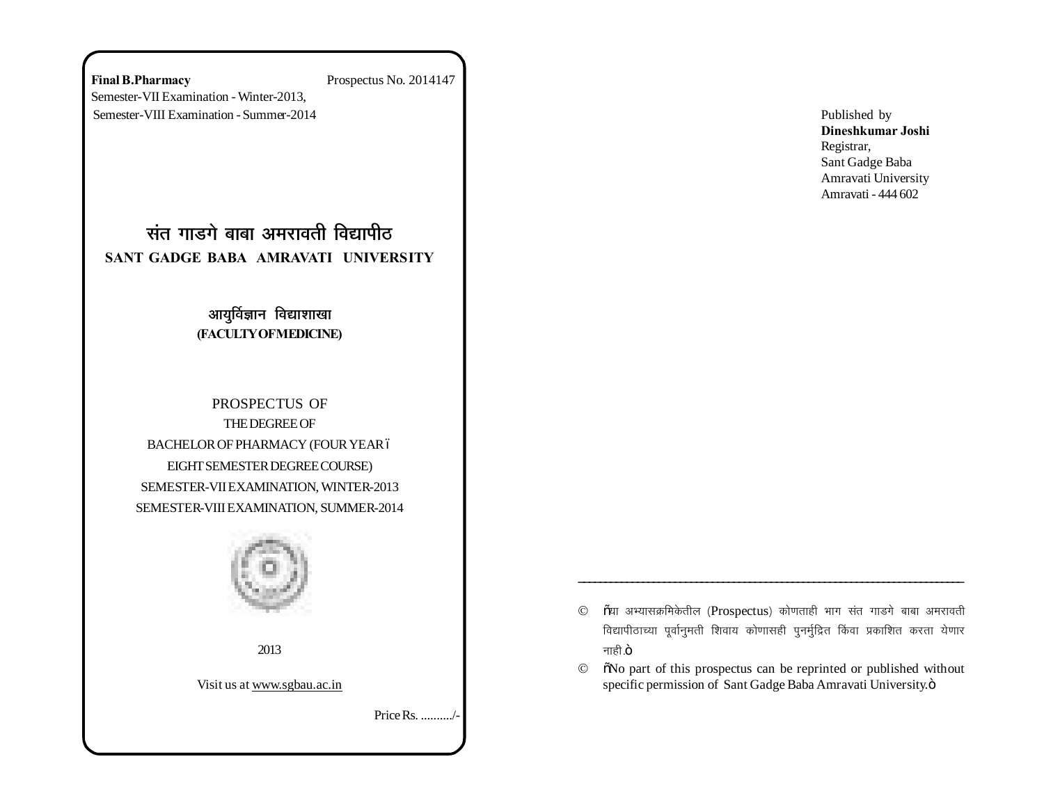**Final B.Pharmacy** Prospectus No. 2014147

Semester-VII Examination - Winter-2013,

Semester-VIII Examination - Summer-2014

# संत गाडगे बाबा अमरावती विद्यापीठ

# SANT GADGE BABA AMRAVATI UNIVERSITY

## आयुर्विज्ञान विद्याशाखा

## (FACULTY OF MEDICINE)

PROSPECTUS OF

THE DEGREE OF

BACHELOR OF PHARMACY (FOUR YEAR –

EIGHT SEMESTER DEGREE COURSE)

SEMESTER-VII EXAMINATION, WINTER-2013

SEMESTER-VIII EXAMINATION, SUMMER-2014

2013

Visit us at www.sgbau.ac.in

Price Rs. ........../-

Published by

**Dineshkumar Joshi**

Registrar,

Sant Gadge Baba

Amravati University

Amravati - 444 602

---

© "या अभ्यासक्रमिकेतील (Prospectus) कोणताही भाग संत गाडगे बाबा अमरावती विद्यापीठाच्या पूर्वानुमती शिवाय कोणासही पुनर्मुद्रित किंवा प्रकाशित करता येणार नाही."

© "No part of this prospectus can be reprinted or published without specific permission of Sant Gadge Baba Amravati University."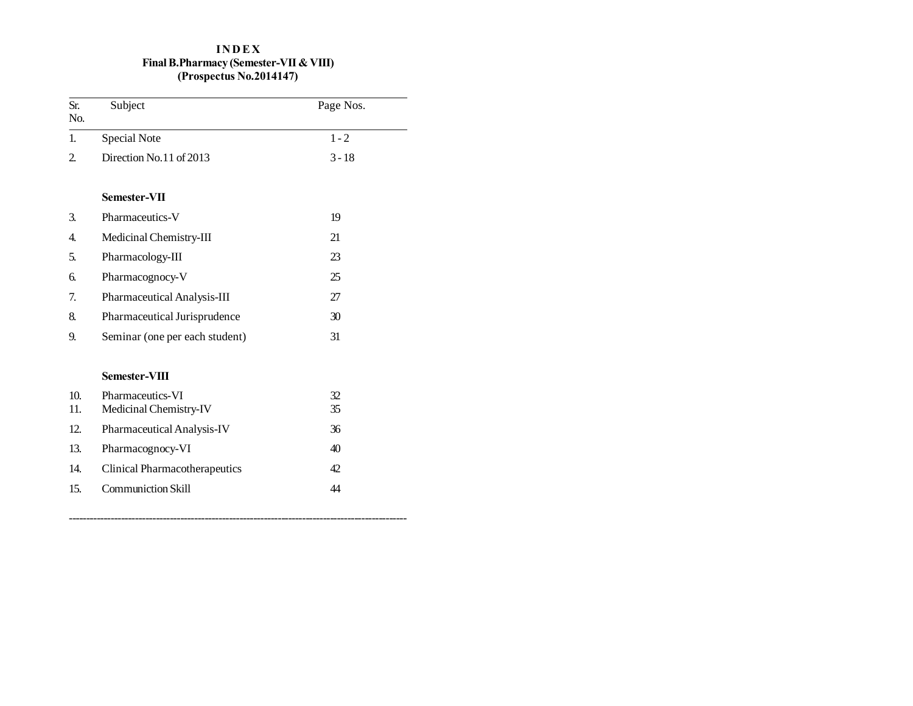# I N D E X

## Final B.Pharmacy (Semester-VII & VIII)

## (Prospectus No.2014147)

| Sr. No. | Subject | Page Nos. |
|---|---|---|
| 1. | Special Note | 1 - 2 |
| 2. | Direction No.11 of 2013 | 3 - 18 |
| | **Semester-VII** | |
| 3. | Pharmaceutics-V | 19 |
| 4. | Medicinal Chemistry-III | 21 |
| 5. | Pharmacology-III | 23 |
| 6. | Pharmacognocy-V | 25 |
| 7. | Pharmaceutical Analysis-III | 27 |
| 8. | Pharmaceutical Jurisprudence | 30 |
| 9. | Seminar (one per each student) | 31 |
| | **Semester-VIII** | |
| 10. | Pharmaceutics-VI | 32 |
| 11. | Medicinal Chemistry-IV | 35 |
| 12. | Pharmaceutical Analysis-IV | 36 |
| 13. | Pharmacognocy-VI | 40 |
| 14. | Clinical Pharmacotherapeutics | 42 |
| 15. | Communiction Skill | 44 |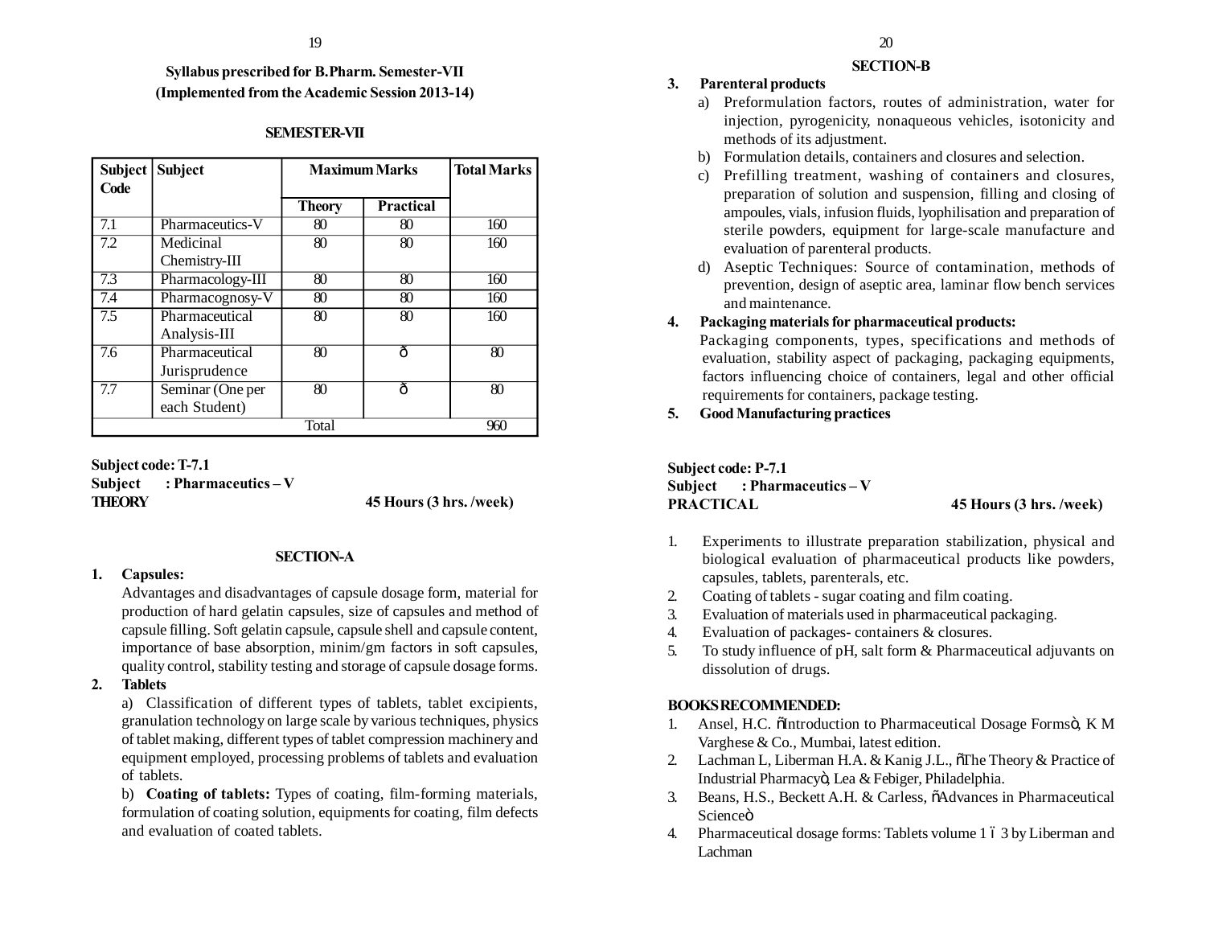**Syllabus prescribed for B.Pharm. Semester-VII**
**(Implemented from the Academic Session 2013-14)**

**SEMESTER-VII**

| Subject Code | Subject | Maximum Marks | | Total Marks |
|---|---|---|---|---|
| | | Theory | Practical | |
| 7.1 | Pharmaceutics-V | 80 | 80 | 160 |
| 7.2 | Medicinal Chemistry-III | 80 | 80 | 160 |
| 7.3 | Pharmacology-III | 80 | 80 | 160 |
| 7.4 | Pharmacognosy-V | 80 | 80 | 160 |
| 7.5 | Pharmaceutical Analysis-III | 80 | 80 | 160 |
| 7.6 | Pharmaceutical Jurisprudence | 80 | ð | 80 |
| 7.7 | Seminar (One per each Student) | 80 | ð | 80 |
| | Total | | | 960 |

**Subject code: T-7.1**
**Subject : Pharmaceutics – V**
**THEORY** **45 Hours (3 hrs. /week)**

**SECTION-A**

1. **Capsules:**
   Advantages and disadvantages of capsule dosage form, material for production of hard gelatin capsules, size of capsules and method of capsule filling. Soft gelatin capsule, capsule shell and capsule content, importance of base absorption, minim/gm factors in soft capsules, quality control, stability testing and storage of capsule dosage forms.
2. **Tablets**
   a) Classification of different types of tablets, tablet excipients, granulation technology on large scale by various techniques, physics of tablet making, different types of tablet compression machinery and equipment employed, processing problems of tablets and evaluation of tablets.
   b) **Coating of tablets:** Types of coating, film-forming materials, formulation of coating solution, equipments for coating, film defects and evaluation of coated tablets.

**SECTION-B**

3. **Parenteral products**
   a) Preformulation factors, routes of administration, water for injection, pyrogenicity, nonaqueous vehicles, isotonicity and methods of its adjustment.
   b) Formulation details, containers and closures and selection.
   c) Prefilling treatment, washing of containers and closures, preparation of solution and suspension, filling and closing of ampoules, vials, infusion fluids, lyophilisation and preparation of sterile powders, equipment for large-scale manufacture and evaluation of parenteral products.
   d) Aseptic Techniques: Source of contamination, methods of prevention, design of aseptic area, laminar flow bench services and maintenance.
4. **Packaging materials for pharmaceutical products:**
   Packaging components, types, specifications and methods of evaluation, stability aspect of packaging, packaging equipments, factors influencing choice of containers, legal and other official requirements for containers, package testing.
5. **Good Manufacturing practices**

**Subject code: P-7.1**
**Subject : Pharmaceutics – V**
**PRACTICAL** **45 Hours (3 hrs. /week)**

1. Experiments to illustrate preparation stabilization, physical and biological evaluation of pharmaceutical products like powders, capsules, tablets, parenterals, etc.
2. Coating of tablets - sugar coating and film coating.
3. Evaluation of materials used in pharmaceutical packaging.
4. Evaluation of packages- containers & closures.
5. To study influence of pH, salt form & Pharmaceutical adjuvants on dissolution of drugs.

**BOOKS RECOMMENDED:**

1. Ansel, H.C. õIntroduction to Pharmaceutical Dosage Formsö, K M Varghese & Co., Mumbai, latest edition.
2. Lachman L, Liberman H.A. & Kanig J.L., õThe Theory & Practice of Industrial Pharmacyö, Lea & Febiger, Philadelphia.
3. Beans, H.S., Beckett A.H. & Carless, õAdvances in Pharmaceutical Scienceö
4. Pharmaceutical dosage forms: Tablets volume 1 ó 3 by Liberman and Lachman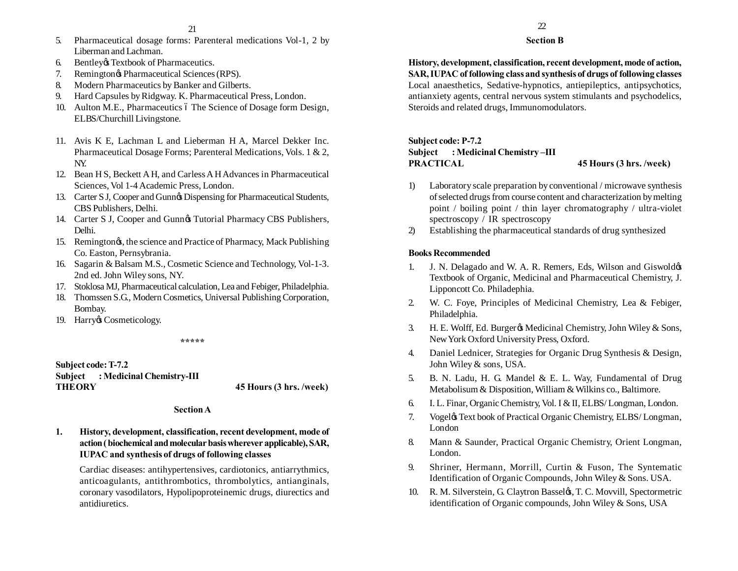5. Pharmaceutical dosage forms: Parenteral medications Vol-1, 2 by Liberman and Lachman.
6. Bentleyφs Textbook of Pharmaceutics.
7. Remingtonφs Pharmaceutical Sciences (RPS).
8. Modern Pharmaceutics by Banker and Gilberts.
9. Hard Capsules by Ridgway. K. Pharmaceutical Press, London.
10. Aulton M.E., Pharmaceutics ó The Science of Dosage form Design, ELBS/Churchill Livingstone.
11. Avis K E, Lachman L and Lieberman H A, Marcel Dekker Inc. Pharmaceutical Dosage Forms; Parenteral Medications, Vols. 1 & 2, NY.
12. Bean H S, Beckett A H, and Carless A H Advances in Pharmaceutical Sciences, Vol 1-4 Academic Press, London.
13. Carter S J, Cooper and Gunnφs Dispensing for Pharmaceutical Students, CBS Publishers, Delhi.
14. Carter S J, Cooper and Gunnφs Tutorial Pharmacy CBS Publishers, Delhi.
15. Remingtonφs, the science and Practice of Pharmacy, Mack Publishing Co. Easton, Pernsybrania.
16. Sagarin & Balsam M.S., Cosmetic Science and Technology, Vol-1-3. 2nd ed. John Wiley sons, NY.
17. Stoklosa MJ, Pharmaceutical calculation, Lea and Febiger, Philadelphia.
18. Thomssen S.G., Modern Cosmetics, Universal Publishing Corporation, Bombay.
19. Harryφs Cosmeticology.

*****

**Subject code: T-7.2**
**Subject : Medicinal Chemistry-III**
**THEORY 45 Hours (3 hrs. /week)**

### Section A

**1. History, development, classification, recent development, mode of action ( biochemical and molecular basis wherever applicable), SAR, IUPAC and synthesis of drugs of following classes**

Cardiac diseases: antihypertensives, cardiotonics, antiarrythmics, anticoagulants, antithrombotics, thrombolytics, antianginals, coronary vasodilators, Hypolipoproteinemic drugs, diurectics and antidiuretics.

### Section B

**History, development, classification, recent development, mode of action, SAR, IUPAC of following class and synthesis of drugs of following classes**
Local anaesthetics, Sedative-hypnotics, antiepileptics, antipsychotics, antianxiety agents, central nervous system stimulants and psychodelics, Steroids and related drugs, Immunomodulators.

**Subject code: P-7.2**
**Subject : Medicinal Chemistry –III**
**PRACTICAL 45 Hours (3 hrs. /week)**

1) Laboratory scale preparation by conventional / microwave synthesis of selected drugs from course content and characterization by melting point / boiling point / thin layer chromatography / ultra-violet spectroscopy / IR spectroscopy
2) Establishing the pharmaceutical standards of drug synthesized

**Books Recommended**

1. J. N. Delagado and W. A. R. Remers, Eds, Wilson and Gisworldφs Textbook of Organic, Medicinal and Pharmaceutical Chemistry, J. Lipponcott Co. Philadephia.
2. W. C. Foye, Principles of Medicinal Chemistry, Lea & Febiger, Philadelphia.
3. H. E. Wolff, Ed. Burgerφs Medicinal Chemistry, John Wiley & Sons, New York Oxford University Press, Oxford.
4. Daniel Lednicer, Strategies for Organic Drug Synthesis & Design, John Wiley & sons, USA.
5. B. N. Ladu, H. G. Mandel & E. L. Way, Fundamental of Drug Metabolisum & Disposition, William & Wilkins co., Baltimore.
6. I. L. Finar, Organic Chemistry, Vol. I & II, ELBS/ Longman, London.
7. Vogelφs Text book of Practical Organic Chemistry, ELBS/ Longman, London
8. Mann & Saunder, Practical Organic Chemistry, Orient Longman, London.
9. Shriner, Hermann, Morrill, Curtin & Fuson, The Syntematic Identification of Organic Compounds, John Wiley & Sons. USA.
10. R. M. Silverstein, G. Claytron Basselφs, T. C. Movvill, Spectormetric identification of Organic compounds, John Wiley & Sons, USA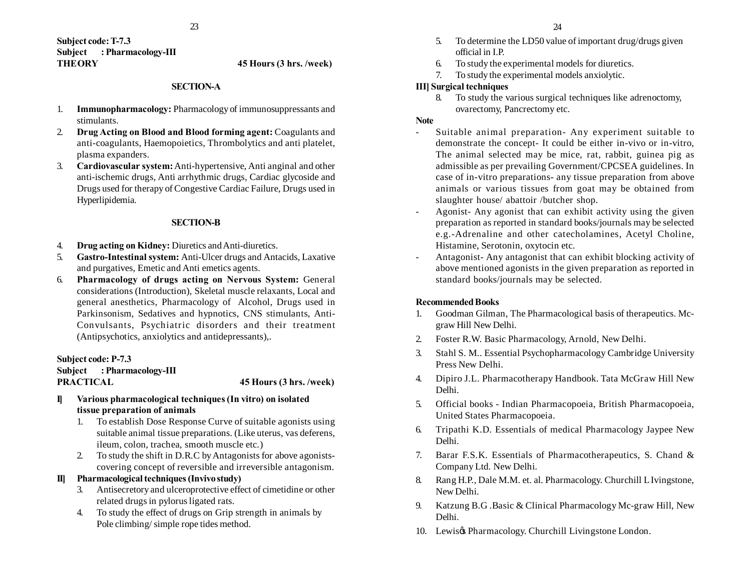**Subject code: T-7.3**
**Subject : Pharmacology-III**
**THEORY** **45 Hours (3 hrs. /week)**

**SECTION-A**

1. **Immunopharmacology:** Pharmacology of immunosuppressants and stimulants.
2. **Drug Acting on Blood and Blood forming agent:** Coagulants and anti-coagulants, Haemopoietics, Thrombolytics and anti platelet, plasma expanders.
3. **Cardiovascular system:** Anti-hypertensive, Anti anginal and other anti-ischemic drugs, Anti arrhythmic drugs, Cardiac glycoside and Drugs used for therapy of Congestive Cardiac Failure, Drugs used in Hyperlipidemia.

**SECTION-B**

4. **Drug acting on Kidney:** Diuretics and Anti-diuretics.
5. **Gastro-Intestinal system:** Anti-Ulcer drugs and Antacids, Laxative and purgatives, Emetic and Anti emetics agents.
6. **Pharmacology of drugs acting on Nervous System:** General considerations (Introduction), Skeletal muscle relaxants, Local and general anesthetics, Pharmacology of Alcohol, Drugs used in Parkinsonism, Sedatives and hypnotics, CNS stimulants, Anti-Convulsants, Psychiatric disorders and their treatment (Antipsychotics, anxiolytics and antidepressants),.

**Subject code: P-7.3**
**Subject : Pharmacology-III**
**PRACTICAL** **45 Hours (3 hrs. /week)**

**I] Various pharmacological techniques (In vitro) on isolated tissue preparation of animals**

1. To establish Dose Response Curve of suitable agonists using suitable animal tissue preparations. (Like uterus, vas deferens, ileum, colon, trachea, smooth muscle etc.)
2. To study the shift in D.R.C by Antagonists for above agonists-covering concept of reversible and irreversible antagonism.

**II] Pharmacological techniques (Invivo study)**

3. Antisecretory and ulceroprotective effect of cimetidine or other related drugs in pylorus ligated rats.
4. To study the effect of drugs on Grip strength in animals by Pole climbing/ simple rope tides method.
5. To determine the LD50 value of important drug/drugs given official in I.P.
6. To study the experimental models for diuretics.
7. To study the experimental models anxiolytic.

**III] Surgical techniques**

8. To study the various surgical techniques like adrenoctomy, ovarectomy, Pancrectomy etc.

**Note**

- Suitable animal preparation- Any experiment suitable to demonstrate the concept- It could be either in-vivo or in-vitro, The animal selected may be mice, rat, rabbit, guinea pig as admissible as per prevailing Government/CPCSEA guidelines. In case of in-vitro preparations- any tissue preparation from above animals or various tissues from goat may be obtained from slaughter house/ abattoir /butcher shop.
- Agonist- Any agonist that can exhibit activity using the given preparation as reported in standard books/journals may be selected e.g.-Adrenaline and other catecholamines, Acetyl Choline, Histamine, Serotonin, oxytocin etc.
- Antagonist- Any antagonist that can exhibit blocking activity of above mentioned agonists in the given preparation as reported in standard books/journals may be selected.

**Recommended Books**

1. Goodman Gilman, The Pharmacological basis of therapeutics. Mc-graw Hill New Delhi.
2. Foster R.W. Basic Pharmacology, Arnold, New Delhi.
3. Stahl S. M.. Essential Psychopharmacology Cambridge University Press New Delhi.
4. Dipiro J.L. Pharmacotherapy Handbook. Tata McGraw Hill New Delhi.
5. Official books - Indian Pharmacopoeia, British Pharmacopoeia, United States Pharmacopoeia.
6. Tripathi K.D. Essentials of medical Pharmacology Jaypee New Delhi.
7. Barar F.S.K. Essentials of Pharmacotherapeutics, S. Chand & Company Ltd. New Delhi.
8. Rang H.P., Dale M.M. et. al. Pharmacology. Churchill L Ivingstone, New Delhi.
9. Katzung B.G .Basic & Clinical Pharmacology Mc-graw Hill, New Delhi.
10. Lewisø Pharmacology. Churchill Livingstone London.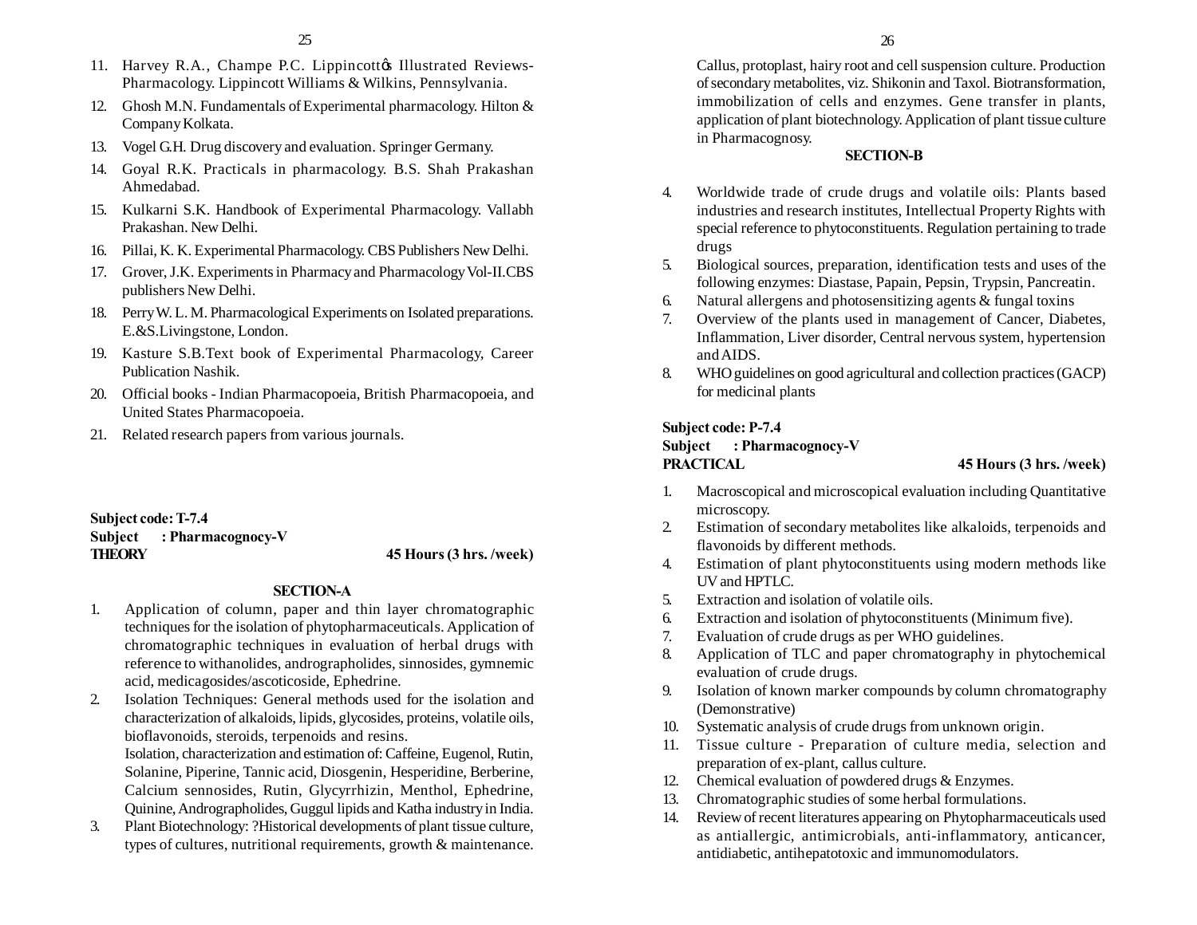11. Harvey R.A., Champe P.C. Lippincottǿs Illustrated Reviews-Pharmacology. Lippincott Williams & Wilkins, Pennsylvania.
12. Ghosh M.N. Fundamentals of Experimental pharmacology. Hilton & Company Kolkata.
13. Vogel G.H. Drug discovery and evaluation. Springer Germany.
14. Goyal R.K. Practicals in pharmacology. B.S. Shah Prakashan Ahmedabad.
15. Kulkarni S.K. Handbook of Experimental Pharmacology. Vallabh Prakashan. New Delhi.
16. Pillai, K. K. Experimental Pharmacology. CBS Publishers New Delhi.
17. Grover, J.K. Experiments in Pharmacy and Pharmacology Vol-II.CBS publishers New Delhi.
18. Perry W. L. M. Pharmacological Experiments on Isolated preparations. E.&S.Livingstone, London.
19. Kasture S.B.Text book of Experimental Pharmacology, Career Publication Nashik.
20. Official books - Indian Pharmacopoeia, British Pharmacopoeia, and United States Pharmacopoeia.
21. Related research papers from various journals.

**Subject code: T-7.4**
**Subject : Pharmacognocy-V**
**THEORY** **45 Hours (3 hrs. /week)**

### SECTION-A

1. Application of column, paper and thin layer chromatographic techniques for the isolation of phytopharmaceuticals. Application of chromatographic techniques in evaluation of herbal drugs with reference to withanolides, andrographolides, sinnosides, gymnemic acid, medicagosides/ascoticoside, Ephedrine.
2. Isolation Techniques: General methods used for the isolation and characterization of alkaloids, lipids, glycosides, proteins, volatile oils, bioflavonoids, steroids, terpenoids and resins.
   Isolation, characterization and estimation of: Caffeine, Eugenol, Rutin, Solanine, Piperine, Tannic acid, Diosgenin, Hesperidine, Berberine, Calcium sennosides, Rutin, Glycyrrhizin, Menthol, Ephedrine, Quinine, Andrographolides, Guggul lipids and Katha industry in India.
3. Plant Biotechnology: ?Historical developments of plant tissue culture, types of cultures, nutritional requirements, growth & maintenance. Callus, protoplast, hairy root and cell suspension culture. Production of secondary metabolites, viz. Shikonin and Taxol. Biotransformation, immobilization of cells and enzymes. Gene transfer in plants, application of plant biotechnology. Application of plant tissue culture in Pharmacognosy.

### SECTION-B

4. Worldwide trade of crude drugs and volatile oils: Plants based industries and research institutes, Intellectual Property Rights with special reference to phytoconstituents. Regulation pertaining to trade drugs
5. Biological sources, preparation, identification tests and uses of the following enzymes: Diastase, Papain, Pepsin, Trypsin, Pancreatin.
6. Natural allergens and photosensitizing agents & fungal toxins
7. Overview of the plants used in management of Cancer, Diabetes, Inflammation, Liver disorder, Central nervous system, hypertension and AIDS.
8. WHO guidelines on good agricultural and collection practices (GACP) for medicinal plants

**Subject code: P-7.4**
**Subject : Pharmacognocy-V**
**PRACTICAL** **45 Hours (3 hrs. /week)**

1. Macroscopical and microscopical evaluation including Quantitative microscopy.
2. Estimation of secondary metabolites like alkaloids, terpenoids and flavonoids by different methods.
4. Estimation of plant phytoconstituents using modern methods like UV and HPTLC.
5. Extraction and isolation of volatile oils.
6. Extraction and isolation of phytoconstituents (Minimum five).
7. Evaluation of crude drugs as per WHO guidelines.
8. Application of TLC and paper chromatography in phytochemical evaluation of crude drugs.
9. Isolation of known marker compounds by column chromatography (Demonstrative)
10. Systematic analysis of crude drugs from unknown origin.
11. Tissue culture - Preparation of culture media, selection and preparation of ex-plant, callus culture.
12. Chemical evaluation of powdered drugs & Enzymes.
13. Chromatographic studies of some herbal formulations.
14. Review of recent literatures appearing on Phytopharmaceuticals used as antiallergic, antimicrobials, anti-inflammatory, anticancer, antidiabetic, antihepatotoxic and immunomodulators.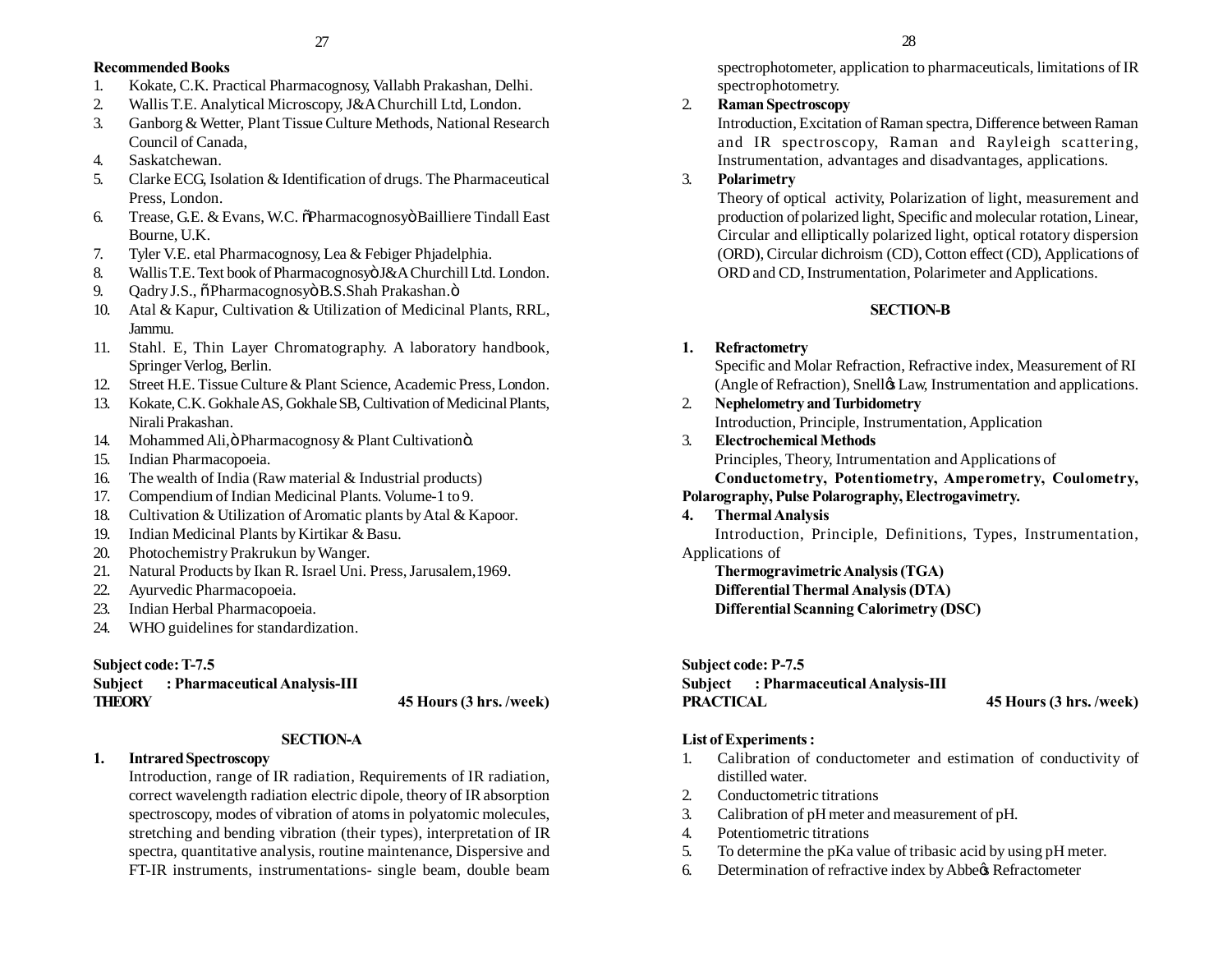**Recommended Books**

1. Kokate, C.K. Practical Pharmacognosy, Vallabh Prakashan, Delhi.
2. Wallis T.E. Analytical Microscopy, J&A Churchill Ltd, London.
3. Ganborg & Wetter, Plant Tissue Culture Methods, National Research Council of Canada,
4. Saskatchewan.
5. Clarke ECG, Isolation & Identification of drugs. The Pharmaceutical Press, London.
6. Trease, G.E. & Evans, W.C. õPharmacognosyö Bailliere Tindall East Bourne, U.K.
7. Tyler V.E. etal Pharmacognosy, Lea & Febiger Phjadelphia.
8. Wallis T.E. Text book of Pharmacognosyö J&A Churchill Ltd. London.
9. Qadry J.S., õPharmacognosyö B.S.Shah Prakashan.ö
10. Atal & Kapur, Cultivation & Utilization of Medicinal Plants, RRL, Jammu.
11. Stahl. E, Thin Layer Chromatography. A laboratory handbook, Springer Verlog, Berlin.
12. Street H.E. Tissue Culture & Plant Science, Academic Press, London.
13. Kokate, C.K. Gokhale AS, Gokhale SB, Cultivation of Medicinal Plants, Nirali Prakashan.
14. Mohammed Ali,ö Pharmacognosy & Plant Cultivationö.
15. Indian Pharmacopoeia.
16. The wealth of India (Raw material & Industrial products)
17. Compendium of Indian Medicinal Plants. Volume-1 to 9.
18. Cultivation & Utilization of Aromatic plants by Atal & Kapoor.
19. Indian Medicinal Plants by Kirtikar & Basu.
20. Photochemistry Prakrukun by Wanger.
21. Natural Products by Ikan R. Israel Uni. Press, Jarusalem,1969.
22. Ayurvedic Pharmacopoeia.
23. Indian Herbal Pharmacopoeia.
24. WHO guidelines for standardization.

**Subject code: T-7.5**
**Subject : Pharmaceutical Analysis-III**
**THEORY** **45 Hours (3 hrs. /week)**

**SECTION-A**

1. **Intrared Spectroscopy**
   Introduction, range of IR radiation, Requirements of IR radiation, correct wavelength radiation electric dipole, theory of IR absorption spectroscopy, modes of vibration of atoms in polyatomic molecules, stretching and bending vibration (their types), interpretation of IR spectra, quantitative analysis, routine maintenance, Dispersive and FT-IR instruments, instrumentations- single beam, double beam spectrophotometer, application to pharmaceuticals, limitations of IR spectrophotometry.
2. **Raman Spectroscopy**
   Introduction, Excitation of Raman spectra, Difference between Raman and IR spectroscopy, Raman and Rayleigh scattering, Instrumentation, advantages and disadvantages, applications.
3. **Polarimetry**
   Theory of optical activity, Polarization of light, measurement and production of polarized light, Specific and molecular rotation, Linear, Circular and elliptically polarized light, optical rotatory dispersion (ORD), Circular dichroism (CD), Cotton effect (CD), Applications of ORD and CD, Instrumentation, Polarimeter and Applications.

**SECTION-B**

1. **Refractometry**
   Specific and Molar Refraction, Refractive index, Measurement of RI (Angle of Refraction), Snellø Law, Instrumentation and applications.
2. **Nephelometry and Turbidometry**
   Introduction, Principle, Instrumentation, Application
3. **Electrochemical Methods**
   Principles, Theory, Intrumentation and Applications of
   **Conductometry, Potentiometry, Amperometry, Coulometry, Polarography, Pulse Polarography, Electrogavimetry.**
4. **Thermal Analysis**
   Introduction, Principle, Definitions, Types, Instrumentation, Applications of
   **Thermogravimetric Analysis (TGA)**
   **Differential Thermal Analysis (DTA)**
   **Differential Scanning Calorimetry (DSC)**

**Subject code: P-7.5**
**Subject : Pharmaceutical Analysis-III**
**PRACTICAL** **45 Hours (3 hrs. /week)**

**List of Experiments :**

1. Calibration of conductometer and estimation of conductivity of distilled water.
2. Conductometric titrations
3. Calibration of pH meter and measurement of pH.
4. Potentiometric titrations
5. To determine the pKa value of tribasic acid by using pH meter.
6. Determination of refractive index by Abbeø Refractometer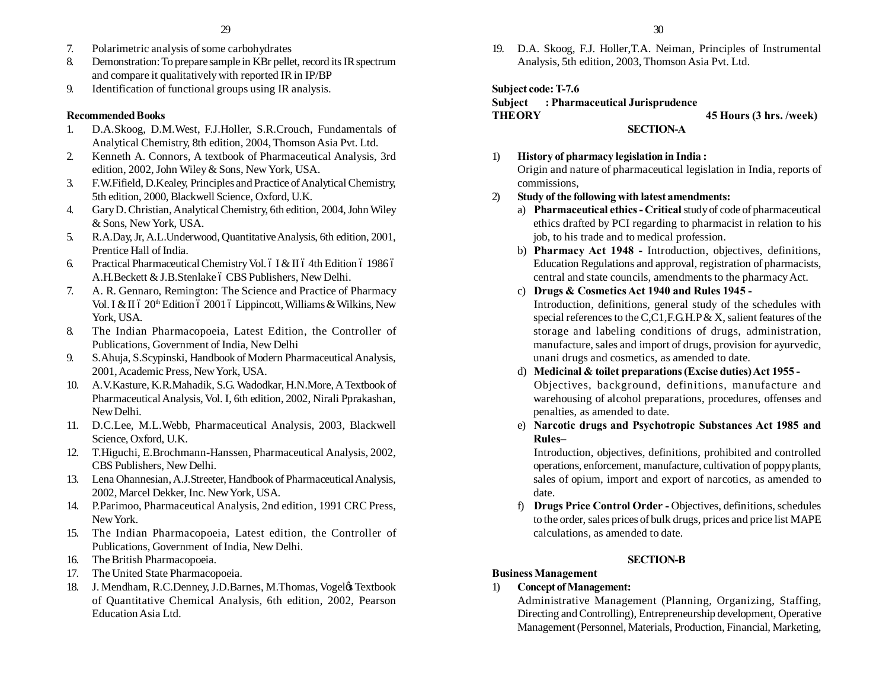7. Polarimetric analysis of some carbohydrates
8. Demonstration: To prepare sample in KBr pellet, record its IR spectrum and compare it qualitatively with reported IR in IP/BP
9. Identification of functional groups using IR analysis.

**Recommended Books**

1. D.A.Skoog, D.M.West, F.J.Holler, S.R.Crouch, Fundamentals of Analytical Chemistry, 8th edition, 2004, Thomson Asia Pvt. Ltd.
2. Kenneth A. Connors, A textbook of Pharmaceutical Analysis, 3rd edition, 2002, John Wiley & Sons, New York, USA.
3. F.W.Fifield, D.Kealey, Principles and Practice of Analytical Chemistry, 5th edition, 2000, Blackwell Science, Oxford, U.K.
4. Gary D. Christian, Analytical Chemistry, 6th edition, 2004, John Wiley & Sons, New York, USA.
5. R.A.Day, Jr, A.L.Underwood, Quantitative Analysis, 6th edition, 2001, Prentice Hall of India.
6. Practical Pharmaceutical Chemistry Vol. ó I & II ó 4th Edition ó 1986 ó A.H.Beckett & J.B.Stenlake ó CBS Publishers, New Delhi.
7. A. R. Gennaro, Remington: The Science and Practice of Pharmacy Vol. I & II ó 20th Edition ó 2001 ó Lippincott, Williams & Wilkins, New York, USA.
8. The Indian Pharmacopoeia, Latest Edition, the Controller of Publications, Government of India, New Delhi
9. S.Ahuja, S.Scypinski, Handbook of Modern Pharmaceutical Analysis, 2001, Academic Press, New York, USA.
10. A.V.Kasture, K.R.Mahadik, S.G. Wadodkar, H.N.More, A Textbook of Pharmaceutical Analysis, Vol. I, 6th edition, 2002, Nirali Pprakashan, New Delhi.
11. D.C.Lee, M.L.Webb, Pharmaceutical Analysis, 2003, Blackwell Science, Oxford, U.K.
12. T.Higuchi, E.Brochmann-Hanssen, Pharmaceutical Analysis, 2002, CBS Publishers, New Delhi.
13. Lena Ohannesian, A.J.Streeter, Handbook of Pharmaceutical Analysis, 2002, Marcel Dekker, Inc. New York, USA.
14. P.Parimoo, Pharmaceutical Analysis, 2nd edition, 1991 CRC Press, New York.
15. The Indian Pharmacopoeia, Latest edition, the Controller of Publications, Government of India, New Delhi.
16. The British Pharmacopoeia.
17. The United State Pharmacopoeia.
18. J. Mendham, R.C.Denney, J.D.Barnes, M.Thomas, Vogelôs Textbook of Quantitative Chemical Analysis, 6th edition, 2002, Pearson Education Asia Ltd.
19. D.A. Skoog, F.J. Holler,T.A. Neiman, Principles of Instrumental Analysis, 5th edition, 2003, Thomson Asia Pvt. Ltd.

**Subject code: T-7.6**
**Subject : Pharmaceutical Jurisprudence**
**THEORY** **45 Hours (3 hrs. /week)**

**SECTION-A**

1) **History of pharmacy legislation in India :**
   Origin and nature of pharmaceutical legislation in India, reports of commissions,
2) **Study of the following with latest amendments:**
   a) **Pharmaceutical ethics - Critical** study of code of pharmaceutical ethics drafted by PCI regarding to pharmacist in relation to his job, to his trade and to medical profession.
   b) **Pharmacy Act 1948 -** Introduction, objectives, definitions, Education Regulations and approval, registration of pharmacists, central and state councils, amendments to the pharmacy Act.
   c) **Drugs & Cosmetics Act 1940 and Rules 1945 -**
      Introduction, definitions, general study of the schedules with special references to the C,C1,F.G.H.P & X, salient features of the storage and labeling conditions of drugs, administration, manufacture, sales and import of drugs, provision for ayurvedic, unani drugs and cosmetics, as amended to date.
   d) **Medicinal & toilet preparations (Excise duties) Act 1955 -**
      Objectives, background, definitions, manufacture and warehousing of alcohol preparations, procedures, offenses and penalties, as amended to date.
   e) **Narcotic drugs and Psychotropic Substances Act 1985 and Rules–**
      Introduction, objectives, definitions, prohibited and controlled operations, enforcement, manufacture, cultivation of poppy plants, sales of opium, import and export of narcotics, as amended to date.
   f) **Drugs Price Control Order -** Objectives, definitions, schedules to the order, sales prices of bulk drugs, prices and price list MAPE calculations, as amended to date.

**SECTION-B**

**Business Management**

1) **Concept of Management:**
   Administrative Management (Planning, Organizing, Staffing, Directing and Controlling), Entrepreneurship development, Operative Management (Personnel, Materials, Production, Financial, Marketing,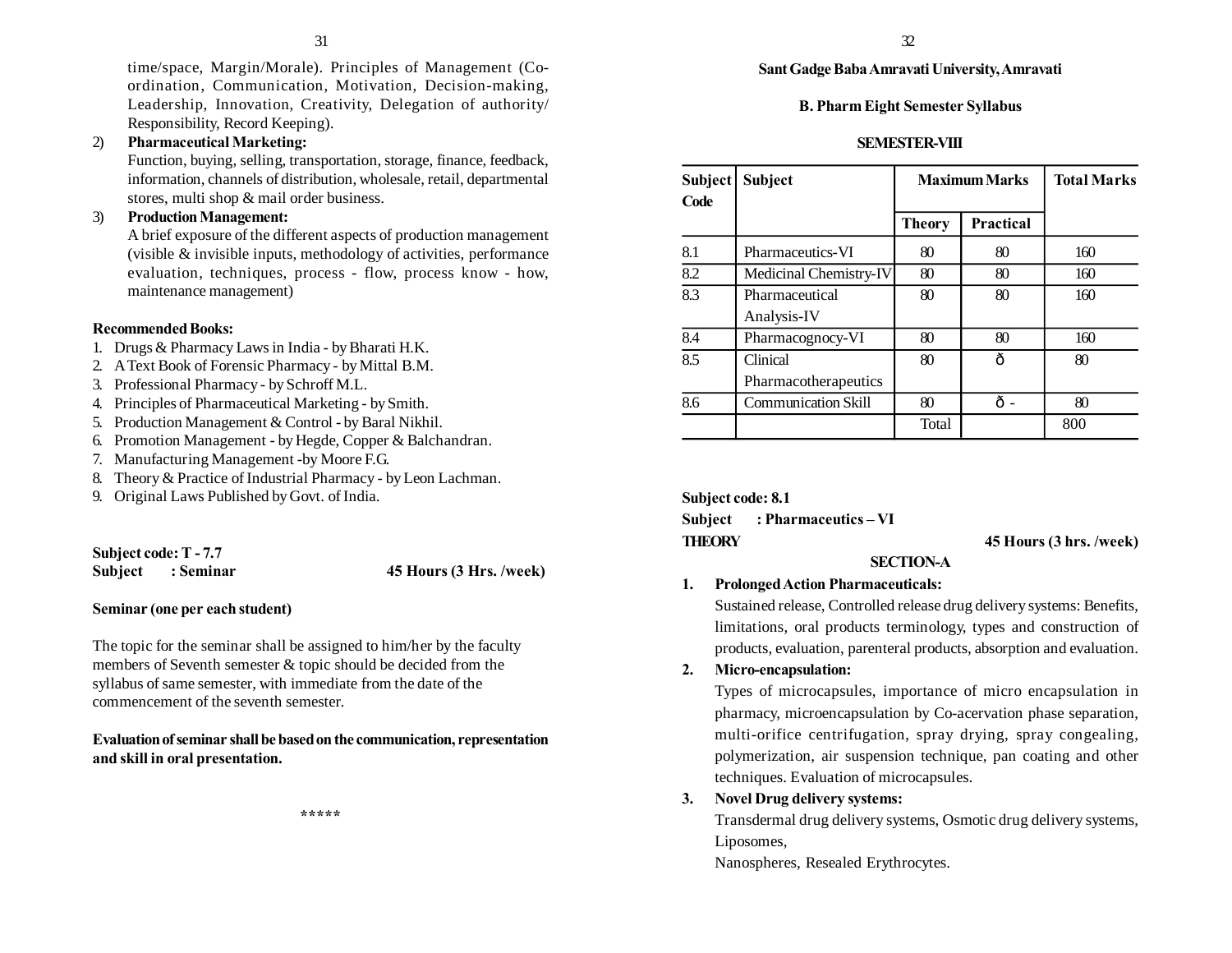time/space, Margin/Morale). Principles of Management (Co-ordination, Communication, Motivation, Decision-making, Leadership, Innovation, Creativity, Delegation of authority/ Responsibility, Record Keeping).

2) **Pharmaceutical Marketing:**
Function, buying, selling, transportation, storage, finance, feedback, information, channels of distribution, wholesale, retail, departmental stores, multi shop & mail order business.

3) **Production Management:**
A brief exposure of the different aspects of production management (visible & invisible inputs, methodology of activities, performance evaluation, techniques, process - flow, process know - how, maintenance management)

**Recommended Books:**

1. Drugs & Pharmacy Laws in India - by Bharati H.K.
2. A Text Book of Forensic Pharmacy - by Mittal B.M.
3. Professional Pharmacy - by Schroff M.L.
4. Principles of Pharmaceutical Marketing - by Smith.
5. Production Management & Control - by Baral Nikhil.
6. Promotion Management - by Hegde, Copper & Balchandran.
7. Manufacturing Management -by Moore F.G.
8. Theory & Practice of Industrial Pharmacy - by Leon Lachman.
9. Original Laws Published by Govt. of India.

**Subject code: T - 7.7**
**Subject : Seminar** **45 Hours (3 Hrs. /week)**

**Seminar (one per each student)**

The topic for the seminar shall be assigned to him/her by the faculty members of Seventh semester & topic should be decided from the syllabus of same semester, with immediate from the date of the commencement of the seventh semester.

**Evaluation of seminar shall be based on the communication, representation and skill in oral presentation.**

\*\*\*\*\*

**Sant Gadge Baba Amravati University, Amravati**

**B. Pharm Eight Semester Syllabus**

**SEMESTER-VIII**

| Subject Code | Subject | Maximum Marks | | Total Marks |
|---|---|---|---|---|
| | | Theory | Practical | |
| 8.1 | Pharmaceutics-VI | 80 | 80 | 160 |
| 8.2 | Medicinal Chemistry-IV | 80 | 80 | 160 |
| 8.3 | Pharmaceutical Analysis-IV | 80 | 80 | 160 |
| 8.4 | Pharmacognocy-VI | 80 | 80 | 160 |
| 8.5 | Clinical Pharmacotherapeutics | 80 | ð | 80 |
| 8.6 | Communication Skill | 80 | ð - | 80 |
| | | Total | | 800 |

**Subject code: 8.1**
**Subject : Pharmaceutics – VI**
**THEORY** **45 Hours (3 hrs. /week)**

**SECTION-A**

1. **Prolonged Action Pharmaceuticals:**
Sustained release, Controlled release drug delivery systems: Benefits, limitations, oral products terminology, types and construction of products, evaluation, parenteral products, absorption and evaluation.

2. **Micro-encapsulation:**
Types of microcapsules, importance of micro encapsulation in pharmacy, microencapsulation by Co-acervation phase separation, multi-orifice centrifugation, spray drying, spray congealing, polymerization, air suspension technique, pan coating and other techniques. Evaluation of microcapsules.

3. **Novel Drug delivery systems:**
Transdermal drug delivery systems, Osmotic drug delivery systems, Liposomes,
Nanospheres, Resealed Erythrocytes.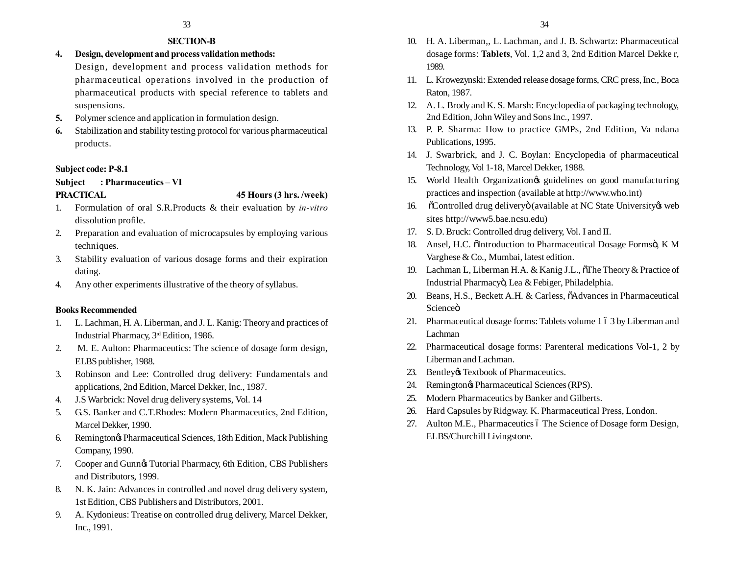## SECTION-B

**4. Design, development and process validation methods:**
Design, development and process validation methods for pharmaceutical operations involved in the production of pharmaceutical products with special reference to tablets and suspensions.

**5.** Polymer science and application in formulation design.

**6.** Stabilization and stability testing protocol for various pharmaceutical products.

**Subject code: P-8.1**

**Subject : Pharmaceutics – VI**

**PRACTICAL 45 Hours (3 hrs. /week)**

1. Formulation of oral S.R.Products & their evaluation by *in-vitro* dissolution profile.
2. Preparation and evaluation of microcapsules by employing various techniques.
3. Stability evaluation of various dosage forms and their expiration dating.
4. Any other experiments illustrative of the theory of syllabus.

**Books Recommended**

1. L. Lachman, H. A. Liberman, and J. L. Kanig: Theory and practices of Industrial Pharmacy, 3rd Edition, 1986.
2. M. E. Aulton: Pharmaceutics: The science of dosage form design, ELBS publisher, 1988.
3. Robinson and Lee: Controlled drug delivery: Fundamentals and applications, 2nd Edition, Marcel Dekker, Inc., 1987.
4. J.S Warbrick: Novel drug delivery systems, Vol. 14
5. G.S. Banker and C.T.Rhodes: Modern Pharmaceutics, 2nd Edition, Marcel Dekker, 1990.
6. Remington's Pharmaceutical Sciences, 18th Edition, Mack Publishing Company, 1990.
7. Cooper and Gunn's Tutorial Pharmacy, 6th Edition, CBS Publishers and Distributors, 1999.
8. N. K. Jain: Advances in controlled and novel drug delivery system, 1st Edition, CBS Publishers and Distributors, 2001.
9. A. Kydonieus: Treatise on controlled drug delivery, Marcel Dekker, Inc., 1991.
10. H. A. Liberman,, L. Lachman, and J. B. Schwartz: Pharmaceutical dosage forms: **Tablets**, Vol. 1,2 and 3, 2nd Edition Marcel Dekke r, 1989.
11. L. Krowezynski: Extended release dosage forms, CRC press, Inc., Boca Raton, 1987.
12. A. L. Brody and K. S. Marsh: Encyclopedia of packaging technology, 2nd Edition, John Wiley and Sons Inc., 1997.
13. P. P. Sharma: How to practice GMPs, 2nd Edition, Va ndana Publications, 1995.
14. J. Swarbrick, and J. C. Boylan: Encyclopedia of pharmaceutical Technology, Vol 1-18, Marcel Dekker, 1988.
15. World Health Organization's guidelines on good manufacturing practices and inspection (available at http://www.who.int)
16. "Controlled drug delivery" (available at NC State University's web sites http://www5.bae.ncsu.edu)
17. S. D. Bruck: Controlled drug delivery, Vol. I and II.
18. Ansel, H.C. "Introduction to Pharmaceutical Dosage Forms", K M Varghese & Co., Mumbai, latest edition.
19. Lachman L, Liberman H.A. & Kanig J.L., "The Theory & Practice of Industrial Pharmacy", Lea & Febiger, Philadelphia.
20. Beans, H.S., Beckett A.H. & Carless, "Advances in Pharmaceutical Science"
21. Pharmaceutical dosage forms: Tablets volume 1 – 3 by Liberman and Lachman
22. Pharmaceutical dosage forms: Parenteral medications Vol-1, 2 by Liberman and Lachman.
23. Bentley's Textbook of Pharmaceutics.
24. Remington's Pharmaceutical Sciences (RPS).
25. Modern Pharmaceutics by Banker and Gilberts.
26. Hard Capsules by Ridgway. K. Pharmaceutical Press, London.
27. Aulton M.E., Pharmaceutics – The Science of Dosage form Design, ELBS/Churchill Livingstone.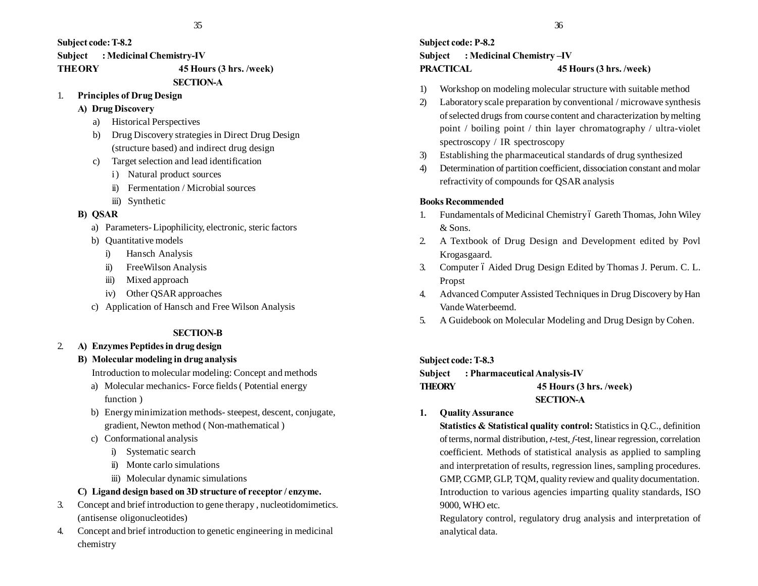**Subject code: T-8.2**

**Subject : Medicinal Chemistry-IV**

**THEORY 45 Hours (3 hrs. /week)**

**SECTION-A**

1. **Principles of Drug Design**

   **A) Drug Discovery**

   a) Historical Perspectives

   b) Drug Discovery strategies in Direct Drug Design (structure based) and indirect drug design

   c) Target selection and lead identification

   i) Natural product sources

   ii) Fermentation / Microbial sources

   iii) Synthetic

   **B) QSAR**

   a) Parameters- Lipophilicity, electronic, steric factors

   b) Quantitative models

   i) Hansch Analysis

   ii) FreeWilson Analysis

   iii) Mixed approach

   iv) Other QSAR approaches

   c) Application of Hansch and Free Wilson Analysis

**SECTION-B**

2. **A) Enzymes Peptides in drug design**

   **B) Molecular modeling in drug analysis**

   Introduction to molecular modeling: Concept and methods

   a) Molecular mechanics- Force fields ( Potential energy function )

   b) Energy minimization methods- steepest, descent, conjugate, gradient, Newton method ( Non-mathematical )

   c) Conformational analysis

   i) Systematic search

   ii) Monte carlo simulations

   iii) Molecular dynamic simulations

   **C) Ligand design based on 3D structure of receptor / enzyme.**

3. Concept and brief introduction to gene therapy , nucleotidomimetics. (antisense oligonucleotides)

4. Concept and brief introduction to genetic engineering in medicinal chemistry

**Subject code: P-8.2**

**Subject : Medicinal Chemistry –IV**

**PRACTICAL 45 Hours (3 hrs. /week)**

1) Workshop on modeling molecular structure with suitable method
2) Laboratory scale preparation by conventional / microwave synthesis of selected drugs from course content and characterization by melting point / boiling point / thin layer chromatography / ultra-violet spectroscopy / IR spectroscopy
3) Establishing the pharmaceutical standards of drug synthesized
4) Determination of partition coefficient, dissociation constant and molar refractivity of compounds for QSAR analysis

**Books Recommended**

1. Fundamentals of Medicinal Chemistry – Gareth Thomas, John Wiley & Sons.
2. A Textbook of Drug Design and Development edited by Povl Krogasgaard.
3. Computer – Aided Drug Design Edited by Thomas J. Perum. C. L. Propst
4. Advanced Computer Assisted Techniques in Drug Discovery by Han Vande Waterbeemd.
5. A Guidebook on Molecular Modeling and Drug Design by Cohen.

**Subject code: T-8.3**

**Subject : Pharmaceutical Analysis-IV**

**THEORY 45 Hours (3 hrs. /week)**

**SECTION-A**

1. **Quality Assurance**

   **Statistics & Statistical quality control:** Statistics in Q.C., definition of terms, normal distribution, *t*-test, *f*-test, linear regression, correlation coefficient. Methods of statistical analysis as applied to sampling and interpretation of results, regression lines, sampling procedures. GMP, CGMP, GLP, TQM, quality review and quality documentation. Introduction to various agencies imparting quality standards, ISO 9000, WHO etc.

   Regulatory control, regulatory drug analysis and interpretation of analytical data.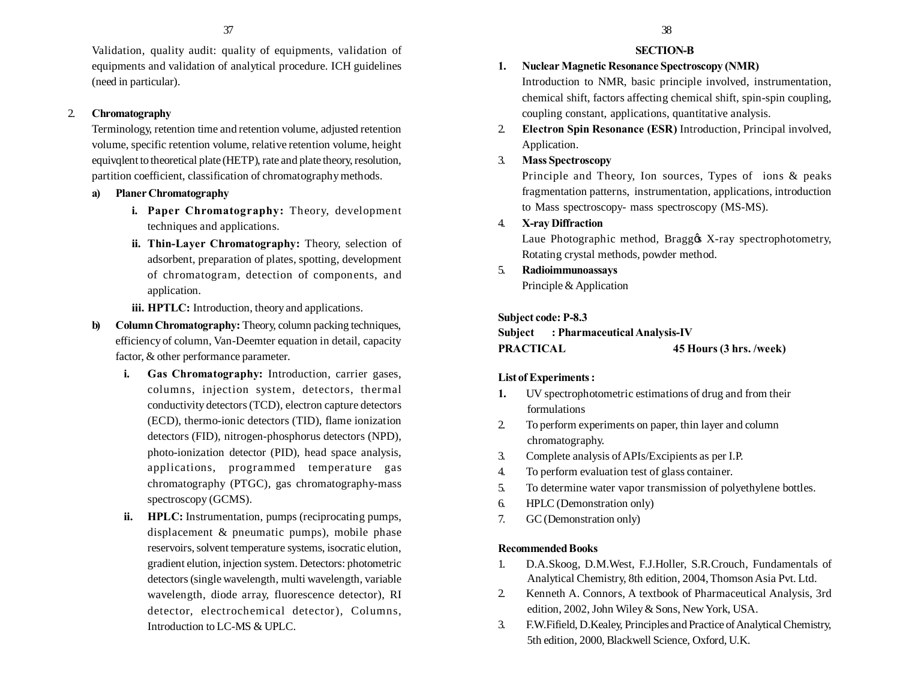Validation, quality audit: quality of equipments, validation of equipments and validation of analytical procedure. ICH guidelines (need in particular).

2. **Chromatography**

Terminology, retention time and retention volume, adjusted retention volume, specific retention volume, relative retention volume, height equivqlent to theoretical plate (HETP), rate and plate theory, resolution, partition coefficient, classification of chromatography methods.

**a) Planer Chromatography**

i. **Paper Chromatography:** Theory, development techniques and applications.

ii. **Thin-Layer Chromatography:** Theory, selection of adsorbent, preparation of plates, spotting, development of chromatogram, detection of components, and application.

iii. **HPTLC:** Introduction, theory and applications.

**b) Column Chromatography:** Theory, column packing techniques, efficiency of column, Van-Deemter equation in detail, capacity factor, & other performance parameter.

i. **Gas Chromatography:** Introduction, carrier gases, columns, injection system, detectors, thermal conductivity detectors (TCD), electron capture detectors (ECD), thermo-ionic detectors (TID), flame ionization detectors (FID), nitrogen-phosphorus detectors (NPD), photo-ionization detector (PID), head space analysis, applications, programmed temperature gas chromatography (PTGC), gas chromatography-mass spectroscopy (GCMS).

ii. **HPLC:** Instrumentation, pumps (reciprocating pumps, displacement & pneumatic pumps), mobile phase reservoirs, solvent temperature systems, isocratic elution, gradient elution, injection system. Detectors: photometric detectors (single wavelength, multi wavelength, variable wavelength, diode array, fluorescence detector), RI detector, electrochemical detector), Columns, Introduction to LC-MS & UPLC.

## SECTION-B

1. **Nuclear Magnetic Resonance Spectroscopy (NMR)**

   Introduction to NMR, basic principle involved, instrumentation, chemical shift, factors affecting chemical shift, spin-spin coupling, coupling constant, applications, quantitative analysis.

2. **Electron Spin Resonance (ESR)** Introduction, Principal involved, Application.

3. **Mass Spectroscopy**

   Principle and Theory, Ion sources, Types of ions & peaks fragmentation patterns, instrumentation, applications, introduction to Mass spectroscopy- mass spectroscopy (MS-MS).

4. **X-ray Diffraction**

   Laue Photographic method, Bragg's X-ray spectrophotometry, Rotating crystal methods, powder method.

5. **Radioimmunoassays**

   Principle & Application

**Subject code: P-8.3**

**Subject : Pharmaceutical Analysis-IV**

**PRACTICAL 45 Hours (3 hrs. /week)**

**List of Experiments :**

1. UV spectrophotometric estimations of drug and from their formulations
2. To perform experiments on paper, thin layer and column chromatography.
3. Complete analysis of APIs/Excipients as per I.P.
4. To perform evaluation test of glass container.
5. To determine water vapor transmission of polyethylene bottles.
6. HPLC (Demonstration only)
7. GC (Demonstration only)

**Recommended Books**

1. D.A.Skoog, D.M.West, F.J.Holler, S.R.Crouch, Fundamentals of Analytical Chemistry, 8th edition, 2004, Thomson Asia Pvt. Ltd.
2. Kenneth A. Connors, A textbook of Pharmaceutical Analysis, 3rd edition, 2002, John Wiley & Sons, New York, USA.
3. F.W.Fifield, D.Kealey, Principles and Practice of Analytical Chemistry, 5th edition, 2000, Blackwell Science, Oxford, U.K.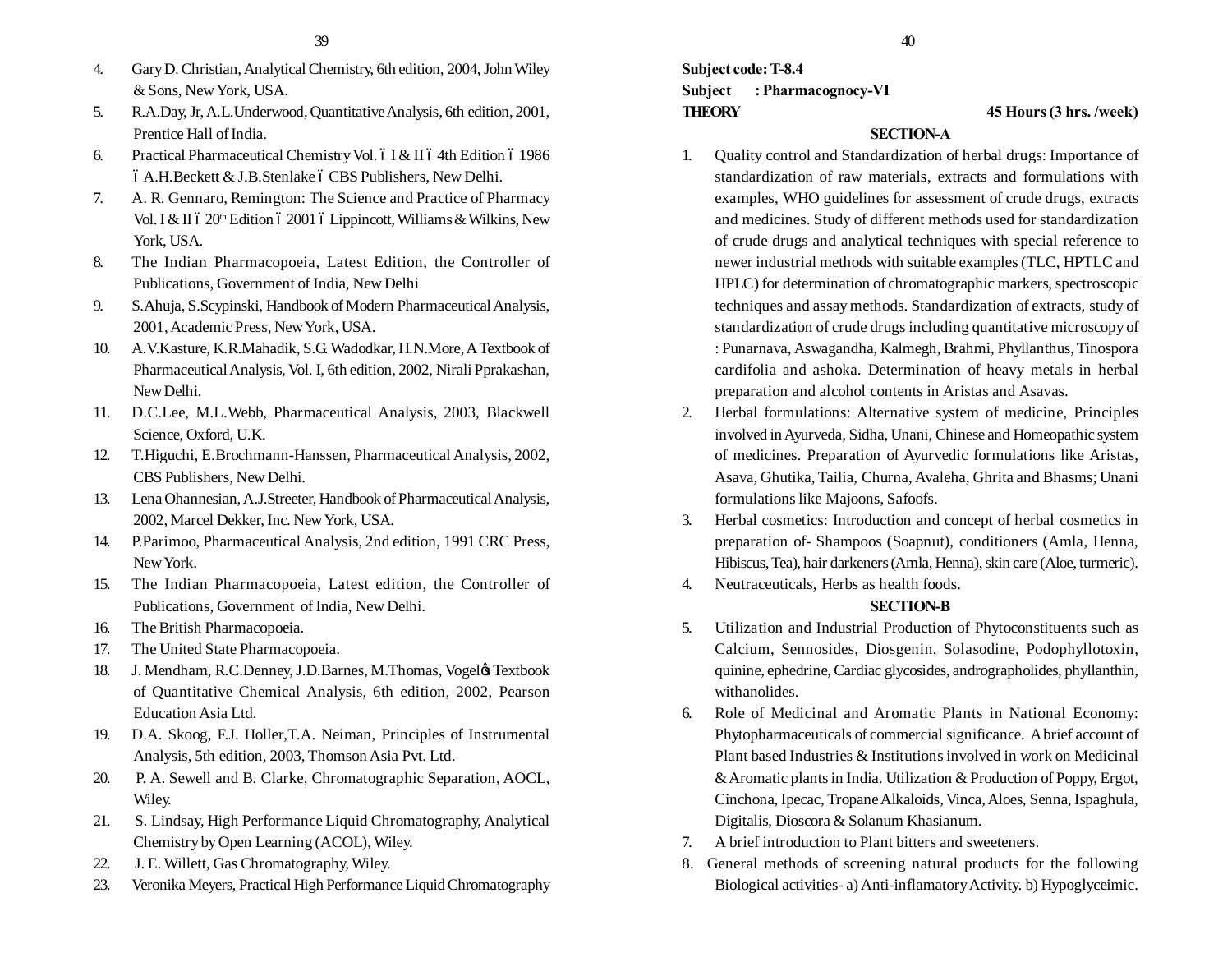4. Gary D. Christian, Analytical Chemistry, 6th edition, 2004, John Wiley & Sons, New York, USA.
5. R.A.Day, Jr, A.L.Underwood, Quantitative Analysis, 6th edition, 2001, Prentice Hall of India.
6. Practical Pharmaceutical Chemistry Vol. – I & II – 4th Edition – 1986 – A.H.Beckett & J.B.Stenlake – CBS Publishers, New Delhi.
7. A. R. Gennaro, Remington: The Science and Practice of Pharmacy Vol. I & II – 20th Edition – 2001 – Lippincott, Williams & Wilkins, New York, USA.
8. The Indian Pharmacopoeia, Latest Edition, the Controller of Publications, Government of India, New Delhi
9. S.Ahuja, S.Scypinski, Handbook of Modern Pharmaceutical Analysis, 2001, Academic Press, New York, USA.
10. A.V.Kasture, K.R.Mahadik, S.G. Wadodkar, H.N.More, A Textbook of Pharmaceutical Analysis, Vol. I, 6th edition, 2002, Nirali Pprakashan, New Delhi.
11. D.C.Lee, M.L.Webb, Pharmaceutical Analysis, 2003, Blackwell Science, Oxford, U.K.
12. T.Higuchi, E.Brochmann-Hanssen, Pharmaceutical Analysis, 2002, CBS Publishers, New Delhi.
13. Lena Ohannesian, A.J.Streeter, Handbook of Pharmaceutical Analysis, 2002, Marcel Dekker, Inc. New York, USA.
14. P.Parimoo, Pharmaceutical Analysis, 2nd edition, 1991 CRC Press, New York.
15. The Indian Pharmacopoeia, Latest edition, the Controller of Publications, Government of India, New Delhi.
16. The British Pharmacopoeia.
17. The United State Pharmacopoeia.
18. J. Mendham, R.C.Denney, J.D.Barnes, M.Thomas, Vogel's Textbook of Quantitative Chemical Analysis, 6th edition, 2002, Pearson Education Asia Ltd.
19. D.A. Skoog, F.J. Holler,T.A. Neiman, Principles of Instrumental Analysis, 5th edition, 2003, Thomson Asia Pvt. Ltd.
20. P. A. Sewell and B. Clarke, Chromatographic Separation, AOCL, Wiley.
21. S. Lindsay, High Performance Liquid Chromatography, Analytical Chemistry by Open Learning (ACOL), Wiley.
22. J. E. Willett, Gas Chromatography, Wiley.
23. Veronika Meyers, Practical High Performance Liquid Chromatography

**Subject code: T-8.4**

**Subject : Pharmacognocy-VI**

**THEORY** **45 Hours (3 hrs. /week)**

## SECTION-A

1. Quality control and Standardization of herbal drugs: Importance of standardization of raw materials, extracts and formulations with examples, WHO guidelines for assessment of crude drugs, extracts and medicines. Study of different methods used for standardization of crude drugs and analytical techniques with special reference to newer industrial methods with suitable examples (TLC, HPTLC and HPLC) for determination of chromatographic markers, spectroscopic techniques and assay methods. Standardization of extracts, study of standardization of crude drugs including quantitative microscopy of : Punarnava, Aswagandha, Kalmegh, Brahmi, Phyllanthus, Tinospora cardifolia and ashoka. Determination of heavy metals in herbal preparation and alcohol contents in Aristas and Asavas.
2. Herbal formulations: Alternative system of medicine, Principles involved in Ayurveda, Sidha, Unani, Chinese and Homeopathic system of medicines. Preparation of Ayurvedic formulations like Aristas, Asava, Ghutika, Tailia, Churna, Avaleha, Ghrita and Bhasms; Unani formulations like Majoons, Safoofs.
3. Herbal cosmetics: Introduction and concept of herbal cosmetics in preparation of- Shampoos (Soapnut), conditioners (Amla, Henna, Hibiscus, Tea), hair darkeners (Amla, Henna), skin care (Aloe, turmeric).
4. Neutraceuticals, Herbs as health foods.

## SECTION-B

5. Utilization and Industrial Production of Phytoconstituents such as Calcium, Sennosides, Diosgenin, Solasodine, Podophyllotoxin, quinine, ephedrine, Cardiac glycosides, andrographolides, phyllanthin, withanolides.
6. Role of Medicinal and Aromatic Plants in National Economy: Phytopharmaceuticals of commercial significance. A brief account of Plant based Industries & Institutions involved in work on Medicinal & Aromatic plants in India. Utilization & Production of Poppy, Ergot, Cinchona, Ipecac, Tropane Alkaloids, Vinca, Aloes, Senna, Ispaghula, Digitalis, Dioscora & Solanum Khasianum.
7. A brief introduction to Plant bitters and sweeteners.
8. General methods of screening natural products for the following Biological activities- a) Anti-inflamatory Activity. b) Hypoglyceimic.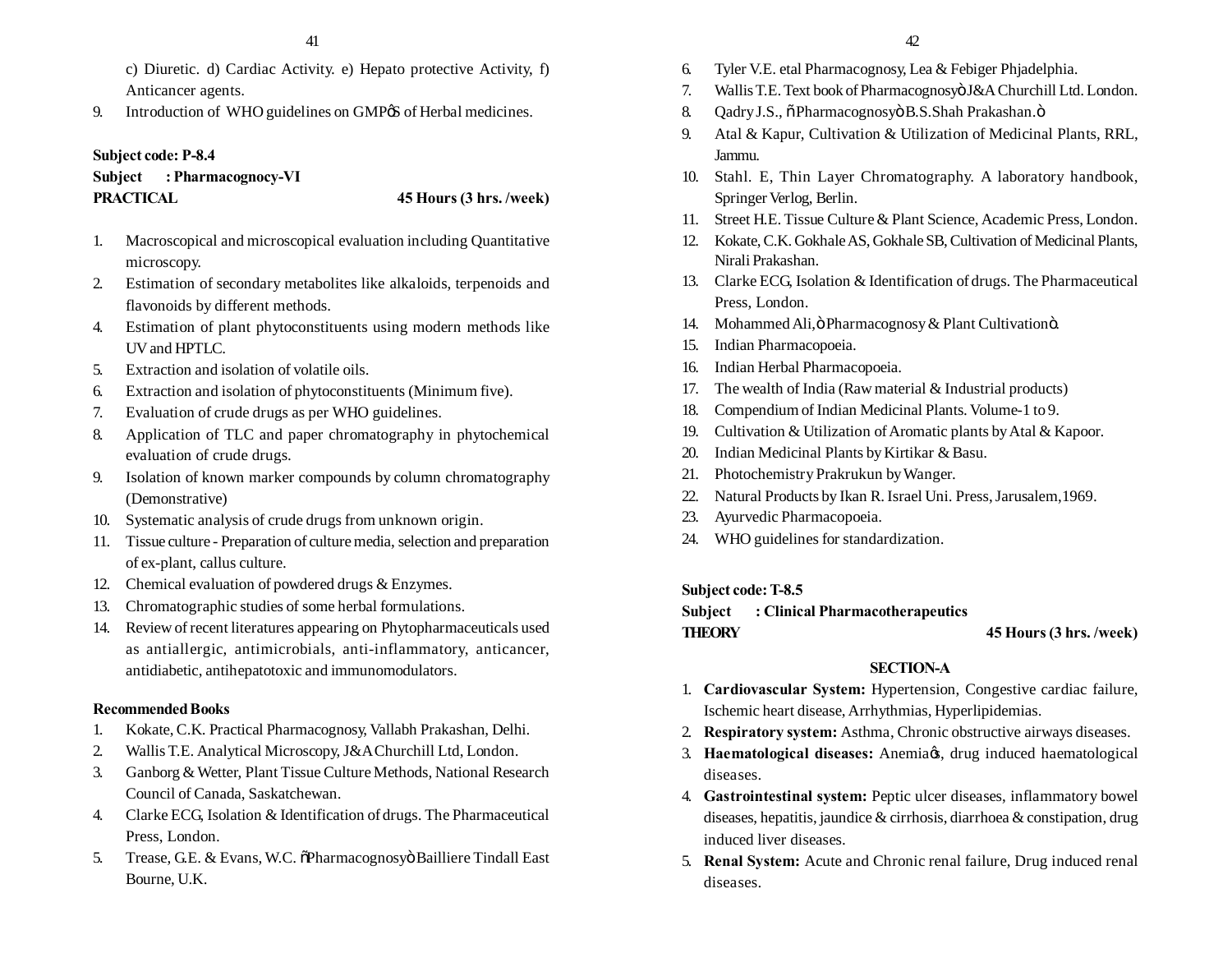c) Diuretic. d) Cardiac Activity. e) Hepato protective Activity, f) Anticancer agents.

9. Introduction of WHO guidelines on GMP□S of Herbal medicines.

**Subject code: P-8.4**
**Subject : Pharmacognocy-VI**
**PRACTICAL 45 Hours (3 hrs. /week)**

1. Macroscopical and microscopical evaluation including Quantitative microscopy.
2. Estimation of secondary metabolites like alkaloids, terpenoids and flavonoids by different methods.
4. Estimation of plant phytoconstituents using modern methods like UV and HPTLC.
5. Extraction and isolation of volatile oils.
6. Extraction and isolation of phytoconstituents (Minimum five).
7. Evaluation of crude drugs as per WHO guidelines.
8. Application of TLC and paper chromatography in phytochemical evaluation of crude drugs.
9. Isolation of known marker compounds by column chromatography (Demonstrative)
10. Systematic analysis of crude drugs from unknown origin.
11. Tissue culture - Preparation of culture media, selection and preparation of ex-plant, callus culture.
12. Chemical evaluation of powdered drugs & Enzymes.
13. Chromatographic studies of some herbal formulations.
14. Review of recent literatures appearing on Phytopharmaceuticals used as antiallergic, antimicrobials, anti-inflammatory, anticancer, antidiabetic, antihepatotoxic and immunomodulators.

**Recommended Books**

1. Kokate, C.K. Practical Pharmacognosy, Vallabh Prakashan, Delhi.
2. Wallis T.E. Analytical Microscopy, J&A Churchill Ltd, London.
3. Ganborg & Wetter, Plant Tissue Culture Methods, National Research Council of Canada, Saskatchewan.
4. Clarke ECG, Isolation & Identification of drugs. The Pharmaceutical Press, London.
5. Trease, G.E. & Evans, W.C. "Pharmacognosy" Bailliere Tindall East Bourne, U.K.
6. Tyler V.E. etal Pharmacognosy, Lea & Febiger Phjadelphia.
7. Wallis T.E. Text book of Pharmacognosy" J&A Churchill Ltd. London.
8. Qadry J.S., "Pharmacognosy" B.S.Shah Prakashan."
9. Atal & Kapur, Cultivation & Utilization of Medicinal Plants, RRL, Jammu.
10. Stahl. E, Thin Layer Chromatography. A laboratory handbook, Springer Verlog, Berlin.
11. Street H.E. Tissue Culture & Plant Science, Academic Press, London.
12. Kokate, C.K. Gokhale AS, Gokhale SB, Cultivation of Medicinal Plants, Nirali Prakashan.
13. Clarke ECG, Isolation & Identification of drugs. The Pharmaceutical Press, London.
14. Mohammed Ali," Pharmacognosy & Plant Cultivation".
15. Indian Pharmacopoeia.
16. Indian Herbal Pharmacopoeia.
17. The wealth of India (Raw material & Industrial products)
18. Compendium of Indian Medicinal Plants. Volume-1 to 9.
19. Cultivation & Utilization of Aromatic plants by Atal & Kapoor.
20. Indian Medicinal Plants by Kirtikar & Basu.
21. Photochemistry Prakrukun by Wanger.
22. Natural Products by Ikan R. Israel Uni. Press, Jarusalem,1969.
23. Ayurvedic Pharmacopoeia.
24. WHO guidelines for standardization.

**Subject code: T-8.5**
**Subject : Clinical Pharmacotherapeutics**
**THEORY 45 Hours (3 hrs. /week)**

**SECTION-A**

1. **Cardiovascular System:** Hypertension, Congestive cardiac failure, Ischemic heart disease, Arrhythmias, Hyperlipidemias.
2. **Respiratory system:** Asthma, Chronic obstructive airways diseases.
3. **Haematological diseases:** Anemia's, drug induced haematological diseases.
4. **Gastrointestinal system:** Peptic ulcer diseases, inflammatory bowel diseases, hepatitis, jaundice & cirrhosis, diarrhoea & constipation, drug induced liver diseases.
5. **Renal System:** Acute and Chronic renal failure, Drug induced renal diseases.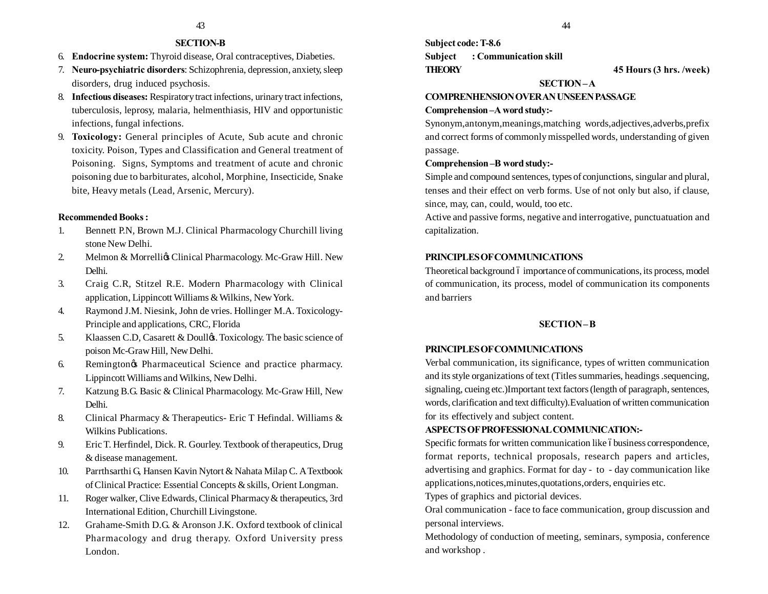## SECTION-B

6. **Endocrine system:** Thyroid disease, Oral contraceptives, Diabeties.
7. **Neuro-psychiatric disorders**: Schizophrenia, depression, anxiety, sleep disorders, drug induced psychosis.
8. **Infectious diseases:** Respiratory tract infections, urinary tract infections, tuberculosis, leprosy, malaria, helmenthiasis, HIV and opportunistic infections, fungal infections.
9. **Toxicology:** General principles of Acute, Sub acute and chronic toxicity. Poison, Types and Classification and General treatment of Poisoning. Signs, Symptoms and treatment of acute and chronic poisoning due to barbiturates, alcohol, Morphine, Insecticide, Snake bite, Heavy metals (Lead, Arsenic, Mercury).

**Recommended Books :**

1. Bennett P.N, Brown M.J. Clinical Pharmacology Churchill living stone New Delhi.
2. Melmon & Morrelli's Clinical Pharmacology. Mc-Graw Hill. New Delhi.
3. Craig C.R, Stitzel R.E. Modern Pharmacology with Clinical application, Lippincott Williams & Wilkins, New York.
4. Raymond J.M. Niesink, John de vries. Hollinger M.A. Toxicology-Principle and applications, CRC, Florida
5. Klaassen C.D, Casarett & Doull's. Toxicology. The basic science of poison Mc-Graw Hill, New Delhi.
6. Remington's Pharmaceutical Science and practice pharmacy. Lippincott Williams and Wilkins, New Delhi.
7. Katzung B.G. Basic & Clinical Pharmacology. Mc-Graw Hill, New Delhi.
8. Clinical Pharmacy & Therapeutics- Eric T Hefindal. Williams & Wilkins Publications.
9. Eric T. Herfindel, Dick. R. Gourley. Textbook of therapeutics, Drug & disease management.
10. Parrthsarthi G, Hansen Kavin Nytort & Nahata Milap C. A Textbook of Clinical Practice: Essential Concepts & skills, Orient Longman.
11. Roger walker, Clive Edwards, Clinical Pharmacy & therapeutics, 3rd International Edition, Churchill Livingstone.
12. Grahame-Smith D.G. & Aronson J.K. Oxford textbook of clinical Pharmacology and drug therapy. Oxford University press London.

**Subject code: T-8.6**
**Subject : Communication skill**
**THEORY** **45 Hours (3 hrs. /week)**

## SECTION – A

**COMPRENHENSION OVER AN UNSEEN PASSAGE**

**Comprehension –A word study:-**

Synonym,antonym,meanings,matching words,adjectives,adverbs,prefix and correct forms of commonly misspelled words, understanding of given passage.

**Comprehension –B word study:-**

Simple and compound sentences, types of conjunctions, singular and plural, tenses and their effect on verb forms. Use of not only but also, if clause, since, may, can, could, would, too etc.

Active and passive forms, negative and interrogative, punctuatuation and capitalization.

**PRINCIPLES OF COMMUNICATIONS**

Theoretical background – importance of communications, its process, model of communication, its process, model of communication its components and barriers

## SECTION – B

**PRINCIPLES OF COMMUNICATIONS**

Verbal communication, its significance, types of written communication and its style organizations of text (Titles summaries, headings .sequencing, signaling, cueing etc.)Important text factors (length of paragraph, sentences, words, clarification and text difficulty).Evaluation of written communication for its effectively and subject content.

**ASPECTS OF PROFESSIONAL COMMUNICATION:-**

Specific formats for written communication like – business correspondence, format reports, technical proposals, research papers and articles, advertising and graphics. Format for day - to - day communication like applications,notices,minutes,quotations,orders, enquiries etc.

Types of graphics and pictorial devices.

Oral communication - face to face communication, group discussion and personal interviews.

Methodology of conduction of meeting, seminars, symposia, conference and workshop .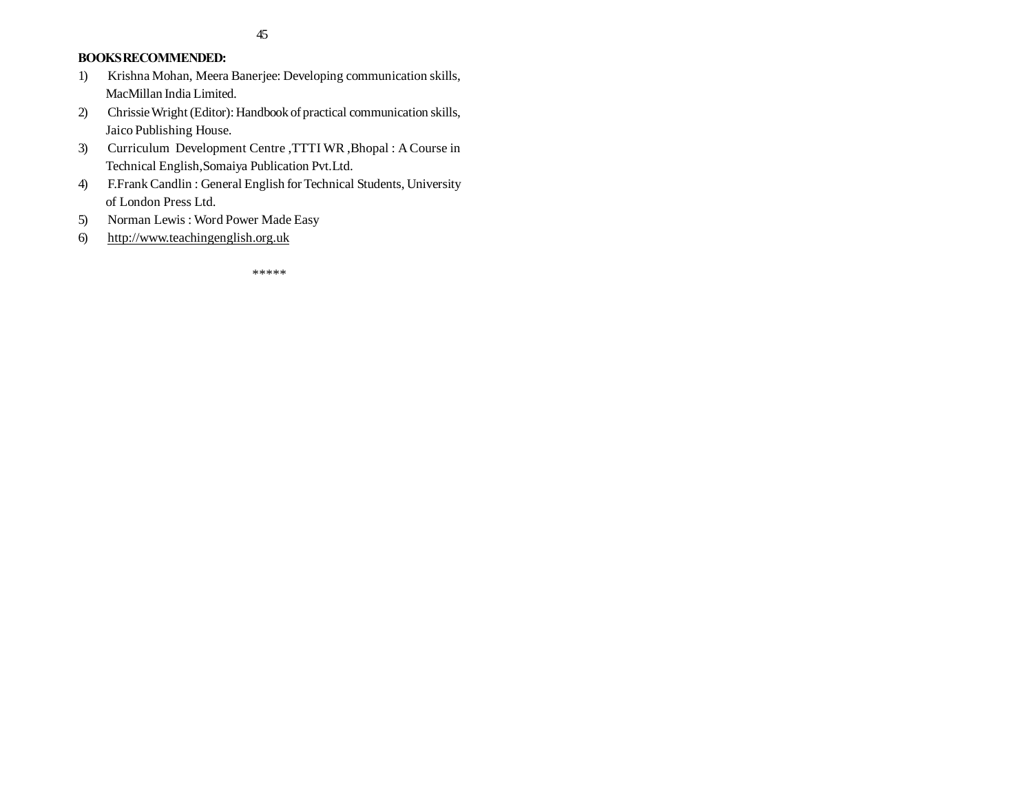**BOOKS RECOMMENDED:**

1) Krishna Mohan, Meera Banerjee: Developing communication skills, MacMillan India Limited.
2) Chrissie Wright (Editor): Handbook of practical communication skills, Jaico Publishing House.
3) Curriculum Development Centre ,TTTI WR ,Bhopal : A Course in Technical English,Somaiya Publication Pvt.Ltd.
4) F.Frank Candlin : General English for Technical Students, University of London Press Ltd.
5) Norman Lewis : Word Power Made Easy
6) http://www.teachingenglish.org.uk

*****